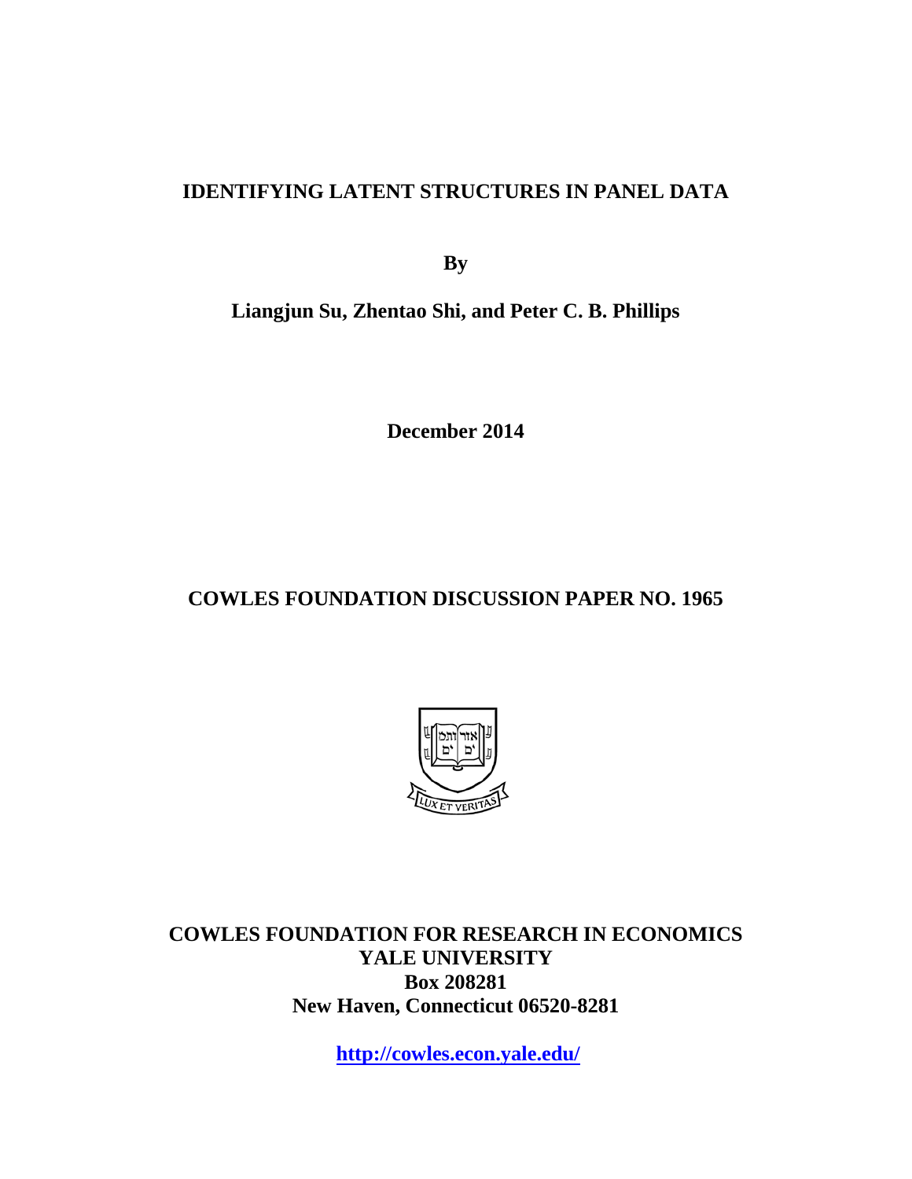# IDENTIFYING LATENT STRUCTURES IN PANEL DATA

**By**

**Liangjun Su, Zhentao Shi, and Peter C. B. Phillips**

**December 2014**

**COWLES FOUNDATION DISCUSSION PAPER NO. 1965**

**COWLES FOUNDATION FOR RESEARCH IN ECONOMICS**
**YALE UNIVERSITY**
**Box 208281**
**New Haven, Connecticut 06520-8281**

**http://cowles.econ.yale.edu/**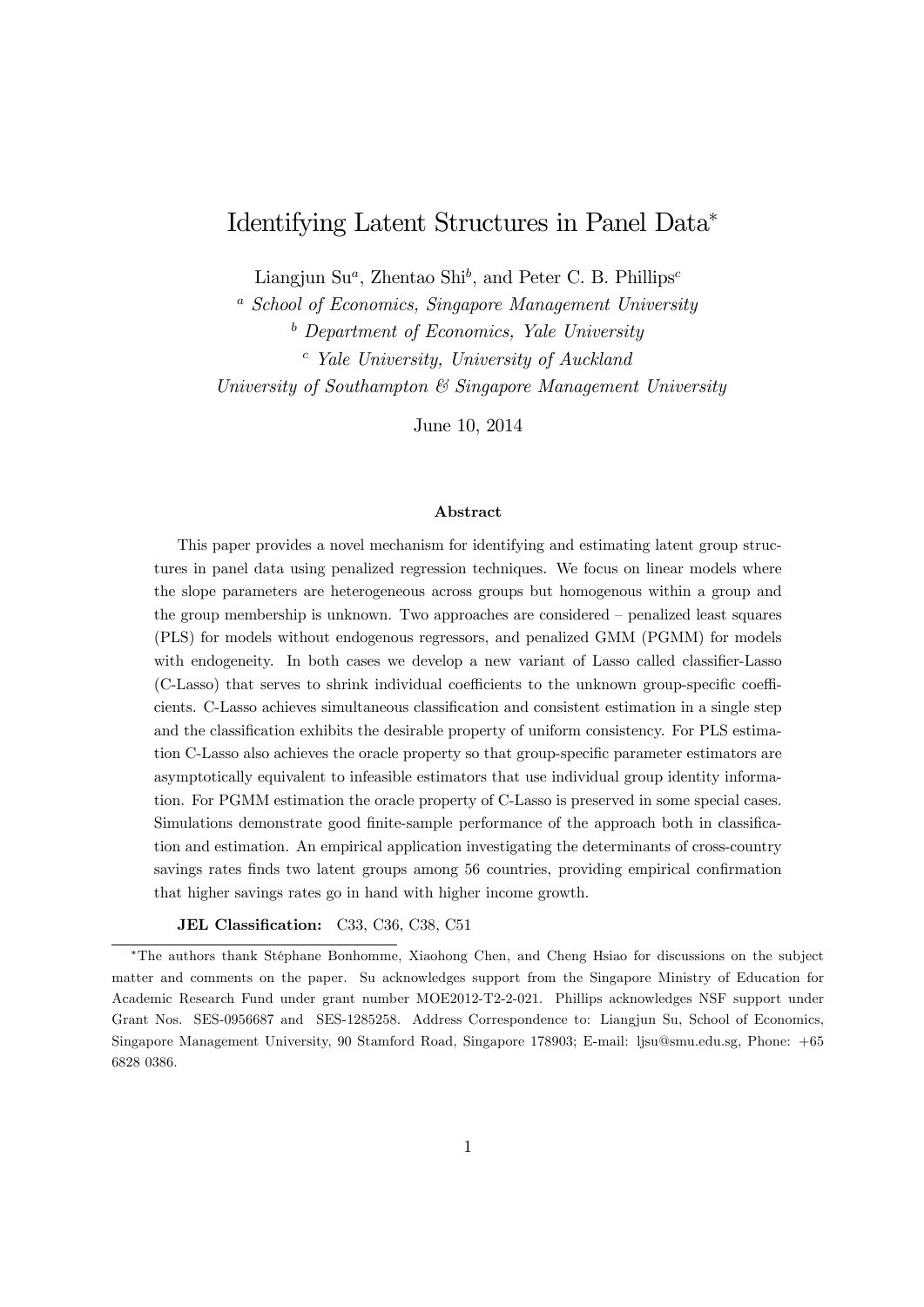# Identifying Latent Structures in Panel Data*

Liangjun Su[a], Zhentao Shi[b], and Peter C. B. Phillips[c]

[a] *School of Economics, Singapore Management University*

[b] *Department of Economics, Yale University*

[c] *Yale University, University of Auckland*

*University of Southampton & Singapore Management University*

June 10, 2014

### Abstract

This paper provides a novel mechanism for identifying and estimating latent group structures in panel data using penalized regression techniques. We focus on linear models where the slope parameters are heterogeneous across groups but homogenous within a group and the group membership is unknown. Two approaches are considered – penalized least squares (PLS) for models without endogenous regressors, and penalized GMM (PGMM) for models with endogeneity. In both cases we develop a new variant of Lasso called classifier-Lasso (C-Lasso) that serves to shrink individual coefficients to the unknown group-specific coefficients. C-Lasso achieves simultaneous classification and consistent estimation in a single step and the classification exhibits the desirable property of uniform consistency. For PLS estimation C-Lasso also achieves the oracle property so that group-specific parameter estimators are asymptotically equivalent to infeasible estimators that use individual group identity information. For PGMM estimation the oracle property of C-Lasso is preserved in some special cases. Simulations demonstrate good finite-sample performance of the approach both in classification and estimation. An empirical application investigating the determinants of cross-country savings rates finds two latent groups among 56 countries, providing empirical confirmation that higher savings rates go in hand with higher income growth.

**JEL Classification:** C33, C36, C38, C51

---

*The authors thank Stéphane Bonhomme, Xiaohong Chen, and Cheng Hsiao for discussions on the subject matter and comments on the paper. Su acknowledges support from the Singapore Ministry of Education for Academic Research Fund under grant number MOE2012-T2-2-021. Phillips acknowledges NSF support under Grant Nos. SES-0956687 and SES-1285258. Address Correspondence to: Liangjun Su, School of Economics, Singapore Management University, 90 Stamford Road, Singapore 178903; E-mail: ljsu@smu.edu.sg, Phone: +65 6828 0386.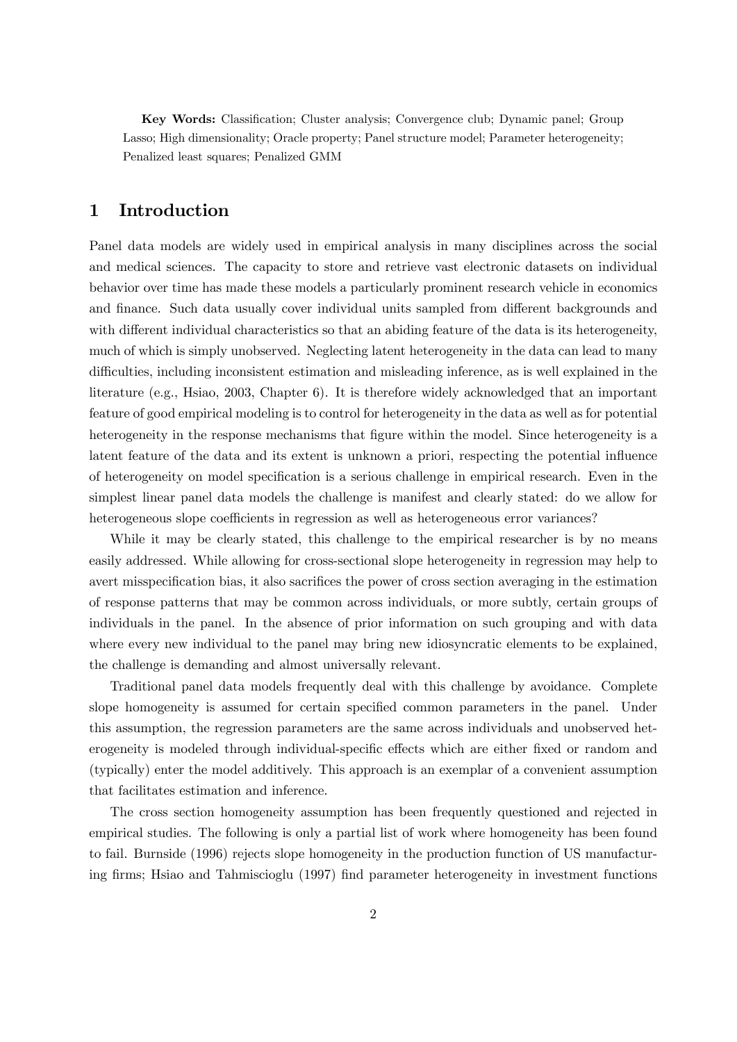**Key Words:** Classification; Cluster analysis; Convergence club; Dynamic panel; Group Lasso; High dimensionality; Oracle property; Panel structure model; Parameter heterogeneity; Penalized least squares; Penalized GMM

# 1 Introduction

Panel data models are widely used in empirical analysis in many disciplines across the social and medical sciences. The capacity to store and retrieve vast electronic datasets on individual behavior over time has made these models a particularly prominent research vehicle in economics and finance. Such data usually cover individual units sampled from different backgrounds and with different individual characteristics so that an abiding feature of the data is its heterogeneity, much of which is simply unobserved. Neglecting latent heterogeneity in the data can lead to many difficulties, including inconsistent estimation and misleading inference, as is well explained in the literature (e.g., Hsiao, 2003, Chapter 6). It is therefore widely acknowledged that an important feature of good empirical modeling is to control for heterogeneity in the data as well as for potential heterogeneity in the response mechanisms that figure within the model. Since heterogeneity is a latent feature of the data and its extent is unknown a priori, respecting the potential influence of heterogeneity on model specification is a serious challenge in empirical research. Even in the simplest linear panel data models the challenge is manifest and clearly stated: do we allow for heterogeneous slope coefficients in regression as well as heterogeneous error variances?

While it may be clearly stated, this challenge to the empirical researcher is by no means easily addressed. While allowing for cross-sectional slope heterogeneity in regression may help to avert misspecification bias, it also sacrifices the power of cross section averaging in the estimation of response patterns that may be common across individuals, or more subtly, certain groups of individuals in the panel. In the absence of prior information on such grouping and with data where every new individual to the panel may bring new idiosyncratic elements to be explained, the challenge is demanding and almost universally relevant.

Traditional panel data models frequently deal with this challenge by avoidance. Complete slope homogeneity is assumed for certain specified common parameters in the panel. Under this assumption, the regression parameters are the same across individuals and unobserved heterogeneity is modeled through individual-specific effects which are either fixed or random and (typically) enter the model additively. This approach is an exemplar of a convenient assumption that facilitates estimation and inference.

The cross section homogeneity assumption has been frequently questioned and rejected in empirical studies. The following is only a partial list of work where homogeneity has been found to fail. Burnside (1996) rejects slope homogeneity in the production function of US manufacturing firms; Hsiao and Tahmiscioglu (1997) find parameter heterogeneity in investment functions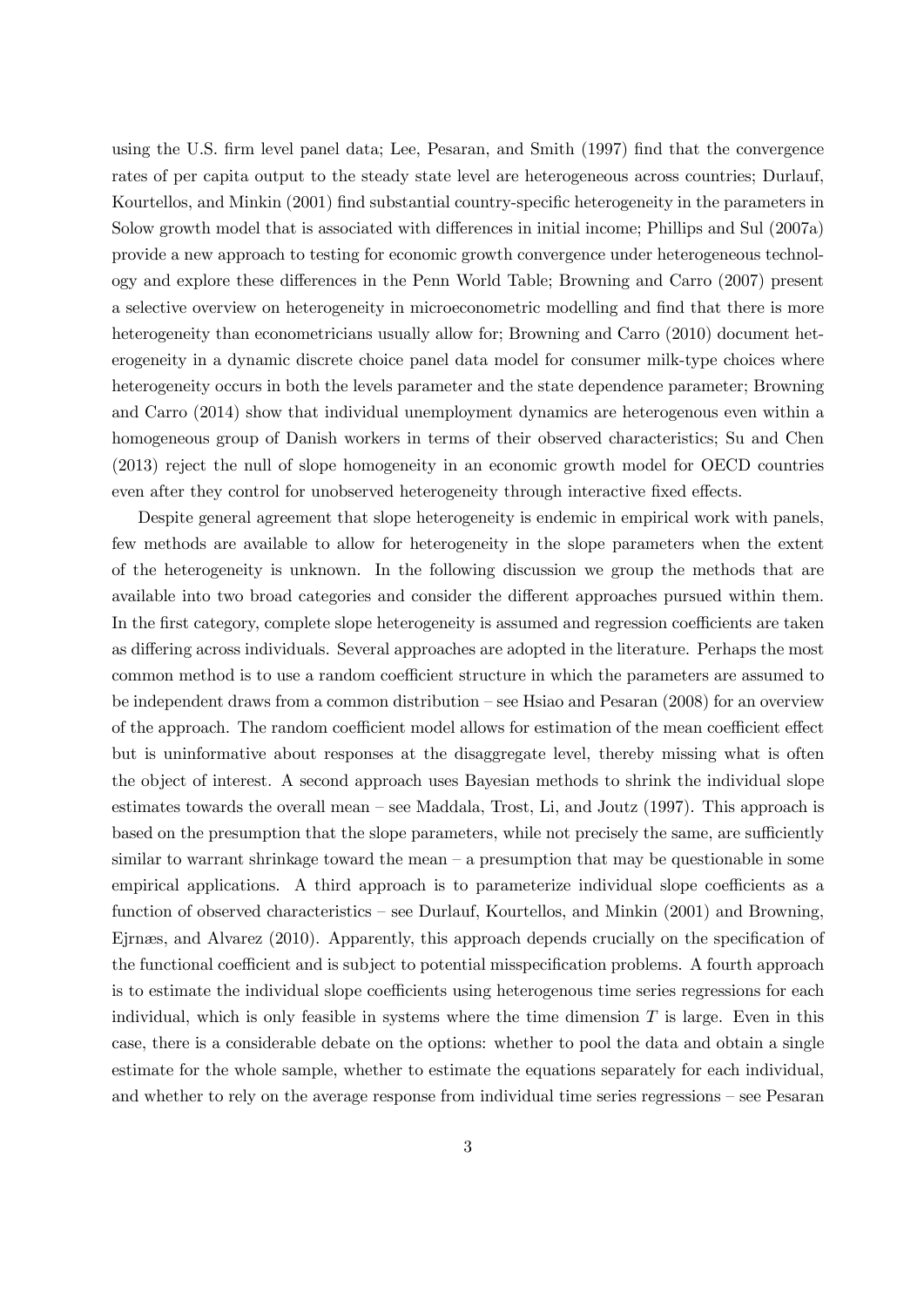using the U.S. firm level panel data; Lee, Pesaran, and Smith (1997) find that the convergence rates of per capita output to the steady state level are heterogeneous across countries; Durlauf, Kourtellos, and Minkin (2001) find substantial country-specific heterogeneity in the parameters in Solow growth model that is associated with differences in initial income; Phillips and Sul (2007a) provide a new approach to testing for economic growth convergence under heterogeneous technology and explore these differences in the Penn World Table; Browning and Carro (2007) present a selective overview on heterogeneity in microeconometric modelling and find that there is more heterogeneity than econometricians usually allow for; Browning and Carro (2010) document heterogeneity in a dynamic discrete choice panel data model for consumer milk-type choices where heterogeneity occurs in both the levels parameter and the state dependence parameter; Browning and Carro (2014) show that individual unemployment dynamics are heterogenous even within a homogeneous group of Danish workers in terms of their observed characteristics; Su and Chen (2013) reject the null of slope homogeneity in an economic growth model for OECD countries even after they control for unobserved heterogeneity through interactive fixed effects.

Despite general agreement that slope heterogeneity is endemic in empirical work with panels, few methods are available to allow for heterogeneity in the slope parameters when the extent of the heterogeneity is unknown. In the following discussion we group the methods that are available into two broad categories and consider the different approaches pursued within them. In the first category, complete slope heterogeneity is assumed and regression coefficients are taken as differing across individuals. Several approaches are adopted in the literature. Perhaps the most common method is to use a random coefficient structure in which the parameters are assumed to be independent draws from a common distribution – see Hsiao and Pesaran (2008) for an overview of the approach. The random coefficient model allows for estimation of the mean coefficient effect but is uninformative about responses at the disaggregate level, thereby missing what is often the object of interest. A second approach uses Bayesian methods to shrink the individual slope estimates towards the overall mean – see Maddala, Trost, Li, and Joutz (1997). This approach is based on the presumption that the slope parameters, while not precisely the same, are sufficiently similar to warrant shrinkage toward the mean – a presumption that may be questionable in some empirical applications. A third approach is to parameterize individual slope coefficients as a function of observed characteristics – see Durlauf, Kourtellos, and Minkin (2001) and Browning, Ejrnæs, and Alvarez (2010). Apparently, this approach depends crucially on the specification of the functional coefficient and is subject to potential misspecification problems. A fourth approach is to estimate the individual slope coefficients using heterogenous time series regressions for each individual, which is only feasible in systems where the time dimension $T$ is large. Even in this case, there is a considerable debate on the options: whether to pool the data and obtain a single estimate for the whole sample, whether to estimate the equations separately for each individual, and whether to rely on the average response from individual time series regressions – see Pesaran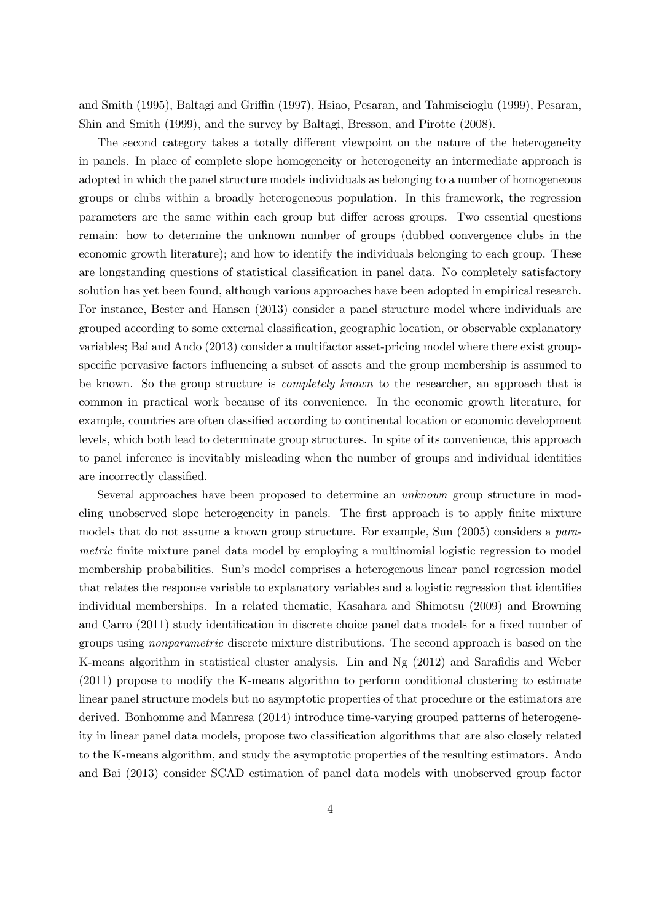and Smith (1995), Baltagi and Griffin (1997), Hsiao, Pesaran, and Tahmiscioglu (1999), Pesaran, Shin and Smith (1999), and the survey by Baltagi, Bresson, and Pirotte (2008).

The second category takes a totally different viewpoint on the nature of the heterogeneity in panels. In place of complete slope homogeneity or heterogeneity an intermediate approach is adopted in which the panel structure models individuals as belonging to a number of homogeneous groups or clubs within a broadly heterogeneous population. In this framework, the regression parameters are the same within each group but differ across groups. Two essential questions remain: how to determine the unknown number of groups (dubbed convergence clubs in the economic growth literature); and how to identify the individuals belonging to each group. These are longstanding questions of statistical classification in panel data. No completely satisfactory solution has yet been found, although various approaches have been adopted in empirical research. For instance, Bester and Hansen (2013) consider a panel structure model where individuals are grouped according to some external classification, geographic location, or observable explanatory variables; Bai and Ando (2013) consider a multifactor asset-pricing model where there exist group-specific pervasive factors influencing a subset of assets and the group membership is assumed to be known. So the group structure is *completely known* to the researcher, an approach that is common in practical work because of its convenience. In the economic growth literature, for example, countries are often classified according to continental location or economic development levels, which both lead to determinate group structures. In spite of its convenience, this approach to panel inference is inevitably misleading when the number of groups and individual identities are incorrectly classified.

Several approaches have been proposed to determine an *unknown* group structure in modeling unobserved slope heterogeneity in panels. The first approach is to apply finite mixture models that do not assume a known group structure. For example, Sun (2005) considers a *parametric* finite mixture panel data model by employing a multinomial logistic regression to model membership probabilities. Sun's model comprises a heterogenous linear panel regression model that relates the response variable to explanatory variables and a logistic regression that identifies individual memberships. In a related thematic, Kasahara and Shimotsu (2009) and Browning and Carro (2011) study identification in discrete choice panel data models for a fixed number of groups using *nonparametric* discrete mixture distributions. The second approach is based on the K-means algorithm in statistical cluster analysis. Lin and Ng (2012) and Sarafidis and Weber (2011) propose to modify the K-means algorithm to perform conditional clustering to estimate linear panel structure models but no asymptotic properties of that procedure or the estimators are derived. Bonhomme and Manresa (2014) introduce time-varying grouped patterns of heterogeneity in linear panel data models, propose two classification algorithms that are also closely related to the K-means algorithm, and study the asymptotic properties of the resulting estimators. Ando and Bai (2013) consider SCAD estimation of panel data models with unobserved group factor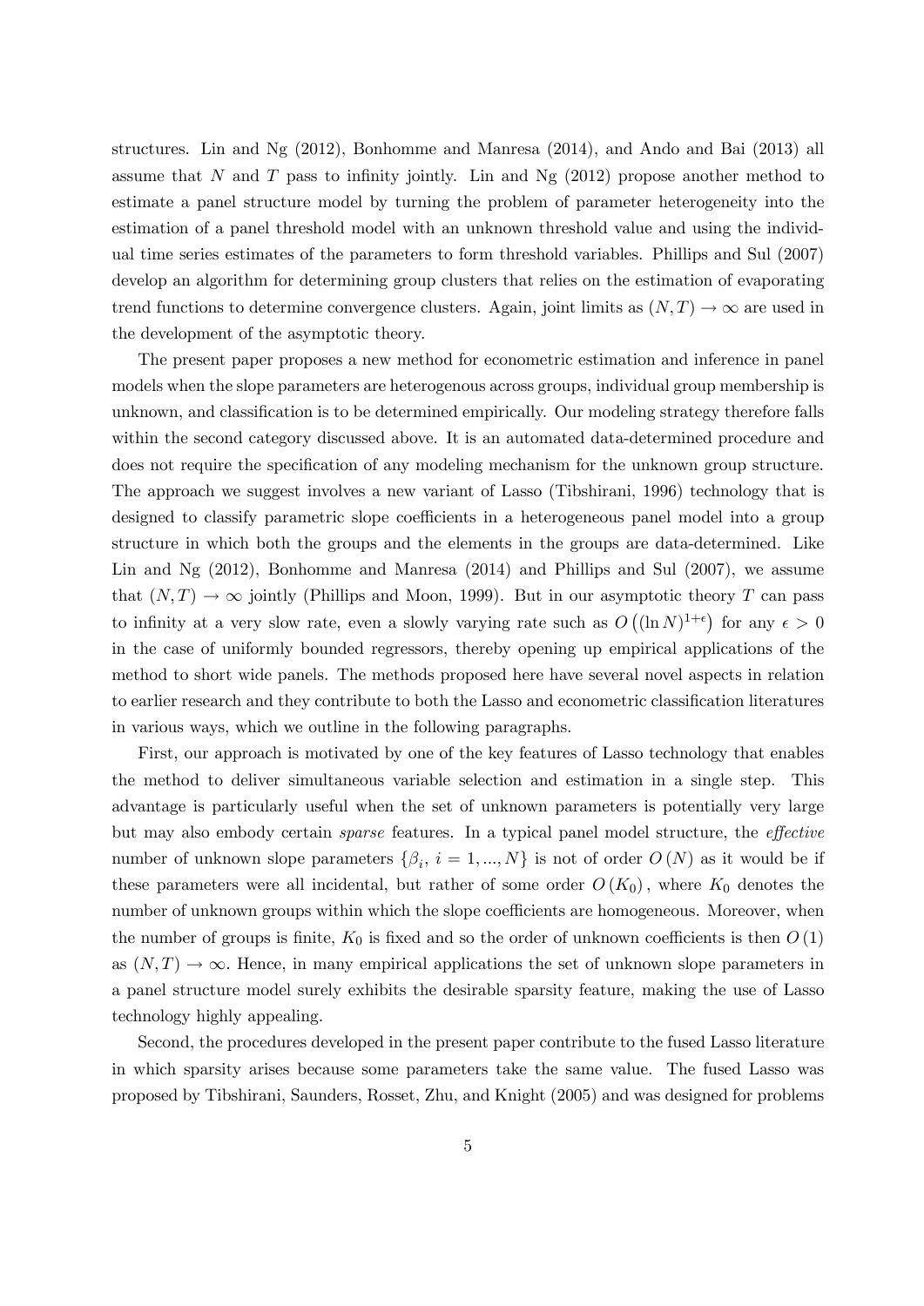structures. Lin and Ng (2012), Bonhomme and Manresa (2014), and Ando and Bai (2013) all assume that $N$ and $T$ pass to infinity jointly. Lin and Ng (2012) propose another method to estimate a panel structure model by turning the problem of parameter heterogeneity into the estimation of a panel threshold model with an unknown threshold value and using the individual time series estimates of the parameters to form threshold variables. Phillips and Sul (2007) develop an algorithm for determining group clusters that relies on the estimation of evaporating trend functions to determine convergence clusters. Again, joint limits as $(N,T) \to \infty$ are used in the development of the asymptotic theory.

The present paper proposes a new method for econometric estimation and inference in panel models when the slope parameters are heterogenous across groups, individual group membership is unknown, and classification is to be determined empirically. Our modeling strategy therefore falls within the second category discussed above. It is an automated data-determined procedure and does not require the specification of any modeling mechanism for the unknown group structure. The approach we suggest involves a new variant of Lasso (Tibshirani, 1996) technology that is designed to classify parametric slope coefficients in a heterogeneous panel model into a group structure in which both the groups and the elements in the groups are data-determined. Like Lin and Ng (2012), Bonhomme and Manresa (2014) and Phillips and Sul (2007), we assume that $(N,T) \to \infty$ jointly (Phillips and Moon, 1999). But in our asymptotic theory $T$ can pass to infinity at a very slow rate, even a slowly varying rate such as $O\left((\ln N)^{1+\epsilon}\right)$ for any $\epsilon > 0$ in the case of uniformly bounded regressors, thereby opening up empirical applications of the method to short wide panels. The methods proposed here have several novel aspects in relation to earlier research and they contribute to both the Lasso and econometric classification literatures in various ways, which we outline in the following paragraphs.

First, our approach is motivated by one of the key features of Lasso technology that enables the method to deliver simultaneous variable selection and estimation in a single step. This advantage is particularly useful when the set of unknown parameters is potentially very large but may also embody certain *sparse* features. In a typical panel model structure, the *effective* number of unknown slope parameters $\{\beta_i,\ i = 1,...,N\}$ is not of order $O(N)$ as it would be if these parameters were all incidental, but rather of some order $O(K_0)$, where $K_0$ denotes the number of unknown groups within which the slope coefficients are homogeneous. Moreover, when the number of groups is finite, $K_0$ is fixed and so the order of unknown coefficients is then $O(1)$ as $(N,T) \to \infty$. Hence, in many empirical applications the set of unknown slope parameters in a panel structure model surely exhibits the desirable sparsity feature, making the use of Lasso technology highly appealing.

Second, the procedures developed in the present paper contribute to the fused Lasso literature in which sparsity arises because some parameters take the same value. The fused Lasso was proposed by Tibshirani, Saunders, Rosset, Zhu, and Knight (2005) and was designed for problems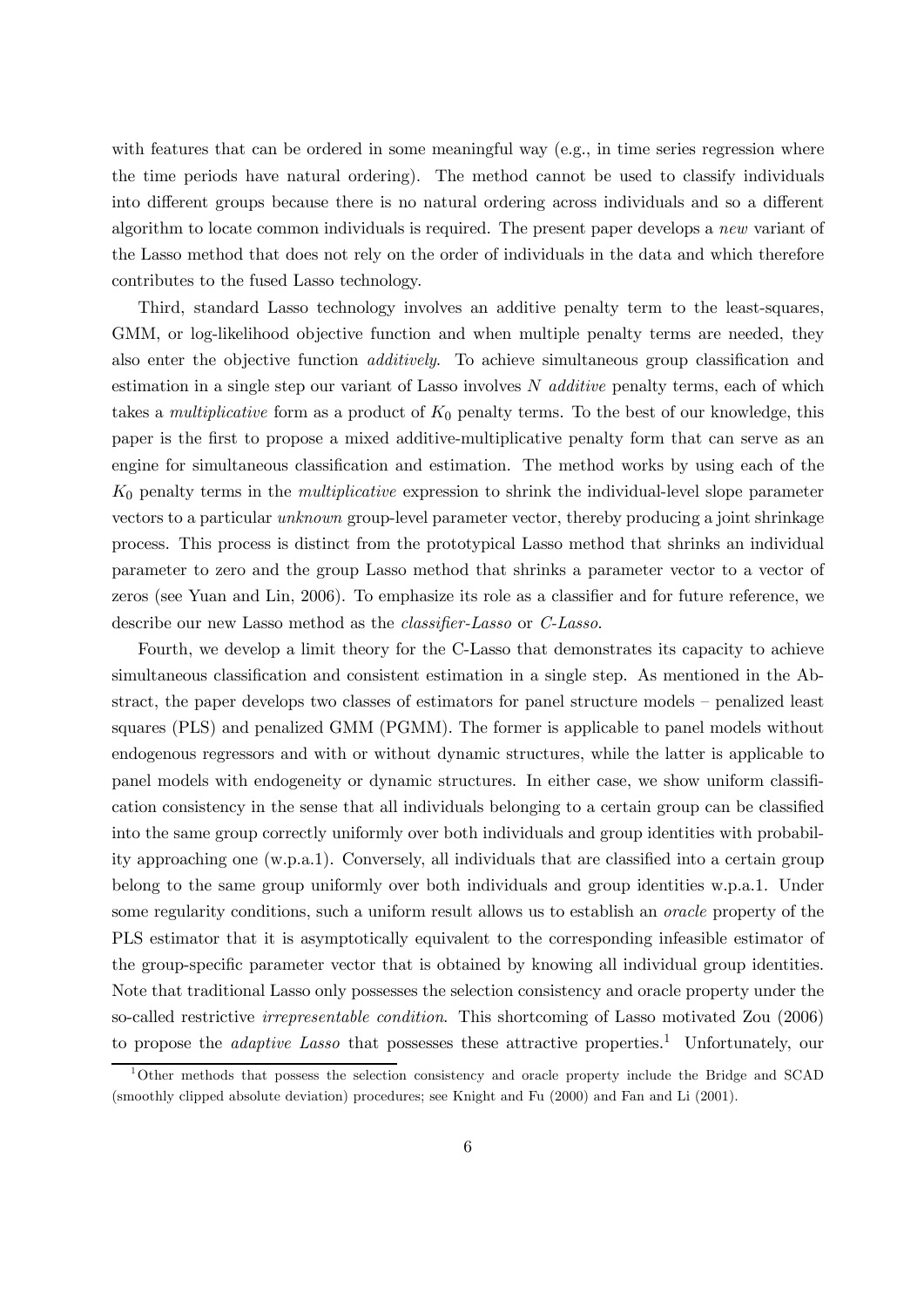with features that can be ordered in some meaningful way (e.g., in time series regression where the time periods have natural ordering). The method cannot be used to classify individuals into different groups because there is no natural ordering across individuals and so a different algorithm to locate common individuals is required. The present paper develops a *new* variant of the Lasso method that does not rely on the order of individuals in the data and which therefore contributes to the fused Lasso technology.

Third, standard Lasso technology involves an additive penalty term to the least-squares, GMM, or log-likelihood objective function and when multiple penalty terms are needed, they also enter the objective function *additively*. To achieve simultaneous group classification and estimation in a single step our variant of Lasso involves $N$ *additive* penalty terms, each of which takes a *multiplicative* form as a product of $K_0$ penalty terms. To the best of our knowledge, this paper is the first to propose a mixed additive-multiplicative penalty form that can serve as an engine for simultaneous classification and estimation. The method works by using each of the $K_0$ penalty terms in the *multiplicative* expression to shrink the individual-level slope parameter vectors to a particular *unknown* group-level parameter vector, thereby producing a joint shrinkage process. This process is distinct from the prototypical Lasso method that shrinks an individual parameter to zero and the group Lasso method that shrinks a parameter vector to a vector of zeros (see Yuan and Lin, 2006). To emphasize its role as a classifier and for future reference, we describe our new Lasso method as the *classifier-Lasso* or *C-Lasso*.

Fourth, we develop a limit theory for the C-Lasso that demonstrates its capacity to achieve simultaneous classification and consistent estimation in a single step. As mentioned in the Abstract, the paper develops two classes of estimators for panel structure models – penalized least squares (PLS) and penalized GMM (PGMM). The former is applicable to panel models without endogenous regressors and with or without dynamic structures, while the latter is applicable to panel models with endogeneity or dynamic structures. In either case, we show uniform classification consistency in the sense that all individuals belonging to a certain group can be classified into the same group correctly uniformly over both individuals and group identities with probability approaching one (w.p.a.1). Conversely, all individuals that are classified into a certain group belong to the same group uniformly over both individuals and group identities w.p.a.1. Under some regularity conditions, such a uniform result allows us to establish an *oracle* property of the PLS estimator that it is asymptotically equivalent to the corresponding infeasible estimator of the group-specific parameter vector that is obtained by knowing all individual group identities. Note that traditional Lasso only possesses the selection consistency and oracle property under the so-called restrictive *irrepresentable condition*. This shortcoming of Lasso motivated Zou (2006) to propose the *adaptive Lasso* that possesses these attractive properties.[1] Unfortunately, our

[1] Other methods that possess the selection consistency and oracle property include the Bridge and SCAD (smoothly clipped absolute deviation) procedures; see Knight and Fu (2000) and Fan and Li (2001).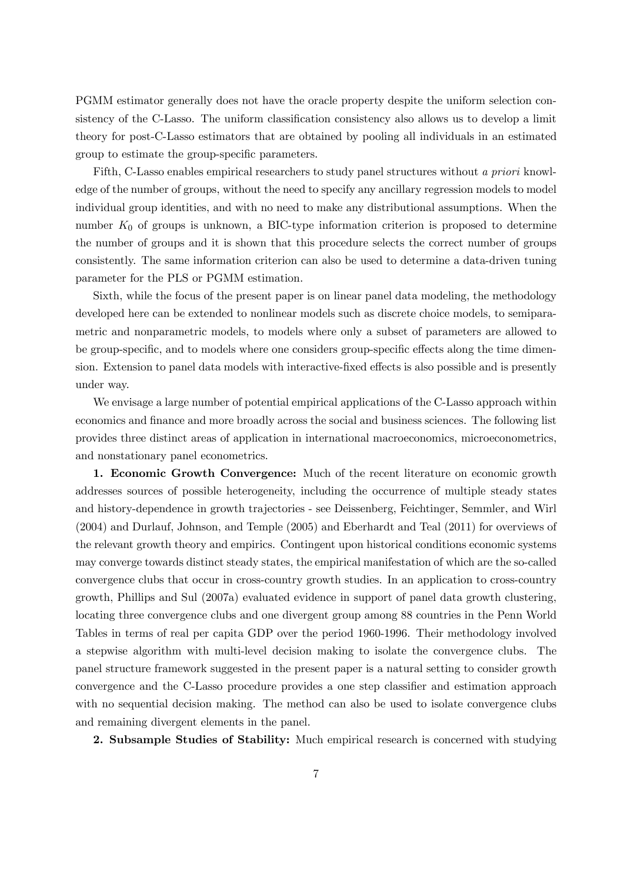PGMM estimator generally does not have the oracle property despite the uniform selection consistency of the C-Lasso. The uniform classification consistency also allows us to develop a limit theory for post-C-Lasso estimators that are obtained by pooling all individuals in an estimated group to estimate the group-specific parameters.

Fifth, C-Lasso enables empirical researchers to study panel structures without *a priori* knowledge of the number of groups, without the need to specify any ancillary regression models to model individual group identities, and with no need to make any distributional assumptions. When the number $K_0$ of groups is unknown, a BIC-type information criterion is proposed to determine the number of groups and it is shown that this procedure selects the correct number of groups consistently. The same information criterion can also be used to determine a data-driven tuning parameter for the PLS or PGMM estimation.

Sixth, while the focus of the present paper is on linear panel data modeling, the methodology developed here can be extended to nonlinear models such as discrete choice models, to semiparametric and nonparametric models, to models where only a subset of parameters are allowed to be group-specific, and to models where one considers group-specific effects along the time dimension. Extension to panel data models with interactive-fixed effects is also possible and is presently under way.

We envisage a large number of potential empirical applications of the C-Lasso approach within economics and finance and more broadly across the social and business sciences. The following list provides three distinct areas of application in international macroeconomics, microeconometrics, and nonstationary panel econometrics.

**1. Economic Growth Convergence:** Much of the recent literature on economic growth addresses sources of possible heterogeneity, including the occurrence of multiple steady states and history-dependence in growth trajectories - see Deissenberg, Feichtinger, Semmler, and Wirl (2004) and Durlauf, Johnson, and Temple (2005) and Eberhardt and Teal (2011) for overviews of the relevant growth theory and empirics. Contingent upon historical conditions economic systems may converge towards distinct steady states, the empirical manifestation of which are the so-called convergence clubs that occur in cross-country growth studies. In an application to cross-country growth, Phillips and Sul (2007a) evaluated evidence in support of panel data growth clustering, locating three convergence clubs and one divergent group among 88 countries in the Penn World Tables in terms of real per capita GDP over the period 1960-1996. Their methodology involved a stepwise algorithm with multi-level decision making to isolate the convergence clubs. The panel structure framework suggested in the present paper is a natural setting to consider growth convergence and the C-Lasso procedure provides a one step classifier and estimation approach with no sequential decision making. The method can also be used to isolate convergence clubs and remaining divergent elements in the panel.

**2. Subsample Studies of Stability:** Much empirical research is concerned with studying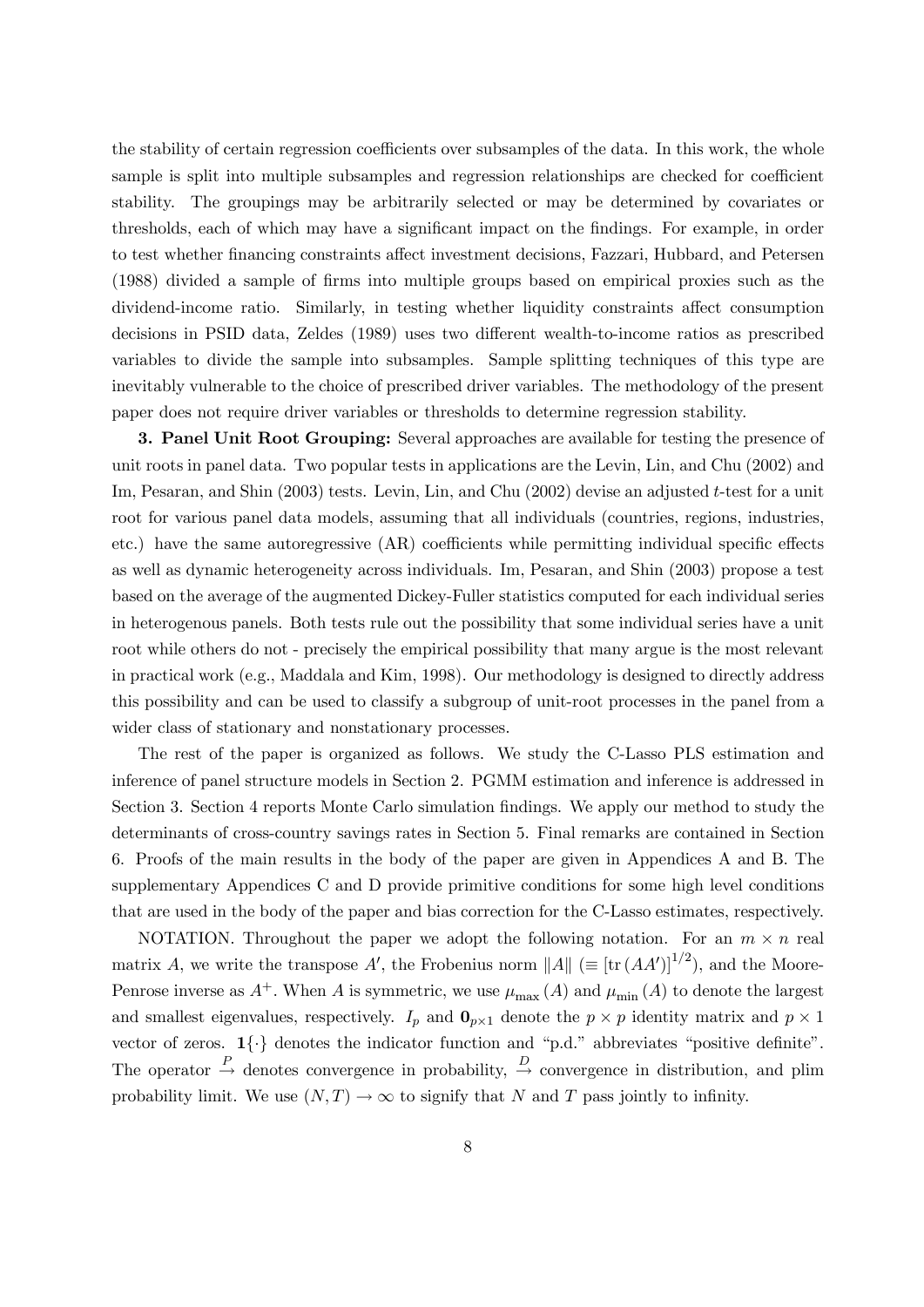the stability of certain regression coefficients over subsamples of the data. In this work, the whole sample is split into multiple subsamples and regression relationships are checked for coefficient stability. The groupings may be arbitrarily selected or may be determined by covariates or thresholds, each of which may have a significant impact on the findings. For example, in order to test whether financing constraints affect investment decisions, Fazzari, Hubbard, and Petersen (1988) divided a sample of firms into multiple groups based on empirical proxies such as the dividend-income ratio. Similarly, in testing whether liquidity constraints affect consumption decisions in PSID data, Zeldes (1989) uses two different wealth-to-income ratios as prescribed variables to divide the sample into subsamples. Sample splitting techniques of this type are inevitably vulnerable to the choice of prescribed driver variables. The methodology of the present paper does not require driver variables or thresholds to determine regression stability.

**3. Panel Unit Root Grouping:** Several approaches are available for testing the presence of unit roots in panel data. Two popular tests in applications are the Levin, Lin, and Chu (2002) and Im, Pesaran, and Shin (2003) tests. Levin, Lin, and Chu (2002) devise an adjusted $t$-test for a unit root for various panel data models, assuming that all individuals (countries, regions, industries, etc.) have the same autoregressive (AR) coefficients while permitting individual specific effects as well as dynamic heterogeneity across individuals. Im, Pesaran, and Shin (2003) propose a test based on the average of the augmented Dickey-Fuller statistics computed for each individual series in heterogenous panels. Both tests rule out the possibility that some individual series have a unit root while others do not - precisely the empirical possibility that many argue is the most relevant in practical work (e.g., Maddala and Kim, 1998). Our methodology is designed to directly address this possibility and can be used to classify a subgroup of unit-root processes in the panel from a wider class of stationary and nonstationary processes.

The rest of the paper is organized as follows. We study the C-Lasso PLS estimation and inference of panel structure models in Section 2. PGMM estimation and inference is addressed in Section 3. Section 4 reports Monte Carlo simulation findings. We apply our method to study the determinants of cross-country savings rates in Section 5. Final remarks are contained in Section 6. Proofs of the main results in the body of the paper are given in Appendices A and B. The supplementary Appendices C and D provide primitive conditions for some high level conditions that are used in the body of the paper and bias correction for the C-Lasso estimates, respectively.

NOTATION. Throughout the paper we adopt the following notation. For an $m \times n$ real matrix $A$, we write the transpose $A'$, the Frobenius norm $\|A\|$ ($\equiv [\text{tr}(AA')]^{1/2}$), and the Moore-Penrose inverse as $A^{+}$. When $A$ is symmetric, we use $\mu_{\max}(A)$ and $\mu_{\min}(A)$ to denote the largest and smallest eigenvalues, respectively. $I_p$ and $\mathbf{0}_{p\times 1}$ denote the $p \times p$ identity matrix and $p \times 1$ vector of zeros. $\mathbf{1}\{\cdot\}$ denotes the indicator function and "p.d." abbreviates "positive definite". The operator $\xrightarrow{P}$ denotes convergence in probability, $\xrightarrow{D}$ convergence in distribution, and plim probability limit. We use $(N, T) \to \infty$ to signify that $N$ and $T$ pass jointly to infinity.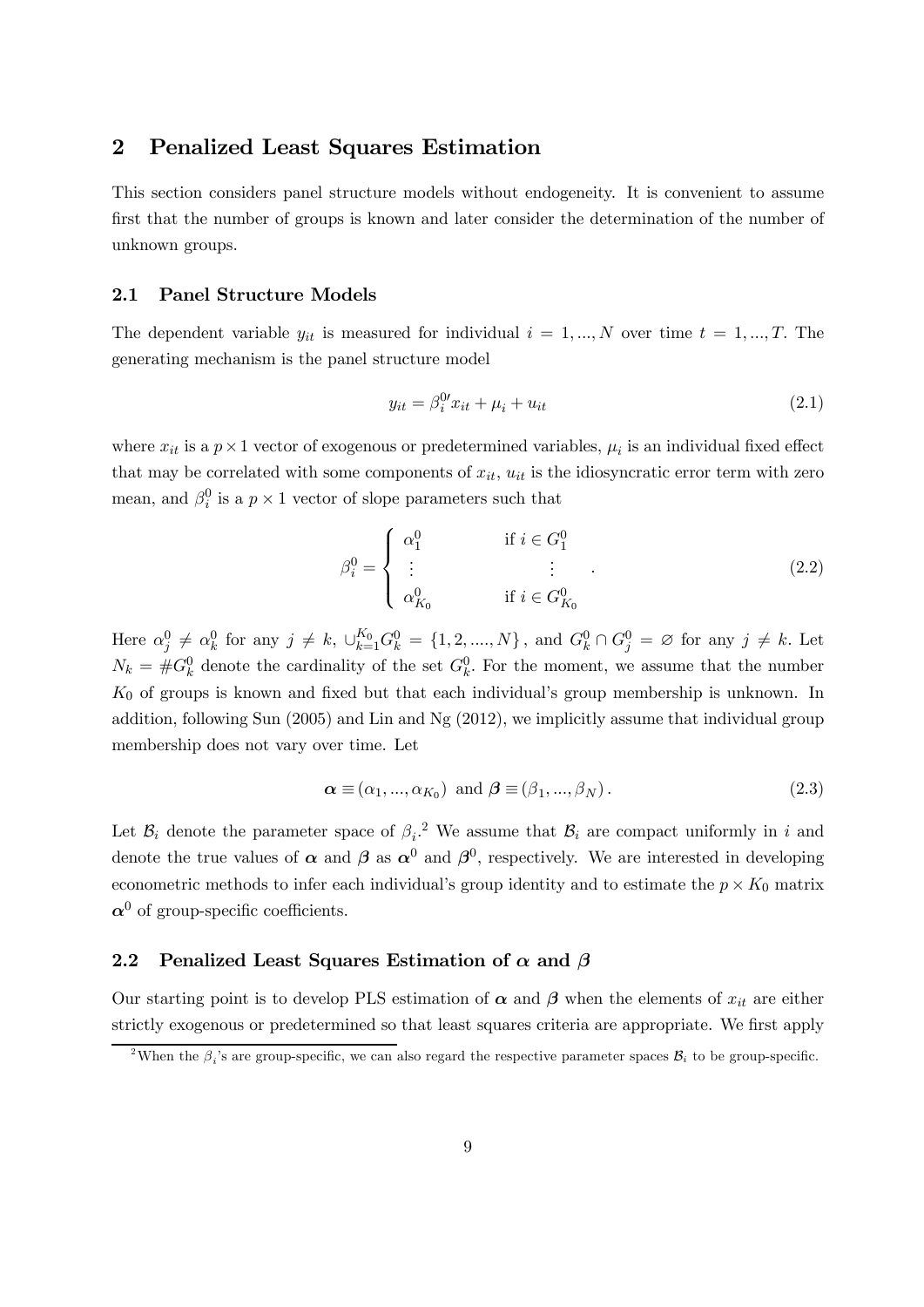## 2 Penalized Least Squares Estimation

This section considers panel structure models without endogeneity. It is convenient to assume first that the number of groups is known and later consider the determination of the number of unknown groups.

### 2.1 Panel Structure Models

The dependent variable $y_{it}$ is measured for individual $i = 1, ..., N$ over time $t = 1, ..., T$. The generating mechanism is the panel structure model

$$y_{it} = \beta_i^{0\prime} x_{it} + \mu_i + u_{it} \tag{2.1}$$

where $x_{it}$ is a $p \times 1$ vector of exogenous or predetermined variables, $\mu_i$ is an individual fixed effect that may be correlated with some components of $x_{it}$, $u_{it}$ is the idiosyncratic error term with zero mean, and $\beta_i^0$ is a $p \times 1$ vector of slope parameters such that

$$\beta_i^0 = \begin{cases} \alpha_1^0 & \text{if } i \in G_1^0 \\ \vdots & \vdots \\ \alpha_{K_0}^0 & \text{if } i \in G_{K_0}^0 \end{cases}. \tag{2.2}$$

Here $\alpha_j^0 \neq \alpha_k^0$ for any $j \neq k$, $\cup_{k=1}^{K_0} G_k^0 = \{1, 2, ...., N\}$, and $G_k^0 \cap G_j^0 = \varnothing$ for any $j \neq k$. Let $N_k = \# G_k^0$ denote the cardinality of the set $G_k^0$. For the moment, we assume that the number $K_0$ of groups is known and fixed but that each individual's group membership is unknown. In addition, following Sun (2005) and Lin and Ng (2012), we implicitly assume that individual group membership does not vary over time. Let

$$\boldsymbol{\alpha} \equiv (\alpha_1, ..., \alpha_{K_0}) \text{ and } \boldsymbol{\beta} \equiv (\beta_1, ..., \beta_N). \tag{2.3}$$

Let $\mathcal{B}_i$ denote the parameter space of $\beta_i$.[2] We assume that $\mathcal{B}_i$ are compact uniformly in $i$ and denote the true values of $\boldsymbol{\alpha}$ and $\boldsymbol{\beta}$ as $\boldsymbol{\alpha}^0$ and $\boldsymbol{\beta}^0$, respectively. We are interested in developing econometric methods to infer each individual's group identity and to estimate the $p \times K_0$ matrix $\boldsymbol{\alpha}^0$ of group-specific coefficients.

### 2.2 Penalized Least Squares Estimation of $\boldsymbol{\alpha}$ and $\boldsymbol{\beta}$

Our starting point is to develop PLS estimation of $\boldsymbol{\alpha}$ and $\boldsymbol{\beta}$ when the elements of $x_{it}$ are either strictly exogenous or predetermined so that least squares criteria are appropriate. We first apply

[2] When the $\beta_i$'s are group-specific, we can also regard the respective parameter spaces $\mathcal{B}_i$ to be group-specific.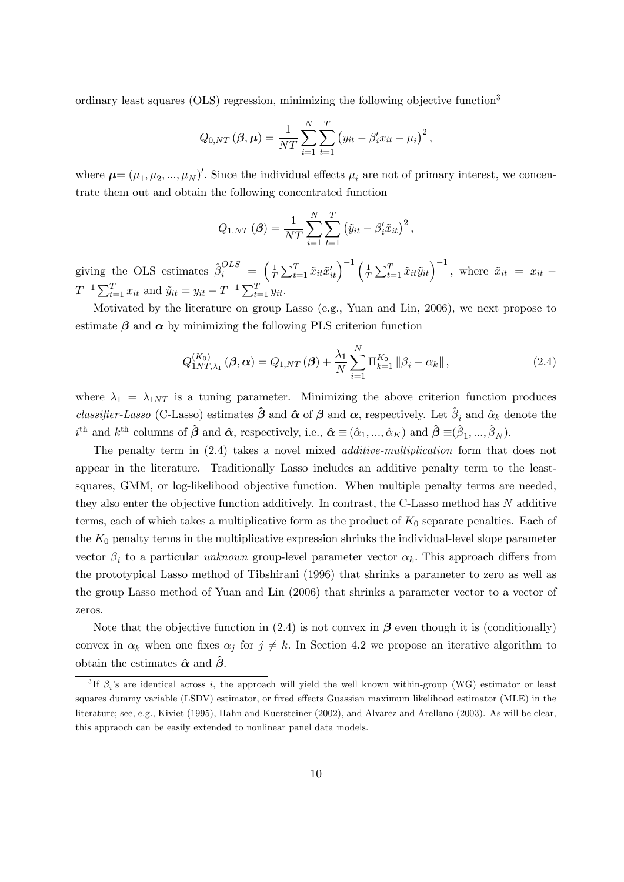ordinary least squares (OLS) regression, minimizing the following objective function[3]

$$Q_{0,NT}(\boldsymbol{\beta}, \boldsymbol{\mu}) = \frac{1}{NT} \sum_{i=1}^{N} \sum_{t=1}^{T} \left( y_{it} - \beta_i' x_{it} - \mu_i \right)^2,$$

where $\boldsymbol{\mu} = (\mu_1, \mu_2, ..., \mu_N)'$. Since the individual effects $\mu_i$ are not of primary interest, we concentrate them out and obtain the following concentrated function

$$Q_{1,NT}(\boldsymbol{\beta}) = \frac{1}{NT} \sum_{i=1}^{N} \sum_{t=1}^{T} \left( \tilde{y}_{it} - \beta_i' \tilde{x}_{it} \right)^2,$$

giving the OLS estimates $\hat{\beta}_i^{OLS} = \left( \frac{1}{T} \sum_{t=1}^{T} \tilde{x}_{it} \tilde{x}_{it}' \right)^{-1} \left( \frac{1}{T} \sum_{t=1}^{T} \tilde{x}_{it} \tilde{y}_{it} \right)^{-1}$, where $\tilde{x}_{it} = x_{it} - T^{-1} \sum_{t=1}^{T} x_{it}$ and $\tilde{y}_{it} = y_{it} - T^{-1} \sum_{t=1}^{T} y_{it}$.

Motivated by the literature on group Lasso (e.g., Yuan and Lin, 2006), we next propose to estimate $\boldsymbol{\beta}$ and $\boldsymbol{\alpha}$ by minimizing the following PLS criterion function

$$Q_{1NT,\lambda_1}^{(K_0)}(\boldsymbol{\beta}, \boldsymbol{\alpha}) = Q_{1,NT}(\boldsymbol{\beta}) + \frac{\lambda_1}{N} \sum_{i=1}^{N} \Pi_{k=1}^{K_0} \|\beta_i - \alpha_k\|, \tag{2.4}$$

where $\lambda_1 = \lambda_{1NT}$ is a tuning parameter. Minimizing the above criterion function produces *classifier-Lasso* (C-Lasso) estimates $\hat{\boldsymbol{\beta}}$ and $\hat{\boldsymbol{\alpha}}$ of $\boldsymbol{\beta}$ and $\boldsymbol{\alpha}$, respectively. Let $\hat{\beta}_i$ and $\hat{\alpha}_k$ denote the $i^{\text{th}}$ and $k^{\text{th}}$ columns of $\hat{\boldsymbol{\beta}}$ and $\hat{\boldsymbol{\alpha}}$, respectively, i.e., $\hat{\boldsymbol{\alpha}} \equiv (\hat{\alpha}_1, ..., \hat{\alpha}_K)$ and $\hat{\boldsymbol{\beta}} \equiv (\hat{\beta}_1, ..., \hat{\beta}_N)$.

The penalty term in (2.4) takes a novel mixed *additive-multiplication* form that does not appear in the literature. Traditionally Lasso includes an additive penalty term to the least-squares, GMM, or log-likelihood objective function. When multiple penalty terms are needed, they also enter the objective function additively. In contrast, the C-Lasso method has $N$ additive terms, each of which takes a multiplicative form as the product of $K_0$ separate penalties. Each of the $K_0$ penalty terms in the multiplicative expression shrinks the individual-level slope parameter vector $\beta_i$ to a particular *unknown* group-level parameter vector $\alpha_k$. This approach differs from the prototypical Lasso method of Tibshirani (1996) that shrinks a parameter to zero as well as the group Lasso method of Yuan and Lin (2006) that shrinks a parameter vector to a vector of zeros.

Note that the objective function in (2.4) is not convex in $\boldsymbol{\beta}$ even though it is (conditionally) convex in $\alpha_k$ when one fixes $\alpha_j$ for $j \neq k$. In Section 4.2 we propose an iterative algorithm to obtain the estimates $\hat{\boldsymbol{\alpha}}$ and $\hat{\boldsymbol{\beta}}$.

[3] If $\beta_i$'s are identical across $i$, the approach will yield the well known within-group (WG) estimator or least squares dummy variable (LSDV) estimator, or fixed effects Guassian maximum likelihood estimator (MLE) in the literature; see, e.g., Kiviet (1995), Hahn and Kuersteiner (2002), and Alvarez and Arellano (2003). As will be clear, this appraoch can be easily extended to nonlinear panel data models.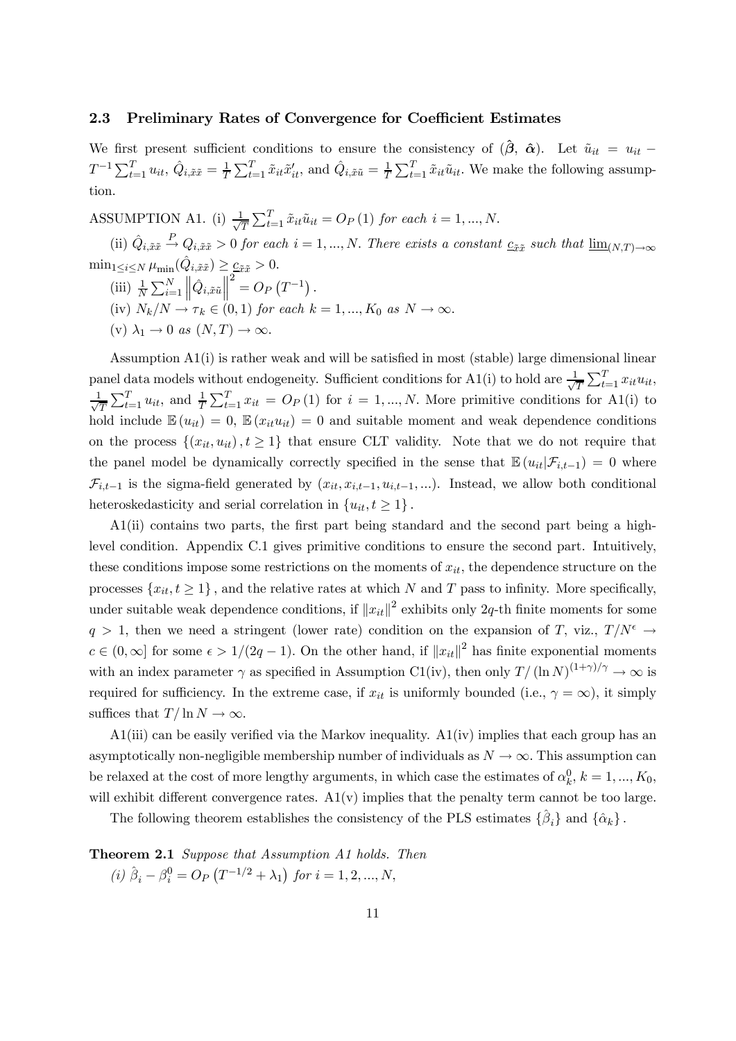### 2.3 Preliminary Rates of Convergence for Coefficient Estimates

We first present sufficient conditions to ensure the consistency of $(\hat{\boldsymbol{\beta}},\ \hat{\boldsymbol{\alpha}})$. Let $\tilde{u}_{it} = u_{it} - T^{-1}\sum_{t=1}^{T} u_{it}$, $\hat{Q}_{i,\tilde{x}\tilde{x}} = \frac{1}{T}\sum_{t=1}^{T} \tilde{x}_{it}\tilde{x}_{it}'$, and $\hat{Q}_{i,\tilde{x}\tilde{u}} = \frac{1}{T}\sum_{t=1}^{T} \tilde{x}_{it}\tilde{u}_{it}$. We make the following assumption.

ASSUMPTION A1. (i) *$\frac{1}{\sqrt{T}}\sum_{t=1}^{T} \tilde{x}_{it}\tilde{u}_{it} = O_P(1)$ for each $i = 1, ..., N$.*

(ii) *$\hat{Q}_{i,\tilde{x}\tilde{x}} \xrightarrow{P} Q_{i,\tilde{x}\tilde{x}} > 0$ for each $i = 1, ..., N$. There exists a constant $\underline{c}_{\tilde{x}\tilde{x}}$ such that $\underline{\lim}_{(N,T)\to\infty} \min_{1\leq i\leq N} \mu_{\min}(\hat{Q}_{i,\tilde{x}\tilde{x}}) \geq \underline{c}_{\tilde{x}\tilde{x}} > 0$.*

(iii) *$\frac{1}{N}\sum_{i=1}^{N} \left\| \hat{Q}_{i,\tilde{x}\tilde{u}} \right\|^2 = O_P\left(T^{-1}\right)$.*

(iv) *$N_k/N \to \tau_k \in (0,1)$ for each $k = 1, ..., K_0$ as $N \to \infty$.*

(v) *$\lambda_1 \to 0$ as $(N,T) \to \infty$.*

Assumption A1(i) is rather weak and will be satisfied in most (stable) large dimensional linear panel data models without endogeneity. Sufficient conditions for A1(i) to hold are $\frac{1}{\sqrt{T}}\sum_{t=1}^{T} x_{it}u_{it}$, $\frac{1}{\sqrt{T}}\sum_{t=1}^{T} u_{it}$, and $\frac{1}{T}\sum_{t=1}^{T} x_{it} = O_P(1)$ for $i = 1, ..., N$. More primitive conditions for A1(i) to hold include $\mathbb{E}(u_{it}) = 0$, $\mathbb{E}(x_{it}u_{it}) = 0$ and suitable moment and weak dependence conditions on the process $\{(x_{it}, u_{it}), t \geq 1\}$ that ensure CLT validity. Note that we do not require that the panel model be dynamically correctly specified in the sense that $\mathbb{E}(u_{it}|\mathcal{F}_{i,t-1}) = 0$ where $\mathcal{F}_{i,t-1}$ is the sigma-field generated by $(x_{it}, x_{i,t-1}, u_{i,t-1}, ...)$. Instead, we allow both conditional heteroskedasticity and serial correlation in $\{u_{it}, t \geq 1\}$.

A1(ii) contains two parts, the first part being standard and the second part being a high-level condition. Appendix C.1 gives primitive conditions to ensure the second part. Intuitively, these conditions impose some restrictions on the moments of $x_{it}$, the dependence structure on the processes $\{x_{it}, t \geq 1\}$, and the relative rates at which $N$ and $T$ pass to infinity. More specifically, under suitable weak dependence conditions, if $\|x_{it}\|^2$ exhibits only $2q$-th finite moments for some $q > 1$, then we need a stringent (lower rate) condition on the expansion of $T$, viz., $T/N^{\epsilon} \to c \in (0, \infty]$ for some $\epsilon > 1/(2q-1)$. On the other hand, if $\|x_{it}\|^2$ has finite exponential moments with an index parameter $\gamma$ as specified in Assumption C1(iv), then only $T/(\ln N)^{(1+\gamma)/\gamma} \to \infty$ is required for sufficiency. In the extreme case, if $x_{it}$ is uniformly bounded (i.e., $\gamma = \infty$), it simply suffices that $T/\ln N \to \infty$.

A1(iii) can be easily verified via the Markov inequality. A1(iv) implies that each group has an asymptotically non-negligible membership number of individuals as $N \to \infty$. This assumption can be relaxed at the cost of more lengthy arguments, in which case the estimates of $\alpha_k^0$, $k = 1, ..., K_0$, will exhibit different convergence rates. A1(v) implies that the penalty term cannot be too large.

The following theorem establishes the consistency of the PLS estimates $\{\hat{\beta}_i\}$ and $\{\hat{\alpha}_k\}$.

**Theorem 2.1** *Suppose that Assumption A1 holds. Then*

*(i) $\hat{\beta}_i - \beta_i^0 = O_P\left(T^{-1/2} + \lambda_1\right)$ for $i = 1, 2, ..., N$,*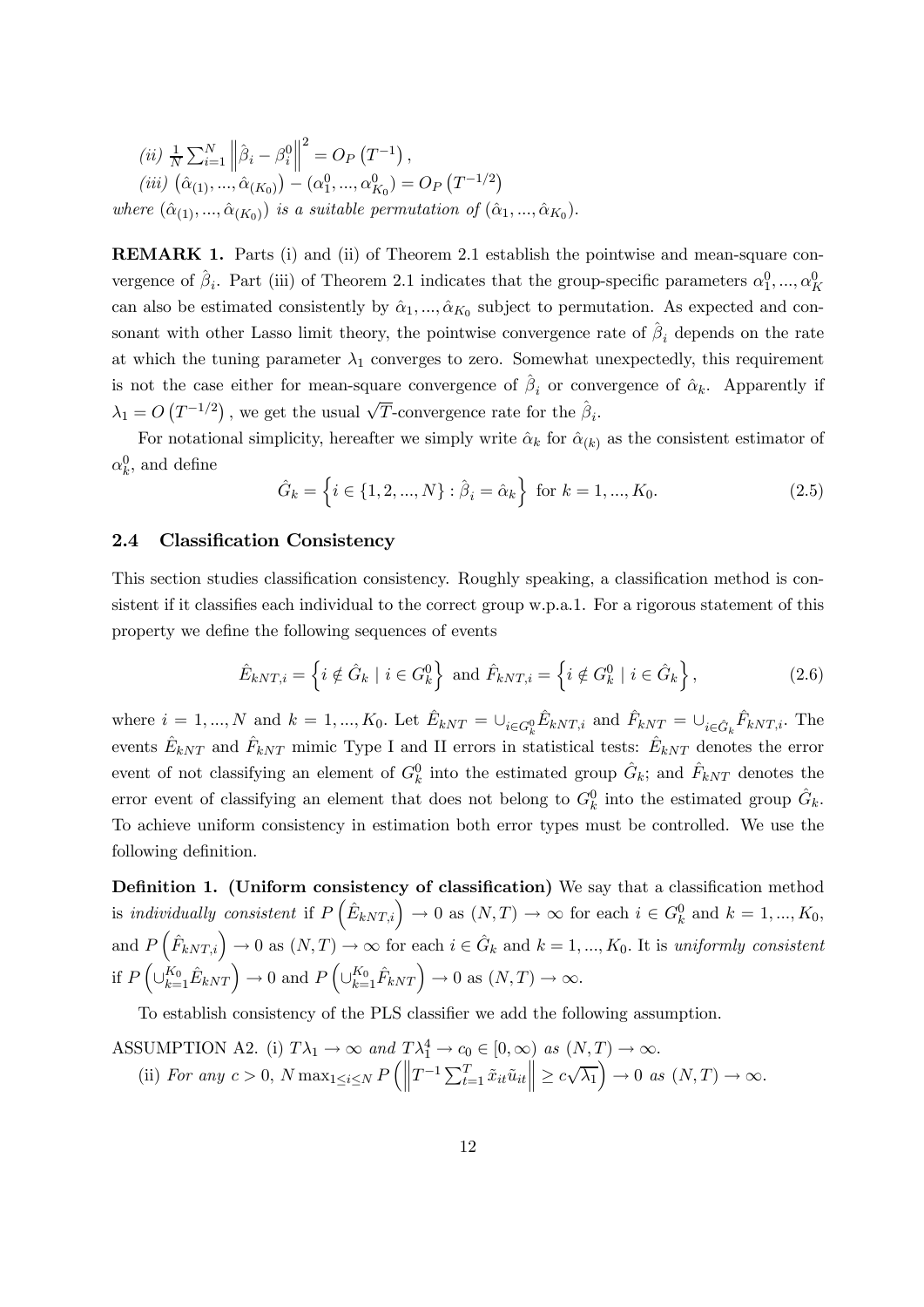*(ii)* $\frac{1}{N}\sum_{i=1}^{N}\left\|\hat{\beta}_i-\beta_i^0\right\|^2=O_P\left(T^{-1}\right)$,

*(iii)* $\left(\hat{\alpha}_{(1)},...,\hat{\alpha}_{(K_0)}\right)-\left(\alpha_1^0,...,\alpha_{K_0}^0\right)=O_P\left(T^{-1/2}\right)$

*where* $\left(\hat{\alpha}_{(1)},...,\hat{\alpha}_{(K_0)}\right)$ *is a suitable permutation of* $\left(\hat{\alpha}_1,...,\hat{\alpha}_{K_0}\right)$.

**REMARK 1.** Parts (i) and (ii) of Theorem 2.1 establish the pointwise and mean-square convergence of $\hat{\beta}_i$. Part (iii) of Theorem 2.1 indicates that the group-specific parameters $\alpha_1^0,...,\alpha_K^0$ can also be estimated consistently by $\hat{\alpha}_1,...,\hat{\alpha}_{K_0}$ subject to permutation. As expected and consonant with other Lasso limit theory, the pointwise convergence rate of $\hat{\beta}_i$ depends on the rate at which the tuning parameter $\lambda_1$ converges to zero. Somewhat unexpectedly, this requirement is not the case either for mean-square convergence of $\hat{\beta}_i$ or convergence of $\hat{\alpha}_k$. Apparently if $\lambda_1=O\left(T^{-1/2}\right)$, we get the usual $\sqrt{T}$-convergence rate for the $\hat{\beta}_i$.

For notational simplicity, hereafter we simply write $\hat{\alpha}_k$ for $\hat{\alpha}_{(k)}$ as the consistent estimator of $\alpha_k^0$, and define

$$\hat{G}_k=\left\{i\in\{1,2,...,N\}:\hat{\beta}_i=\hat{\alpha}_k\right\}\text{ for }k=1,...,K_0. \tag{2.5}$$

## 2.4 Classification Consistency

This section studies classification consistency. Roughly speaking, a classification method is consistent if it classifies each individual to the correct group w.p.a.1. For a rigorous statement of this property we define the following sequences of events

$$\hat{E}_{kNT,i}=\left\{i\notin\hat{G}_k\mid i\in G_k^0\right\}\text{ and }\hat{F}_{kNT,i}=\left\{i\notin G_k^0\mid i\in\hat{G}_k\right\}, \tag{2.6}$$

where $i=1,...,N$ and $k=1,...,K_0$. Let $\hat{E}_{kNT}=\cup_{i\in G_k^0}\hat{E}_{kNT,i}$ and $\hat{F}_{kNT}=\cup_{i\in\hat{G}_k}\hat{F}_{kNT,i}$. The events $\hat{E}_{kNT}$ and $\hat{F}_{kNT}$ mimic Type I and II errors in statistical tests: $\hat{E}_{kNT}$ denotes the error event of not classifying an element of $G_k^0$ into the estimated group $\hat{G}_k$; and $\hat{F}_{kNT}$ denotes the error event of classifying an element that does not belong to $G_k^0$ into the estimated group $\hat{G}_k$. To achieve uniform consistency in estimation both error types must be controlled. We use the following definition.

**Definition 1. (Uniform consistency of classification)** We say that a classification method is *individually consistent* if $P\left(\hat{E}_{kNT,i}\right)\to 0$ as $(N,T)\to\infty$ for each $i\in G_k^0$ and $k=1,...,K_0$, and $P\left(\hat{F}_{kNT,i}\right)\to 0$ as $(N,T)\to\infty$ for each $i\in\hat{G}_k$ and $k=1,...,K_0$. It is *uniformly consistent* if $P\left(\cup_{k=1}^{K_0}\hat{E}_{kNT}\right)\to 0$ and $P\left(\cup_{k=1}^{K_0}\hat{F}_{kNT}\right)\to 0$ as $(N,T)\to\infty$.

To establish consistency of the PLS classifier we add the following assumption.

ASSUMPTION A2. (i) *$T\lambda_1\to\infty$ and $T\lambda_1^4\to c_0\in[0,\infty)$ as $(N,T)\to\infty$.*

(ii) *For any $c>0$, $N\max_{1\le i\le N}P\left(\left\|T^{-1}\sum_{t=1}^{T}\tilde{x}_{it}\tilde{u}_{it}\right\|\ge c\sqrt{\lambda_1}\right)\to 0$ as $(N,T)\to\infty$.*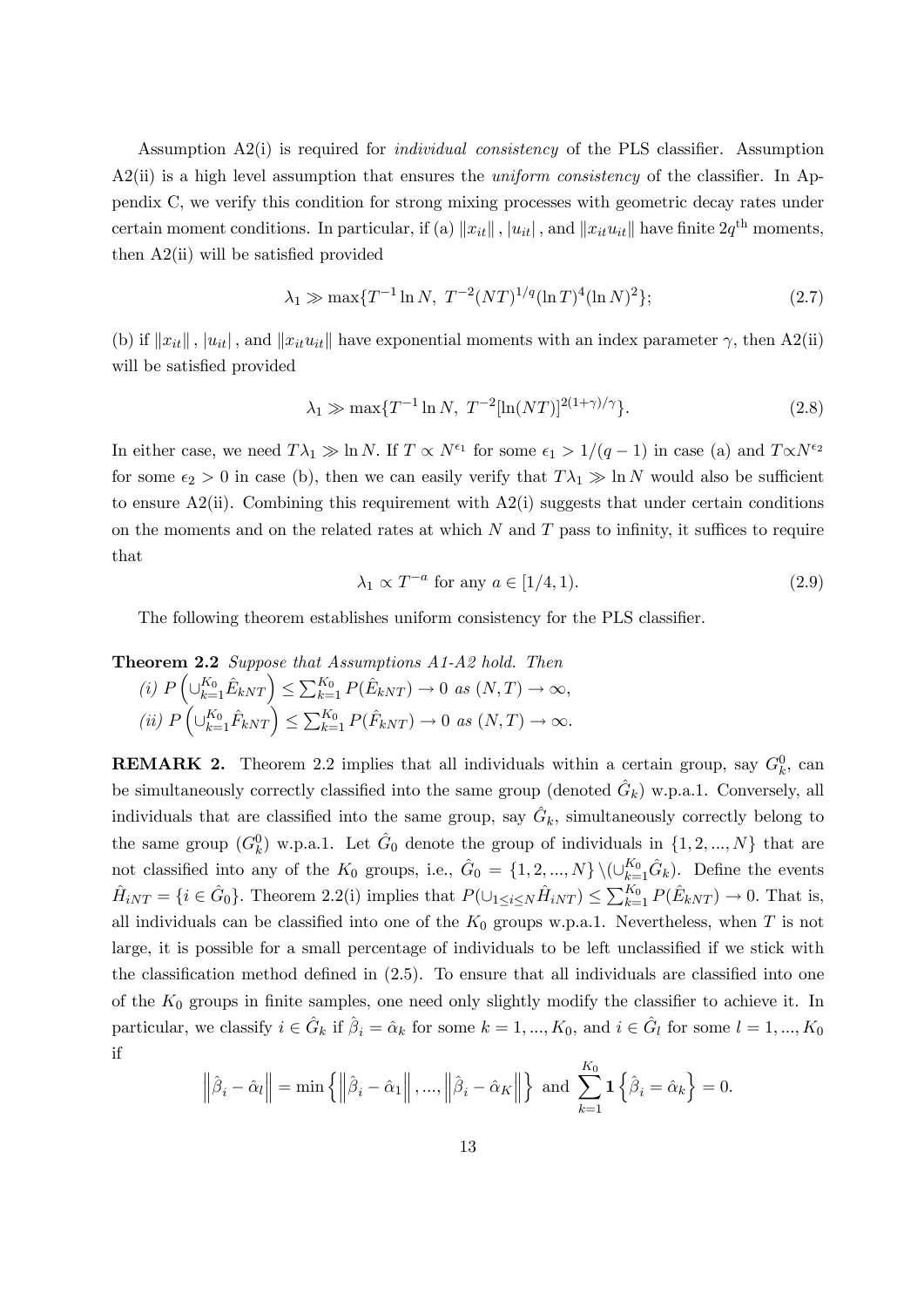Assumption A2(i) is required for *individual consistency* of the PLS classifier. Assumption A2(ii) is a high level assumption that ensures the *uniform consistency* of the classifier. In Appendix C, we verify this condition for strong mixing processes with geometric decay rates under certain moment conditions. In particular, if (a) $\|x_{it}\|, |u_{it}|$, and $\|x_{it}u_{it}\|$ have finite $2q^{\text{th}}$ moments, then A2(ii) will be satisfied provided

$$\lambda_1 \gg \max\{T^{-1}\ln N,\ T^{-2}(NT)^{1/q}(\ln T)^4(\ln N)^2\}; \tag{2.7}$$

(b) if $\|x_{it}\|, |u_{it}|$, and $\|x_{it}u_{it}\|$ have exponential moments with an index parameter $\gamma$, then A2(ii) will be satisfied provided

$$\lambda_1 \gg \max\{T^{-1}\ln N,\ T^{-2}[\ln(NT)]^{2(1+\gamma)/\gamma}\}. \tag{2.8}$$

In either case, we need $T\lambda_1 \gg \ln N$. If $T \propto N^{\epsilon_1}$ for some $\epsilon_1 > 1/(q-1)$ in case (a) and $T \propto N^{\epsilon_2}$ for some $\epsilon_2 > 0$ in case (b), then we can easily verify that $T\lambda_1 \gg \ln N$ would also be sufficient to ensure A2(ii). Combining this requirement with A2(i) suggests that under certain conditions on the moments and on the related rates at which $N$ and $T$ pass to infinity, it suffices to require that

$$\lambda_1 \propto T^{-a} \text{ for any } a \in [1/4, 1). \tag{2.9}$$

The following theorem establishes uniform consistency for the PLS classifier.

**Theorem 2.2** *Suppose that Assumptions A1-A2 hold. Then*

*(i)* $P\left(\cup_{k=1}^{K_0}\hat{E}_{kNT}\right) \leq \sum_{k=1}^{K_0} P(\hat{E}_{kNT}) \to 0$ *as* $(N,T) \to \infty$,

*(ii)* $P\left(\cup_{k=1}^{K_0}\hat{F}_{kNT}\right) \leq \sum_{k=1}^{K_0} P(\hat{F}_{kNT}) \to 0$ *as* $(N,T) \to \infty$.

**REMARK 2.** Theorem 2.2 implies that all individuals within a certain group, say $G_k^0$, can be simultaneously correctly classified into the same group (denoted $\hat{G}_k$) w.p.a.1. Conversely, all individuals that are classified into the same group, say $\hat{G}_k$, simultaneously correctly belong to the same group ($G_k^0$) w.p.a.1. Let $\hat{G}_0$ denote the group of individuals in $\{1, 2, ..., N\}$ that are not classified into any of the $K_0$ groups, i.e., $\hat{G}_0 = \{1, 2, ..., N\} \setminus (\cup_{k=1}^{K_0}\hat{G}_k)$. Define the events $\hat{H}_{iNT} = \{i \in \hat{G}_0\}$. Theorem 2.2(i) implies that $P(\cup_{1\leq i\leq N}\hat{H}_{iNT}) \leq \sum_{k=1}^{K_0} P(\hat{E}_{kNT}) \to 0$. That is, all individuals can be classified into one of the $K_0$ groups w.p.a.1. Nevertheless, when $T$ is not large, it is possible for a small percentage of individuals to be left unclassified if we stick with the classification method defined in (2.5). To ensure that all individuals are classified into one of the $K_0$ groups in finite samples, one need only slightly modify the classifier to achieve it. In particular, we classify $i \in \hat{G}_k$ if $\hat{\beta}_i = \hat{\alpha}_k$ for some $k = 1, ..., K_0$, and $i \in \hat{G}_l$ for some $l = 1, ..., K_0$ if

$$\left\|\hat{\beta}_i - \hat{\alpha}_l\right\| = \min\left\{\left\|\hat{\beta}_i - \hat{\alpha}_1\right\|, ..., \left\|\hat{\beta}_i - \hat{\alpha}_K\right\|\right\} \text{ and } \sum_{k=1}^{K_0} \mathbf{1}\left\{\hat{\beta}_i = \hat{\alpha}_k\right\} = 0.$$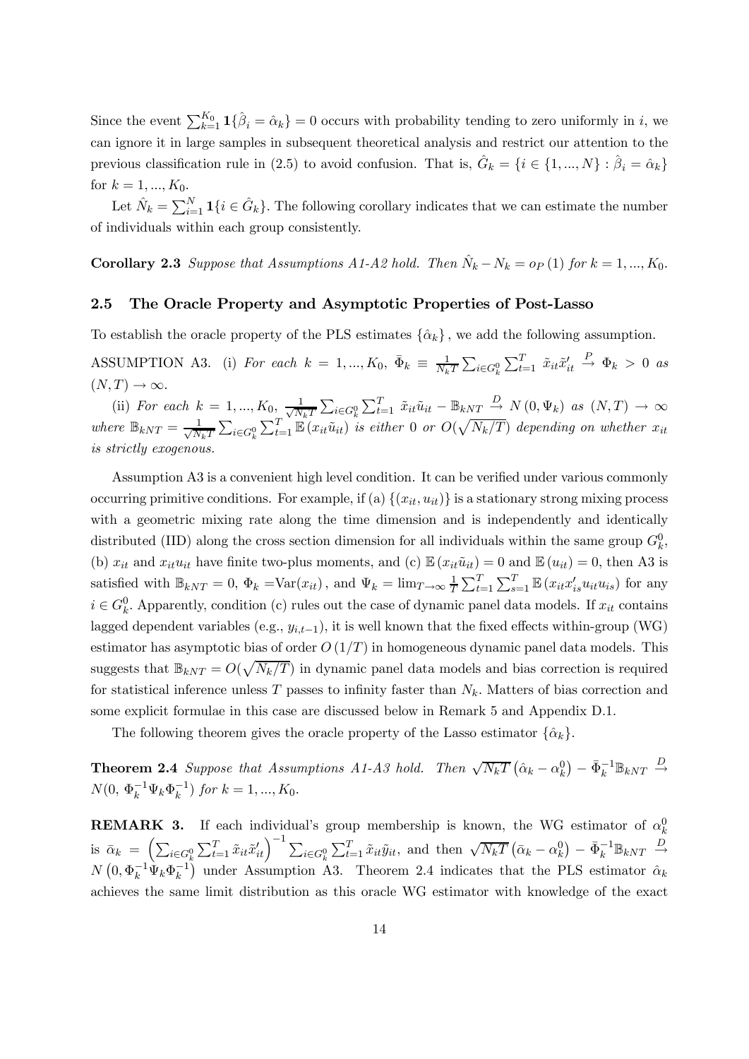Since the event $\sum_{k=1}^{K_0} \mathbf{1}\{\hat{\beta}_i = \hat{\alpha}_k\} = 0$ occurs with probability tending to zero uniformly in $i$, we can ignore it in large samples in subsequent theoretical analysis and restrict our attention to the previous classification rule in (2.5) to avoid confusion. That is, $\hat{G}_k = \{i \in \{1, ..., N\} : \hat{\beta}_i = \hat{\alpha}_k\}$ for $k = 1, ..., K_0$.

Let $\hat{N}_k = \sum_{i=1}^{N} \mathbf{1}\{i \in \hat{G}_k\}$. The following corollary indicates that we can estimate the number of individuals within each group consistently.

**Corollary 2.3** *Suppose that Assumptions A1-A2 hold. Then* $\hat{N}_k - N_k = o_P(1)$ *for* $k = 1, ..., K_0$.

## 2.5 The Oracle Property and Asymptotic Properties of Post-Lasso

To establish the oracle property of the PLS estimates $\{\hat{\alpha}_k\}$, we add the following assumption.

ASSUMPTION A3. (i) *For each* $k = 1, ..., K_0$, $\bar{\Phi}_k \equiv \frac{1}{N_k T} \sum_{i \in G_k^0} \sum_{t=1}^{T} \tilde{x}_{it} \tilde{x}_{it}' \xrightarrow{P} \Phi_k > 0$ *as* $(N, T) \to \infty$.

(ii) *For each* $k = 1, ..., K_0$, $\frac{1}{\sqrt{N_k T}} \sum_{i \in G_k^0} \sum_{t=1}^{T} \tilde{x}_{it} \tilde{u}_{it} - \mathbb{B}_{kNT} \xrightarrow{D} N(0, \Psi_k)$ *as* $(N, T) \to \infty$ *where* $\mathbb{B}_{kNT} = \frac{1}{\sqrt{N_k T}} \sum_{i \in G_k^0} \sum_{t=1}^{T} \mathbb{E}(x_{it} \tilde{u}_{it})$ *is either 0 or* $O(\sqrt{N_k/T})$ *depending on whether* $x_{it}$ *is strictly exogenous.*

Assumption A3 is a convenient high level condition. It can be verified under various commonly occurring primitive conditions. For example, if (a) $\{(x_{it}, u_{it})\}$ is a stationary strong mixing process with a geometric mixing rate along the time dimension and is independently and identically distributed (IID) along the cross section dimension for all individuals within the same group $G_k^0$, (b) $x_{it}$ and $x_{it} u_{it}$ have finite two-plus moments, and (c) $\mathbb{E}(x_{it} \tilde{u}_{it}) = 0$ and $\mathbb{E}(u_{it}) = 0$, then A3 is satisfied with $\mathbb{B}_{kNT} = 0$, $\Phi_k = \text{Var}(x_{it})$, and $\Psi_k = \lim_{T \to \infty} \frac{1}{T} \sum_{t=1}^{T} \sum_{s=1}^{T} \mathbb{E}(x_{it} x_{is}' u_{it} u_{is})$ for any $i \in G_k^0$. Apparently, condition (c) rules out the case of dynamic panel data models. If $x_{it}$ contains lagged dependent variables (e.g., $y_{i,t-1}$), it is well known that the fixed effects within-group (WG) estimator has asymptotic bias of order $O(1/T)$ in homogeneous dynamic panel data models. This suggests that $\mathbb{B}_{kNT} = O(\sqrt{N_k/T})$ in dynamic panel data models and bias correction is required for statistical inference unless $T$ passes to infinity faster than $N_k$. Matters of bias correction and some explicit formulae in this case are discussed below in Remark 5 and Appendix D.1.

The following theorem gives the oracle property of the Lasso estimator $\{\hat{\alpha}_k\}$.

**Theorem 2.4** *Suppose that Assumptions A1-A3 hold. Then* $\sqrt{N_k T}\left(\hat{\alpha}_k - \alpha_k^0\right) - \bar{\Phi}_k^{-1} \mathbb{B}_{kNT} \xrightarrow{D} N(0, \Phi_k^{-1} \Psi_k \Phi_k^{-1})$ *for* $k = 1, ..., K_0$.

**REMARK 3.** If each individual's group membership is known, the WG estimator of $\alpha_k^0$ is $\bar{\alpha}_k = \left(\sum_{i \in G_k^0} \sum_{t=1}^{T} \tilde{x}_{it} \tilde{x}_{it}'\right)^{-1} \sum_{i \in G_k^0} \sum_{t=1}^{T} \tilde{x}_{it} \tilde{y}_{it}$, and then $\sqrt{N_k T}\left(\bar{\alpha}_k - \alpha_k^0\right) - \bar{\Phi}_k^{-1} \mathbb{B}_{kNT} \xrightarrow{D} N\left(0, \Phi_k^{-1} \Psi_k \Phi_k^{-1}\right)$ under Assumption A3. Theorem 2.4 indicates that the PLS estimator $\hat{\alpha}_k$ achieves the same limit distribution as this oracle WG estimator with knowledge of the exact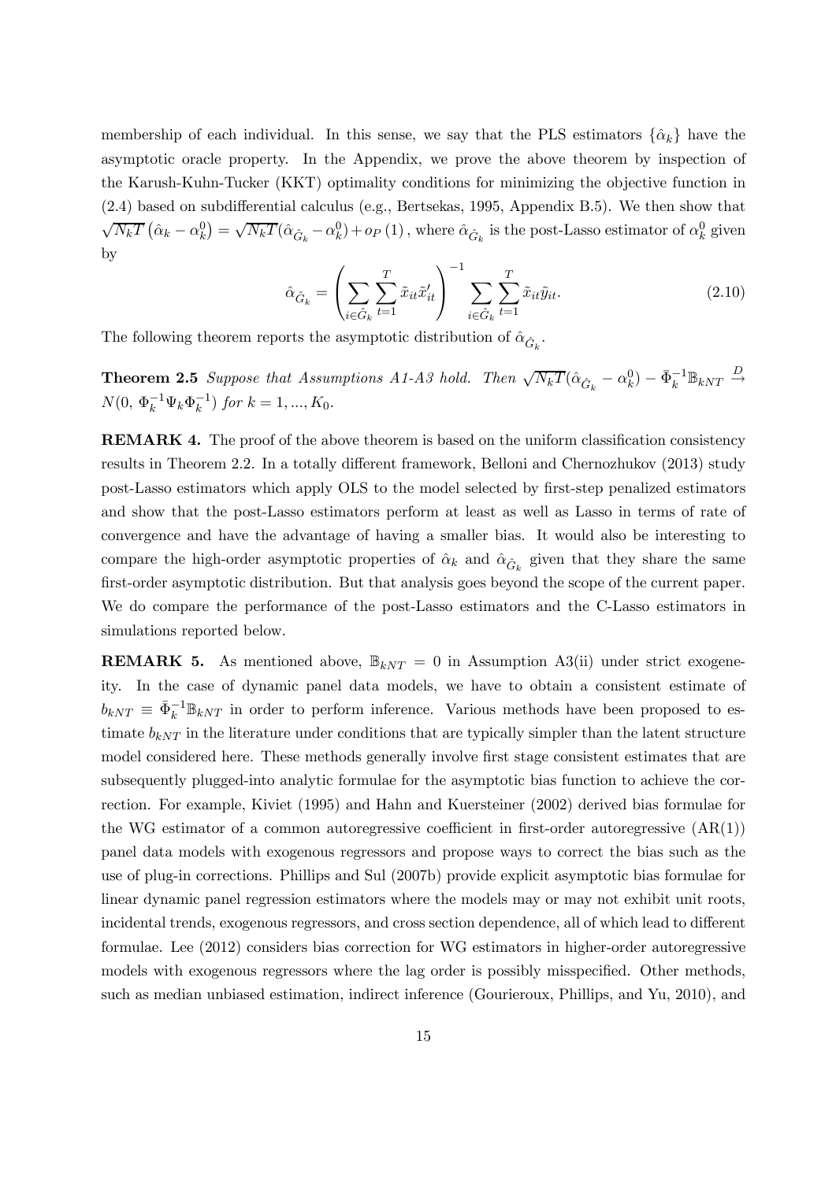membership of each individual. In this sense, we say that the PLS estimators $\{\hat{\alpha}_k\}$ have the asymptotic oracle property. In the Appendix, we prove the above theorem by inspection of the Karush-Kuhn-Tucker (KKT) optimality conditions for minimizing the objective function in (2.4) based on subdifferential calculus (e.g., Bertsekas, 1995, Appendix B.5). We then show that $\sqrt{N_k T}\left(\hat{\alpha}_k - \alpha_k^0\right) = \sqrt{N_k T}(\hat{\alpha}_{\hat{G}_k} - \alpha_k^0) + o_P(1)$, where $\hat{\alpha}_{\hat{G}_k}$ is the post-Lasso estimator of $\alpha_k^0$ given by

$$\hat{\alpha}_{\hat{G}_k} = \left( \sum_{i \in \hat{G}_k} \sum_{t=1}^{T} \tilde{x}_{it} \tilde{x}_{it}' \right)^{-1} \sum_{i \in \hat{G}_k} \sum_{t=1}^{T} \tilde{x}_{it} \tilde{y}_{it}. \tag{2.10}$$

The following theorem reports the asymptotic distribution of $\hat{\alpha}_{\hat{G}_k}$.

**Theorem 2.5** *Suppose that Assumptions A1-A3 hold. Then* $\sqrt{N_k T}(\hat{\alpha}_{\hat{G}_k} - \alpha_k^0) - \bar{\Phi}_k^{-1} \mathbb{B}_{kNT} \xrightarrow{D} N(0,\, \Phi_k^{-1} \Psi_k \Phi_k^{-1})$ *for* $k = 1, ..., K_0$.

**REMARK 4.** The proof of the above theorem is based on the uniform classification consistency results in Theorem 2.2. In a totally different framework, Belloni and Chernozhukov (2013) study post-Lasso estimators which apply OLS to the model selected by first-step penalized estimators and show that the post-Lasso estimators perform at least as well as Lasso in terms of rate of convergence and have the advantage of having a smaller bias. It would also be interesting to compare the high-order asymptotic properties of $\hat{\alpha}_k$ and $\hat{\alpha}_{\hat{G}_k}$ given that they share the same first-order asymptotic distribution. But that analysis goes beyond the scope of the current paper. We do compare the performance of the post-Lasso estimators and the C-Lasso estimators in simulations reported below.

**REMARK 5.** As mentioned above, $\mathbb{B}_{kNT} = 0$ in Assumption A3(ii) under strict exogeneity. In the case of dynamic panel data models, we have to obtain a consistent estimate of $b_{kNT} \equiv \bar{\Phi}_k^{-1} \mathbb{B}_{kNT}$ in order to perform inference. Various methods have been proposed to estimate $b_{kNT}$ in the literature under conditions that are typically simpler than the latent structure model considered here. These methods generally involve first stage consistent estimates that are subsequently plugged-into analytic formulae for the asymptotic bias function to achieve the correction. For example, Kiviet (1995) and Hahn and Kuersteiner (2002) derived bias formulae for the WG estimator of a common autoregressive coefficient in first-order autoregressive (AR(1)) panel data models with exogenous regressors and propose ways to correct the bias such as the use of plug-in corrections. Phillips and Sul (2007b) provide explicit asymptotic bias formulae for linear dynamic panel regression estimators where the models may or may not exhibit unit roots, incidental trends, exogenous regressors, and cross section dependence, all of which lead to different formulae. Lee (2012) considers bias correction for WG estimators in higher-order autoregressive models with exogenous regressors where the lag order is possibly misspecified. Other methods, such as median unbiased estimation, indirect inference (Gourieroux, Phillips, and Yu, 2010), and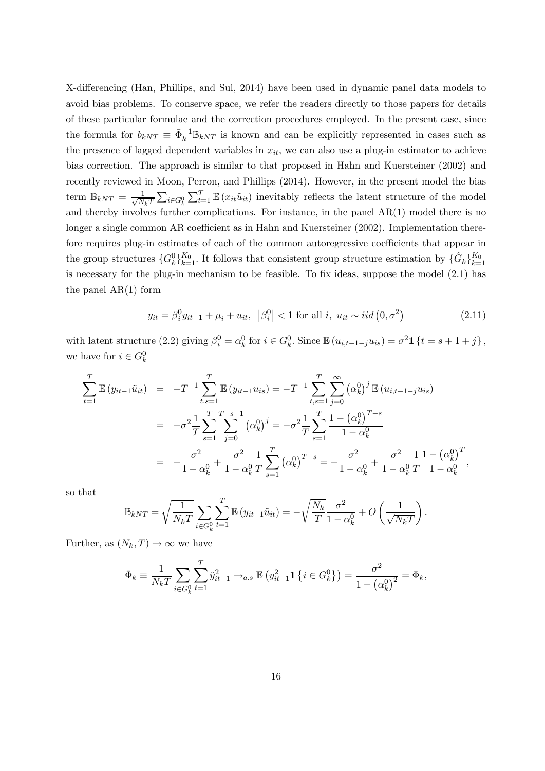X-differencing (Han, Phillips, and Sul, 2014) have been used in dynamic panel data models to avoid bias problems. To conserve space, we refer the readers directly to those papers for details of these particular formulae and the correction procedures employed. In the present case, since the formula for $b_{kNT} \equiv \bar{\Phi}_k^{-1}\mathbb{B}_{kNT}$ is known and can be explicitly represented in cases such as the presence of lagged dependent variables in $x_{it}$, we can also use a plug-in estimator to achieve bias correction. The approach is similar to that proposed in Hahn and Kuersteiner (2002) and recently reviewed in Moon, Perron, and Phillips (2014). However, in the present model the bias term $\mathbb{B}_{kNT} = \frac{1}{\sqrt{N_k T}} \sum_{i \in G_k^0} \sum_{t=1}^T \mathbb{E}\left(x_{it}\tilde{u}_{it}\right)$ inevitably reflects the latent structure of the model and thereby involves further complications. For instance, in the panel AR(1) model there is no longer a single common AR coefficient as in Hahn and Kuersteiner (2002). Implementation therefore requires plug-in estimates of each of the common autoregressive coefficients that appear in the group structures $\{G_k^0\}_{k=1}^{K_0}$. It follows that consistent group structure estimation by $\{\hat{G}_k\}_{k=1}^{K_0}$ is necessary for the plug-in mechanism to be feasible. To fix ideas, suppose the model (2.1) has the panel AR(1) form

$$y_{it} = \beta_i^0 y_{it-1} + \mu_i + u_{it}, \ \ \left|\beta_i^0\right| < 1 \text{ for all } i, \ u_{it} \sim iid\left(0, \sigma^2\right) \tag{2.11}$$

with latent structure (2.2) giving $\beta_i^0 = \alpha_k^0$ for $i \in G_k^0$. Since $\mathbb{E}\left(u_{i,t-1-j}u_{is}\right) = \sigma^2 \mathbf{1}\left\{t = s+1+j\right\}$, we have for $i \in G_k^0$

$$\begin{aligned}
\sum_{t=1}^T \mathbb{E}\left(y_{it-1}\tilde{u}_{it}\right) &= -T^{-1}\sum_{t,s=1}^T \mathbb{E}\left(y_{it-1}u_{is}\right) = -T^{-1}\sum_{t,s=1}^T \sum_{j=0}^\infty \left(\alpha_k^0\right)^j \mathbb{E}\left(u_{i,t-1-j}u_{is}\right) \\
&= -\sigma^2 \frac{1}{T}\sum_{s=1}^T \sum_{j=0}^{T-s-1}\left(\alpha_k^0\right)^j = -\sigma^2 \frac{1}{T}\sum_{s=1}^T \frac{1-\left(\alpha_k^0\right)^{T-s}}{1-\alpha_k^0} \\
&= -\frac{\sigma^2}{1-\alpha_k^0} + \frac{\sigma^2}{1-\alpha_k^0}\frac{1}{T}\sum_{s=1}^T \left(\alpha_k^0\right)^{T-s} = -\frac{\sigma^2}{1-\alpha_k^0} + \frac{\sigma^2}{1-\alpha_k^0}\frac{1}{T}\frac{1-\left(\alpha_k^0\right)^T}{1-\alpha_k^0},
\end{aligned}$$

so that

$$\mathbb{B}_{kNT} = \sqrt{\frac{1}{N_k T}} \sum_{i \in G_k^0} \sum_{t=1}^T \mathbb{E}\left(y_{it-1}\tilde{u}_{it}\right) = -\sqrt{\frac{N_k}{T}}\frac{\sigma^2}{1-\alpha_k^0} + O\left(\frac{1}{\sqrt{N_k T}}\right).$$

Further, as $(N_k, T) \to \infty$ we have

$$\bar{\Phi}_k \equiv \frac{1}{N_k T}\sum_{i \in G_k^0}\sum_{t=1}^T \tilde{y}_{it-1}^2 \to_{a.s} \mathbb{E}\left(y_{it-1}^2 \mathbf{1}\left\{i \in G_k^0\right\}\right) = \frac{\sigma^2}{1-\left(\alpha_k^0\right)^2} = \Phi_k,$$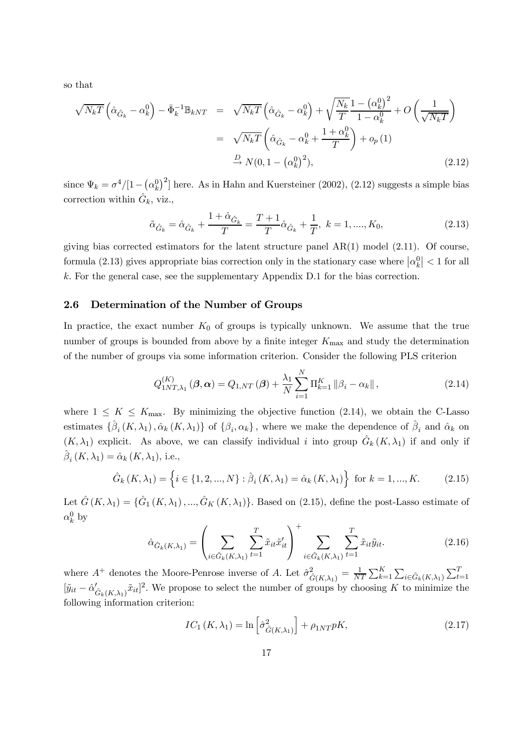so that

$$
\begin{aligned}
\sqrt{N_kT}\left(\hat{\alpha}_{\hat{G}_k}-\alpha_k^0\right)-\bar{\Phi}_k^{-1}\mathbb{B}_{kNT} &= \sqrt{N_kT}\left(\hat{\alpha}_{\hat{G}_k}-\alpha_k^0\right)+\sqrt{\frac{N_k}{T}}\frac{1-\left(\alpha_k^0\right)^2}{1-\alpha_k^0}+O\left(\frac{1}{\sqrt{N_kT}}\right) \\
&= \sqrt{N_kT}\left(\hat{\alpha}_{\hat{G}_k}-\alpha_k^0+\frac{1+\alpha_k^0}{T}\right)+o_p(1) \\
&\xrightarrow{D} N(0,1-\left(\alpha_k^0\right)^2), \qquad (2.12)
\end{aligned}
$$

since $\Psi_k=\sigma^4/[1-\left(\alpha_k^0\right)^2]$ here. As in Hahn and Kuersteiner (2002), (2.12) suggests a simple bias correction within $\hat{G}_k$, viz.,

$$
\tilde{\alpha}_{\hat{G}_k}=\hat{\alpha}_{\hat{G}_k}+\frac{1+\hat{\alpha}_{\hat{G}_k}}{T}=\frac{T+1}{T}\hat{\alpha}_{\hat{G}_k}+\frac{1}{T},\ k=1,....,K_0, \qquad (2.13)
$$

giving bias corrected estimators for the latent structure panel AR(1) model (2.11). Of course, formula (2.13) gives appropriate bias correction only in the stationary case where $\left|\alpha_k^0\right|<1$ for all $k$. For the general case, see the supplementary Appendix D.1 for the bias correction.

## 2.6 Determination of the Number of Groups

In practice, the exact number $K_0$ of groups is typically unknown. We assume that the true number of groups is bounded from above by a finite integer $K_{\max}$ and study the determination of the number of groups via some information criterion. Consider the following PLS criterion

$$
Q_{1NT,\lambda_1}^{(K)}(\boldsymbol{\beta},\boldsymbol{\alpha})=Q_{1,NT}(\boldsymbol{\beta})+\frac{\lambda_1}{N}\sum_{i=1}^{N}\Pi_{k=1}^{K}\|\beta_i-\alpha_k\|, \qquad (2.14)
$$

where $1\leq K\leq K_{\max}$. By minimizing the objective function (2.14), we obtain the C-Lasso estimates $\{\hat{\beta}_i(K,\lambda_1),\hat{\alpha}_k(K,\lambda_1)\}$ of $\{\beta_i,\alpha_k\}$, where we make the dependence of $\hat{\beta}_i$ and $\hat{\alpha}_k$ on $(K,\lambda_1)$ explicit. As above, we can classify individual $i$ into group $\hat{G}_k(K,\lambda_1)$ if and only if $\hat{\beta}_i(K,\lambda_1)=\hat{\alpha}_k(K,\lambda_1)$, i.e.,

$$
\hat{G}_k(K,\lambda_1)=\left\{i\in\{1,2,...,N\}:\hat{\beta}_i(K,\lambda_1)=\hat{\alpha}_k(K,\lambda_1)\right\}\ \text{for}\ k=1,...,K. \qquad (2.15)
$$

Let $\hat{G}(K,\lambda_1)=\{\hat{G}_1(K,\lambda_1),...,\hat{G}_K(K,\lambda_1)\}$. Based on (2.15), define the post-Lasso estimate of $\alpha_k^0$ by

$$
\hat{\alpha}_{\hat{G}_k(K,\lambda_1)}=\left(\sum_{i\in\hat{G}_k(K,\lambda_1)}\sum_{t=1}^{T}\tilde{x}_{it}\tilde{x}_{it}'\right)^{+}\sum_{i\in\hat{G}_k(K,\lambda_1)}\sum_{t=1}^{T}\tilde{x}_{it}\tilde{y}_{it}. \qquad (2.16)
$$

where $A^{+}$ denotes the Moore-Penrose inverse of $A$. Let $\hat{\sigma}^2_{\hat{G}(K,\lambda_1)}=\frac{1}{NT}\sum_{k=1}^{K}\sum_{i\in\hat{G}_k(K,\lambda_1)}\sum_{t=1}^{T}[\tilde{y}_{it}-\hat{\alpha}'_{\hat{G}_k(K,\lambda_1)}\tilde{x}_{it}]^2$. We propose to select the number of groups by choosing $K$ to minimize the following information criterion:

$$
IC_1(K,\lambda_1)=\ln\left[\hat{\sigma}^2_{\hat{G}(K,\lambda_1)}\right]+\rho_{1NT}pK, \qquad (2.17)
$$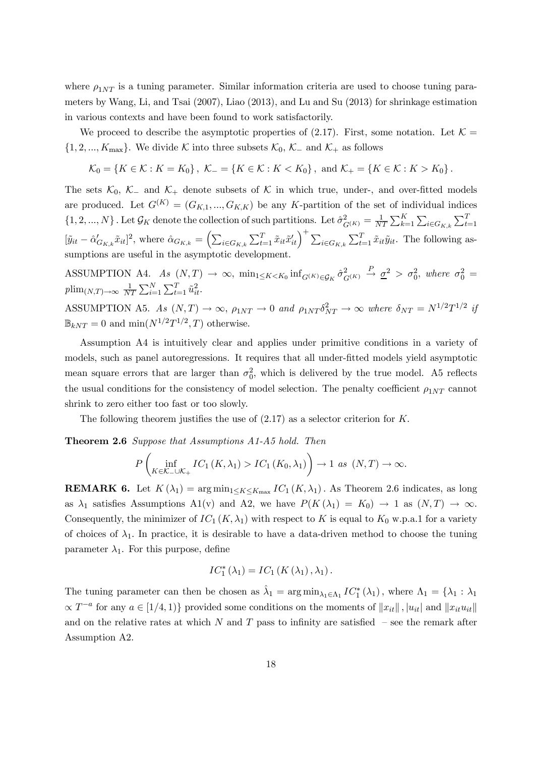where $\rho_{1NT}$ is a tuning parameter. Similar information criteria are used to choose tuning parameters by Wang, Li, and Tsai (2007), Liao (2013), and Lu and Su (2013) for shrinkage estimation in various contexts and have been found to work satisfactorily.

We proceed to describe the asymptotic properties of (2.17). First, some notation. Let $\mathcal{K} = \{1, 2, ..., K_{\max}\}$. We divide $\mathcal{K}$ into three subsets $\mathcal{K}_0$, $\mathcal{K}_-$ and $\mathcal{K}_+$ as follows

$$\mathcal{K}_0 = \{K \in \mathcal{K} : K = K_0\}, \ \mathcal{K}_- = \{K \in \mathcal{K} : K < K_0\}, \text{ and } \mathcal{K}_+ = \{K \in \mathcal{K} : K > K_0\}.$$

The sets $\mathcal{K}_0$, $\mathcal{K}_-$ and $\mathcal{K}_+$ denote subsets of $\mathcal{K}$ in which true, under-, and over-fitted models are produced. Let $G^{(K)} = (G_{K,1}, ..., G_{K,K})$ be any $K$-partition of the set of individual indices $\{1, 2, ..., N\}$. Let $\mathcal{G}_K$ denote the collection of such partitions. Let $\hat{\sigma}^2_{G^{(K)}} = \frac{1}{NT}\sum_{k=1}^{K}\sum_{i\in G_{K,k}}\sum_{t=1}^{T}[\tilde{y}_{it} - \hat{\alpha}'_{G_{K,k}}\tilde{x}_{it}]^2$, where $\hat{\alpha}_{G_{K,k}} = \left(\sum_{i\in G_{K,k}}\sum_{t=1}^{T}\tilde{x}_{it}\tilde{x}'_{it}\right)^{+}\sum_{i\in G_{K,k}}\sum_{t=1}^{T}\tilde{x}_{it}\tilde{y}_{it}$. The following assumptions are useful in the asymptotic development.

ASSUMPTION A4. *As* $(N, T) \to \infty$, $\min_{1\leq K<K_0}\inf_{G^{(K)}\in\mathcal{G}_K}\hat{\sigma}^2_{G^{(K)}} \xrightarrow{P} \underline{\sigma}^2 > \sigma_0^2$, *where* $\sigma_0^2 = \operatorname{plim}_{(N,T)\to\infty}\frac{1}{NT}\sum_{i=1}^{N}\sum_{t=1}^{T}\tilde{u}^2_{it}$.

ASSUMPTION A5. *As* $(N, T) \to \infty$, $\rho_{1NT} \to 0$ *and* $\rho_{1NT}\delta^2_{NT} \to \infty$ *where* $\delta_{NT} = N^{1/2}T^{1/2}$ *if* $\mathbb{B}_{kNT} = 0$ and $\min(N^{1/2}T^{1/2}, T)$ otherwise.

Assumption A4 is intuitively clear and applies under primitive conditions in a variety of models, such as panel autoregressions. It requires that all under-fitted models yield asymptotic mean square errors that are larger than $\sigma_0^2$, which is delivered by the true model. A5 reflects the usual conditions for the consistency of model selection. The penalty coefficient $\rho_{1NT}$ cannot shrink to zero either too fast or too slowly.

The following theorem justifies the use of (2.17) as a selector criterion for $K$.

**Theorem 2.6** *Suppose that Assumptions A1-A5 hold. Then*

$$P\left(\inf_{K\in\mathcal{K}_-\cup\mathcal{K}_+} IC_1(K, \lambda_1) > IC_1(K_0, \lambda_1)\right) \to 1 \text{ as } (N, T) \to \infty.$$

**REMARK 6.** Let $K(\lambda_1) = \arg\min_{1\leq K\leq K_{\max}} IC_1(K, \lambda_1)$. As Theorem 2.6 indicates, as long as $\lambda_1$ satisfies Assumptions A1(v) and A2, we have $P(K(\lambda_1) = K_0) \to 1$ as $(N, T) \to \infty$. Consequently, the minimizer of $IC_1(K, \lambda_1)$ with respect to $K$ is equal to $K_0$ w.p.a.1 for a variety of choices of $\lambda_1$. In practice, it is desirable to have a data-driven method to choose the tuning parameter $\lambda_1$. For this purpose, define

$$IC_1^*(\lambda_1) = IC_1(K(\lambda_1), \lambda_1).$$

The tuning parameter can then be chosen as $\hat{\lambda}_1 = \arg\min_{\lambda_1\in\Lambda_1} IC_1^*(\lambda_1)$, where $\Lambda_1 = \{\lambda_1 : \lambda_1 \propto T^{-a}$ for any $a \in [1/4, 1)\}$ provided some conditions on the moments of $\|x_{it}\|$, $|u_{it}|$ and $\|x_{it}u_{it}\|$ and on the relative rates at which $N$ and $T$ pass to infinity are satisfied – see the remark after Assumption A2.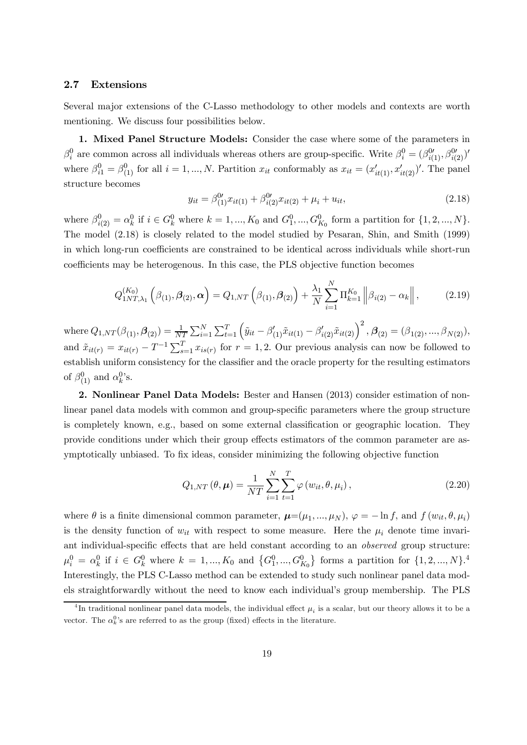### 2.7 Extensions

Several major extensions of the C-Lasso methodology to other models and contexts are worth mentioning. We discuss four possibilities below.

**1. Mixed Panel Structure Models:** Consider the case where some of the parameters in $\beta_i^0$ are common across all individuals whereas others are group-specific. Write $\beta_i^0 = (\beta_{i(1)}^{0\prime}, \beta_{i(2)}^{0\prime})'$ where $\beta_{i1}^0 = \beta_{(1)}^0$ for all $i = 1, ..., N$. Partition $x_{it}$ conformably as $x_{it} = (x_{it(1)}', x_{it(2)}')'$. The panel structure becomes

$$y_{it} = \beta_{(1)}^{0\prime} x_{it(1)} + \beta_{i(2)}^{0\prime} x_{it(2)} + \mu_i + u_{it}, \tag{2.18}$$

where $\beta_{i(2)}^0 = \alpha_k^0$ if $i \in G_k^0$ where $k = 1, ..., K_0$ and $G_1^0, ..., G_{K_0}^0$ form a partition for $\{1, 2, ..., N\}$. The model (2.18) is closely related to the model studied by Pesaran, Shin, and Smith (1999) in which long-run coefficients are constrained to be identical across individuals while short-run coefficients may be heterogenous. In this case, the PLS objective function becomes

$$Q_{1NT,\lambda_1}^{(K_0)}\left(\beta_{(1)}, \boldsymbol{\beta}_{(2)}, \boldsymbol{\alpha}\right) = Q_{1,NT}\left(\beta_{(1)}, \boldsymbol{\beta}_{(2)}\right) + \frac{\lambda_1}{N}\sum_{i=1}^{N} \Pi_{k=1}^{K_0} \left\|\beta_{i(2)} - \alpha_k\right\|, \tag{2.19}$$

where $Q_{1,NT}(\beta_{(1)}, \boldsymbol{\beta}_{(2)}) = \frac{1}{NT}\sum_{i=1}^{N}\sum_{t=1}^{T}\left(\tilde{y}_{it} - \beta_{(1)}'\tilde{x}_{it(1)} - \beta_{i(2)}'\tilde{x}_{it(2)}\right)^2$, $\boldsymbol{\beta}_{(2)} = (\beta_{1(2)}, ..., \beta_{N(2)})$, and $\tilde{x}_{it(r)} = x_{it(r)} - T^{-1}\sum_{s=1}^{T} x_{is(r)}$ for $r = 1, 2$. Our previous analysis can now be followed to establish uniform consistency for the classifier and the oracle property for the resulting estimators of $\beta_{(1)}^0$ and $\alpha_k^0$'s.

**2. Nonlinear Panel Data Models:** Bester and Hansen (2013) consider estimation of nonlinear panel data models with common and group-specific parameters where the group structure is completely known, e.g., based on some external classification or geographic location. They provide conditions under which their group effects estimators of the common parameter are asymptotically unbiased. To fix ideas, consider minimizing the following objective function

$$Q_{1,NT}(\theta, \boldsymbol{\mu}) = \frac{1}{NT}\sum_{i=1}^{N}\sum_{t=1}^{T} \varphi(w_{it}, \theta, \mu_i), \tag{2.20}$$

where $\theta$ is a finite dimensional common parameter, $\boldsymbol{\mu} = (\mu_1, ..., \mu_N)$, $\varphi = -\ln f$, and $f(w_{it}, \theta, \mu_i)$ is the density function of $w_{it}$ with respect to some measure. Here the $\mu_i$ denote time invariant individual-specific effects that are held constant according to an *observed* group structure: $\mu_i^0 = \alpha_k^0$ if $i \in G_k^0$ where $k = 1, ..., K_0$ and $\{G_1^0, ..., G_{K_0}^0\}$ forms a partition for $\{1, 2, ..., N\}$.[4] Interestingly, the PLS C-Lasso method can be extended to study such nonlinear panel data models straightforwardly without the need to know each individual's group membership. The PLS

[4] In traditional nonlinear panel data models, the individual effect $\mu_i$ is a scalar, but our theory allows it to be a vector. The $\alpha_k^0$'s are referred to as the group (fixed) effects in the literature.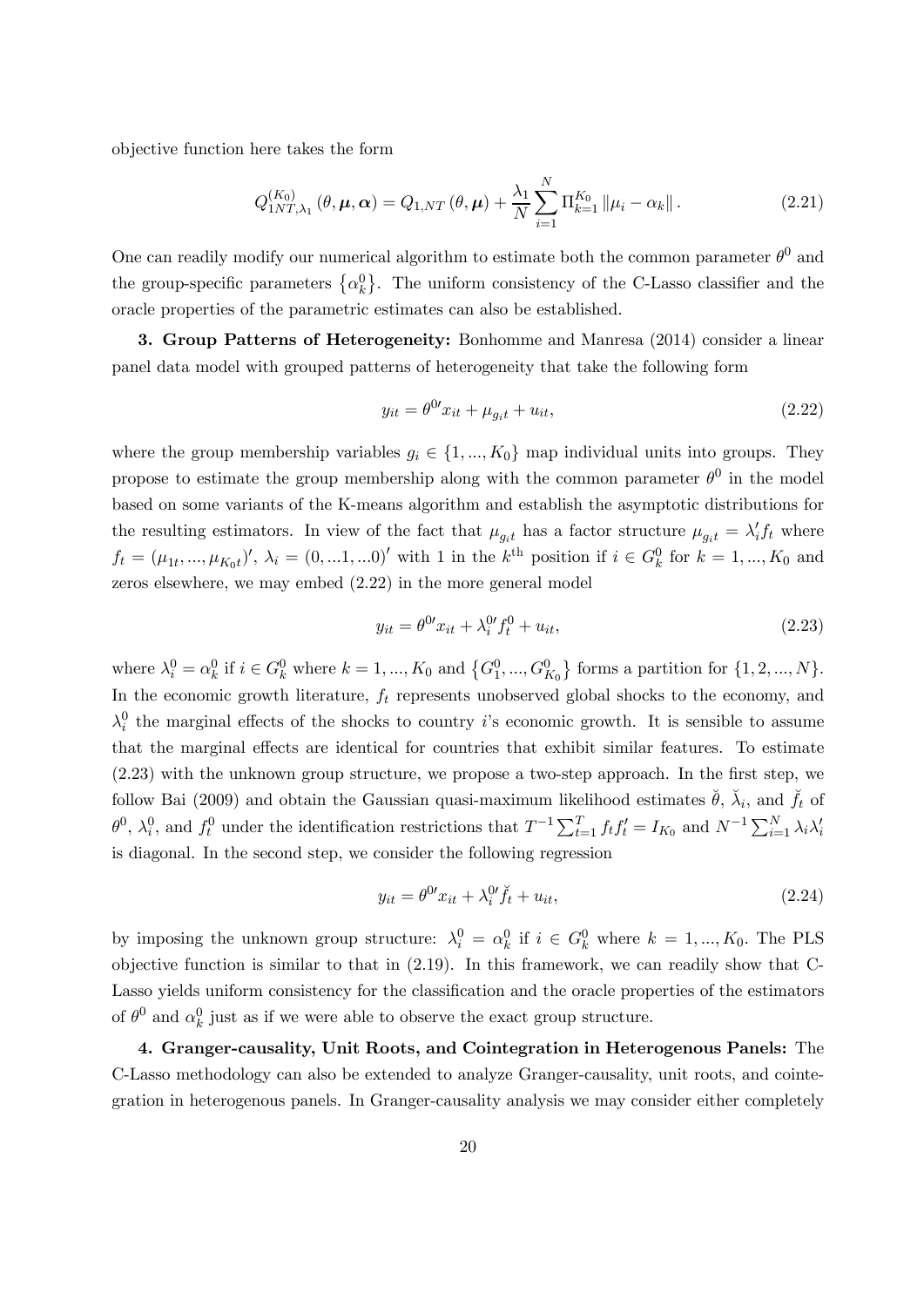objective function here takes the form

$$Q_{1NT,\lambda_1}^{(K_0)}(\theta, \boldsymbol{\mu}, \boldsymbol{\alpha}) = Q_{1,NT}(\theta, \boldsymbol{\mu}) + \frac{\lambda_1}{N} \sum_{i=1}^{N} \Pi_{k=1}^{K_0} \|\mu_i - \alpha_k\|. \tag{2.21}$$

One can readily modify our numerical algorithm to estimate both the common parameter $\theta^0$ and the group-specific parameters $\{\alpha_k^0\}$. The uniform consistency of the C-Lasso classifier and the oracle properties of the parametric estimates can also be established.

**3. Group Patterns of Heterogeneity:** Bonhomme and Manresa (2014) consider a linear panel data model with grouped patterns of heterogeneity that take the following form

$$y_{it} = \theta^{0\prime} x_{it} + \mu_{g_i t} + u_{it}, \tag{2.22}$$

where the group membership variables $g_i \in \{1, ..., K_0\}$ map individual units into groups. They propose to estimate the group membership along with the common parameter $\theta^0$ in the model based on some variants of the K-means algorithm and establish the asymptotic distributions for the resulting estimators. In view of the fact that $\mu_{g_i t}$ has a factor structure $\mu_{g_i t} = \lambda_i' f_t$ where $f_t = (\mu_{1t}, ..., \mu_{K_0 t})'$, $\lambda_i = (0, ...1, ...0)'$ with 1 in the $k^{\text{th}}$ position if $i \in G_k^0$ for $k = 1, ..., K_0$ and zeros elsewhere, we may embed (2.22) in the more general model

$$y_{it} = \theta^{0\prime} x_{it} + \lambda_i^{0\prime} f_t^0 + u_{it}, \tag{2.23}$$

where $\lambda_i^0 = \alpha_k^0$ if $i \in G_k^0$ where $k = 1, ..., K_0$ and $\{G_1^0, ..., G_{K_0}^0\}$ forms a partition for $\{1, 2, ..., N\}$. In the economic growth literature, $f_t$ represents unobserved global shocks to the economy, and $\lambda_i^0$ the marginal effects of the shocks to country $i$'s economic growth. It is sensible to assume that the marginal effects are identical for countries that exhibit similar features. To estimate (2.23) with the unknown group structure, we propose a two-step approach. In the first step, we follow Bai (2009) and obtain the Gaussian quasi-maximum likelihood estimates $\breve{\theta}$, $\breve{\lambda}_i$, and $\breve{f}_t$ of $\theta^0$, $\lambda_i^0$, and $f_t^0$ under the identification restrictions that $T^{-1} \sum_{t=1}^{T} f_t f_t' = I_{K_0}$ and $N^{-1} \sum_{i=1}^{N} \lambda_i \lambda_i'$ is diagonal. In the second step, we consider the following regression

$$y_{it} = \theta^{0\prime} x_{it} + \lambda_i^{0\prime} \breve{f}_t + u_{it}, \tag{2.24}$$

by imposing the unknown group structure: $\lambda_i^0 = \alpha_k^0$ if $i \in G_k^0$ where $k = 1, ..., K_0$. The PLS objective function is similar to that in (2.19). In this framework, we can readily show that C-Lasso yields uniform consistency for the classification and the oracle properties of the estimators of $\theta^0$ and $\alpha_k^0$ just as if we were able to observe the exact group structure.

**4. Granger-causality, Unit Roots, and Cointegration in Heterogenous Panels:** The C-Lasso methodology can also be extended to analyze Granger-causality, unit roots, and cointegration in heterogenous panels. In Granger-causality analysis we may consider either completely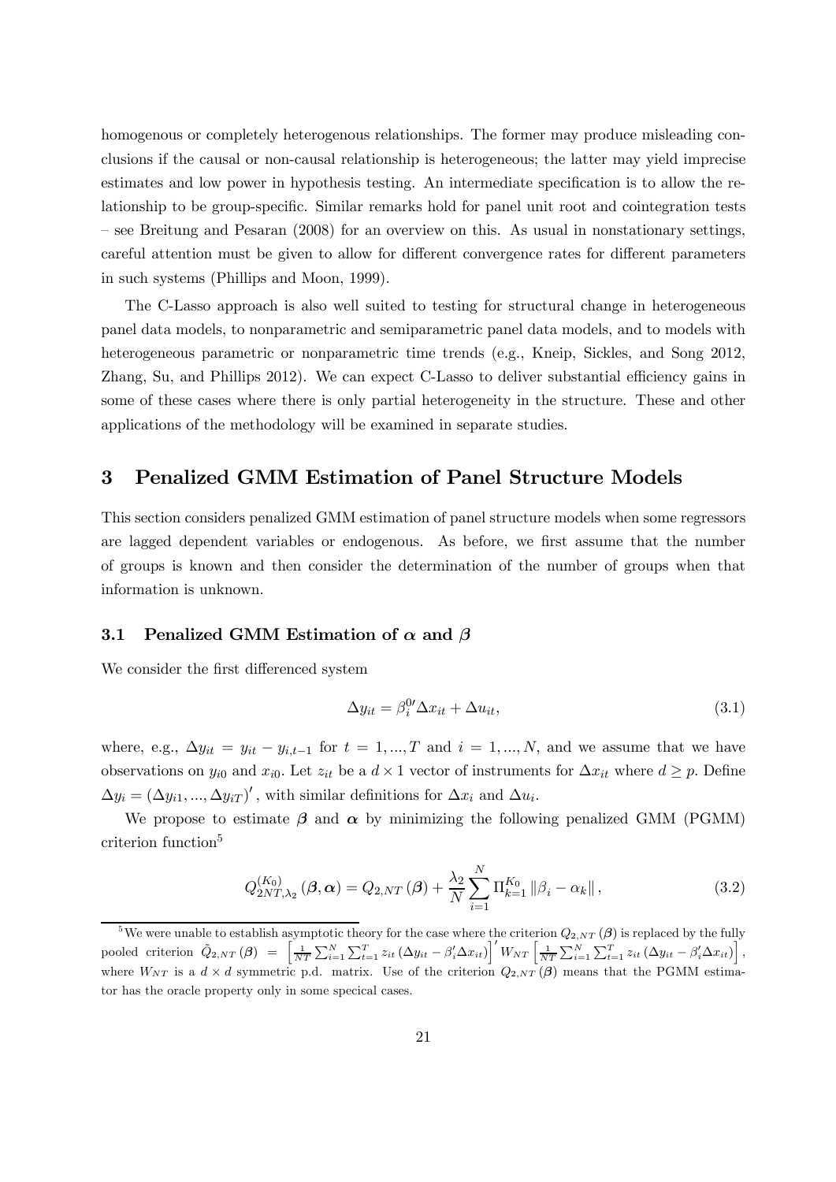homogenous or completely heterogenous relationships. The former may produce misleading conclusions if the causal or non-causal relationship is heterogeneous; the latter may yield imprecise estimates and low power in hypothesis testing. An intermediate specification is to allow the relationship to be group-specific. Similar remarks hold for panel unit root and cointegration tests – see Breitung and Pesaran (2008) for an overview on this. As usual in nonstationary settings, careful attention must be given to allow for different convergence rates for different parameters in such systems (Phillips and Moon, 1999).

The C-Lasso approach is also well suited to testing for structural change in heterogeneous panel data models, to nonparametric and semiparametric panel data models, and to models with heterogeneous parametric or nonparametric time trends (e.g., Kneip, Sickles, and Song 2012, Zhang, Su, and Phillips 2012). We can expect C-Lasso to deliver substantial efficiency gains in some of these cases where there is only partial heterogeneity in the structure. These and other applications of the methodology will be examined in separate studies.

# 3 Penalized GMM Estimation of Panel Structure Models

This section considers penalized GMM estimation of panel structure models when some regressors are lagged dependent variables or endogenous. As before, we first assume that the number of groups is known and then consider the determination of the number of groups when that information is unknown.

## 3.1 Penalized GMM Estimation of $\boldsymbol{\alpha}$ and $\boldsymbol{\beta}$

We consider the first differenced system

$$\Delta y_{it} = \beta_i^{0\prime} \Delta x_{it} + \Delta u_{it}, \tag{3.1}$$

where, e.g., $\Delta y_{it} = y_{it} - y_{i,t-1}$ for $t = 1, ..., T$ and $i = 1, ..., N$, and we assume that we have observations on $y_{i0}$ and $x_{i0}$. Let $z_{it}$ be a $d \times 1$ vector of instruments for $\Delta x_{it}$ where $d \geq p$. Define $\Delta y_i = (\Delta y_{i1}, ..., \Delta y_{iT})'$, with similar definitions for $\Delta x_i$ and $\Delta u_i$.

We propose to estimate $\boldsymbol{\beta}$ and $\boldsymbol{\alpha}$ by minimizing the following penalized GMM (PGMM) criterion function[5]

$$Q_{2NT,\lambda_2}^{(K_0)}(\boldsymbol{\beta}, \boldsymbol{\alpha}) = Q_{2,NT}(\boldsymbol{\beta}) + \frac{\lambda_2}{N} \sum_{i=1}^{N} \Pi_{k=1}^{K_0} \|\beta_i - \alpha_k\|, \tag{3.2}$$

[5] We were unable to establish asymptotic theory for the case where the criterion $Q_{2,NT}(\boldsymbol{\beta})$ is replaced by the fully pooled criterion $\tilde{Q}_{2,NT}(\boldsymbol{\beta}) = \left[\frac{1}{NT}\sum_{i=1}^{N}\sum_{t=1}^{T} z_{it}(\Delta y_{it} - \beta_i' \Delta x_{it})\right]' W_{NT} \left[\frac{1}{NT}\sum_{i=1}^{N}\sum_{t=1}^{T} z_{it}(\Delta y_{it} - \beta_i' \Delta x_{it})\right]$, where $W_{NT}$ is a $d \times d$ symmetric p.d. matrix. Use of the criterion $Q_{2,NT}(\boldsymbol{\beta})$ means that the PGMM estimator has the oracle property only in some specical cases.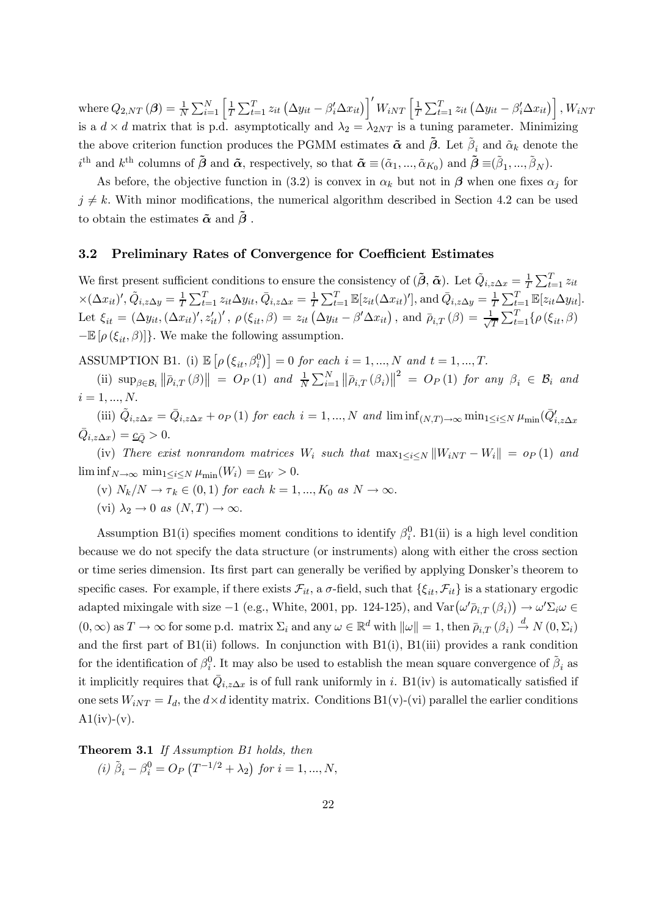where $Q_{2,NT}(\boldsymbol{\beta}) = \frac{1}{N}\sum_{i=1}^{N}\left[\frac{1}{T}\sum_{t=1}^{T} z_{it}\left(\Delta y_{it} - \beta_i'\Delta x_{it}\right)\right]' W_{iNT}\left[\frac{1}{T}\sum_{t=1}^{T} z_{it}\left(\Delta y_{it} - \beta_i'\Delta x_{it}\right)\right]$, $W_{iNT}$ is a $d \times d$ matrix that is p.d. asymptotically and $\lambda_2 = \lambda_{2NT}$ is a tuning parameter. Minimizing the above criterion function produces the PGMM estimates $\tilde{\boldsymbol{\alpha}}$ and $\tilde{\boldsymbol{\beta}}$. Let $\tilde{\beta}_i$ and $\tilde{\alpha}_k$ denote the $i^{\text{th}}$ and $k^{\text{th}}$ columns of $\tilde{\boldsymbol{\beta}}$ and $\tilde{\boldsymbol{\alpha}}$, respectively, so that $\tilde{\boldsymbol{\alpha}} \equiv (\tilde{\alpha}_1, ..., \tilde{\alpha}_{K_0})$ and $\tilde{\boldsymbol{\beta}} \equiv (\tilde{\beta}_1, ..., \tilde{\beta}_N)$.

As before, the objective function in (3.2) is convex in $\alpha_k$ but not in $\boldsymbol{\beta}$ when one fixes $\alpha_j$ for $j \neq k$. With minor modifications, the numerical algorithm described in Section 4.2 can be used to obtain the estimates $\tilde{\boldsymbol{\alpha}}$ and $\tilde{\boldsymbol{\beta}}$ .

## 3.2 Preliminary Rates of Convergence for Coefficient Estimates

We first present sufficient conditions to ensure the consistency of $(\tilde{\boldsymbol{\beta}}, \tilde{\boldsymbol{\alpha}})$. Let $\tilde{Q}_{i,z\Delta x} = \frac{1}{T}\sum_{t=1}^{T} z_{it} \times (\Delta x_{it})'$, $\tilde{Q}_{i,z\Delta y} = \frac{1}{T}\sum_{t=1}^{T} z_{it}\Delta y_{it}$, $\bar{Q}_{i,z\Delta x} = \frac{1}{T}\sum_{t=1}^{T}\mathbb{E}[z_{it}(\Delta x_{it})']$, and $\bar{Q}_{i,z\Delta y} = \frac{1}{T}\sum_{t=1}^{T}\mathbb{E}[z_{it}\Delta y_{it}]$. Let $\xi_{it} = (\Delta y_{it}, (\Delta x_{it})', z_{it}')'$, $\rho(\xi_{it}, \beta) = z_{it}\left(\Delta y_{it} - \beta'\Delta x_{it}\right)$, and $\bar{\rho}_{i,T}(\beta) = \frac{1}{\sqrt{T}}\sum_{t=1}^{T}\{\rho(\xi_{it}, \beta) - \mathbb{E}[\rho(\xi_{it}, \beta)]\}$. We make the following assumption.

ASSUMPTION B1. (i) $\mathbb{E}\left[\rho\left(\xi_{it}, \beta_i^0\right)\right] = 0$ *for each* $i = 1, ..., N$ *and* $t = 1, ..., T$.

(ii) $\sup_{\beta \in \mathcal{B}_i}\left\|\bar{\rho}_{i,T}(\beta)\right\| = O_P(1)$ *and* $\frac{1}{N}\sum_{i=1}^{N}\left\|\bar{\rho}_{i,T}(\beta_i)\right\|^2 = O_P(1)$ *for any* $\beta_i \in \mathcal{B}_i$ *and* $i = 1, ..., N$.

(iii) $\tilde{Q}_{i,z\Delta x} = \bar{Q}_{i,z\Delta x} + o_P(1)$ *for each* $i = 1, ..., N$ *and* $\liminf_{(N,T)\to\infty}\min_{1\leq i\leq N}\mu_{\min}(\bar{Q}_{i,z\Delta x}'\bar{Q}_{i,z\Delta x}) = \underline{c}_{\bar{Q}} > 0$.

(iv) *There exist nonrandom matrices* $W_i$ *such that* $\max_{1\leq i\leq N}\|W_{iNT} - W_i\| = o_P(1)$ *and* $\liminf_{N\to\infty}\min_{1\leq i\leq N}\mu_{\min}(W_i) = \underline{c}_W > 0$.

(v) $N_k/N \to \tau_k \in (0,1)$ *for each* $k = 1, ..., K_0$ *as* $N \to \infty$.

(vi) $\lambda_2 \to 0$ *as* $(N,T) \to \infty$.

Assumption B1(i) specifies moment conditions to identify $\beta_i^0$. B1(ii) is a high level condition because we do not specify the data structure (or instruments) along with either the cross section or time series dimension. Its first part can generally be verified by applying Donsker's theorem to specific cases. For example, if there exists $\mathcal{F}_{it}$, a $\sigma$-field, such that $\{\xi_{it}, \mathcal{F}_{it}\}$ is a stationary ergodic adapted mixingale with size $-1$ (e.g., White, 2001, pp. 124-125), and $\text{Var}\left(\omega'\bar{\rho}_{i,T}(\beta_i)\right) \to \omega'\Sigma_i\omega \in (0,\infty)$ as $T \to \infty$ for some p.d. matrix $\Sigma_i$ and any $\omega \in \mathbb{R}^d$ with $\|\omega\| = 1$, then $\bar{\rho}_{i,T}(\beta_i) \xrightarrow{d} N(0, \Sigma_i)$ and the first part of B1(ii) follows. In conjunction with B1(i), B1(iii) provides a rank condition for the identification of $\beta_i^0$. It may also be used to establish the mean square convergence of $\tilde{\beta}_i$ as it implicitly requires that $\bar{Q}_{i,z\Delta x}$ is of full rank uniformly in $i$. B1(iv) is automatically satisfied if one sets $W_{iNT} = I_d$, the $d\times d$ identity matrix. Conditions B1(v)-(vi) parallel the earlier conditions A1(iv)-(v).

**Theorem 3.1** *If Assumption B1 holds, then*

*(i)* $\tilde{\beta}_i - \beta_i^0 = O_P\left(T^{-1/2} + \lambda_2\right)$ *for* $i = 1, ..., N$,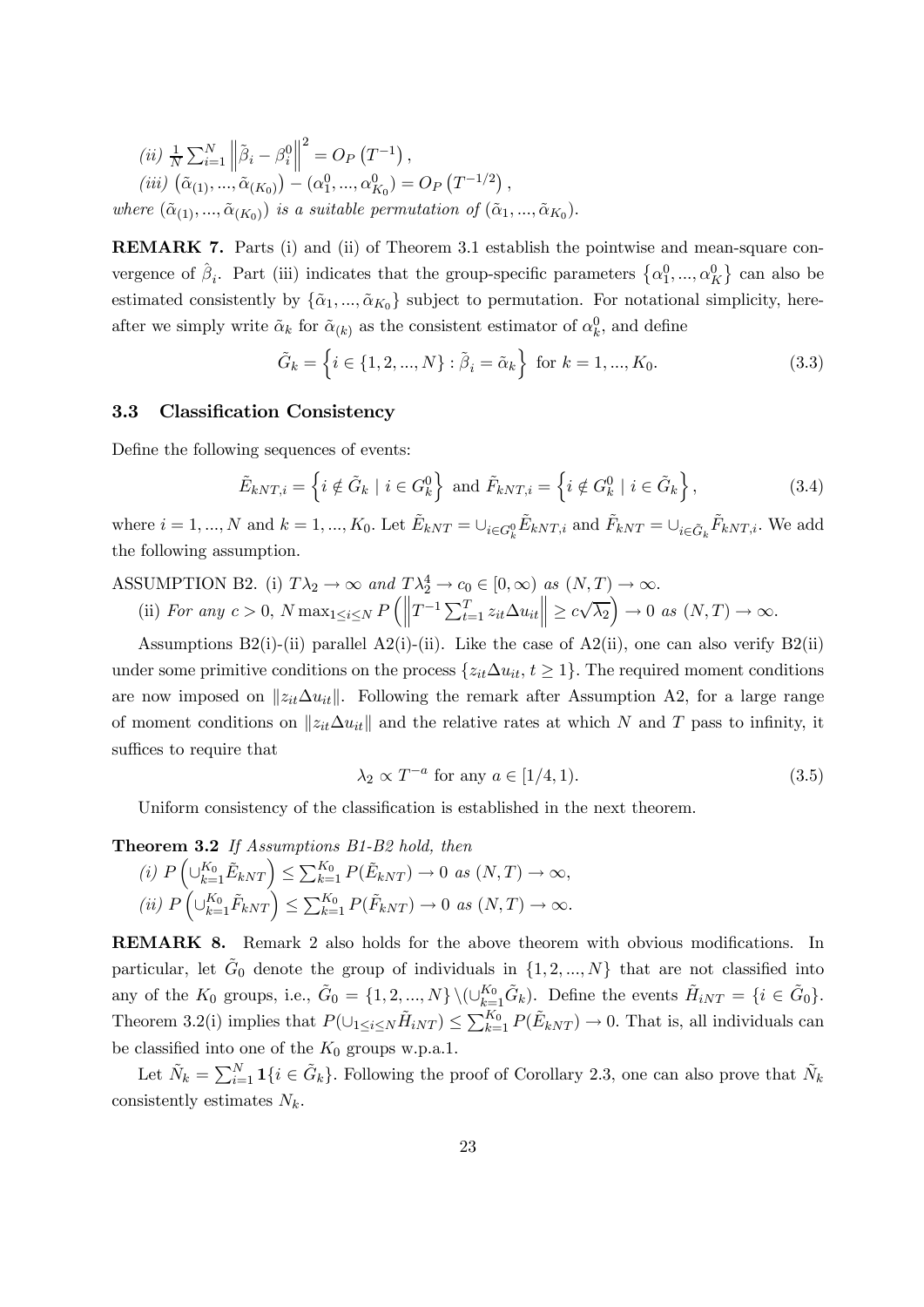*(ii)* $\frac{1}{N}\sum_{i=1}^{N}\left\|\tilde{\beta}_i-\beta_i^0\right\|^2=O_P\left(T^{-1}\right)$,

*(iii)* $\left(\tilde{\alpha}_{(1)},...,\tilde{\alpha}_{(K_0)}\right)-(\alpha_1^0,...,\alpha_{K_0}^0)=O_P\left(T^{-1/2}\right)$,

*where* $(\tilde{\alpha}_{(1)},...,\tilde{\alpha}_{(K_0)})$ *is a suitable permutation of* $(\tilde{\alpha}_1,...,\tilde{\alpha}_{K_0})$.

**REMARK 7.** Parts (i) and (ii) of Theorem 3.1 establish the pointwise and mean-square convergence of $\hat{\beta}_i$. Part (iii) indicates that the group-specific parameters $\left\{\alpha_1^0,...,\alpha_K^0\right\}$ can also be estimated consistently by $\{\tilde{\alpha}_1,...,\tilde{\alpha}_{K_0}\}$ subject to permutation. For notational simplicity, hereafter we simply write $\tilde{\alpha}_k$ for $\tilde{\alpha}_{(k)}$ as the consistent estimator of $\alpha_k^0$, and define

$$\tilde{G}_k=\left\{i\in\{1,2,...,N\}:\tilde{\beta}_i=\tilde{\alpha}_k\right\}\text{ for }k=1,...,K_0. \tag{3.3}$$

### 3.3 Classification Consistency

Define the following sequences of events:

$$\tilde{E}_{kNT,i}=\left\{i\notin\tilde{G}_k\mid i\in G_k^0\right\}\text{ and }\tilde{F}_{kNT,i}=\left\{i\notin G_k^0\mid i\in\tilde{G}_k\right\}, \tag{3.4}$$

where $i=1,...,N$ and $k=1,...,K_0$. Let $\tilde{E}_{kNT}=\cup_{i\in G_k^0}\tilde{E}_{kNT,i}$ and $\tilde{F}_{kNT}=\cup_{i\in\tilde{G}_k}\tilde{F}_{kNT,i}$. We add the following assumption.

ASSUMPTION B2. (i) *$T\lambda_2\to\infty$ and $T\lambda_2^4\to c_0\in[0,\infty)$ as $(N,T)\to\infty$.*

(ii) *For any $c>0$, $N\max_{1\le i\le N}P\left(\left\|T^{-1}\sum_{t=1}^{T}z_{it}\Delta u_{it}\right\|\ge c\sqrt{\lambda_2}\right)\to 0$ as $(N,T)\to\infty$.*

Assumptions B2(i)-(ii) parallel A2(i)-(ii). Like the case of A2(ii), one can also verify B2(ii) under some primitive conditions on the process $\{z_{it}\Delta u_{it},\,t\ge 1\}$. The required moment conditions are now imposed on $\|z_{it}\Delta u_{it}\|$. Following the remark after Assumption A2, for a large range of moment conditions on $\|z_{it}\Delta u_{it}\|$ and the relative rates at which $N$ and $T$ pass to infinity, it suffices to require that

$$\lambda_2\propto T^{-a}\text{ for any }a\in[1/4,1). \tag{3.5}$$

Uniform consistency of the classification is established in the next theorem.

**Theorem 3.2** *If Assumptions B1-B2 hold, then*

*(i)* $P\left(\cup_{k=1}^{K_0}\tilde{E}_{kNT}\right)\le\sum_{k=1}^{K_0}P(\tilde{E}_{kNT})\to 0$ *as* $(N,T)\to\infty$,

*(ii)* $P\left(\cup_{k=1}^{K_0}\tilde{F}_{kNT}\right)\le\sum_{k=1}^{K_0}P(\tilde{F}_{kNT})\to 0$ *as* $(N,T)\to\infty$.

**REMARK 8.** Remark 2 also holds for the above theorem with obvious modifications. In particular, let $\tilde{G}_0$ denote the group of individuals in $\{1,2,...,N\}$ that are not classified into any of the $K_0$ groups, i.e., $\tilde{G}_0=\{1,2,...,N\}\setminus(\cup_{k=1}^{K_0}\tilde{G}_k)$. Define the events $\tilde{H}_{iNT}=\{i\in\tilde{G}_0\}$. Theorem 3.2(i) implies that $P(\cup_{1\le i\le N}\tilde{H}_{iNT})\le\sum_{k=1}^{K_0}P(\tilde{E}_{kNT})\to 0$. That is, all individuals can be classified into one of the $K_0$ groups w.p.a.1.

Let $\tilde{N}_k=\sum_{i=1}^{N}\mathbf{1}\{i\in\tilde{G}_k\}$. Following the proof of Corollary 2.3, one can also prove that $\tilde{N}_k$ consistently estimates $N_k$.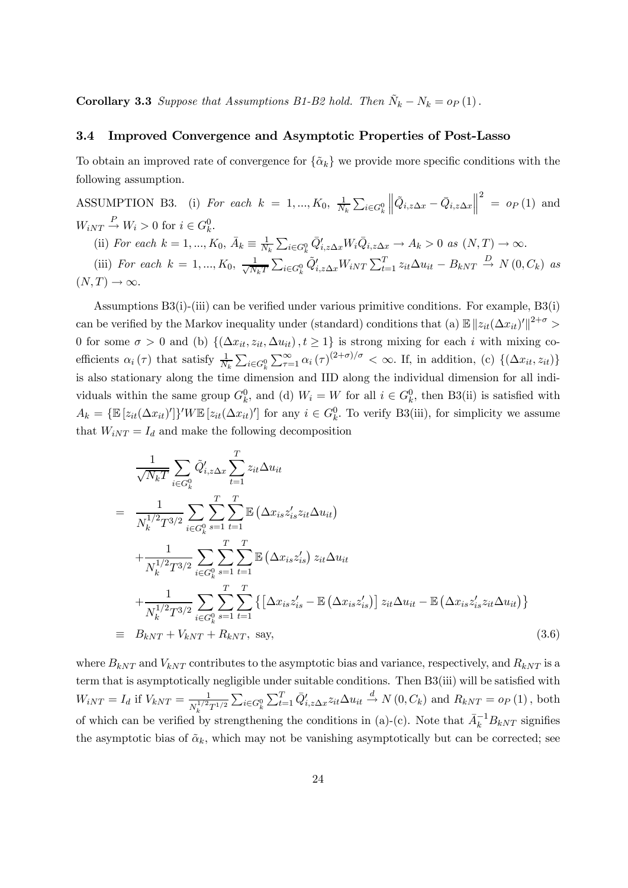**Corollary 3.3** *Suppose that Assumptions B1-B2 hold. Then* $\tilde{N}_k - N_k = o_P(1)$.

### 3.4 Improved Convergence and Asymptotic Properties of Post-Lasso

To obtain an improved rate of convergence for $\{\tilde{\alpha}_k\}$ we provide more specific conditions with the following assumption.

ASSUMPTION B3. (i) *For each* $k = 1, ..., K_0$, $\frac{1}{N_k}\sum_{i \in G_k^0} \left\| \tilde{Q}_{i,z\Delta x} - \bar{Q}_{i,z\Delta x} \right\|^2 = o_P(1)$ and $W_{iNT} \xrightarrow{P} W_i > 0$ for $i \in G_k^0$.

(ii) *For each* $k = 1, ..., K_0$, $\bar{A}_k \equiv \frac{1}{N_k}\sum_{i \in G_k^0} \bar{Q}'_{i,z\Delta x} W_i \bar{Q}_{i,z\Delta x} \to A_k > 0$ *as* $(N, T) \to \infty$.

(iii) *For each* $k = 1, ..., K_0$, $\frac{1}{\sqrt{N_k T}}\sum_{i \in G_k^0} \tilde{Q}'_{i,z\Delta x} W_{iNT} \sum_{t=1}^T z_{it}\Delta u_{it} - B_{kNT} \xrightarrow{D} N(0, C_k)$ *as* $(N, T) \to \infty$.

Assumptions B3(i)-(iii) can be verified under various primitive conditions. For example, B3(i) can be verified by the Markov inequality under (standard) conditions that (a) $\mathbb{E}\left\| z_{it}(\Delta x_{it})' \right\|^{2+\sigma} > 0$ for some $\sigma > 0$ and (b) $\{(\Delta x_{it}, z_{it}, \Delta u_{it}), t \geq 1\}$ is strong mixing for each $i$ with mixing coefficients $\alpha_i(\tau)$ that satisfy $\frac{1}{N_k}\sum_{i \in G_k^0}\sum_{\tau=1}^{\infty} \alpha_i(\tau)^{(2+\sigma)/\sigma} < \infty$. If, in addition, (c) $\{(\Delta x_{it}, z_{it})\}$ is also stationary along the time dimension and IID along the individual dimension for all individuals within the same group $G_k^0$, and (d) $W_i = W$ for all $i \in G_k^0$, then B3(ii) is satisfied with $A_k = \{\mathbb{E}[z_{it}(\Delta x_{it})']\}' W \mathbb{E}[z_{it}(\Delta x_{it})']$ for any $i \in G_k^0$. To verify B3(iii), for simplicity we assume that $W_{iNT} = I_d$ and make the following decomposition

$$
\begin{aligned}
& \frac{1}{\sqrt{N_k T}} \sum_{i \in G_k^0} \tilde{Q}'_{i,z\Delta x} \sum_{t=1}^T z_{it}\Delta u_{it} \\
= \; & \frac{1}{N_k^{1/2} T^{3/2}} \sum_{i \in G_k^0} \sum_{s=1}^T \sum_{t=1}^T \mathbb{E}\left(\Delta x_{is} z'_{is} z_{it} \Delta u_{it}\right) \\
& + \frac{1}{N_k^{1/2} T^{3/2}} \sum_{i \in G_k^0} \sum_{s=1}^T \sum_{t=1}^T \mathbb{E}\left(\Delta x_{is} z'_{is}\right) z_{it} \Delta u_{it} \\
& + \frac{1}{N_k^{1/2} T^{3/2}} \sum_{i \in G_k^0} \sum_{s=1}^T \sum_{t=1}^T \left\{ \left[\Delta x_{is} z'_{is} - \mathbb{E}\left(\Delta x_{is} z'_{is}\right)\right] z_{it}\Delta u_{it} - \mathbb{E}\left(\Delta x_{is} z'_{is} z_{it} \Delta u_{it}\right) \right\} \\
\equiv \; & B_{kNT} + V_{kNT} + R_{kNT}, \text{ say,}
\end{aligned} \tag{3.6}
$$

where $B_{kNT}$ and $V_{kNT}$ contributes to the asymptotic bias and variance, respectively, and $R_{kNT}$ is a term that is asymptotically negligible under suitable conditions. Then B3(iii) will be satisfied with $W_{iNT} = I_d$ if $V_{kNT} = \frac{1}{N_k^{1/2} T^{1/2}} \sum_{i \in G_k^0} \sum_{t=1}^T \bar{Q}'_{i,z\Delta x} z_{it} \Delta u_{it} \xrightarrow{d} N(0, C_k)$ and $R_{kNT} = o_P(1)$, both of which can be verified by strengthening the conditions in (a)-(c). Note that $\bar{A}_k^{-1} B_{kNT}$ signifies the asymptotic bias of $\tilde{\alpha}_k$, which may not be vanishing asymptotically but can be corrected; see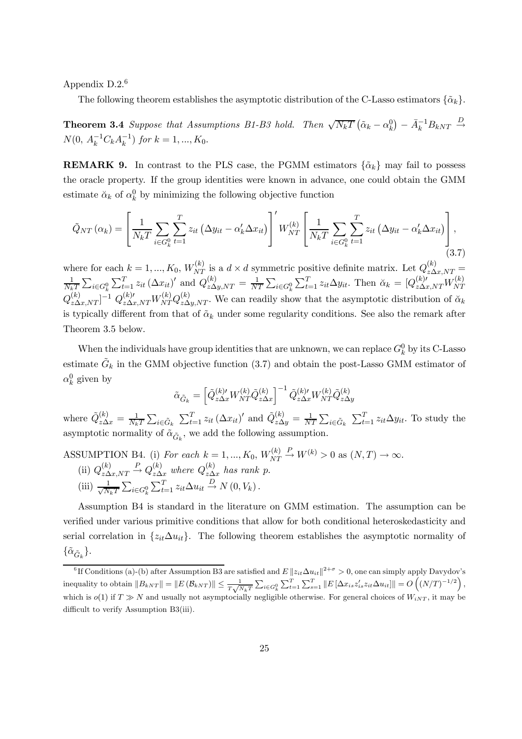Appendix D.2.[6]

The following theorem establishes the asymptotic distribution of the C-Lasso estimators $\{\tilde{\alpha}_k\}$.

**Theorem 3.4** *Suppose that Assumptions B1-B3 hold. Then* $\sqrt{N_k T}\left(\tilde{\alpha}_k - \alpha_k^0\right) - \bar{A}_k^{-1} B_{kNT} \xrightarrow{D} N(0,\ A_k^{-1} C_k A_k^{-1})$ *for* $k = 1, ..., K_0$.

**REMARK 9.** In contrast to the PLS case, the PGMM estimators $\{\tilde{\alpha}_k\}$ may fail to possess the oracle property. If the group identities were known in advance, one could obtain the GMM estimate $\breve{\alpha}_k$ of $\alpha_k^0$ by minimizing the following objective function

$$\tilde{Q}_{NT}\left(\alpha_k\right) = \left[\frac{1}{N_k T}\sum_{i\in G_k^0}\sum_{t=1}^{T} z_{it}\left(\Delta y_{it} - \alpha_k' \Delta x_{it}\right)\right]' W_{NT}^{(k)} \left[\frac{1}{N_k T}\sum_{i\in G_k^0}\sum_{t=1}^{T} z_{it}\left(\Delta y_{it} - \alpha_k' \Delta x_{it}\right)\right], \tag{3.7}$$

where for each $k = 1, ..., K_0$, $W_{NT}^{(k)}$ is a $d \times d$ symmetric positive definite matrix. Let $Q_{z\Delta x,NT}^{(k)} = \frac{1}{N_k T}\sum_{i\in G_k^0}\sum_{t=1}^{T} z_{it}\left(\Delta x_{it}\right)'$ and $Q_{z\Delta y,NT}^{(k)} = \frac{1}{NT}\sum_{i\in G_k^0}\sum_{t=1}^{T} z_{it}\Delta y_{it}$. Then $\breve{\alpha}_k = [Q_{z\Delta x,NT}^{(k)\prime} W_{NT}^{(k)} Q_{z\Delta x,NT}^{(k)}]^{-1}\, Q_{z\Delta x,NT}^{(k)\prime} W_{NT}^{(k)} Q_{z\Delta y,NT}^{(k)}$. We can readily show that the asymptotic distribution of $\breve{\alpha}_k$ is typically different from that of $\tilde{\alpha}_k$ under some regularity conditions. See also the remark after Theorem 3.5 below.

When the individuals have group identities that are unknown, we can replace $G_k^0$ by its C-Lasso estimate $\tilde{G}_k$ in the GMM objective function (3.7) and obtain the post-Lasso GMM estimator of $\alpha_k^0$ given by

$$\tilde{\alpha}_{\tilde{G}_k} = \left[\tilde{Q}_{z\Delta x}^{(k)\prime} W_{NT}^{(k)} \tilde{Q}_{z\Delta x}^{(k)}\right]^{-1} \tilde{Q}_{z\Delta x}^{(k)\prime} W_{NT}^{(k)} \tilde{Q}_{z\Delta y}^{(k)}$$

where $\tilde{Q}_{z\Delta x}^{(k)} = \frac{1}{N_k T}\sum_{i\in \tilde{G}_k}\ \sum_{t=1}^{T} z_{it}\left(\Delta x_{it}\right)'$ and $\tilde{Q}_{z\Delta y}^{(k)} = \frac{1}{NT}\sum_{i\in \tilde{G}_k}\ \sum_{t=1}^{T} z_{it}\Delta y_{it}$. To study the asymptotic normality of $\tilde{\alpha}_{\tilde{G}_k}$, we add the following assumption.

ASSUMPTION B4. (i) *For each* $k = 1, ..., K_0$, $W_{NT}^{(k)} \xrightarrow{P} W^{(k)} > 0$ *as* $(N, T) \to \infty$.

(ii) $Q_{z\Delta x,NT}^{(k)} \xrightarrow{P} Q_{z\Delta x}^{(k)}$ *where* $Q_{z\Delta x}^{(k)}$ *has rank* $p$.

(iii) $\frac{1}{\sqrt{N_k T}}\sum_{i\in G_k^0}\sum_{t=1}^{T} z_{it}\Delta u_{it} \xrightarrow{D} N\left(0, V_k\right)$.

Assumption B4 is standard in the literature on GMM estimation. The assumption can be verified under various primitive conditions that allow for both conditional heteroskedasticity and serial correlation in $\{z_{it}\Delta u_{it}\}$. The following theorem establishes the asymptotic normality of $\{\tilde{\alpha}_{\tilde{G}_k}\}$.

[6] If Conditions (a)-(b) after Assumption B3 are satisfied and $E\left\|z_{it}\Delta u_{it}\right\|^{2+\sigma} > 0$, one can simply apply Davydov's inequality to obtain $\left\|B_{kNT}\right\| = \left\|E\left(\mathcal{B}_{kNT}\right)\right\| \leq \frac{1}{T\sqrt{N_k T}}\sum_{i\in G_k^0}\sum_{t=1}^{T}\sum_{s=1}^{T}\left\|E\left[\Delta x_{is} z_{is}' z_{it}\Delta u_{it}\right]\right\| = O\left(\left(N/T\right)^{-1/2}\right)$, which is $o(1)$ if $T \gg N$ and usually not asymptocially negligible otherwise. For general choices of $W_{iNT}$, it may be difficult to verify Assumption B3(iii).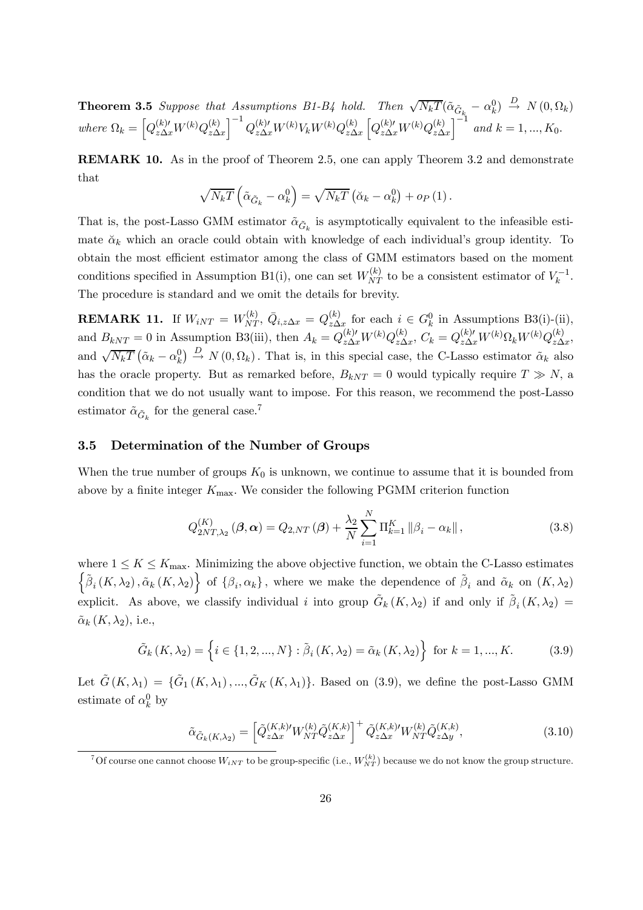**Theorem 3.5** *Suppose that Assumptions B1-B4 hold. Then* $\sqrt{N_k T}(\tilde{\alpha}_{\tilde{G}_k} - \alpha_k^0) \xrightarrow{D} N(0, \Omega_k)$ *where* $\Omega_k = \left[Q_{z\Delta x}^{(k)\prime} W^{(k)} Q_{z\Delta x}^{(k)}\right]^{-1} Q_{z\Delta x}^{(k)\prime} W^{(k)} V_k W^{(k)} Q_{z\Delta x}^{(k)} \left[Q_{z\Delta x}^{(k)\prime} W^{(k)} Q_{z\Delta x}^{(k)}\right]^{-1}$ *and* $k = 1, ..., K_0$.

**REMARK 10.** As in the proof of Theorem 2.5, one can apply Theorem 3.2 and demonstrate that

$$\sqrt{N_k T}\left(\tilde{\alpha}_{\tilde{G}_k} - \alpha_k^0\right) = \sqrt{N_k T}\left(\breve{\alpha}_k - \alpha_k^0\right) + o_P(1).$$

That is, the post-Lasso GMM estimator $\tilde{\alpha}_{\tilde{G}_k}$ is asymptotically equivalent to the infeasible estimate $\breve{\alpha}_k$ which an oracle could obtain with knowledge of each individual's group identity. To obtain the most efficient estimator among the class of GMM estimators based on the moment conditions specified in Assumption B1(i), one can set $W_{NT}^{(k)}$ to be a consistent estimator of $V_k^{-1}$. The procedure is standard and we omit the details for brevity.

**REMARK 11.** If $W_{iNT} = W_{NT}^{(k)}$, $\bar{Q}_{i,z\Delta x} = Q_{z\Delta x}^{(k)}$ for each $i \in G_k^0$ in Assumptions B3(i)-(ii), and $B_{kNT} = 0$ in Assumption B3(iii), then $A_k = Q_{z\Delta x}^{(k)\prime} W^{(k)} Q_{z\Delta x}^{(k)}$, $C_k = Q_{z\Delta x}^{(k)\prime} W^{(k)} \Omega_k W^{(k)} Q_{z\Delta x}^{(k)}$, and $\sqrt{N_k T}\left(\tilde{\alpha}_k - \alpha_k^0\right) \xrightarrow{D} N(0, \Omega_k)$. That is, in this special case, the C-Lasso estimator $\tilde{\alpha}_k$ also has the oracle property. But as remarked before, $B_{kNT} = 0$ would typically require $T \gg N$, a condition that we do not usually want to impose. For this reason, we recommend the post-Lasso estimator $\tilde{\alpha}_{\tilde{G}_k}$ for the general case.[7]

### 3.5 Determination of the Number of Groups

When the true number of groups $K_0$ is unknown, we continue to assume that it is bounded from above by a finite integer $K_{\max}$. We consider the following PGMM criterion function

$$Q_{2NT,\lambda_2}^{(K)}(\boldsymbol{\beta}, \boldsymbol{\alpha}) = Q_{2,NT}(\boldsymbol{\beta}) + \frac{\lambda_2}{N} \sum_{i=1}^{N} \Pi_{k=1}^{K} \|\beta_i - \alpha_k\|, \tag{3.8}$$

where $1 \leq K \leq K_{\max}$. Minimizing the above objective function, we obtain the C-Lasso estimates $\left\{\tilde{\beta}_i(K, \lambda_2), \tilde{\alpha}_k(K, \lambda_2)\right\}$ of $\{\beta_i, \alpha_k\}$, where we make the dependence of $\tilde{\beta}_i$ and $\tilde{\alpha}_k$ on $(K, \lambda_2)$ explicit. As above, we classify individual $i$ into group $\tilde{G}_k(K, \lambda_2)$ if and only if $\tilde{\beta}_i(K, \lambda_2) = \tilde{\alpha}_k(K, \lambda_2)$, i.e.,

$$\tilde{G}_k(K, \lambda_2) = \left\{i \in \{1, 2, ..., N\} : \tilde{\beta}_i(K, \lambda_2) = \tilde{\alpha}_k(K, \lambda_2)\right\} \text{ for } k = 1, ..., K. \tag{3.9}$$

Let $\tilde{G}(K, \lambda_1) = \{\tilde{G}_1(K, \lambda_1), ..., \tilde{G}_K(K, \lambda_1)\}$. Based on (3.9), we define the post-Lasso GMM estimate of $\alpha_k^0$ by

$$\tilde{\alpha}_{\tilde{G}_k(K,\lambda_2)} = \left[\tilde{Q}_{z\Delta x}^{(K,k)\prime} W_{NT}^{(k)} \tilde{Q}_{z\Delta x}^{(K,k)}\right]^{+} \tilde{Q}_{z\Delta x}^{(K,k)\prime} W_{NT}^{(k)} \tilde{Q}_{z\Delta y}^{(K,k)}, \tag{3.10}$$

[7] Of course one cannot choose $W_{iNT}$ to be group-specific (i.e., $W_{NT}^{(k)}$) because we do not know the group structure.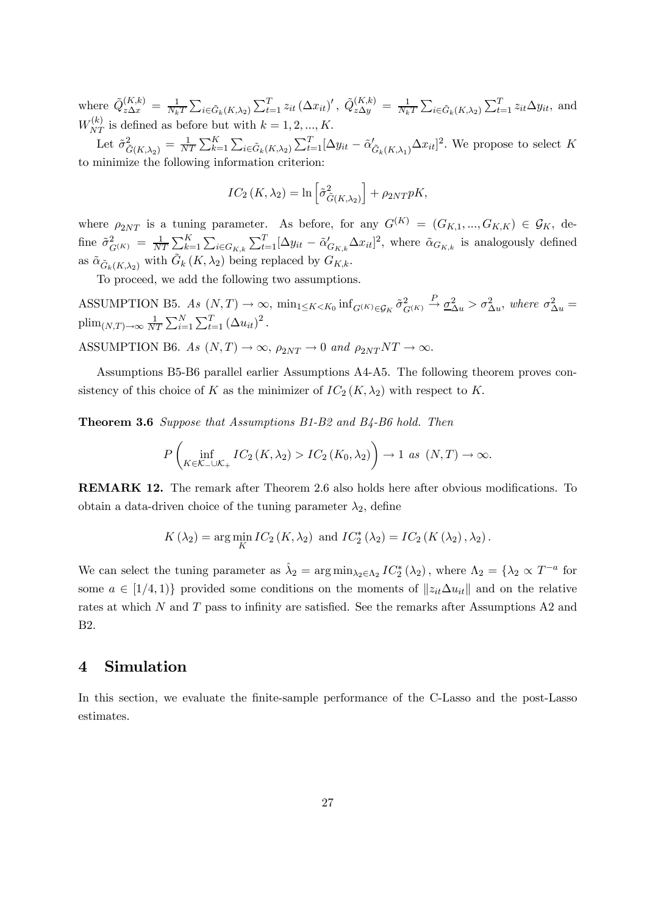where $\tilde{Q}_{z\Delta x}^{(K,k)} = \frac{1}{N_k T}\sum_{i\in\tilde{G}_k(K,\lambda_2)}\sum_{t=1}^{T} z_{it}(\Delta x_{it})'$, $\tilde{Q}_{z\Delta y}^{(K,k)} = \frac{1}{N_k T}\sum_{i\in\tilde{G}_k(K,\lambda_2)}\sum_{t=1}^{T} z_{it}\Delta y_{it}$, and $W_{NT}^{(k)}$ is defined as before but with $k = 1, 2, ..., K$.

Let $\tilde{\sigma}^2_{\tilde{G}(K,\lambda_2)} = \frac{1}{NT}\sum_{k=1}^{K}\sum_{i\in\tilde{G}_k(K,\lambda_2)}\sum_{t=1}^{T}[\Delta y_{it} - \tilde{\alpha}'_{\tilde{G}_k(K,\lambda_1)}\Delta x_{it}]^2$. We propose to select $K$ to minimize the following information criterion:

$$IC_2(K,\lambda_2) = \ln\left[\tilde{\sigma}^2_{\tilde{G}(K,\lambda_2)}\right] + \rho_{2NT}pK,$$

where $\rho_{2NT}$ is a tuning parameter. As before, for any $G^{(K)} = (G_{K,1}, ..., G_{K,K}) \in \mathcal{G}_K$, define $\tilde{\sigma}^2_{G^{(K)}} = \frac{1}{NT}\sum_{k=1}^{K}\sum_{i\in G_{K,k}}\sum_{t=1}^{T}[\Delta y_{it} - \tilde{\alpha}'_{G_{K,k}}\Delta x_{it}]^2$, where $\tilde{\alpha}_{G_{K,k}}$ is analogously defined as $\tilde{\alpha}_{\tilde{G}_k(K,\lambda_2)}$ with $\tilde{G}_k(K,\lambda_2)$ being replaced by $G_{K,k}$.

To proceed, we add the following two assumptions.

ASSUMPTION B5. *As* $(N,T)\to\infty$, $\min_{1\le K<K_0}\inf_{G^{(K)}\in\mathcal{G}_K}\tilde{\sigma}^2_{G^{(K)}} \xrightarrow{P} \underline{\sigma}^2_{\Delta u} > \sigma^2_{\Delta u}$, *where* $\sigma^2_{\Delta u} = \text{plim}_{(N,T)\to\infty}\frac{1}{NT}\sum_{i=1}^{N}\sum_{t=1}^{T}(\Delta u_{it})^2$.

ASSUMPTION B6. *As* $(N,T)\to\infty$, $\rho_{2NT}\to 0$ *and* $\rho_{2NT}NT\to\infty$.

Assumptions B5-B6 parallel earlier Assumptions A4-A5. The following theorem proves consistency of this choice of $K$ as the minimizer of $IC_2(K,\lambda_2)$ with respect to $K$.

**Theorem 3.6** *Suppose that Assumptions B1-B2 and B4-B6 hold. Then*

$$P\left(\inf_{K\in\mathcal{K}_-\cup\mathcal{K}_+} IC_2(K,\lambda_2) > IC_2(K_0,\lambda_2)\right)\to 1 \text{ as } (N,T)\to\infty.$$

**REMARK 12.** The remark after Theorem 2.6 also holds here after obvious modifications. To obtain a data-driven choice of the tuning parameter $\lambda_2$, define

$$K(\lambda_2) = \arg\min_K IC_2(K,\lambda_2) \text{ and } IC_2^*(\lambda_2) = IC_2(K(\lambda_2),\lambda_2).$$

We can select the tuning parameter as $\hat{\lambda}_2 = \arg\min_{\lambda_2\in\Lambda_2} IC_2^*(\lambda_2)$, where $\Lambda_2 = \{\lambda_2 \propto T^{-a}$ for some $a\in[1/4,1)\}$ provided some conditions on the moments of $\|z_{it}\Delta u_{it}\|$ and on the relative rates at which $N$ and $T$ pass to infinity are satisfied. See the remarks after Assumptions A2 and B2.

## 4 Simulation

In this section, we evaluate the finite-sample performance of the C-Lasso and the post-Lasso estimates.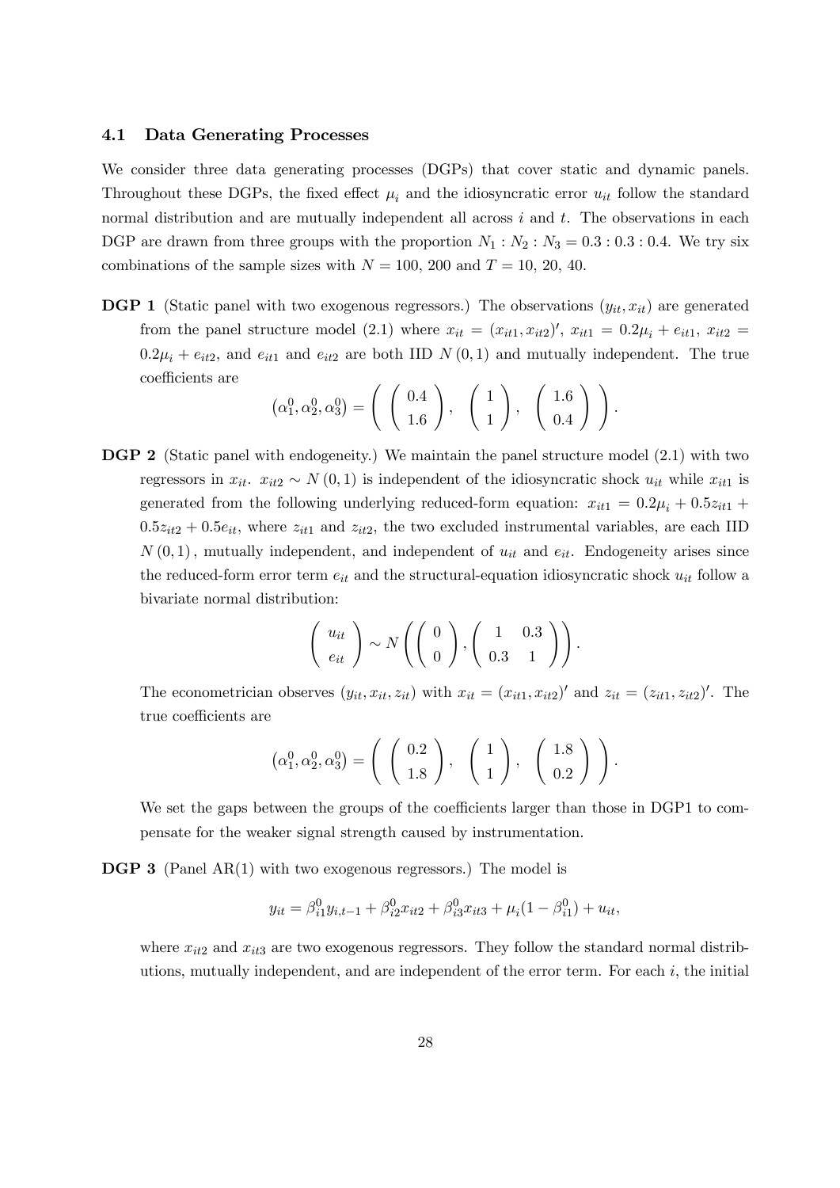### 4.1 Data Generating Processes

We consider three data generating processes (DGPs) that cover static and dynamic panels. Throughout these DGPs, the fixed effect $\mu_i$ and the idiosyncratic error $u_{it}$ follow the standard normal distribution and are mutually independent all across $i$ and $t$. The observations in each DGP are drawn from three groups with the proportion $N_1 : N_2 : N_3 = 0.3 : 0.3 : 0.4$. We try six combinations of the sample sizes with $N = 100$, $200$ and $T = 10$, $20$, $40$.

**DGP 1** (Static panel with two exogenous regressors.) The observations $(y_{it}, x_{it})$ are generated from the panel structure model (2.1) where $x_{it} = (x_{it1}, x_{it2})'$, $x_{it1} = 0.2\mu_i + e_{it1}$, $x_{it2} = 0.2\mu_i + e_{it2}$, and $e_{it1}$ and $e_{it2}$ are both IID $N(0, 1)$ and mutually independent. The true coefficients are

$$(\alpha_1^0, \alpha_2^0, \alpha_3^0) = \left( \begin{pmatrix} 0.4 \\ 1.6 \end{pmatrix}, \begin{pmatrix} 1 \\ 1 \end{pmatrix}, \begin{pmatrix} 1.6 \\ 0.4 \end{pmatrix} \right).$$

**DGP 2** (Static panel with endogeneity.) We maintain the panel structure model (2.1) with two regressors in $x_{it}$. $x_{it2} \sim N(0, 1)$ is independent of the idiosyncratic shock $u_{it}$ while $x_{it1}$ is generated from the following underlying reduced-form equation: $x_{it1} = 0.2\mu_i + 0.5z_{it1} + 0.5z_{it2} + 0.5e_{it}$, where $z_{it1}$ and $z_{it2}$, the two excluded instrumental variables, are each IID $N(0, 1)$, mutually independent, and independent of $u_{it}$ and $e_{it}$. Endogeneity arises since the reduced-form error term $e_{it}$ and the structural-equation idiosyncratic shock $u_{it}$ follow a bivariate normal distribution:

$$\begin{pmatrix} u_{it} \\ e_{it} \end{pmatrix} \sim N\left( \begin{pmatrix} 0 \\ 0 \end{pmatrix}, \begin{pmatrix} 1 & 0.3 \\ 0.3 & 1 \end{pmatrix} \right).$$

The econometrician observes $(y_{it}, x_{it}, z_{it})$ with $x_{it} = (x_{it1}, x_{it2})'$ and $z_{it} = (z_{it1}, z_{it2})'$. The true coefficients are

$$(\alpha_1^0, \alpha_2^0, \alpha_3^0) = \left( \begin{pmatrix} 0.2 \\ 1.8 \end{pmatrix}, \begin{pmatrix} 1 \\ 1 \end{pmatrix}, \begin{pmatrix} 1.8 \\ 0.2 \end{pmatrix} \right).$$

We set the gaps between the groups of the coefficients larger than those in DGP1 to compensate for the weaker signal strength caused by instrumentation.

**DGP 3** (Panel AR(1) with two exogenous regressors.) The model is

$$y_{it} = \beta_{i1}^0 y_{i,t-1} + \beta_{i2}^0 x_{it2} + \beta_{i3}^0 x_{it3} + \mu_i(1 - \beta_{i1}^0) + u_{it},$$

where $x_{it2}$ and $x_{it3}$ are two exogenous regressors. They follow the standard normal distributions, mutually independent, and are independent of the error term. For each $i$, the initial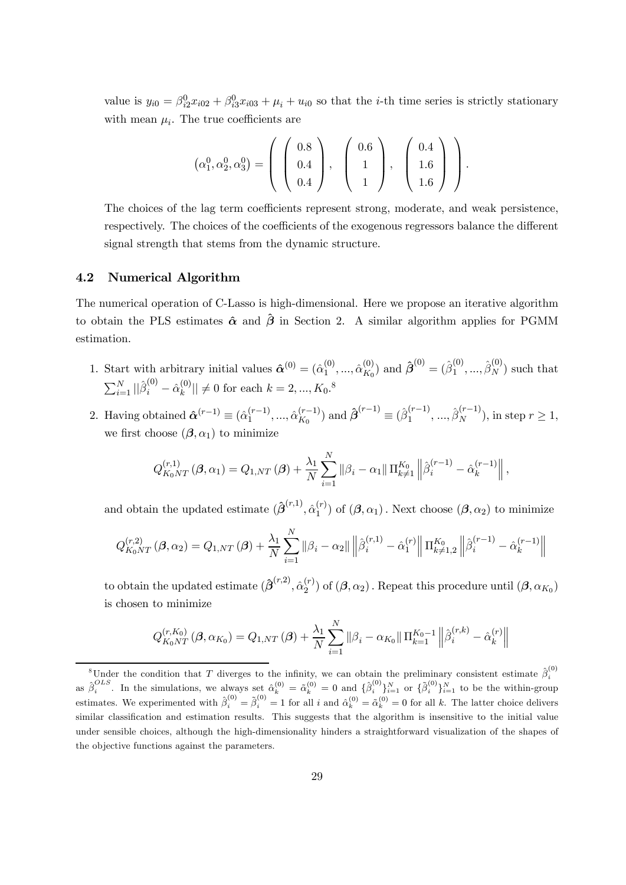value is $y_{i0} = \beta_{i2}^0 x_{i02} + \beta_{i3}^0 x_{i03} + \mu_i + u_{i0}$ so that the $i$-th time series is strictly stationary with mean $\mu_i$. The true coefficients are

$$\left(\alpha_1^0, \alpha_2^0, \alpha_3^0\right) = \left( \begin{pmatrix} 0.8 \\ 0.4 \\ 0.4 \end{pmatrix}, \begin{pmatrix} 0.6 \\ 1 \\ 1 \end{pmatrix}, \begin{pmatrix} 0.4 \\ 1.6 \\ 1.6 \end{pmatrix} \right).$$

The choices of the lag term coefficients represent strong, moderate, and weak persistence, respectively. The choices of the coefficients of the exogenous regressors balance the different signal strength that stems from the dynamic structure.

### 4.2 Numerical Algorithm

The numerical operation of C-Lasso is high-dimensional. Here we propose an iterative algorithm to obtain the PLS estimates $\hat{\boldsymbol{\alpha}}$ and $\hat{\boldsymbol{\beta}}$ in Section 2. A similar algorithm applies for PGMM estimation.

1. Start with arbitrary initial values $\hat{\boldsymbol{\alpha}}^{(0)} = (\hat{\alpha}_1^{(0)}, ..., \hat{\alpha}_{K_0}^{(0)})$ and $\hat{\boldsymbol{\beta}}^{(0)} = (\hat{\beta}_1^{(0)}, ..., \hat{\beta}_N^{(0)})$ such that $\sum_{i=1}^N ||\hat{\beta}_i^{(0)} - \hat{\alpha}_k^{(0)}|| \neq 0$ for each $k = 2, ..., K_0$.[8]

2. Having obtained $\hat{\boldsymbol{\alpha}}^{(r-1)} \equiv (\hat{\alpha}_1^{(r-1)}, ..., \hat{\alpha}_{K_0}^{(r-1)})$ and $\hat{\boldsymbol{\beta}}^{(r-1)} \equiv (\hat{\beta}_1^{(r-1)}, ..., \hat{\beta}_N^{(r-1)})$, in step $r \geq 1$, we first choose $(\boldsymbol{\beta}, \alpha_1)$ to minimize

$$Q_{K_0NT}^{(r,1)}(\boldsymbol{\beta}, \alpha_1) = Q_{1,NT}(\boldsymbol{\beta}) + \frac{\lambda_1}{N} \sum_{i=1}^N \|\beta_i - \alpha_1\| \Pi_{k \neq 1}^{K_0} \left\| \hat{\beta}_i^{(r-1)} - \hat{\alpha}_k^{(r-1)} \right\|,$$

and obtain the updated estimate $(\hat{\boldsymbol{\beta}}^{(r,1)}, \hat{\alpha}_1^{(r)})$ of $(\boldsymbol{\beta}, \alpha_1)$. Next choose $(\boldsymbol{\beta}, \alpha_2)$ to minimize

$$Q_{K_0NT}^{(r,2)}(\boldsymbol{\beta}, \alpha_2) = Q_{1,NT}(\boldsymbol{\beta}) + \frac{\lambda_1}{N} \sum_{i=1}^N \|\beta_i - \alpha_2\| \left\| \hat{\beta}_i^{(r,1)} - \hat{\alpha}_1^{(r)} \right\| \Pi_{k \neq 1,2}^{K_0} \left\| \hat{\beta}_i^{(r-1)} - \hat{\alpha}_k^{(r-1)} \right\|$$

to obtain the updated estimate $(\hat{\boldsymbol{\beta}}^{(r,2)}, \hat{\alpha}_2^{(r)})$ of $(\boldsymbol{\beta}, \alpha_2)$. Repeat this procedure until $(\boldsymbol{\beta}, \alpha_{K_0})$ is chosen to minimize

$$Q_{K_0NT}^{(r,K_0)}(\boldsymbol{\beta}, \alpha_{K_0}) = Q_{1,NT}(\boldsymbol{\beta}) + \frac{\lambda_1}{N} \sum_{i=1}^N \|\beta_i - \alpha_{K_0}\| \Pi_{k=1}^{K_0-1} \left\| \hat{\beta}_i^{(r,k)} - \hat{\alpha}_k^{(r)} \right\|$$

---

[8] Under the condition that $T$ diverges to the infinity, we can obtain the preliminary consistent estimate $\hat{\beta}_i^{(0)}$ as $\hat{\beta}_i^{OLS}$. In the simulations, we always set $\hat{\alpha}_k^{(0)} = \tilde{\alpha}_k^{(0)} = 0$ and $\{\hat{\beta}_i^{(0)}\}_{i=1}^N$ or $\{\tilde{\beta}_i^{(0)}\}_{i=1}^N$ to be the within-group estimates. We experimented with $\hat{\beta}_i^{(0)} = \tilde{\beta}_i^{(0)} = 1$ for all $i$ and $\hat{\alpha}_k^{(0)} = \tilde{\alpha}_k^{(0)} = 0$ for all $k$. The latter choice delivers similar classification and estimation results. This suggests that the algorithm is insensitive to the initial value under sensible choices, although the high-dimensionality hinders a straightforward visualization of the shapes of the objective functions against the parameters.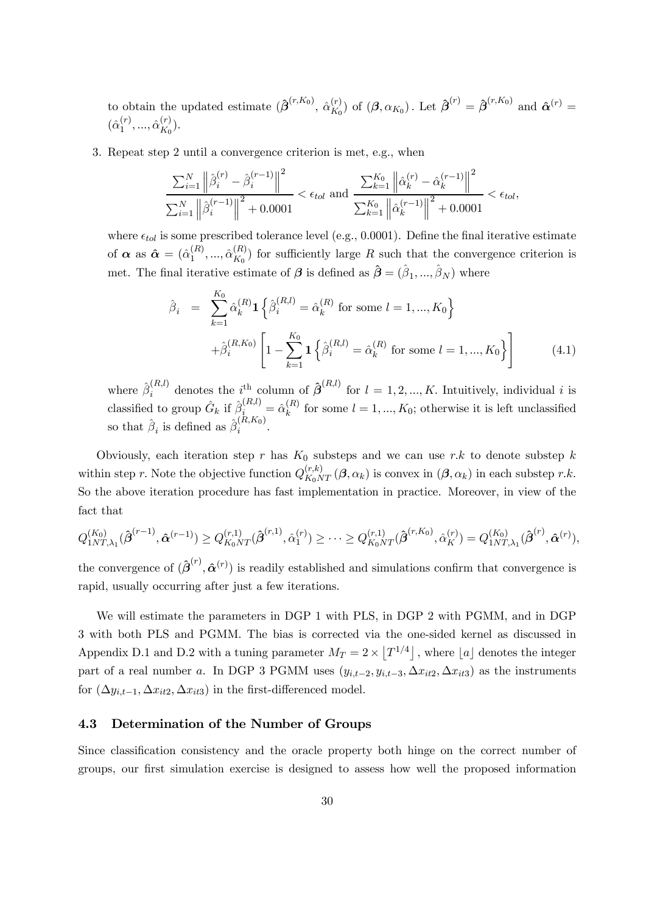to obtain the updated estimate $(\hat{\boldsymbol{\beta}}^{(r,K_0)},\ \hat{\alpha}_{K_0}^{(r)})$ of $(\boldsymbol{\beta}, \alpha_{K_0})$. Let $\hat{\boldsymbol{\beta}}^{(r)} = \hat{\boldsymbol{\beta}}^{(r,K_0)}$ and $\hat{\boldsymbol{\alpha}}^{(r)} = (\hat{\alpha}_1^{(r)}, ..., \hat{\alpha}_{K_0}^{(r)})$.

3. Repeat step 2 until a convergence criterion is met, e.g., when

$$\frac{\sum_{i=1}^{N} \left\| \hat{\beta}_i^{(r)} - \hat{\beta}_i^{(r-1)} \right\|^2}{\sum_{i=1}^{N} \left\| \hat{\beta}_i^{(r-1)} \right\|^2 + 0.0001} < \epsilon_{tol} \text{ and } \frac{\sum_{k=1}^{K_0} \left\| \hat{\alpha}_k^{(r)} - \hat{\alpha}_k^{(r-1)} \right\|^2}{\sum_{k=1}^{K_0} \left\| \hat{\alpha}_k^{(r-1)} \right\|^2 + 0.0001} < \epsilon_{tol},$$

where $\epsilon_{tol}$ is some prescribed tolerance level (e.g., 0.0001). Define the final iterative estimate of $\boldsymbol{\alpha}$ as $\hat{\boldsymbol{\alpha}} = (\hat{\alpha}_1^{(R)}, ..., \hat{\alpha}_{K_0}^{(R)})$ for sufficiently large $R$ such that the convergence criterion is met. The final iterative estimate of $\boldsymbol{\beta}$ is defined as $\hat{\boldsymbol{\beta}} = (\hat{\beta}_1, ..., \hat{\beta}_N)$ where

$$\begin{aligned}
\hat{\beta}_i &= \sum_{k=1}^{K_0} \hat{\alpha}_k^{(R)} \mathbf{1}\left\{ \hat{\beta}_i^{(R,l)} = \hat{\alpha}_k^{(R)} \text{ for some } l = 1, ..., K_0 \right\} \\
&\quad + \hat{\beta}_i^{(R,K_0)} \left[ 1 - \sum_{k=1}^{K_0} \mathbf{1}\left\{ \hat{\beta}_i^{(R,l)} = \hat{\alpha}_k^{(R)} \text{ for some } l = 1, ..., K_0 \right\} \right] \qquad (4.1)
\end{aligned}$$

where $\hat{\beta}_i^{(R,l)}$ denotes the $i^{\text{th}}$ column of $\hat{\boldsymbol{\beta}}^{(R,l)}$ for $l = 1, 2, ..., K$. Intuitively, individual $i$ is classified to group $\hat{G}_k$ if $\hat{\beta}_i^{(R,l)} = \hat{\alpha}_k^{(R)}$ for some $l = 1, ..., K_0$; otherwise it is left unclassified so that $\hat{\beta}_i$ is defined as $\hat{\beta}_i^{(R,K_0)}$.

Obviously, each iteration step $r$ has $K_0$ substeps and we can use $r.k$ to denote substep $k$ within step $r$. Note the objective function $Q_{K_0NT}^{(r,k)}(\boldsymbol{\beta}, \alpha_k)$ is convex in $(\boldsymbol{\beta}, \alpha_k)$ in each substep $r.k$. So the above iteration procedure has fast implementation in practice. Moreover, in view of the fact that

$$Q_{1NT,\lambda_1}^{(K_0)}(\hat{\boldsymbol{\beta}}^{(r-1)}, \hat{\boldsymbol{\alpha}}^{(r-1)}) \geq Q_{K_0NT}^{(r,1)}(\hat{\boldsymbol{\beta}}^{(r,1)}, \hat{\alpha}_1^{(r)}) \geq \cdots \geq Q_{K_0NT}^{(r,1)}(\hat{\boldsymbol{\beta}}^{(r,K_0)}, \hat{\alpha}_K^{(r)}) = Q_{1NT,\lambda_1}^{(K_0)}(\hat{\boldsymbol{\beta}}^{(r)}, \hat{\boldsymbol{\alpha}}^{(r)}),$$

the convergence of $(\hat{\boldsymbol{\beta}}^{(r)}, \hat{\boldsymbol{\alpha}}^{(r)})$ is readily established and simulations confirm that convergence is rapid, usually occurring after just a few iterations.

We will estimate the parameters in DGP 1 with PLS, in DGP 2 with PGMM, and in DGP 3 with both PLS and PGMM. The bias is corrected via the one-sided kernel as discussed in Appendix D.1 and D.2 with a tuning parameter $M_T = 2 \times \lfloor T^{1/4} \rfloor$, where $\lfloor a \rfloor$ denotes the integer part of a real number $a$. In DGP 3 PGMM uses $(y_{i,t-2}, y_{i,t-3}, \Delta x_{it2}, \Delta x_{it3})$ as the instruments for $(\Delta y_{i,t-1}, \Delta x_{it2}, \Delta x_{it3})$ in the first-differenced model.

### 4.3 Determination of the Number of Groups

Since classification consistency and the oracle property both hinge on the correct number of groups, our first simulation exercise is designed to assess how well the proposed information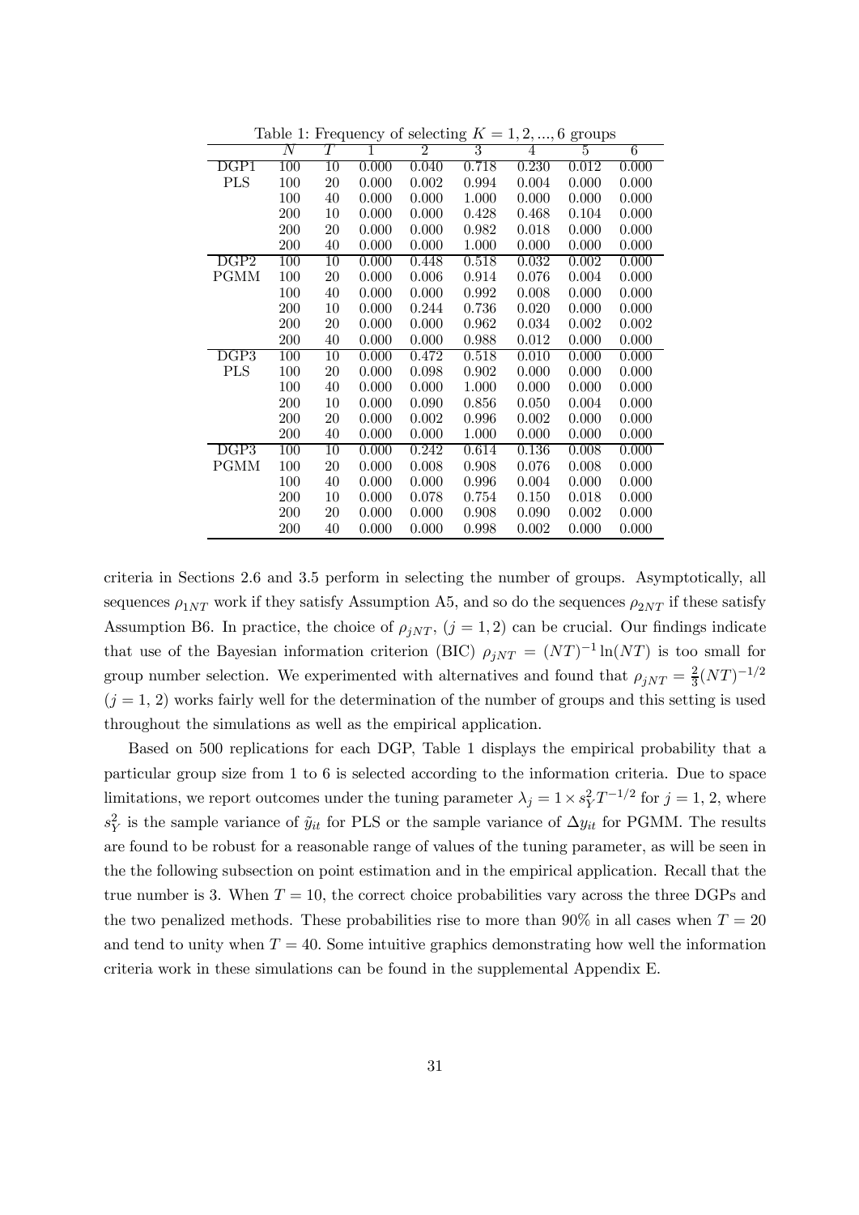Table 1: Frequency of selecting $K = 1, 2, ..., 6$ groups

| | $N$ | $T$ | 1 | 2 | 3 | 4 | 5 | 6 |
|---|---|---|---|---|---|---|---|---|
| DGP1 | 100 | 10 | 0.000 | 0.040 | 0.718 | 0.230 | 0.012 | 0.000 |
| PLS | 100 | 20 | 0.000 | 0.002 | 0.994 | 0.004 | 0.000 | 0.000 |
| | 100 | 40 | 0.000 | 0.000 | 1.000 | 0.000 | 0.000 | 0.000 |
| | 200 | 10 | 0.000 | 0.000 | 0.428 | 0.468 | 0.104 | 0.000 |
| | 200 | 20 | 0.000 | 0.000 | 0.982 | 0.018 | 0.000 | 0.000 |
| | 200 | 40 | 0.000 | 0.000 | 1.000 | 0.000 | 0.000 | 0.000 |
| DGP2 | 100 | 10 | 0.000 | 0.448 | 0.518 | 0.032 | 0.002 | 0.000 |
| PGMM | 100 | 20 | 0.000 | 0.006 | 0.914 | 0.076 | 0.004 | 0.000 |
| | 100 | 40 | 0.000 | 0.000 | 0.992 | 0.008 | 0.000 | 0.000 |
| | 200 | 10 | 0.000 | 0.244 | 0.736 | 0.020 | 0.000 | 0.000 |
| | 200 | 20 | 0.000 | 0.000 | 0.962 | 0.034 | 0.002 | 0.002 |
| | 200 | 40 | 0.000 | 0.000 | 0.988 | 0.012 | 0.000 | 0.000 |
| DGP3 | 100 | 10 | 0.000 | 0.472 | 0.518 | 0.010 | 0.000 | 0.000 |
| PLS | 100 | 20 | 0.000 | 0.098 | 0.902 | 0.000 | 0.000 | 0.000 |
| | 100 | 40 | 0.000 | 0.000 | 1.000 | 0.000 | 0.000 | 0.000 |
| | 200 | 10 | 0.000 | 0.090 | 0.856 | 0.050 | 0.004 | 0.000 |
| | 200 | 20 | 0.000 | 0.002 | 0.996 | 0.002 | 0.000 | 0.000 |
| | 200 | 40 | 0.000 | 0.000 | 1.000 | 0.000 | 0.000 | 0.000 |
| DGP3 | 100 | 10 | 0.000 | 0.242 | 0.614 | 0.136 | 0.008 | 0.000 |
| PGMM | 100 | 20 | 0.000 | 0.008 | 0.908 | 0.076 | 0.008 | 0.000 |
| | 100 | 40 | 0.000 | 0.000 | 0.996 | 0.004 | 0.000 | 0.000 |
| | 200 | 10 | 0.000 | 0.078 | 0.754 | 0.150 | 0.018 | 0.000 |
| | 200 | 20 | 0.000 | 0.000 | 0.908 | 0.090 | 0.002 | 0.000 |
| | 200 | 40 | 0.000 | 0.000 | 0.998 | 0.002 | 0.000 | 0.000 |

criteria in Sections 2.6 and 3.5 perform in selecting the number of groups. Asymptotically, all sequences $\rho_{1NT}$ work if they satisfy Assumption A5, and so do the sequences $\rho_{2NT}$ if these satisfy Assumption B6. In practice, the choice of $\rho_{jNT}$, $(j = 1, 2)$ can be crucial. Our findings indicate that use of the Bayesian information criterion (BIC) $\rho_{jNT} = (NT)^{-1}\ln(NT)$ is too small for group number selection. We experimented with alternatives and found that $\rho_{jNT} = \frac{2}{3}(NT)^{-1/2}$ $(j = 1, 2)$ works fairly well for the determination of the number of groups and this setting is used throughout the simulations as well as the empirical application.

Based on 500 replications for each DGP, Table 1 displays the empirical probability that a particular group size from 1 to 6 is selected according to the information criteria. Due to space limitations, we report outcomes under the tuning parameter $\lambda_j = 1 \times s_Y^2 T^{-1/2}$ for $j = 1, 2$, where $s_Y^2$ is the sample variance of $\tilde{y}_{it}$ for PLS or the sample variance of $\Delta y_{it}$ for PGMM. The results are found to be robust for a reasonable range of values of the tuning parameter, as will be seen in the the following subsection on point estimation and in the empirical application. Recall that the true number is 3. When $T = 10$, the correct choice probabilities vary across the three DGPs and the two penalized methods. These probabilities rise to more than 90% in all cases when $T = 20$ and tend to unity when $T = 40$. Some intuitive graphics demonstrating how well the information criteria work in these simulations can be found in the supplemental Appendix E.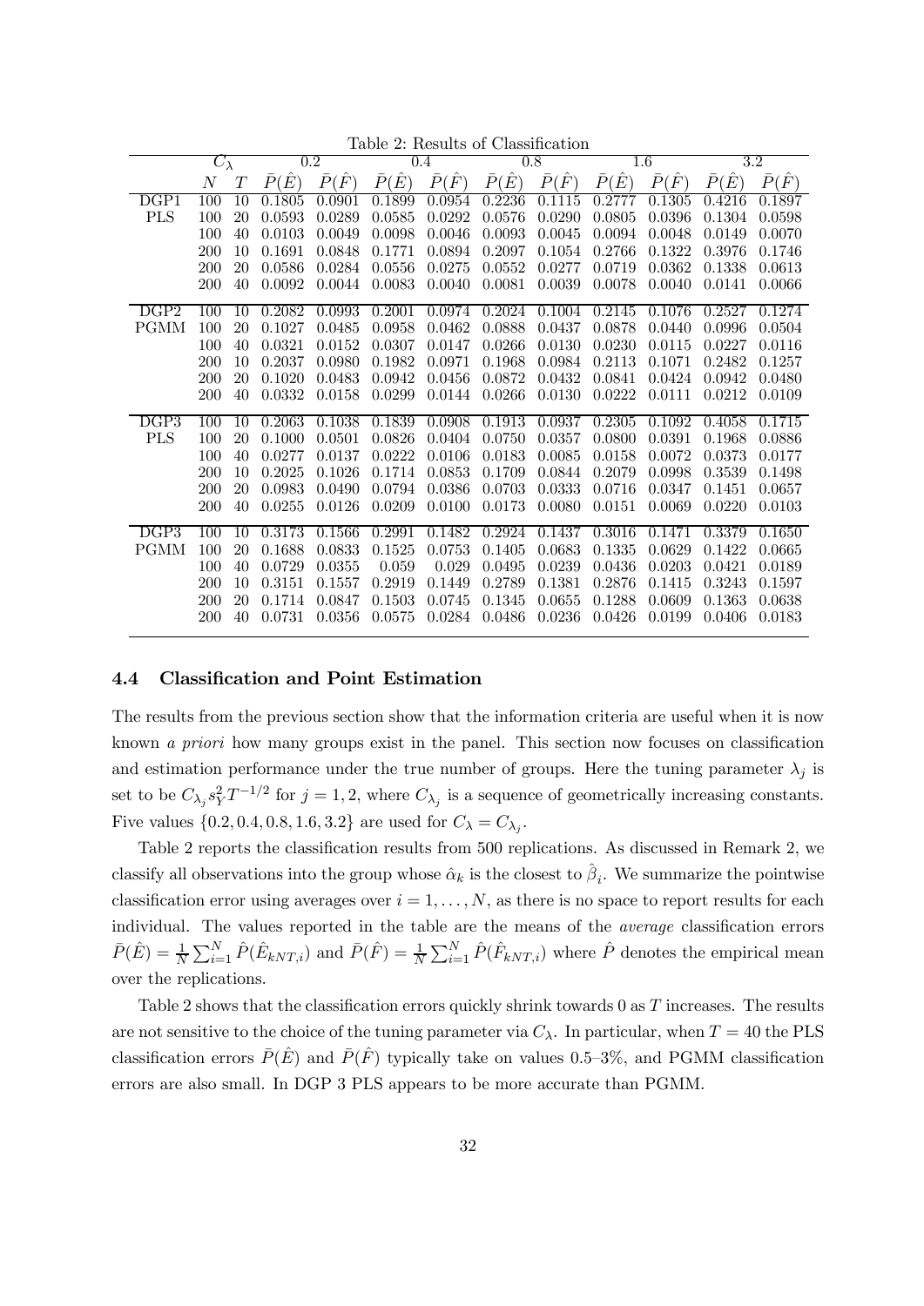Table 2: Results of Classification

| | $C_\lambda$ | | 0.2 | | 0.4 | | 0.8 | | 1.6 | | 3.2 | |
|---|---|---|---|---|---|---|---|---|---|---|---|---|
| | $N$ | $T$ | $\bar{P}(\hat{E})$ | $\bar{P}(\hat{F})$ | $\bar{P}(\hat{E})$ | $\bar{P}(\hat{F})$ | $\bar{P}(\hat{E})$ | $\bar{P}(\hat{F})$ | $\bar{P}(\hat{E})$ | $\bar{P}(\hat{F})$ | $\bar{P}(\hat{E})$ | $\bar{P}(\hat{F})$ |
| DGP1 | 100 | 10 | 0.1805 | 0.0901 | 0.1899 | 0.0954 | 0.2236 | 0.1115 | 0.2777 | 0.1305 | 0.4216 | 0.1897 |
| PLS | 100 | 20 | 0.0593 | 0.0289 | 0.0585 | 0.0292 | 0.0576 | 0.0290 | 0.0805 | 0.0396 | 0.1304 | 0.0598 |
| | 100 | 40 | 0.0103 | 0.0049 | 0.0098 | 0.0046 | 0.0093 | 0.0045 | 0.0094 | 0.0048 | 0.0149 | 0.0070 |
| | 200 | 10 | 0.1691 | 0.0848 | 0.1771 | 0.0894 | 0.2097 | 0.1054 | 0.2766 | 0.1322 | 0.3976 | 0.1746 |
| | 200 | 20 | 0.0586 | 0.0284 | 0.0556 | 0.0275 | 0.0552 | 0.0277 | 0.0719 | 0.0362 | 0.1338 | 0.0613 |
| | 200 | 40 | 0.0092 | 0.0044 | 0.0083 | 0.0040 | 0.0081 | 0.0039 | 0.0078 | 0.0040 | 0.0141 | 0.0066 |
| DGP2 | 100 | 10 | 0.2082 | 0.0993 | 0.2001 | 0.0974 | 0.2024 | 0.1004 | 0.2145 | 0.1076 | 0.2527 | 0.1274 |
| PGMM | 100 | 20 | 0.1027 | 0.0485 | 0.0958 | 0.0462 | 0.0888 | 0.0437 | 0.0878 | 0.0440 | 0.0996 | 0.0504 |
| | 100 | 40 | 0.0321 | 0.0152 | 0.0307 | 0.0147 | 0.0266 | 0.0130 | 0.0230 | 0.0115 | 0.0227 | 0.0116 |
| | 200 | 10 | 0.2037 | 0.0980 | 0.1982 | 0.0971 | 0.1968 | 0.0984 | 0.2113 | 0.1071 | 0.2482 | 0.1257 |
| | 200 | 20 | 0.1020 | 0.0483 | 0.0942 | 0.0456 | 0.0872 | 0.0432 | 0.0841 | 0.0424 | 0.0942 | 0.0480 |
| | 200 | 40 | 0.0332 | 0.0158 | 0.0299 | 0.0144 | 0.0266 | 0.0130 | 0.0222 | 0.0111 | 0.0212 | 0.0109 |
| DGP3 | 100 | 10 | 0.2063 | 0.1038 | 0.1839 | 0.0908 | 0.1913 | 0.0937 | 0.2305 | 0.1092 | 0.4058 | 0.1715 |
| PLS | 100 | 20 | 0.1000 | 0.0501 | 0.0826 | 0.0404 | 0.0750 | 0.0357 | 0.0800 | 0.0391 | 0.1968 | 0.0886 |
| | 100 | 40 | 0.0277 | 0.0137 | 0.0222 | 0.0106 | 0.0183 | 0.0085 | 0.0158 | 0.0072 | 0.0373 | 0.0177 |
| | 200 | 10 | 0.2025 | 0.1026 | 0.1714 | 0.0853 | 0.1709 | 0.0844 | 0.2079 | 0.0998 | 0.3539 | 0.1498 |
| | 200 | 20 | 0.0983 | 0.0490 | 0.0794 | 0.0386 | 0.0703 | 0.0333 | 0.0716 | 0.0347 | 0.1451 | 0.0657 |
| | 200 | 40 | 0.0255 | 0.0126 | 0.0209 | 0.0100 | 0.0173 | 0.0080 | 0.0151 | 0.0069 | 0.0220 | 0.0103 |
| DGP3 | 100 | 10 | 0.3173 | 0.1566 | 0.2991 | 0.1482 | 0.2924 | 0.1437 | 0.3016 | 0.1471 | 0.3379 | 0.1650 |
| PGMM | 100 | 20 | 0.1688 | 0.0833 | 0.1525 | 0.0753 | 0.1405 | 0.0683 | 0.1335 | 0.0629 | 0.1422 | 0.0665 |
| | 100 | 40 | 0.0729 | 0.0355 | 0.059 | 0.029 | 0.0495 | 0.0239 | 0.0436 | 0.0203 | 0.0421 | 0.0189 |
| | 200 | 10 | 0.3151 | 0.1557 | 0.2919 | 0.1449 | 0.2789 | 0.1381 | 0.2876 | 0.1415 | 0.3243 | 0.1597 |
| | 200 | 20 | 0.1714 | 0.0847 | 0.1503 | 0.0745 | 0.1345 | 0.0655 | 0.1288 | 0.0609 | 0.1363 | 0.0638 |
| | 200 | 40 | 0.0731 | 0.0356 | 0.0575 | 0.0284 | 0.0486 | 0.0236 | 0.0426 | 0.0199 | 0.0406 | 0.0183 |

### 4.4 Classification and Point Estimation

The results from the previous section show that the information criteria are useful when it is now known *a priori* how many groups exist in the panel. This section now focuses on classification and estimation performance under the true number of groups. Here the tuning parameter $\lambda_j$ is set to be $C_{\lambda_j} s_Y^2 T^{-1/2}$ for $j = 1, 2$, where $C_{\lambda_j}$ is a sequence of geometrically increasing constants. Five values $\{0.2, 0.4, 0.8, 1.6, 3.2\}$ are used for $C_\lambda = C_{\lambda_j}$.

Table 2 reports the classification results from 500 replications. As discussed in Remark 2, we classify all observations into the group whose $\hat{\alpha}_k$ is the closest to $\hat{\beta}_i$. We summarize the pointwise classification error using averages over $i = 1, \ldots, N$, as there is no space to report results for each individual. The values reported in the table are the means of the *average* classification errors $\bar{P}(\hat{E}) = \frac{1}{N}\sum_{i=1}^{N} \hat{P}(\hat{E}_{kNT,i})$ and $\bar{P}(\hat{F}) = \frac{1}{N}\sum_{i=1}^{N} \hat{P}(\hat{F}_{kNT,i})$ where $\hat{P}$ denotes the empirical mean over the replications.

Table 2 shows that the classification errors quickly shrink towards 0 as $T$ increases. The results are not sensitive to the choice of the tuning parameter via $C_\lambda$. In particular, when $T = 40$ the PLS classification errors $\bar{P}(\hat{E})$ and $\bar{P}(\hat{F})$ typically take on values 0.5–3%, and PGMM classification errors are also small. In DGP 3 PLS appears to be more accurate than PGMM.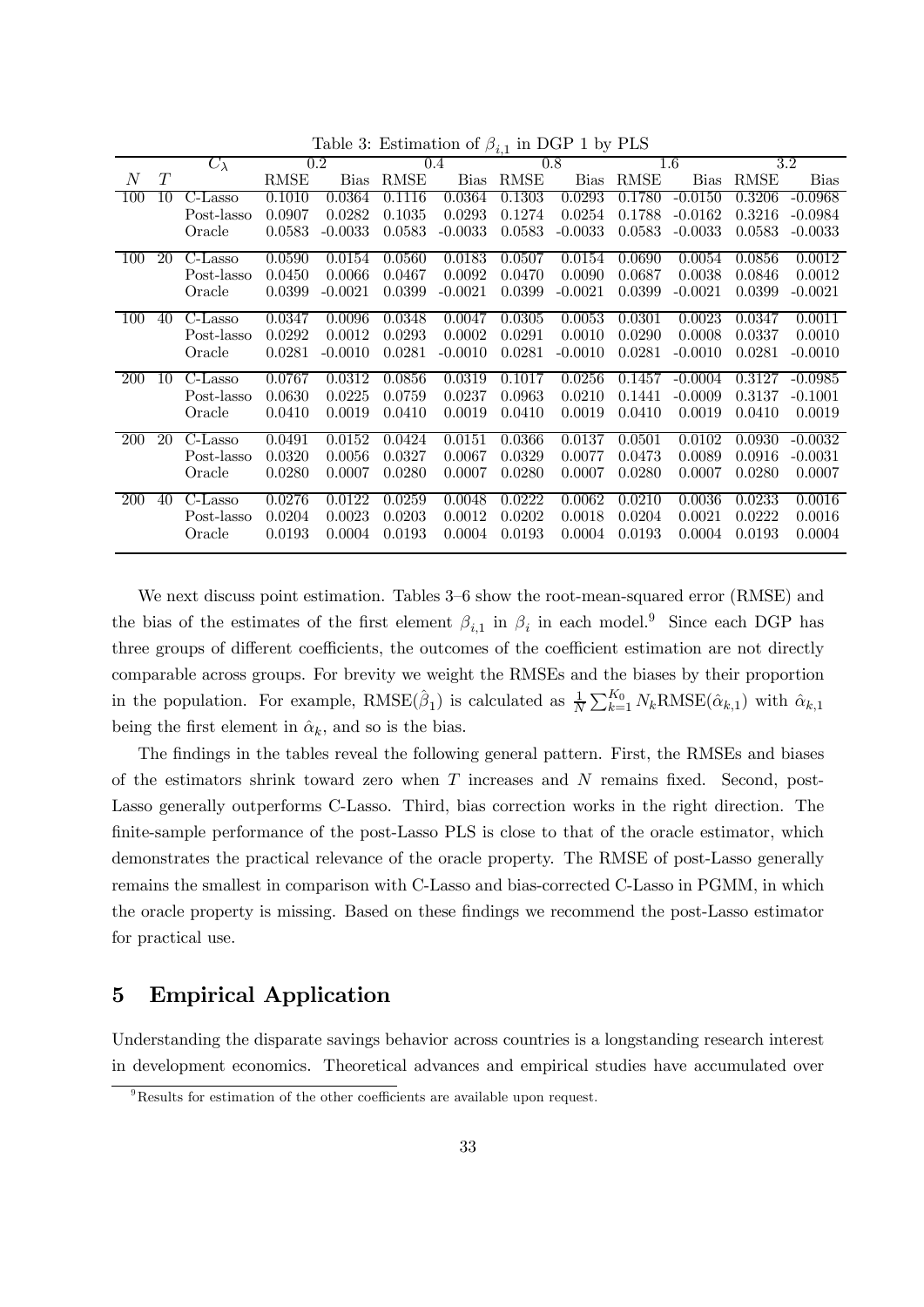Table 3: Estimation of $\beta_{i,1}$ in DGP 1 by PLS

| | | $C_\lambda$ | 0.2 | | 0.4 | | 0.8 | | 1.6 | | 3.2 | |
|---|---|---|---|---|---|---|---|---|---|---|---|---|
| $N$ | $T$ | | RMSE | Bias | RMSE | Bias | RMSE | Bias | RMSE | Bias | RMSE | Bias |
| 100 | 10 | C-Lasso | 0.1010 | 0.0364 | 0.1116 | 0.0364 | 0.1303 | 0.0293 | 0.1780 | -0.0150 | 0.3206 | -0.0968 |
| | | Post-lasso | 0.0907 | 0.0282 | 0.1035 | 0.0293 | 0.1274 | 0.0254 | 0.1788 | -0.0162 | 0.3216 | -0.0984 |
| | | Oracle | 0.0583 | -0.0033 | 0.0583 | -0.0033 | 0.0583 | -0.0033 | 0.0583 | -0.0033 | 0.0583 | -0.0033 |
| 100 | 20 | C-Lasso | 0.0590 | 0.0154 | 0.0560 | 0.0183 | 0.0507 | 0.0154 | 0.0690 | 0.0054 | 0.0856 | 0.0012 |
| | | Post-lasso | 0.0450 | 0.0066 | 0.0467 | 0.0092 | 0.0470 | 0.0090 | 0.0687 | 0.0038 | 0.0846 | 0.0012 |
| | | Oracle | 0.0399 | -0.0021 | 0.0399 | -0.0021 | 0.0399 | -0.0021 | 0.0399 | -0.0021 | 0.0399 | -0.0021 |
| 100 | 40 | C-Lasso | 0.0347 | 0.0096 | 0.0348 | 0.0047 | 0.0305 | 0.0053 | 0.0301 | 0.0023 | 0.0347 | 0.0011 |
| | | Post-lasso | 0.0292 | 0.0012 | 0.0293 | 0.0002 | 0.0291 | 0.0010 | 0.0290 | 0.0008 | 0.0337 | 0.0010 |
| | | Oracle | 0.0281 | -0.0010 | 0.0281 | -0.0010 | 0.0281 | -0.0010 | 0.0281 | -0.0010 | 0.0281 | -0.0010 |
| 200 | 10 | C-Lasso | 0.0767 | 0.0312 | 0.0856 | 0.0319 | 0.1017 | 0.0256 | 0.1457 | -0.0004 | 0.3127 | -0.0985 |
| | | Post-lasso | 0.0630 | 0.0225 | 0.0759 | 0.0237 | 0.0963 | 0.0210 | 0.1441 | -0.0009 | 0.3137 | -0.1001 |
| | | Oracle | 0.0410 | 0.0019 | 0.0410 | 0.0019 | 0.0410 | 0.0019 | 0.0410 | 0.0019 | 0.0410 | 0.0019 |
| 200 | 20 | C-Lasso | 0.0491 | 0.0152 | 0.0424 | 0.0151 | 0.0366 | 0.0137 | 0.0501 | 0.0102 | 0.0930 | -0.0032 |
| | | Post-lasso | 0.0320 | 0.0056 | 0.0327 | 0.0067 | 0.0329 | 0.0077 | 0.0473 | 0.0089 | 0.0916 | -0.0031 |
| | | Oracle | 0.0280 | 0.0007 | 0.0280 | 0.0007 | 0.0280 | 0.0007 | 0.0280 | 0.0007 | 0.0280 | 0.0007 |
| 200 | 40 | C-Lasso | 0.0276 | 0.0122 | 0.0259 | 0.0048 | 0.0222 | 0.0062 | 0.0210 | 0.0036 | 0.0233 | 0.0016 |
| | | Post-lasso | 0.0204 | 0.0023 | 0.0203 | 0.0012 | 0.0202 | 0.0018 | 0.0204 | 0.0021 | 0.0222 | 0.0016 |
| | | Oracle | 0.0193 | 0.0004 | 0.0193 | 0.0004 | 0.0193 | 0.0004 | 0.0193 | 0.0004 | 0.0193 | 0.0004 |

We next discuss point estimation. Tables 3–6 show the root-mean-squared error (RMSE) and the bias of the estimates of the first element $\beta_{i,1}$ in $\beta_i$ in each model.[9] Since each DGP has three groups of different coefficients, the outcomes of the coefficient estimation are not directly comparable across groups. For brevity we weight the RMSEs and the biases by their proportion in the population. For example, $\text{RMSE}(\hat{\beta}_1)$ is calculated as $\frac{1}{N}\sum_{k=1}^{K_0} N_k \text{RMSE}(\hat{\alpha}_{k,1})$ with $\hat{\alpha}_{k,1}$ being the first element in $\hat{\alpha}_k$, and so is the bias.

The findings in the tables reveal the following general pattern. First, the RMSEs and biases of the estimators shrink toward zero when $T$ increases and $N$ remains fixed. Second, post-Lasso generally outperforms C-Lasso. Third, bias correction works in the right direction. The finite-sample performance of the post-Lasso PLS is close to that of the oracle estimator, which demonstrates the practical relevance of the oracle property. The RMSE of post-Lasso generally remains the smallest in comparison with C-Lasso and bias-corrected C-Lasso in PGMM, in which the oracle property is missing. Based on these findings we recommend the post-Lasso estimator for practical use.

## 5 Empirical Application

Understanding the disparate savings behavior across countries is a longstanding research interest in development economics. Theoretical advances and empirical studies have accumulated over

[9] Results for estimation of the other coefficients are available upon request.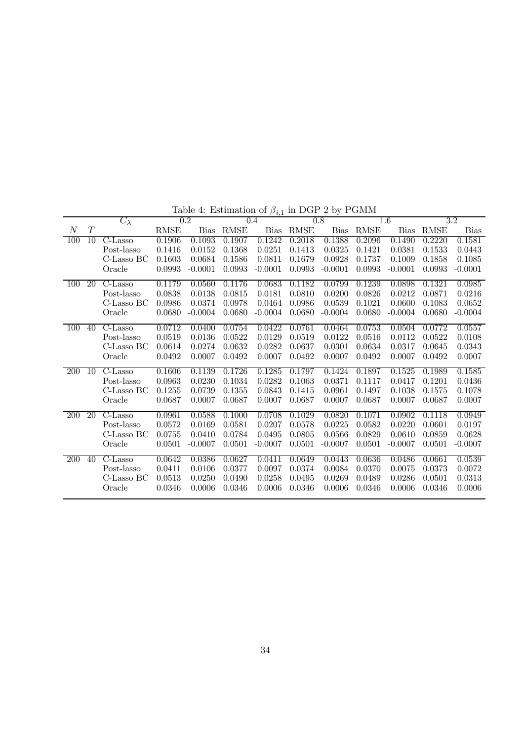Table 4: Estimation of $\beta_{i,1}$ in DGP 2 by PGMM

| | | $C_\lambda$ | 0.2 | | 0.4 | | 0.8 | | 1.6 | | 3.2 | |
|---|---|---|---|---|---|---|---|---|---|---|---|---|
| $N$ | $T$ | | RMSE | Bias | RMSE | Bias | RMSE | Bias | RMSE | Bias | RMSE | Bias |
| 100 | 10 | C-Lasso | 0.1906 | 0.1093 | 0.1907 | 0.1242 | 0.2018 | 0.1388 | 0.2096 | 0.1490 | 0.2220 | 0.1581 |
| | | Post-lasso | 0.1416 | 0.0152 | 0.1368 | 0.0251 | 0.1413 | 0.0325 | 0.1421 | 0.0381 | 0.1533 | 0.0443 |
| | | C-Lasso BC | 0.1603 | 0.0684 | 0.1586 | 0.0811 | 0.1679 | 0.0928 | 0.1737 | 0.1009 | 0.1858 | 0.1085 |
| | | Oracle | 0.0993 | -0.0001 | 0.0993 | -0.0001 | 0.0993 | -0.0001 | 0.0993 | -0.0001 | 0.0993 | -0.0001 |
| 100 | 20 | C-Lasso | 0.1179 | 0.0560 | 0.1176 | 0.0683 | 0.1182 | 0.0799 | 0.1239 | 0.0898 | 0.1321 | 0.0985 |
| | | Post-lasso | 0.0838 | 0.0138 | 0.0815 | 0.0181 | 0.0810 | 0.0200 | 0.0826 | 0.0212 | 0.0871 | 0.0216 |
| | | C-Lasso BC | 0.0986 | 0.0374 | 0.0978 | 0.0464 | 0.0986 | 0.0539 | 0.1021 | 0.0600 | 0.1083 | 0.0652 |
| | | Oracle | 0.0680 | -0.0004 | 0.0680 | -0.0004 | 0.0680 | -0.0004 | 0.0680 | -0.0004 | 0.0680 | -0.0004 |
| 100 | 40 | C-Lasso | 0.0712 | 0.0400 | 0.0754 | 0.0422 | 0.0761 | 0.0464 | 0.0753 | 0.0504 | 0.0772 | 0.0557 |
| | | Post-lasso | 0.0519 | 0.0136 | 0.0522 | 0.0129 | 0.0519 | 0.0122 | 0.0516 | 0.0112 | 0.0522 | 0.0108 |
| | | C-Lasso BC | 0.0614 | 0.0274 | 0.0632 | 0.0282 | 0.0637 | 0.0301 | 0.0634 | 0.0317 | 0.0645 | 0.0343 |
| | | Oracle | 0.0492 | 0.0007 | 0.0492 | 0.0007 | 0.0492 | 0.0007 | 0.0492 | 0.0007 | 0.0492 | 0.0007 |
| 200 | 10 | C-Lasso | 0.1606 | 0.1139 | 0.1726 | 0.1285 | 0.1797 | 0.1424 | 0.1897 | 0.1525 | 0.1989 | 0.1585 |
| | | Post-lasso | 0.0963 | 0.0230 | 0.1034 | 0.0282 | 0.1063 | 0.0371 | 0.1117 | 0.0417 | 0.1201 | 0.0436 |
| | | C-Lasso BC | 0.1255 | 0.0739 | 0.1355 | 0.0843 | 0.1415 | 0.0961 | 0.1497 | 0.1038 | 0.1575 | 0.1078 |
| | | Oracle | 0.0687 | 0.0007 | 0.0687 | 0.0007 | 0.0687 | 0.0007 | 0.0687 | 0.0007 | 0.0687 | 0.0007 |
| 200 | 20 | C-Lasso | 0.0961 | 0.0588 | 0.1000 | 0.0708 | 0.1029 | 0.0820 | 0.1071 | 0.0902 | 0.1118 | 0.0949 |
| | | Post-lasso | 0.0572 | 0.0169 | 0.0581 | 0.0207 | 0.0578 | 0.0225 | 0.0582 | 0.0220 | 0.0601 | 0.0197 |
| | | C-Lasso BC | 0.0755 | 0.0410 | 0.0784 | 0.0495 | 0.0805 | 0.0566 | 0.0829 | 0.0610 | 0.0859 | 0.0628 |
| | | Oracle | 0.0501 | -0.0007 | 0.0501 | -0.0007 | 0.0501 | -0.0007 | 0.0501 | -0.0007 | 0.0501 | -0.0007 |
| 200 | 40 | C-Lasso | 0.0642 | 0.0386 | 0.0627 | 0.0411 | 0.0649 | 0.0443 | 0.0636 | 0.0486 | 0.0661 | 0.0539 |
| | | Post-lasso | 0.0411 | 0.0106 | 0.0377 | 0.0097 | 0.0374 | 0.0084 | 0.0370 | 0.0075 | 0.0373 | 0.0072 |
| | | C-Lasso BC | 0.0513 | 0.0250 | 0.0490 | 0.0258 | 0.0495 | 0.0269 | 0.0489 | 0.0286 | 0.0501 | 0.0313 |
| | | Oracle | 0.0346 | 0.0006 | 0.0346 | 0.0006 | 0.0346 | 0.0006 | 0.0346 | 0.0006 | 0.0346 | 0.0006 |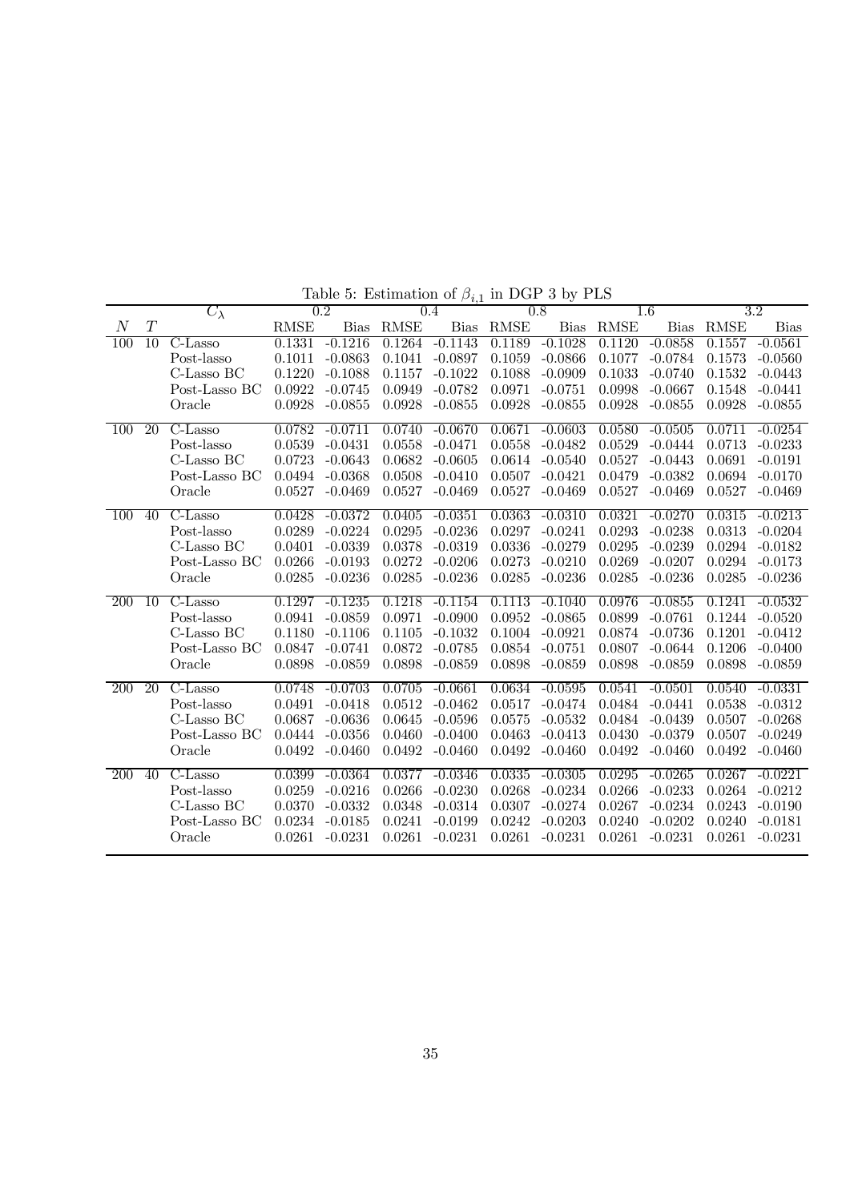Table 5: Estimation of $\beta_{i,1}$ in DGP 3 by PLS

| | | $C_\lambda$ | 0.2 | | 0.4 | | 0.8 | | 1.6 | | 3.2 | |
|---|---|---|---|---|---|---|---|---|---|---|---|---|
| $N$ | $T$ | | RMSE | Bias | RMSE | Bias | RMSE | Bias | RMSE | Bias | RMSE | Bias |
| 100 | 10 | C-Lasso | 0.1331 | -0.1216 | 0.1264 | -0.1143 | 0.1189 | -0.1028 | 0.1120 | -0.0858 | 0.1557 | -0.0561 |
| | | Post-lasso | 0.1011 | -0.0863 | 0.1041 | -0.0897 | 0.1059 | -0.0866 | 0.1077 | -0.0784 | 0.1573 | -0.0560 |
| | | C-Lasso BC | 0.1220 | -0.1088 | 0.1157 | -0.1022 | 0.1088 | -0.0909 | 0.1033 | -0.0740 | 0.1532 | -0.0443 |
| | | Post-Lasso BC | 0.0922 | -0.0745 | 0.0949 | -0.0782 | 0.0971 | -0.0751 | 0.0998 | -0.0667 | 0.1548 | -0.0441 |
| | | Oracle | 0.0928 | -0.0855 | 0.0928 | -0.0855 | 0.0928 | -0.0855 | 0.0928 | -0.0855 | 0.0928 | -0.0855 |
| 100 | 20 | C-Lasso | 0.0782 | -0.0711 | 0.0740 | -0.0670 | 0.0671 | -0.0603 | 0.0580 | -0.0505 | 0.0711 | -0.0254 |
| | | Post-lasso | 0.0539 | -0.0431 | 0.0558 | -0.0471 | 0.0558 | -0.0482 | 0.0529 | -0.0444 | 0.0713 | -0.0233 |
| | | C-Lasso BC | 0.0723 | -0.0643 | 0.0682 | -0.0605 | 0.0614 | -0.0540 | 0.0527 | -0.0443 | 0.0691 | -0.0191 |
| | | Post-Lasso BC | 0.0494 | -0.0368 | 0.0508 | -0.0410 | 0.0507 | -0.0421 | 0.0479 | -0.0382 | 0.0694 | -0.0170 |
| | | Oracle | 0.0527 | -0.0469 | 0.0527 | -0.0469 | 0.0527 | -0.0469 | 0.0527 | -0.0469 | 0.0527 | -0.0469 |
| 100 | 40 | C-Lasso | 0.0428 | -0.0372 | 0.0405 | -0.0351 | 0.0363 | -0.0310 | 0.0321 | -0.0270 | 0.0315 | -0.0213 |
| | | Post-lasso | 0.0289 | -0.0224 | 0.0295 | -0.0236 | 0.0297 | -0.0241 | 0.0293 | -0.0238 | 0.0313 | -0.0204 |
| | | C-Lasso BC | 0.0401 | -0.0339 | 0.0378 | -0.0319 | 0.0336 | -0.0279 | 0.0295 | -0.0239 | 0.0294 | -0.0182 |
| | | Post-Lasso BC | 0.0266 | -0.0193 | 0.0272 | -0.0206 | 0.0273 | -0.0210 | 0.0269 | -0.0207 | 0.0294 | -0.0173 |
| | | Oracle | 0.0285 | -0.0236 | 0.0285 | -0.0236 | 0.0285 | -0.0236 | 0.0285 | -0.0236 | 0.0285 | -0.0236 |
| 200 | 10 | C-Lasso | 0.1297 | -0.1235 | 0.1218 | -0.1154 | 0.1113 | -0.1040 | 0.0976 | -0.0855 | 0.1241 | -0.0532 |
| | | Post-lasso | 0.0941 | -0.0859 | 0.0971 | -0.0900 | 0.0952 | -0.0865 | 0.0899 | -0.0761 | 0.1244 | -0.0520 |
| | | C-Lasso BC | 0.1180 | -0.1106 | 0.1105 | -0.1032 | 0.1004 | -0.0921 | 0.0874 | -0.0736 | 0.1201 | -0.0412 |
| | | Post-Lasso BC | 0.0847 | -0.0741 | 0.0872 | -0.0785 | 0.0854 | -0.0751 | 0.0807 | -0.0644 | 0.1206 | -0.0400 |
| | | Oracle | 0.0898 | -0.0859 | 0.0898 | -0.0859 | 0.0898 | -0.0859 | 0.0898 | -0.0859 | 0.0898 | -0.0859 |
| 200 | 20 | C-Lasso | 0.0748 | -0.0703 | 0.0705 | -0.0661 | 0.0634 | -0.0595 | 0.0541 | -0.0501 | 0.0540 | -0.0331 |
| | | Post-lasso | 0.0491 | -0.0418 | 0.0512 | -0.0462 | 0.0517 | -0.0474 | 0.0484 | -0.0441 | 0.0538 | -0.0312 |
| | | C-Lasso BC | 0.0687 | -0.0636 | 0.0645 | -0.0596 | 0.0575 | -0.0532 | 0.0484 | -0.0439 | 0.0507 | -0.0268 |
| | | Post-Lasso BC | 0.0444 | -0.0356 | 0.0460 | -0.0400 | 0.0463 | -0.0413 | 0.0430 | -0.0379 | 0.0507 | -0.0249 |
| | | Oracle | 0.0492 | -0.0460 | 0.0492 | -0.0460 | 0.0492 | -0.0460 | 0.0492 | -0.0460 | 0.0492 | -0.0460 |
| 200 | 40 | C-Lasso | 0.0399 | -0.0364 | 0.0377 | -0.0346 | 0.0335 | -0.0305 | 0.0295 | -0.0265 | 0.0267 | -0.0221 |
| | | Post-lasso | 0.0259 | -0.0216 | 0.0266 | -0.0230 | 0.0268 | -0.0234 | 0.0266 | -0.0233 | 0.0264 | -0.0212 |
| | | C-Lasso BC | 0.0370 | -0.0332 | 0.0348 | -0.0314 | 0.0307 | -0.0274 | 0.0267 | -0.0234 | 0.0243 | -0.0190 |
| | | Post-Lasso BC | 0.0234 | -0.0185 | 0.0241 | -0.0199 | 0.0242 | -0.0203 | 0.0240 | -0.0202 | 0.0240 | -0.0181 |
| | | Oracle | 0.0261 | -0.0231 | 0.0261 | -0.0231 | 0.0261 | -0.0231 | 0.0261 | -0.0231 | 0.0261 | -0.0231 |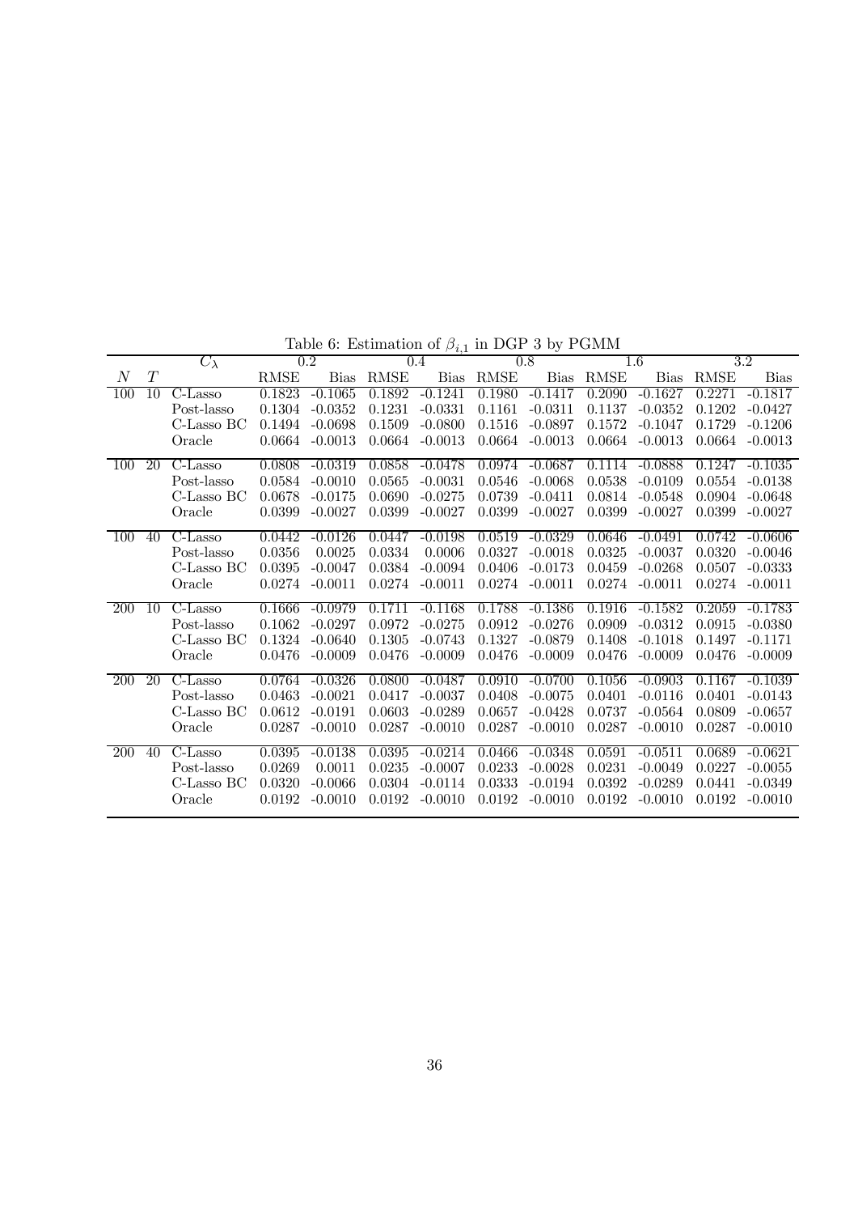Table 6: Estimation of $\beta_{i,1}$ in DGP 3 by PGMM

| | | $C_\lambda$ | 0.2 | | 0.4 | | 0.8 | | 1.6 | | 3.2 | |
|---|---|---|---|---|---|---|---|---|---|---|---|---|
| $N$ | $T$ | | RMSE | Bias | RMSE | Bias | RMSE | Bias | RMSE | Bias | RMSE | Bias |
| 100 | 10 | C-Lasso | 0.1823 | -0.1065 | 0.1892 | -0.1241 | 0.1980 | -0.1417 | 0.2090 | -0.1627 | 0.2271 | -0.1817 |
| | | Post-lasso | 0.1304 | -0.0352 | 0.1231 | -0.0331 | 0.1161 | -0.0311 | 0.1137 | -0.0352 | 0.1202 | -0.0427 |
| | | C-Lasso BC | 0.1494 | -0.0698 | 0.1509 | -0.0800 | 0.1516 | -0.0897 | 0.1572 | -0.1047 | 0.1729 | -0.1206 |
| | | Oracle | 0.0664 | -0.0013 | 0.0664 | -0.0013 | 0.0664 | -0.0013 | 0.0664 | -0.0013 | 0.0664 | -0.0013 |
| 100 | 20 | C-Lasso | 0.0808 | -0.0319 | 0.0858 | -0.0478 | 0.0974 | -0.0687 | 0.1114 | -0.0888 | 0.1247 | -0.1035 |
| | | Post-lasso | 0.0584 | -0.0010 | 0.0565 | -0.0031 | 0.0546 | -0.0068 | 0.0538 | -0.0109 | 0.0554 | -0.0138 |
| | | C-Lasso BC | 0.0678 | -0.0175 | 0.0690 | -0.0275 | 0.0739 | -0.0411 | 0.0814 | -0.0548 | 0.0904 | -0.0648 |
| | | Oracle | 0.0399 | -0.0027 | 0.0399 | -0.0027 | 0.0399 | -0.0027 | 0.0399 | -0.0027 | 0.0399 | -0.0027 |
| 100 | 40 | C-Lasso | 0.0442 | -0.0126 | 0.0447 | -0.0198 | 0.0519 | -0.0329 | 0.0646 | -0.0491 | 0.0742 | -0.0606 |
| | | Post-lasso | 0.0356 | 0.0025 | 0.0334 | 0.0006 | 0.0327 | -0.0018 | 0.0325 | -0.0037 | 0.0320 | -0.0046 |
| | | C-Lasso BC | 0.0395 | -0.0047 | 0.0384 | -0.0094 | 0.0406 | -0.0173 | 0.0459 | -0.0268 | 0.0507 | -0.0333 |
| | | Oracle | 0.0274 | -0.0011 | 0.0274 | -0.0011 | 0.0274 | -0.0011 | 0.0274 | -0.0011 | 0.0274 | -0.0011 |
| 200 | 10 | C-Lasso | 0.1666 | -0.0979 | 0.1711 | -0.1168 | 0.1788 | -0.1386 | 0.1916 | -0.1582 | 0.2059 | -0.1783 |
| | | Post-lasso | 0.1062 | -0.0297 | 0.0972 | -0.0275 | 0.0912 | -0.0276 | 0.0909 | -0.0312 | 0.0915 | -0.0380 |
| | | C-Lasso BC | 0.1324 | -0.0640 | 0.1305 | -0.0743 | 0.1327 | -0.0879 | 0.1408 | -0.1018 | 0.1497 | -0.1171 |
| | | Oracle | 0.0476 | -0.0009 | 0.0476 | -0.0009 | 0.0476 | -0.0009 | 0.0476 | -0.0009 | 0.0476 | -0.0009 |
| 200 | 20 | C-Lasso | 0.0764 | -0.0326 | 0.0800 | -0.0487 | 0.0910 | -0.0700 | 0.1056 | -0.0903 | 0.1167 | -0.1039 |
| | | Post-lasso | 0.0463 | -0.0021 | 0.0417 | -0.0037 | 0.0408 | -0.0075 | 0.0401 | -0.0116 | 0.0401 | -0.0143 |
| | | C-Lasso BC | 0.0612 | -0.0191 | 0.0603 | -0.0289 | 0.0657 | -0.0428 | 0.0737 | -0.0564 | 0.0809 | -0.0657 |
| | | Oracle | 0.0287 | -0.0010 | 0.0287 | -0.0010 | 0.0287 | -0.0010 | 0.0287 | -0.0010 | 0.0287 | -0.0010 |
| 200 | 40 | C-Lasso | 0.0395 | -0.0138 | 0.0395 | -0.0214 | 0.0466 | -0.0348 | 0.0591 | -0.0511 | 0.0689 | -0.0621 |
| | | Post-lasso | 0.0269 | 0.0011 | 0.0235 | -0.0007 | 0.0233 | -0.0028 | 0.0231 | -0.0049 | 0.0227 | -0.0055 |
| | | C-Lasso BC | 0.0320 | -0.0066 | 0.0304 | -0.0114 | 0.0333 | -0.0194 | 0.0392 | -0.0289 | 0.0441 | -0.0349 |
| | | Oracle | 0.0192 | -0.0010 | 0.0192 | -0.0010 | 0.0192 | -0.0010 | 0.0192 | -0.0010 | 0.0192 | -0.0010 |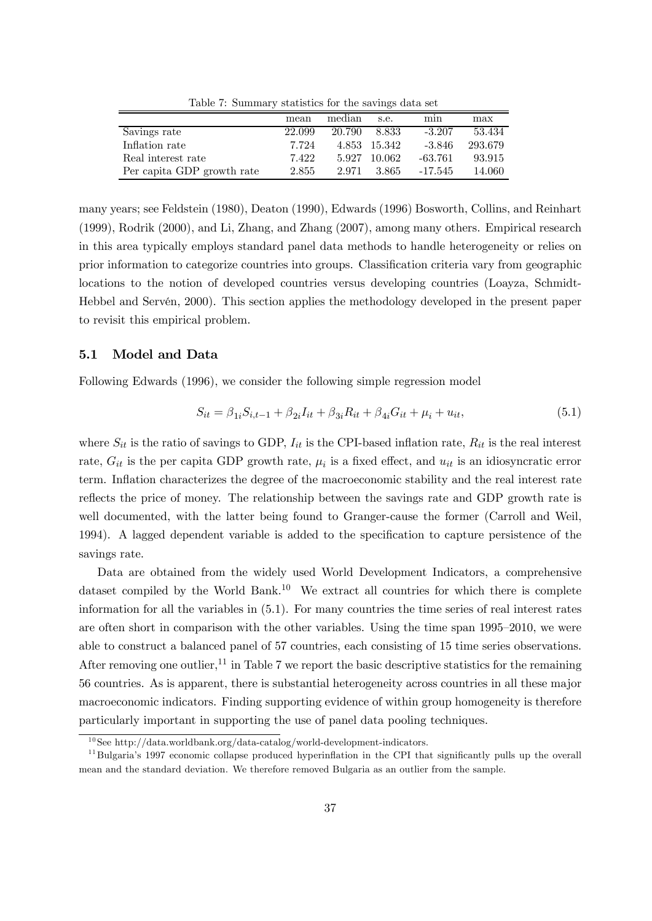Table 7: Summary statistics for the savings data set

| | mean | median | s.e. | min | max |
|---|---|---|---|---|---|
| Savings rate | 22.099 | 20.790 | 8.833 | -3.207 | 53.434 |
| Inflation rate | 7.724 | 4.853 | 15.342 | -3.846 | 293.679 |
| Real interest rate | 7.422 | 5.927 | 10.062 | -63.761 | 93.915 |
| Per capita GDP growth rate | 2.855 | 2.971 | 3.865 | -17.545 | 14.060 |

many years; see Feldstein (1980), Deaton (1990), Edwards (1996) Bosworth, Collins, and Reinhart (1999), Rodrik (2000), and Li, Zhang, and Zhang (2007), among many others. Empirical research in this area typically employs standard panel data methods to handle heterogeneity or relies on prior information to categorize countries into groups. Classification criteria vary from geographic locations to the notion of developed countries versus developing countries (Loayza, Schmidt-Hebbel and Servén, 2000). This section applies the methodology developed in the present paper to revisit this empirical problem.

### 5.1 Model and Data

Following Edwards (1996), we consider the following simple regression model

$$S_{it} = \beta_{1i} S_{i,t-1} + \beta_{2i} I_{it} + \beta_{3i} R_{it} + \beta_{4i} G_{it} + \mu_i + u_{it}, \tag{5.1}$$

where $S_{it}$ is the ratio of savings to GDP, $I_{it}$ is the CPI-based inflation rate, $R_{it}$ is the real interest rate, $G_{it}$ is the per capita GDP growth rate, $\mu_i$ is a fixed effect, and $u_{it}$ is an idiosyncratic error term. Inflation characterizes the degree of the macroeconomic stability and the real interest rate reflects the price of money. The relationship between the savings rate and GDP growth rate is well documented, with the latter being found to Granger-cause the former (Carroll and Weil, 1994). A lagged dependent variable is added to the specification to capture persistence of the savings rate.

Data are obtained from the widely used World Development Indicators, a comprehensive dataset compiled by the World Bank.[10] We extract all countries for which there is complete information for all the variables in (5.1). For many countries the time series of real interest rates are often short in comparison with the other variables. Using the time span 1995–2010, we were able to construct a balanced panel of 57 countries, each consisting of 15 time series observations. After removing one outlier,[11] in Table 7 we report the basic descriptive statistics for the remaining 56 countries. As is apparent, there is substantial heterogeneity across countries in all these major macroeconomic indicators. Finding supporting evidence of within group homogeneity is therefore particularly important in supporting the use of panel data pooling techniques.

[10] See http://data.worldbank.org/data-catalog/world-development-indicators.

[11] Bulgaria's 1997 economic collapse produced hyperinflation in the CPI that significantly pulls up the overall mean and the standard deviation. We therefore removed Bulgaria as an outlier from the sample.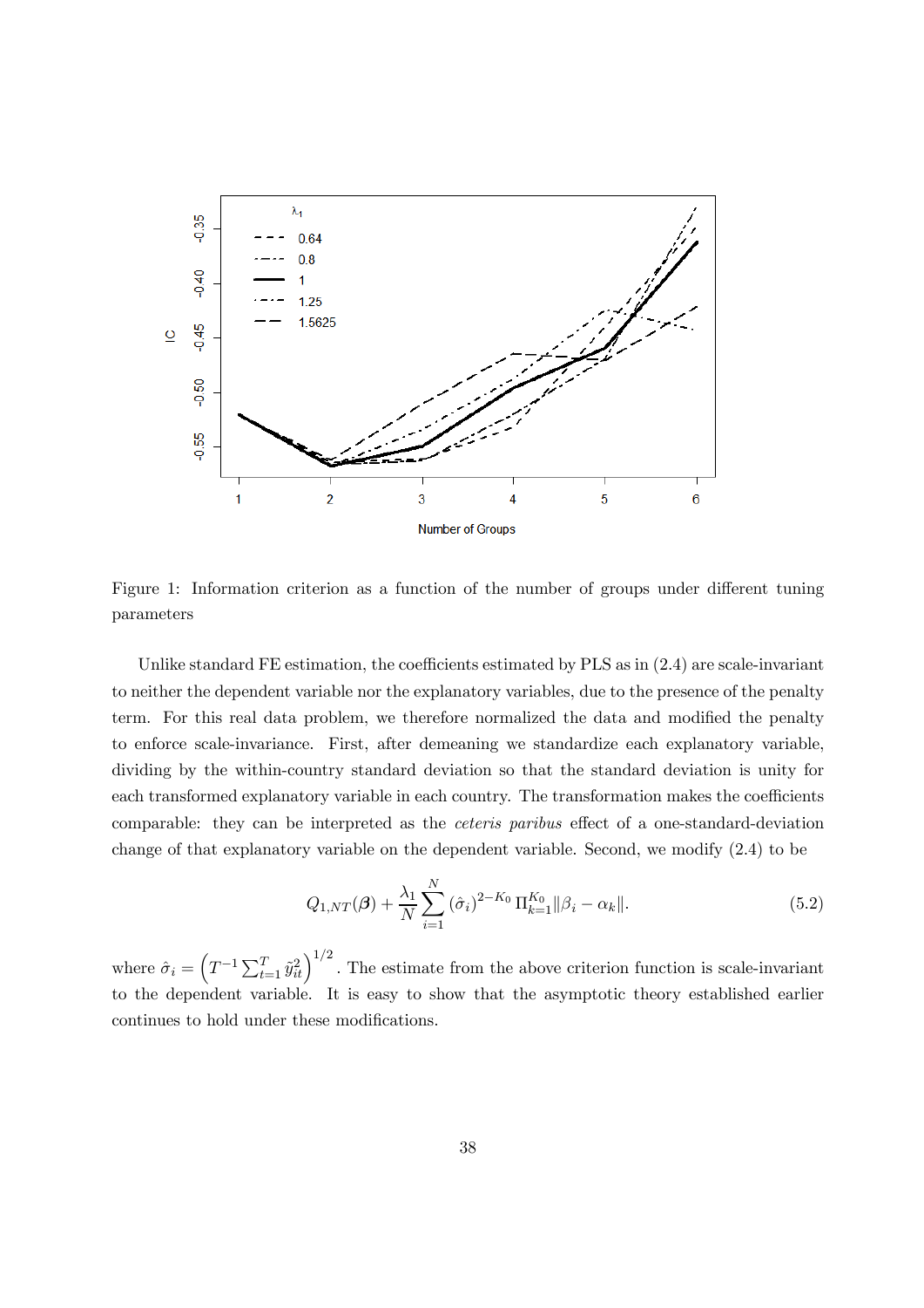Figure 1: Information criterion as a function of the number of groups under different tuning parameters

Unlike standard FE estimation, the coefficients estimated by PLS as in (2.4) are scale-invariant to neither the dependent variable nor the explanatory variables, due to the presence of the penalty term. For this real data problem, we therefore normalized the data and modified the penalty to enforce scale-invariance. First, after demeaning we standardize each explanatory variable, dividing by the within-country standard deviation so that the standard deviation is unity for each transformed explanatory variable in each country. The transformation makes the coefficients comparable: they can be interpreted as the *ceteris paribus* effect of a one-standard-deviation change of that explanatory variable on the dependent variable. Second, we modify (2.4) to be

$$Q_{1,NT}(\boldsymbol{\beta}) + \frac{\lambda_1}{N}\sum_{i=1}^{N}(\hat{\sigma}_i)^{2-K_0}\,\Pi_{k=1}^{K_0}\|\beta_i - \alpha_k\|. \tag{5.2}$$

where $\hat{\sigma}_i = \left(T^{-1}\sum_{t=1}^{T}\tilde{y}_{it}^2\right)^{1/2}$. The estimate from the above criterion function is scale-invariant to the dependent variable. It is easy to show that the asymptotic theory established earlier continues to hold under these modifications.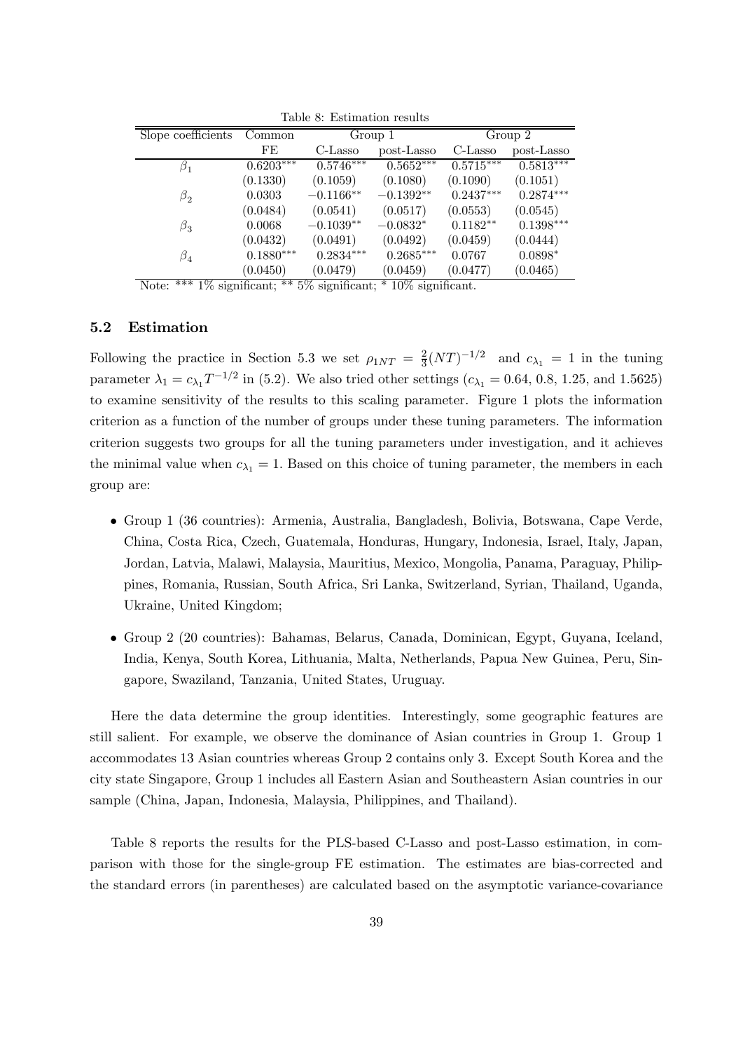Table 8: Estimation results

| Slope coefficients | Common | Group 1 | | Group 2 | |
|---|---|---|---|---|---|
| | FE | C-Lasso | post-Lasso | C-Lasso | post-Lasso |
| $\beta_1$ | $0.6203^{***}$ | $0.5746^{***}$ | $0.5652^{***}$ | $0.5715^{***}$ | $0.5813^{***}$ |
| | (0.1330) | (0.1059) | (0.1080) | (0.1090) | (0.1051) |
| $\beta_2$ | 0.0303 | $-0.1166^{**}$ | $-0.1392^{**}$ | $0.2437^{***}$ | $0.2874^{***}$ |
| | (0.0484) | (0.0541) | (0.0517) | (0.0553) | (0.0545) |
| $\beta_3$ | 0.0068 | $-0.1039^{**}$ | $-0.0832^{*}$ | $0.1182^{**}$ | $0.1398^{***}$ |
| | (0.0432) | (0.0491) | (0.0492) | (0.0459) | (0.0444) |
| $\beta_4$ | $0.1880^{***}$ | $0.2834^{***}$ | $0.2685^{***}$ | 0.0767 | $0.0898^{*}$ |
| | (0.0450) | (0.0479) | (0.0459) | (0.0477) | (0.0465) |

Note: *** 1% significant; ** 5% significant; * 10% significant.

### 5.2 Estimation

Following the practice in Section 5.3 we set $\rho_{1NT} = \frac{2}{3}(NT)^{-1/2}$ and $c_{\lambda_1} = 1$ in the tuning parameter $\lambda_1 = c_{\lambda_1} T^{-1/2}$ in (5.2). We also tried other settings ($c_{\lambda_1} = 0.64$, 0.8, 1.25, and 1.5625) to examine sensitivity of the results to this scaling parameter. Figure 1 plots the information criterion as a function of the number of groups under these tuning parameters. The information criterion suggests two groups for all the tuning parameters under investigation, and it achieves the minimal value when $c_{\lambda_1} = 1$. Based on this choice of tuning parameter, the members in each group are:

- Group 1 (36 countries): Armenia, Australia, Bangladesh, Bolivia, Botswana, Cape Verde, China, Costa Rica, Czech, Guatemala, Honduras, Hungary, Indonesia, Israel, Italy, Japan, Jordan, Latvia, Malawi, Malaysia, Mauritius, Mexico, Mongolia, Panama, Paraguay, Philippines, Romania, Russian, South Africa, Sri Lanka, Switzerland, Syrian, Thailand, Uganda, Ukraine, United Kingdom;
- Group 2 (20 countries): Bahamas, Belarus, Canada, Dominican, Egypt, Guyana, Iceland, India, Kenya, South Korea, Lithuania, Malta, Netherlands, Papua New Guinea, Peru, Singapore, Swaziland, Tanzania, United States, Uruguay.

Here the data determine the group identities. Interestingly, some geographic features are still salient. For example, we observe the dominance of Asian countries in Group 1. Group 1 accommodates 13 Asian countries whereas Group 2 contains only 3. Except South Korea and the city state Singapore, Group 1 includes all Eastern Asian and Southeastern Asian countries in our sample (China, Japan, Indonesia, Malaysia, Philippines, and Thailand).

Table 8 reports the results for the PLS-based C-Lasso and post-Lasso estimation, in comparison with those for the single-group FE estimation. The estimates are bias-corrected and the standard errors (in parentheses) are calculated based on the asymptotic variance-covariance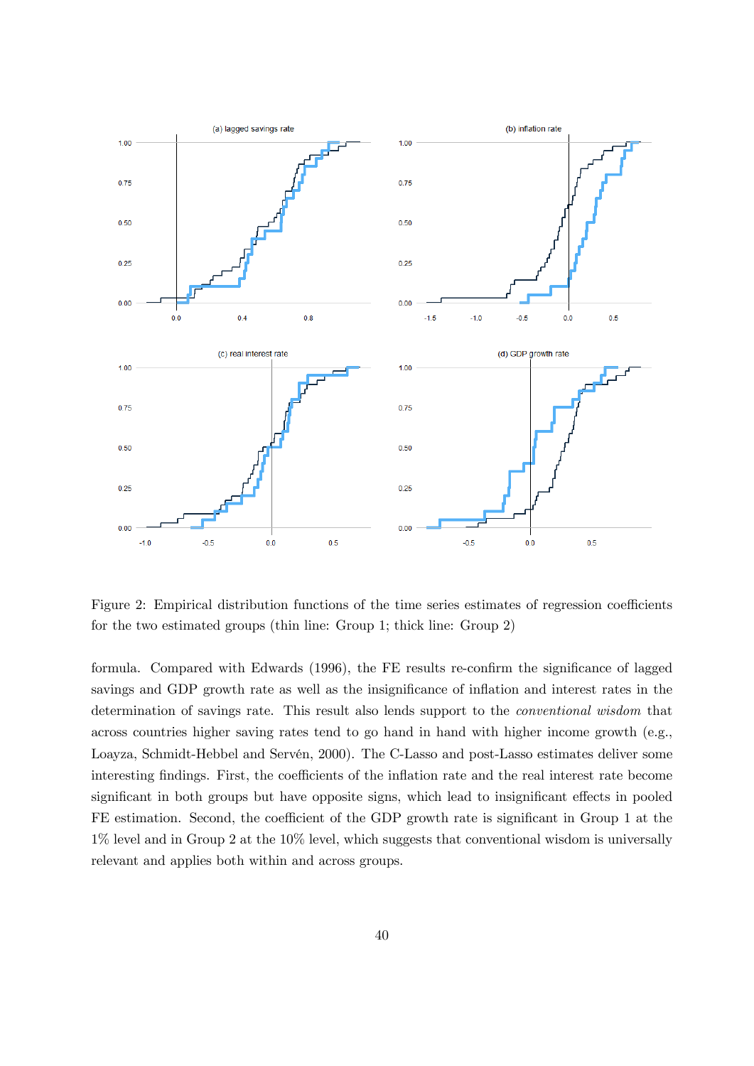Figure 2: Empirical distribution functions of the time series estimates of regression coefficients for the two estimated groups (thin line: Group 1; thick line: Group 2)

formula. Compared with Edwards (1996), the FE results re-confirm the significance of lagged savings and GDP growth rate as well as the insignificance of inflation and interest rates in the determination of savings rate. This result also lends support to the *conventional wisdom* that across countries higher saving rates tend to go hand in hand with higher income growth (e.g., Loayza, Schmidt-Hebbel and Servén, 2000). The C-Lasso and post-Lasso estimates deliver some interesting findings. First, the coefficients of the inflation rate and the real interest rate become significant in both groups but have opposite signs, which lead to insignificant effects in pooled FE estimation. Second, the coefficient of the GDP growth rate is significant in Group 1 at the 1% level and in Group 2 at the 10% level, which suggests that conventional wisdom is universally relevant and applies both within and across groups.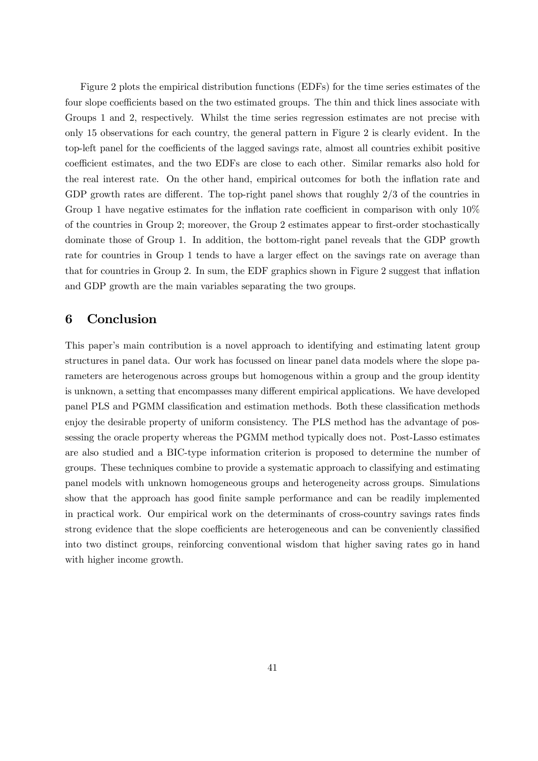Figure 2 plots the empirical distribution functions (EDFs) for the time series estimates of the four slope coefficients based on the two estimated groups. The thin and thick lines associate with Groups 1 and 2, respectively. Whilst the time series regression estimates are not precise with only 15 observations for each country, the general pattern in Figure 2 is clearly evident. In the top-left panel for the coefficients of the lagged savings rate, almost all countries exhibit positive coefficient estimates, and the two EDFs are close to each other. Similar remarks also hold for the real interest rate. On the other hand, empirical outcomes for both the inflation rate and GDP growth rates are different. The top-right panel shows that roughly 2/3 of the countries in Group 1 have negative estimates for the inflation rate coefficient in comparison with only 10% of the countries in Group 2; moreover, the Group 2 estimates appear to first-order stochastically dominate those of Group 1. In addition, the bottom-right panel reveals that the GDP growth rate for countries in Group 1 tends to have a larger effect on the savings rate on average than that for countries in Group 2. In sum, the EDF graphics shown in Figure 2 suggest that inflation and GDP growth are the main variables separating the two groups.

# 6 Conclusion

This paper's main contribution is a novel approach to identifying and estimating latent group structures in panel data. Our work has focussed on linear panel data models where the slope parameters are heterogenous across groups but homogenous within a group and the group identity is unknown, a setting that encompasses many different empirical applications. We have developed panel PLS and PGMM classification and estimation methods. Both these classification methods enjoy the desirable property of uniform consistency. The PLS method has the advantage of possessing the oracle property whereas the PGMM method typically does not. Post-Lasso estimates are also studied and a BIC-type information criterion is proposed to determine the number of groups. These techniques combine to provide a systematic approach to classifying and estimating panel models with unknown homogeneous groups and heterogeneity across groups. Simulations show that the approach has good finite sample performance and can be readily implemented in practical work. Our empirical work on the determinants of cross-country savings rates finds strong evidence that the slope coefficients are heterogeneous and can be conveniently classified into two distinct groups, reinforcing conventional wisdom that higher saving rates go in hand with higher income growth.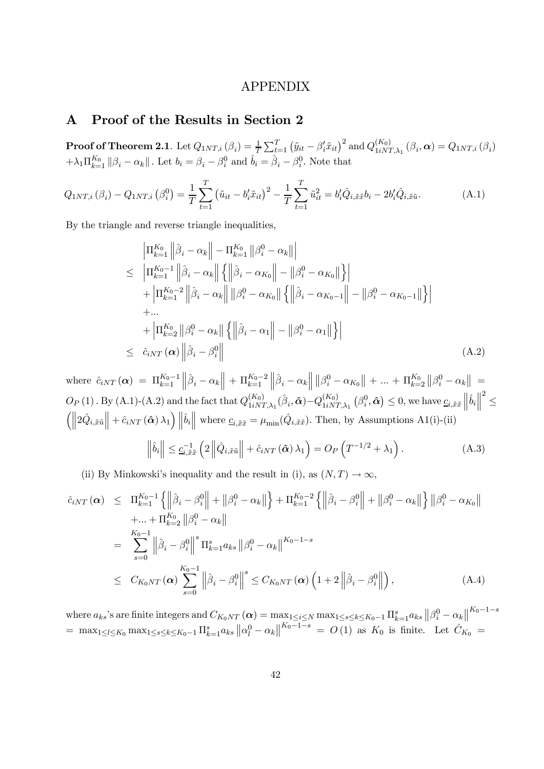# APPENDIX

## A Proof of the Results in Section 2

**Proof of Theorem 2.1**. Let $Q_{1NT,i}(\beta_i) = \frac{1}{T}\sum_{t=1}^{T}(\tilde{y}_{it} - \beta_i'\tilde{x}_{it})^2$ and $Q_{1iNT,\lambda_1}^{(K_0)}(\beta_i, \boldsymbol{\alpha}) = Q_{1NT,i}(\beta_i)$ $+\lambda_1 \Pi_{k=1}^{K_0} \|\beta_i - \alpha_k\|$. Let $b_i = \beta_i - \beta_i^0$ and $\hat{b}_i = \hat{\beta}_i - \beta_i^0$. Note that

$$Q_{1NT,i}(\beta_i) - Q_{1NT,i}(\beta_i^0) = \frac{1}{T}\sum_{t=1}^{T}(\tilde{u}_{it} - b_i'\tilde{x}_{it})^2 - \frac{1}{T}\sum_{t=1}^{T}\tilde{u}_{it}^2 = b_i'\hat{Q}_{i,\tilde{x}\tilde{x}}b_i - 2b_i'\hat{Q}_{i,\tilde{x}\tilde{u}}. \tag{A.1}$$

By the triangle and reverse triangle inequalities,

$$\begin{aligned}
& \left|\Pi_{k=1}^{K_0}\left\|\hat{\beta}_i - \alpha_k\right\| - \Pi_{k=1}^{K_0}\left\|\beta_i^0 - \alpha_k\right\|\right| \\
\leq\ & \left|\Pi_{k=1}^{K_0-1}\left\|\hat{\beta}_i - \alpha_k\right\|\left\{\left\|\hat{\beta}_i - \alpha_{K_0}\right\| - \left\|\beta_i^0 - \alpha_{K_0}\right\|\right\}\right| \\
& + \left|\Pi_{k=1}^{K_0-2}\left\|\hat{\beta}_i - \alpha_k\right\|\left\|\beta_i^0 - \alpha_{K_0}\right\|\left\{\left\|\hat{\beta}_i - \alpha_{K_0-1}\right\| - \left\|\beta_i^0 - \alpha_{K_0-1}\right\|\right\}\right| \\
& + ... \\
& + \left|\Pi_{k=2}^{K_0}\left\|\beta_i^0 - \alpha_k\right\|\left\{\left\|\hat{\beta}_i - \alpha_1\right\| - \left\|\beta_i^0 - \alpha_1\right\|\right\}\right| \\
\leq\ & \hat{c}_{iNT}(\boldsymbol{\alpha})\left\|\hat{\beta}_i - \beta_i^0\right\|
\end{aligned} \tag{A.2}$$

where $\hat{c}_{iNT}(\boldsymbol{\alpha}) = \Pi_{k=1}^{K_0-1}\left\|\hat{\beta}_i - \alpha_k\right\| + \Pi_{k=1}^{K_0-2}\left\|\hat{\beta}_i - \alpha_k\right\|\left\|\beta_i^0 - \alpha_{K_0}\right\| + ... + \Pi_{k=2}^{K_0}\left\|\beta_i^0 - \alpha_k\right\| = O_P(1)$. By (A.1)-(A.2) and the fact that $Q_{1iNT,\lambda_1}^{(K_0)}(\hat{\beta}_i, \hat{\boldsymbol{\alpha}}) - Q_{1iNT,\lambda_1}^{(K_0)}(\beta_i^0, \hat{\boldsymbol{\alpha}}) \leq 0$, we have $\underline{c}_{i,\tilde{x}\tilde{x}}\left\|\hat{b}_i\right\|^2 \leq \left(\left\|2\hat{Q}_{i,\tilde{x}\tilde{u}}\right\| + \hat{c}_{iNT}(\hat{\boldsymbol{\alpha}})\lambda_1\right)\left\|\hat{b}_i\right\|$ where $\underline{c}_{i,\tilde{x}\tilde{x}} = \mu_{\min}(\hat{Q}_{i,\tilde{x}\tilde{x}})$. Then, by Assumptions A1(i)-(ii)

$$\left\|\hat{b}_i\right\| \leq \underline{c}_{i,\tilde{x}\tilde{x}}^{-1}\left(2\left\|\hat{Q}_{i,\tilde{x}\tilde{u}}\right\| + \hat{c}_{iNT}(\hat{\boldsymbol{\alpha}})\lambda_1\right) = O_P\left(T^{-1/2} + \lambda_1\right). \tag{A.3}$$

(ii) By Minkowski's inequality and the result in (i), as $(N,T) \to \infty$,

$$\begin{aligned}
\hat{c}_{iNT}(\boldsymbol{\alpha}) &\leq \Pi_{k=1}^{K_0-1}\left\{\left\|\hat{\beta}_i - \beta_i^0\right\| + \left\|\beta_i^0 - \alpha_k\right\|\right\} + \Pi_{k=1}^{K_0-2}\left\{\left\|\hat{\beta}_i - \beta_i^0\right\| + \left\|\beta_i^0 - \alpha_k\right\|\right\}\left\|\beta_i^0 - \alpha_{K_0}\right\| \\
&\quad + ... + \Pi_{k=2}^{K_0}\left\|\beta_i^0 - \alpha_k\right\| \\
&= \sum_{s=0}^{K_0-1}\left\|\hat{\beta}_i - \beta_i^0\right\|^s \Pi_{k=1}^{s} a_{ks}\left\|\beta_i^0 - \alpha_k\right\|^{K_0-1-s} \\
&\leq C_{K_0NT}(\boldsymbol{\alpha})\sum_{s=0}^{K_0-1}\left\|\hat{\beta}_i - \beta_i^0\right\|^s \leq C_{K_0NT}(\boldsymbol{\alpha})\left(1 + 2\left\|\hat{\beta}_i - \beta_i^0\right\|\right),
\end{aligned} \tag{A.4}$$

where $a_{ks}$'s are finite integers and $C_{K_0NT}(\boldsymbol{\alpha}) = \max_{1\leq i\leq N}\max_{1\leq s\leq k\leq K_0-1}\Pi_{k=1}^{s}a_{ks}\left\|\beta_i^0 - \alpha_k\right\|^{K_0-1-s}$ $= \max_{1\leq l\leq K_0}\max_{1\leq s\leq k\leq K_0-1}\Pi_{k=1}^{s}a_{ks}\left\|\alpha_l^0 - \alpha_k\right\|^{K_0-1-s} = O(1)$ as $K_0$ is finite. Let $\hat{C}_{K_0} =$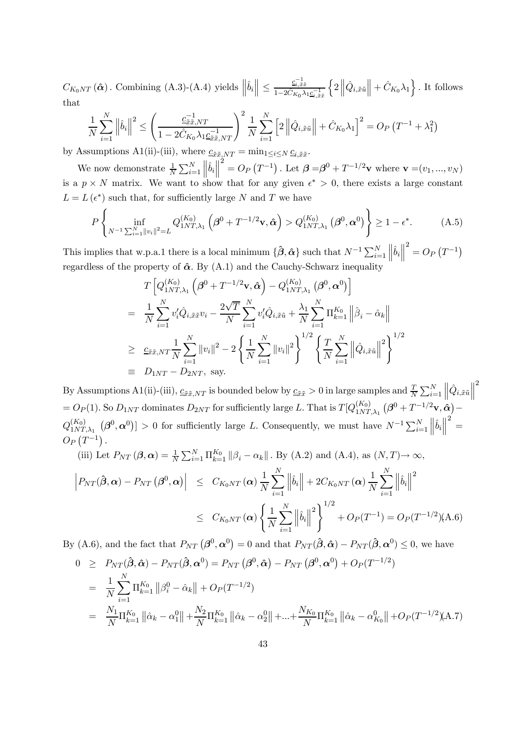$C_{K_0NT}(\hat{\boldsymbol{\alpha}})$. Combining (A.3)-(A.4) yields $\left\|\hat{b}_i\right\| \leq \frac{\underline{c}_{i,\tilde{x}\tilde{x}}^{-1}}{1-2\hat{C}_{K_0}\lambda_1\underline{c}_{i,\tilde{x}\tilde{x}}^{-1}}\left\{2\left\|\hat{Q}_{i,\tilde{x}\tilde{u}}\right\| + \hat{C}_{K_0}\lambda_1\right\}$. It follows that

$$\frac{1}{N}\sum_{i=1}^{N}\left\|\hat{b}_i\right\|^2 \leq \left(\frac{\underline{c}_{\tilde{x}\tilde{x},NT}^{-1}}{1-2\hat{C}_{K_0}\lambda_1\underline{c}_{\tilde{x}\tilde{x},NT}^{-1}}\right)^2 \frac{1}{N}\sum_{i=1}^{N}\left[2\left\|\hat{Q}_{i,\tilde{x}\tilde{u}}\right\| + \hat{C}_{K_0}\lambda_1\right]^2 = O_P\left(T^{-1}+\lambda_1^2\right)$$

by Assumptions A1(ii)-(iii), where $\underline{c}_{\tilde{x}\tilde{x},NT} = \min_{1\leq i\leq N}\underline{c}_{i,\tilde{x}\tilde{x}}$.

We now demonstrate $\frac{1}{N}\sum_{i=1}^{N}\left\|\hat{b}_i\right\|^2 = O_P\left(T^{-1}\right)$. Let $\boldsymbol{\beta} = \boldsymbol{\beta}^0 + T^{-1/2}\mathbf{v}$ where $\mathbf{v} = (v_1,...,v_N)$ is a $p\times N$ matrix. We want to show that for any given $\epsilon^* > 0$, there exists a large constant $L = L(\epsilon^*)$ such that, for sufficiently large $N$ and $T$ we have

$$P\left\{\inf_{N^{-1}\sum_{i=1}^{N}\|v_i\|^2=L} Q_{1NT,\lambda_1}^{(K_0)}\left(\boldsymbol{\beta}^0 + T^{-1/2}\mathbf{v},\hat{\boldsymbol{\alpha}}\right) > Q_{1NT,\lambda_1}^{(K_0)}\left(\boldsymbol{\beta}^0,\boldsymbol{\alpha}^0\right)\right\} \geq 1-\epsilon^*. \tag{A.5}$$

This implies that w.p.a.1 there is a local minimum $\{\hat{\boldsymbol{\beta}},\hat{\boldsymbol{\alpha}}\}$ such that $N^{-1}\sum_{i=1}^{N}\left\|\hat{b}_i\right\|^2 = O_P\left(T^{-1}\right)$ regardless of the property of $\hat{\boldsymbol{\alpha}}$. By (A.1) and the Cauchy-Schwarz inequality

$$\begin{aligned}
& T\left[Q_{1NT,\lambda_1}^{(K_0)}\left(\boldsymbol{\beta}^0 + T^{-1/2}\mathbf{v},\hat{\boldsymbol{\alpha}}\right) - Q_{1NT,\lambda_1}^{(K_0)}\left(\boldsymbol{\beta}^0,\boldsymbol{\alpha}^0\right)\right] \\
=\ & \frac{1}{N}\sum_{i=1}^{N}v_i'\hat{Q}_{i,\tilde{x}\tilde{x}}v_i - \frac{2\sqrt{T}}{N}\sum_{i=1}^{N}v_i'\hat{Q}_{i,\tilde{x}\tilde{u}} + \frac{\lambda_1}{N}\sum_{i=1}^{N}\Pi_{k=1}^{K_0}\left\|\hat{\beta}_i - \hat{\alpha}_k\right\| \\
\geq\ & \underline{c}_{\tilde{x}\tilde{x},NT}\frac{1}{N}\sum_{i=1}^{N}\|v_i\|^2 - 2\left\{\frac{1}{N}\sum_{i=1}^{N}\|v_i\|^2\right\}^{1/2}\left\{\frac{T}{N}\sum_{i=1}^{N}\left\|\hat{Q}_{i,\tilde{x}\tilde{u}}\right\|^2\right\}^{1/2} \\
\equiv\ & D_{1NT} - D_{2NT},\ \text{say.}
\end{aligned}$$

By Assumptions A1(ii)-(iii), $\underline{c}_{\tilde{x}\tilde{x},NT}$ is bounded below by $\underline{c}_{\tilde{x}\tilde{x}} > 0$ in large samples and $\frac{T}{N}\sum_{i=1}^{N}\left\|\hat{Q}_{i,\tilde{x}\tilde{u}}\right\|^2 = O_P(1)$. So $D_{1NT}$ dominates $D_{2NT}$ for sufficiently large $L$. That is $T[Q_{1NT,\lambda_1}^{(K_0)}\left(\boldsymbol{\beta}^0 + T^{-1/2}\mathbf{v},\hat{\boldsymbol{\alpha}}\right) - Q_{1NT,\lambda_1}^{(K_0)}\left(\boldsymbol{\beta}^0,\boldsymbol{\alpha}^0\right)] > 0$ for sufficiently large $L$. Consequently, we must have $N^{-1}\sum_{i=1}^{N}\left\|\hat{b}_i\right\|^2 = O_P\left(T^{-1}\right)$.

(iii) Let $P_{NT}(\boldsymbol{\beta},\boldsymbol{\alpha}) = \frac{1}{N}\sum_{i=1}^{N}\Pi_{k=1}^{K_0}\|\beta_i - \alpha_k\|$. By (A.2) and (A.4), as $(N,T)\to\infty$,

$$\begin{aligned}
\left|P_{NT}(\hat{\boldsymbol{\beta}},\boldsymbol{\alpha}) - P_{NT}\left(\boldsymbol{\beta}^0,\boldsymbol{\alpha}\right)\right| &\leq C_{K_0NT}(\boldsymbol{\alpha})\frac{1}{N}\sum_{i=1}^{N}\left\|\hat{b}_i\right\| + 2C_{K_0NT}(\boldsymbol{\alpha})\frac{1}{N}\sum_{i=1}^{N}\left\|\hat{b}_i\right\|^2 \\
&\leq C_{K_0NT}(\boldsymbol{\alpha})\left\{\frac{1}{N}\sum_{i=1}^{N}\left\|\hat{b}_i\right\|^2\right\}^{1/2} + O_P(T^{-1}) = O_P(T^{-1/2}) \qquad \text{(A.6)}
\end{aligned}$$

By (A.6), and the fact that $P_{NT}\left(\boldsymbol{\beta}^0,\boldsymbol{\alpha}^0\right) = 0$ and that $P_{NT}(\hat{\boldsymbol{\beta}},\hat{\boldsymbol{\alpha}}) - P_{NT}(\hat{\boldsymbol{\beta}},\boldsymbol{\alpha}^0) \leq 0$, we have

$$\begin{aligned}
0 &\geq P_{NT}(\hat{\boldsymbol{\beta}},\hat{\boldsymbol{\alpha}}) - P_{NT}(\hat{\boldsymbol{\beta}},\boldsymbol{\alpha}^0) = P_{NT}\left(\boldsymbol{\beta}^0,\hat{\boldsymbol{\alpha}}\right) - P_{NT}\left(\boldsymbol{\beta}^0,\boldsymbol{\alpha}^0\right) + O_P(T^{-1/2}) \\
&= \frac{1}{N}\sum_{i=1}^{N}\Pi_{k=1}^{K_0}\left\|\beta_i^0 - \hat{\alpha}_k\right\| + O_P(T^{-1/2}) \\
&= \frac{N_1}{N}\Pi_{k=1}^{K_0}\left\|\hat{\alpha}_k - \alpha_1^0\right\| + \frac{N_2}{N}\Pi_{k=1}^{K_0}\left\|\hat{\alpha}_k - \alpha_2^0\right\| + ... + \frac{N_{K_0}}{N}\Pi_{k=1}^{K_0}\left\|\hat{\alpha}_k - \alpha_{K_0}^0\right\| + O_P(T^{-1/2}) \qquad \text{(A.7)}
\end{aligned}$$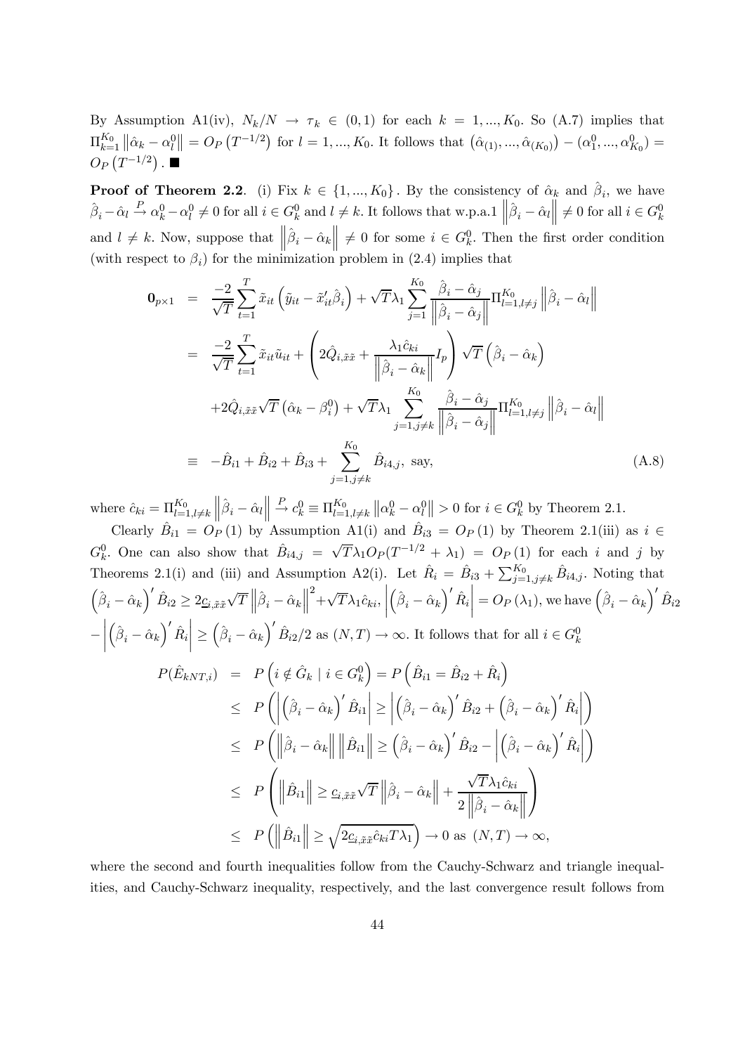By Assumption A1(iv), $N_k/N \to \tau_k \in (0,1)$ for each $k = 1, ..., K_0$. So (A.7) implies that $\Pi_{k=1}^{K_0} \|\hat{\alpha}_k - \alpha_l^0\| = O_P(T^{-1/2})$ for $l = 1, ..., K_0$. It follows that $(\hat{\alpha}_{(1)}, ..., \hat{\alpha}_{(K_0)}) - (\alpha_1^0, ..., \alpha_{K_0}^0) = O_P(T^{-1/2})$. ■

**Proof of Theorem 2.2**. (i) Fix $k \in \{1, ..., K_0\}$. By the consistency of $\hat{\alpha}_k$ and $\hat{\beta}_i$, we have $\hat{\beta}_i - \hat{\alpha}_l \overset{P}{\to} \alpha_k^0 - \alpha_l^0 \neq 0$ for all $i \in G_k^0$ and $l \neq k$. It follows that w.p.a.1 $\|\hat{\beta}_i - \hat{\alpha}_l\| \neq 0$ for all $i \in G_k^0$ and $l \neq k$. Now, suppose that $\|\hat{\beta}_i - \hat{\alpha}_k\| \neq 0$ for some $i \in G_k^0$. Then the first order condition (with respect to $\beta_i$) for the minimization problem in (2.4) implies that

$$
\begin{aligned}
\mathbf{0}_{p\times 1} &= \frac{-2}{\sqrt{T}} \sum_{t=1}^{T} \tilde{x}_{it} \left( \tilde{y}_{it} - \tilde{x}_{it}' \hat{\beta}_i \right) + \sqrt{T} \lambda_1 \sum_{j=1}^{K_0} \frac{\hat{\beta}_i - \hat{\alpha}_j}{\left\| \hat{\beta}_i - \hat{\alpha}_j \right\|} \Pi_{l=1, l\neq j}^{K_0} \left\| \hat{\beta}_i - \hat{\alpha}_l \right\| \\
&= \frac{-2}{\sqrt{T}} \sum_{t=1}^{T} \tilde{x}_{it} \tilde{u}_{it} + \left( 2\hat{Q}_{i,\tilde{x}\tilde{x}} + \frac{\lambda_1 \hat{c}_{ki}}{\left\| \hat{\beta}_i - \hat{\alpha}_k \right\|} I_p \right) \sqrt{T} \left( \hat{\beta}_i - \hat{\alpha}_k \right) \\
&\quad + 2\hat{Q}_{i,\tilde{x}\tilde{x}} \sqrt{T} \left( \hat{\alpha}_k - \beta_i^0 \right) + \sqrt{T} \lambda_1 \sum_{j=1, j\neq k}^{K_0} \frac{\hat{\beta}_i - \hat{\alpha}_j}{\left\| \hat{\beta}_i - \hat{\alpha}_j \right\|} \Pi_{l=1, l\neq j}^{K_0} \left\| \hat{\beta}_i - \hat{\alpha}_l \right\| \\
&\equiv -\hat{B}_{i1} + \hat{B}_{i2} + \hat{B}_{i3} + \sum_{j=1, j\neq k}^{K_0} \hat{B}_{i4,j}, \text{ say,} \qquad \text{(A.8)}
\end{aligned}
$$

where $\hat{c}_{ki} = \Pi_{l=1, l\neq k}^{K_0} \|\hat{\beta}_i - \hat{\alpha}_l\| \overset{P}{\to} c_k^0 \equiv \Pi_{l=1, l\neq k}^{K_0} \|\alpha_k^0 - \alpha_l^0\| > 0$ for $i \in G_k^0$ by Theorem 2.1.

Clearly $\hat{B}_{i1} = O_P(1)$ by Assumption A1(i) and $\hat{B}_{i3} = O_P(1)$ by Theorem 2.1(iii) as $i \in G_k^0$. One can also show that $\hat{B}_{i4,j} = \sqrt{T}\lambda_1 O_P(T^{-1/2} + \lambda_1) = O_P(1)$ for each $i$ and $j$ by Theorems 2.1(i) and (iii) and Assumption A2(i). Let $\hat{R}_i = \hat{B}_{i3} + \sum_{j=1, j\neq k}^{K_0} \hat{B}_{i4,j}$. Noting that $(\hat{\beta}_i - \hat{\alpha}_k)' \hat{B}_{i2} \geq 2\underline{c}_{i,\tilde{x}\tilde{x}} \sqrt{T} \|\hat{\beta}_i - \hat{\alpha}_k\|^2 + \sqrt{T}\lambda_1 \hat{c}_{ki}$, $|(\hat{\beta}_i - \hat{\alpha}_k)' \hat{R}_i| = O_P(\lambda_1)$, we have $(\hat{\beta}_i - \hat{\alpha}_k)' \hat{B}_{i2} - |(\hat{\beta}_i - \hat{\alpha}_k)' \hat{R}_i| \geq (\hat{\beta}_i - \hat{\alpha}_k)' \hat{B}_{i2}/2$ as $(N,T) \to \infty$. It follows that for all $i \in G_k^0$

$$
\begin{aligned}
P(\hat{E}_{kNT,i}) &= P\left(i \notin \hat{G}_k \mid i \in G_k^0\right) = P\left(\hat{B}_{i1} = \hat{B}_{i2} + \hat{R}_i\right) \\
&\leq P\left( \left| (\hat{\beta}_i - \hat{\alpha}_k)' \hat{B}_{i1} \right| \geq \left| (\hat{\beta}_i - \hat{\alpha}_k)' \hat{B}_{i2} + (\hat{\beta}_i - \hat{\alpha}_k)' \hat{R}_i \right| \right) \\
&\leq P\left( \left\| \hat{\beta}_i - \hat{\alpha}_k \right\| \left\| \hat{B}_{i1} \right\| \geq (\hat{\beta}_i - \hat{\alpha}_k)' \hat{B}_{i2} - \left| (\hat{\beta}_i - \hat{\alpha}_k)' \hat{R}_i \right| \right) \\
&\leq P\left( \left\| \hat{B}_{i1} \right\| \geq \underline{c}_{i,\tilde{x}\tilde{x}} \sqrt{T} \left\| \hat{\beta}_i - \hat{\alpha}_k \right\| + \frac{\sqrt{T}\lambda_1 \hat{c}_{ki}}{2\left\| \hat{\beta}_i - \hat{\alpha}_k \right\|} \right) \\
&\leq P\left( \left\| \hat{B}_{i1} \right\| \geq \sqrt{2\underline{c}_{i,\tilde{x}\tilde{x}} \hat{c}_{ki} T \lambda_1} \right) \to 0 \text{ as } (N,T) \to \infty,
\end{aligned}
$$

where the second and fourth inequalities follow from the Cauchy-Schwarz and triangle inequalities, and Cauchy-Schwarz inequality, respectively, and the last convergence result follows from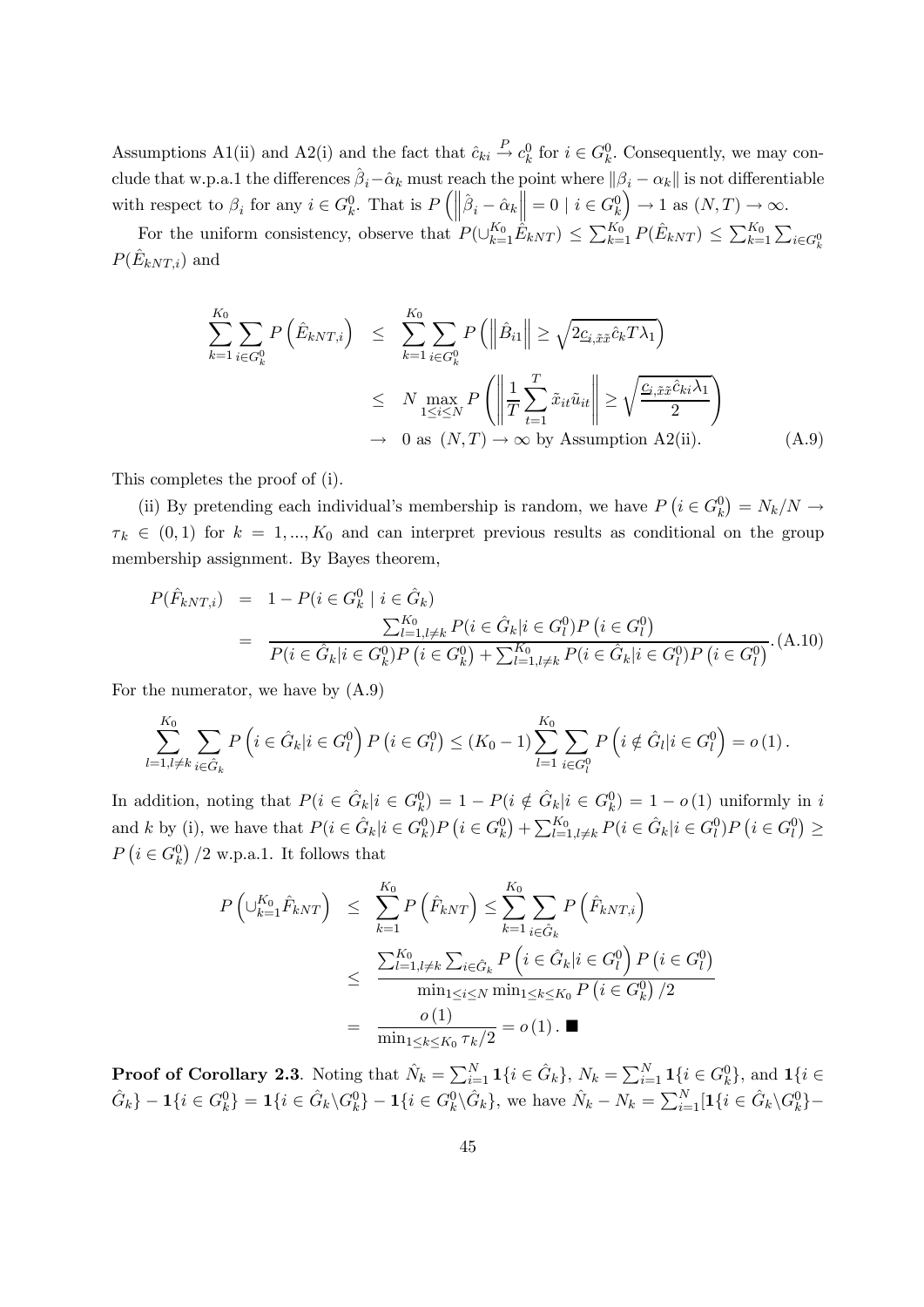Assumptions A1(ii) and A2(i) and the fact that $\hat{c}_{ki} \xrightarrow{P} c_k^0$ for $i \in G_k^0$. Consequently, we may conclude that w.p.a.1 the differences $\hat{\beta}_i - \hat{\alpha}_k$ must reach the point where $\|\beta_i - \alpha_k\|$ is not differentiable with respect to $\beta_i$ for any $i \in G_k^0$. That is $P\left(\left\|\hat{\beta}_i - \hat{\alpha}_k\right\| = 0 \mid i \in G_k^0\right) \to 1$ as $(N,T) \to \infty$.

For the uniform consistency, observe that $P(\cup_{k=1}^{K_0} \hat{E}_{kNT}) \leq \sum_{k=1}^{K_0} P(\hat{E}_{kNT}) \leq \sum_{k=1}^{K_0} \sum_{i \in G_k^0} P(\hat{E}_{kNT,i})$ and

$$
\begin{aligned}
\sum_{k=1}^{K_0} \sum_{i \in G_k^0} P\left(\hat{E}_{kNT,i}\right) &\leq \sum_{k=1}^{K_0} \sum_{i \in G_k^0} P\left(\left\|\hat{B}_{i1}\right\| \geq \sqrt{2 \underline{c}_{i,\tilde{x}\tilde{x}} \hat{c}_k T \lambda_1}\right) \\
&\leq N \max_{1 \leq i \leq N} P\left(\left\|\frac{1}{T}\sum_{t=1}^{T} \tilde{x}_{it}\tilde{u}_{it}\right\| \geq \sqrt{\frac{\underline{c}_{i,\tilde{x}\tilde{x}} \hat{c}_{ki} \lambda_1}{2}}\right) \\
&\to 0 \text{ as } (N,T) \to \infty \text{ by Assumption A2(ii).} \qquad \text{(A.9)}
\end{aligned}
$$

This completes the proof of (i).

(ii) By pretending each individual's membership is random, we have $P\left(i \in G_k^0\right) = N_k/N \to \tau_k \in (0,1)$ for $k = 1, ..., K_0$ and can interpret previous results as conditional on the group membership assignment. By Bayes theorem,

$$
\begin{aligned}
P(\hat{F}_{kNT,i}) &= 1 - P(i \in G_k^0 \mid i \in \hat{G}_k) \\
&= \frac{\sum_{l=1, l \neq k}^{K_0} P(i \in \hat{G}_k | i \in G_l^0) P\left(i \in G_l^0\right)}{P(i \in \hat{G}_k | i \in G_k^0) P\left(i \in G_k^0\right) + \sum_{l=1, l \neq k}^{K_0} P(i \in \hat{G}_k | i \in G_l^0) P\left(i \in G_l^0\right)}. \text{(A.10)}
\end{aligned}
$$

For the numerator, we have by (A.9)

$$
\sum_{l=1, l \neq k}^{K_0} \sum_{i \in \hat{G}_k} P\left(i \in \hat{G}_k | i \in G_l^0\right) P\left(i \in G_l^0\right) \leq (K_0 - 1) \sum_{l=1}^{K_0} \sum_{i \in G_l^0} P\left(i \notin \hat{G}_l | i \in G_l^0\right) = o(1).
$$

In addition, noting that $P(i \in \hat{G}_k | i \in G_k^0) = 1 - P(i \notin \hat{G}_k | i \in G_k^0) = 1 - o(1)$ uniformly in $i$ and $k$ by (i), we have that $P(i \in \hat{G}_k | i \in G_k^0) P\left(i \in G_k^0\right) + \sum_{l=1, l \neq k}^{K_0} P(i \in \hat{G}_k | i \in G_l^0) P\left(i \in G_l^0\right) \geq P\left(i \in G_k^0\right)/2$ w.p.a.1. It follows that

$$
\begin{aligned}
P\left(\cup_{k=1}^{K_0} \hat{F}_{kNT}\right) &\leq \sum_{k=1}^{K_0} P\left(\hat{F}_{kNT}\right) \leq \sum_{k=1}^{K_0} \sum_{i \in \hat{G}_k} P\left(\hat{F}_{kNT,i}\right) \\
&\leq \frac{\sum_{l=1, l \neq k}^{K_0} \sum_{i \in \hat{G}_k} P\left(i \in \hat{G}_k | i \in G_l^0\right) P\left(i \in G_l^0\right)}{\min_{1 \leq i \leq N} \min_{1 \leq k \leq K_0} P\left(i \in G_k^0\right)/2} \\
&= \frac{o(1)}{\min_{1 \leq k \leq K_0} \tau_k / 2} = o(1). \blacksquare
\end{aligned}
$$

**Proof of Corollary 2.3**. Noting that $\hat{N}_k = \sum_{i=1}^{N} \mathbf{1}\{i \in \hat{G}_k\}$, $N_k = \sum_{i=1}^{N} \mathbf{1}\{i \in G_k^0\}$, and $\mathbf{1}\{i \in \hat{G}_k\} - \mathbf{1}\{i \in G_k^0\} = \mathbf{1}\{i \in \hat{G}_k \backslash G_k^0\} - \mathbf{1}\{i \in G_k^0 \backslash \hat{G}_k\}$, we have $\hat{N}_k - N_k = \sum_{i=1}^{N} [\mathbf{1}\{i \in \hat{G}_k \backslash G_k^0\} -$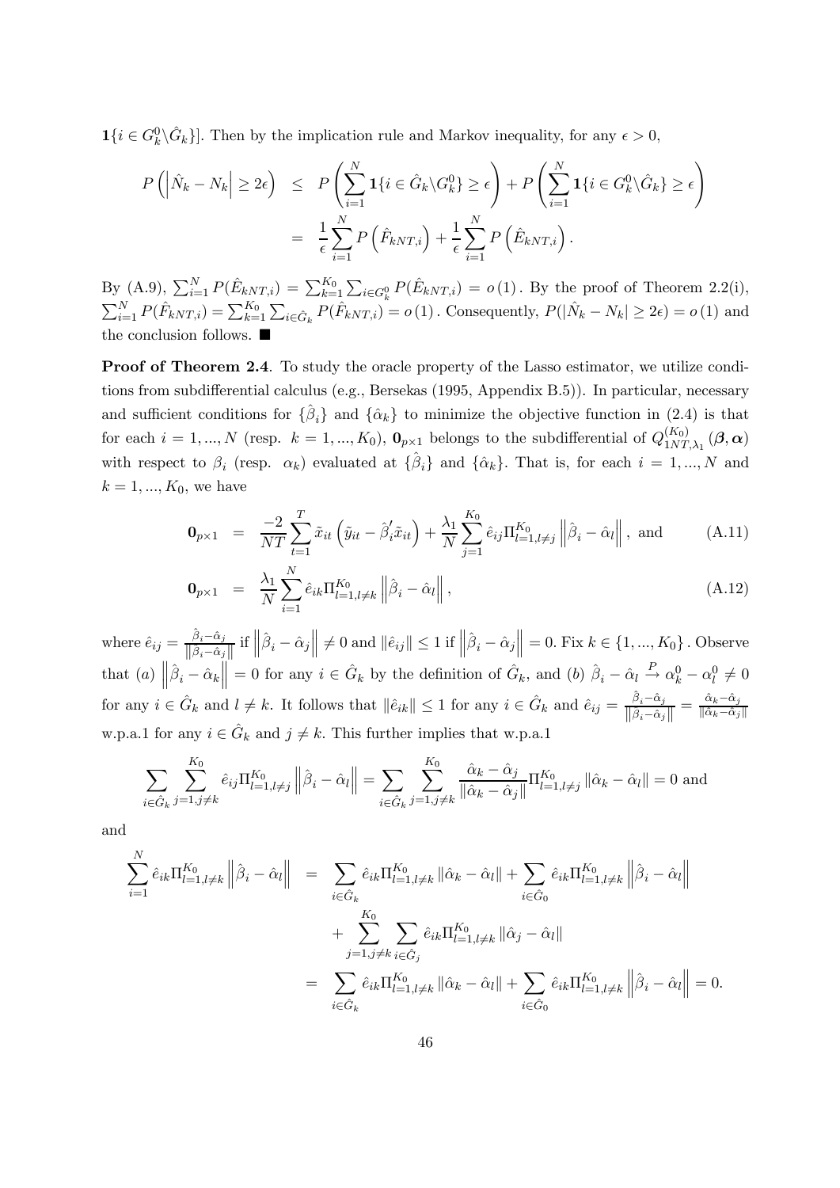$\mathbf{1}\{i \in G_k^0 \backslash \hat{G}_k\}]$. Then by the implication rule and Markov inequality, for any $\epsilon > 0$,

$$
\begin{aligned}
P\left(\left|\hat{N}_k - N_k\right| \geq 2\epsilon\right) &\leq P\left(\sum_{i=1}^{N} \mathbf{1}\{i \in \hat{G}_k \backslash G_k^0\} \geq \epsilon\right) + P\left(\sum_{i=1}^{N} \mathbf{1}\{i \in G_k^0 \backslash \hat{G}_k\} \geq \epsilon\right) \\
&= \frac{1}{\epsilon}\sum_{i=1}^{N} P\left(\hat{F}_{kNT,i}\right) + \frac{1}{\epsilon}\sum_{i=1}^{N} P\left(\hat{E}_{kNT,i}\right).
\end{aligned}
$$

By (A.9), $\sum_{i=1}^{N} P(\hat{E}_{kNT,i}) = \sum_{k=1}^{K_0}\sum_{i \in G_k^0} P(\hat{E}_{kNT,i}) = o(1)$. By the proof of Theorem 2.2(i), $\sum_{i=1}^{N} P(\hat{F}_{kNT,i}) = \sum_{k=1}^{K_0}\sum_{i \in \hat{G}_k} P(\hat{F}_{kNT,i}) = o(1)$. Consequently, $P(|\hat{N}_k - N_k| \geq 2\epsilon) = o(1)$ and the conclusion follows. ■

**Proof of Theorem 2.4**. To study the oracle property of the Lasso estimator, we utilize conditions from subdifferential calculus (e.g., Bersekas (1995, Appendix B.5)). In particular, necessary and sufficient conditions for $\{\hat{\beta}_i\}$ and $\{\hat{\alpha}_k\}$ to minimize the objective function in (2.4) is that for each $i = 1, ..., N$ (resp. $k = 1, ..., K_0$), $\mathbf{0}_{p\times 1}$ belongs to the subdifferential of $Q_{1NT,\lambda_1}^{(K_0)}(\boldsymbol{\beta}, \boldsymbol{\alpha})$ with respect to $\beta_i$ (resp. $\alpha_k$) evaluated at $\{\hat{\beta}_i\}$ and $\{\hat{\alpha}_k\}$. That is, for each $i = 1, ..., N$ and $k = 1, ..., K_0$, we have

$$
\mathbf{0}_{p\times 1} = \frac{-2}{NT}\sum_{t=1}^{T} \tilde{x}_{it}\left(\tilde{y}_{it} - \hat{\beta}_i'\tilde{x}_{it}\right) + \frac{\lambda_1}{N}\sum_{j=1}^{K_0} \hat{e}_{ij}\Pi_{l=1,l\neq j}^{K_0}\left\|\hat{\beta}_i - \hat{\alpha}_l\right\|, \text{ and} \tag{A.11}
$$

$$
\mathbf{0}_{p\times 1} = \frac{\lambda_1}{N}\sum_{i=1}^{N} \hat{e}_{ik}\Pi_{l=1,l\neq k}^{K_0}\left\|\hat{\beta}_i - \hat{\alpha}_l\right\|, \tag{A.12}
$$

where $\hat{e}_{ij} = \frac{\hat{\beta}_i - \hat{\alpha}_j}{\|\hat{\beta}_i - \hat{\alpha}_j\|}$ if $\left\|\hat{\beta}_i - \hat{\alpha}_j\right\| \neq 0$ and $\|\hat{e}_{ij}\| \leq 1$ if $\left\|\hat{\beta}_i - \hat{\alpha}_j\right\| = 0$. Fix $k \in \{1, ..., K_0\}$. Observe that (*a*) $\left\|\hat{\beta}_i - \hat{\alpha}_k\right\| = 0$ for any $i \in \hat{G}_k$ by the definition of $\hat{G}_k$, and (*b*) $\hat{\beta}_i - \hat{\alpha}_l \xrightarrow{P} \alpha_k^0 - \alpha_l^0 \neq 0$ for any $i \in \hat{G}_k$ and $l \neq k$. It follows that $\|\hat{e}_{ik}\| \leq 1$ for any $i \in \hat{G}_k$ and $\hat{e}_{ij} = \frac{\hat{\beta}_i - \hat{\alpha}_j}{\|\hat{\beta}_i - \hat{\alpha}_j\|} = \frac{\hat{\alpha}_k - \hat{\alpha}_j}{\|\hat{\alpha}_k - \hat{\alpha}_j\|}$ w.p.a.1 for any $i \in \hat{G}_k$ and $j \neq k$. This further implies that w.p.a.1

$$
\sum_{i\in\hat{G}_k}\sum_{j=1,j\neq k}^{K_0} \hat{e}_{ij}\Pi_{l=1,l\neq j}^{K_0}\left\|\hat{\beta}_i - \hat{\alpha}_l\right\| = \sum_{i\in\hat{G}_k}\sum_{j=1,j\neq k}^{K_0} \frac{\hat{\alpha}_k - \hat{\alpha}_j}{\|\hat{\alpha}_k - \hat{\alpha}_j\|}\Pi_{l=1,l\neq j}^{K_0}\|\hat{\alpha}_k - \hat{\alpha}_l\| = 0 \text{ and}
$$

and

$$
\begin{aligned}
\sum_{i=1}^{N} \hat{e}_{ik}\Pi_{l=1,l\neq k}^{K_0}\left\|\hat{\beta}_i - \hat{\alpha}_l\right\| &= \sum_{i\in\hat{G}_k} \hat{e}_{ik}\Pi_{l=1,l\neq k}^{K_0}\|\hat{\alpha}_k - \hat{\alpha}_l\| + \sum_{i\in\hat{G}_0} \hat{e}_{ik}\Pi_{l=1,l\neq k}^{K_0}\left\|\hat{\beta}_i - \hat{\alpha}_l\right\| \\
&\quad + \sum_{j=1,j\neq k}^{K_0}\sum_{i\in\hat{G}_j} \hat{e}_{ik}\Pi_{l=1,l\neq k}^{K_0}\|\hat{\alpha}_j - \hat{\alpha}_l\| \\
&= \sum_{i\in\hat{G}_k} \hat{e}_{ik}\Pi_{l=1,l\neq k}^{K_0}\|\hat{\alpha}_k - \hat{\alpha}_l\| + \sum_{i\in\hat{G}_0} \hat{e}_{ik}\Pi_{l=1,l\neq k}^{K_0}\left\|\hat{\beta}_i - \hat{\alpha}_l\right\| = 0.
\end{aligned}
$$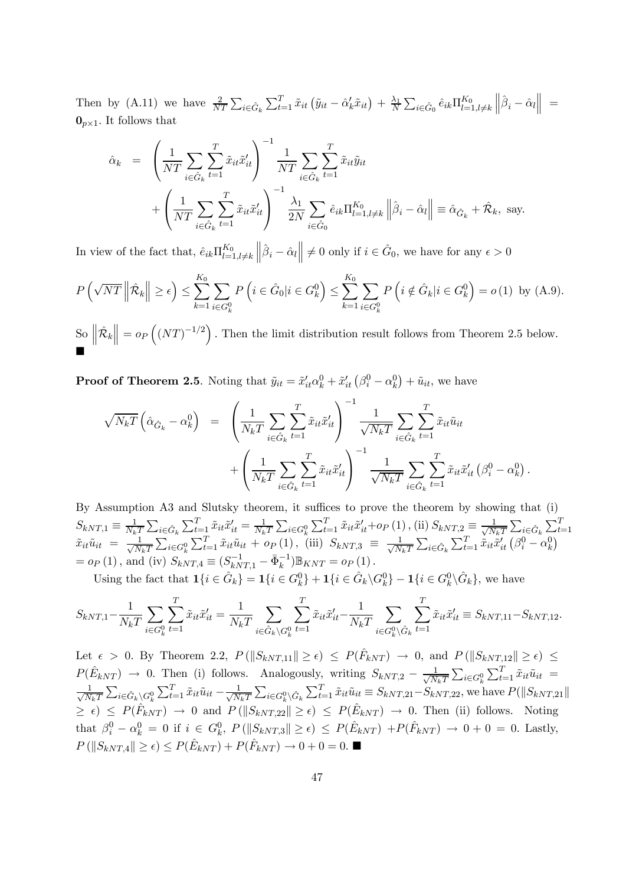Then by (A.11) we have $\frac{2}{NT}\sum_{i\in\hat{G}_k}\sum_{t=1}^{T}\tilde{x}_{it}\left(\tilde{y}_{it}-\hat{\alpha}_k'\tilde{x}_{it}\right)+\frac{\lambda_1}{N}\sum_{i\in\hat{G}_0}\hat{e}_{ik}\Pi_{l=1,l\neq k}^{K_0}\left\|\hat{\beta}_i-\hat{\alpha}_l\right\| = \mathbf{0}_{p\times 1}$. It follows that

$$
\begin{aligned}
\hat{\alpha}_k &= \left(\frac{1}{NT}\sum_{i\in\hat{G}_k}\sum_{t=1}^{T}\tilde{x}_{it}\tilde{x}_{it}'\right)^{-1}\frac{1}{NT}\sum_{i\in\hat{G}_k}\sum_{t=1}^{T}\tilde{x}_{it}\tilde{y}_{it} \\
&\quad+\left(\frac{1}{NT}\sum_{i\in\hat{G}_k}\sum_{t=1}^{T}\tilde{x}_{it}\tilde{x}_{it}'\right)^{-1}\frac{\lambda_1}{2N}\sum_{i\in\hat{G}_0}\hat{e}_{ik}\Pi_{l=1,l\neq k}^{K_0}\left\|\hat{\beta}_i-\hat{\alpha}_l\right\| \equiv \hat{\alpha}_{\hat{G}_k}+\hat{\mathcal{R}}_k, \text{ say.}
\end{aligned}
$$

In view of the fact that, $\hat{e}_{ik}\Pi_{l=1,l\neq k}^{K_0}\left\|\hat{\beta}_i-\hat{\alpha}_l\right\|\neq 0$ only if $i\in\hat{G}_0$, we have for any $\epsilon>0$

$$
P\left(\sqrt{NT}\left\|\hat{\mathcal{R}}_k\right\|\geq\epsilon\right)\leq\sum_{k=1}^{K_0}\sum_{i\in G_k^0}P\left(i\in\hat{G}_0|i\in G_k^0\right)\leq\sum_{k=1}^{K_0}\sum_{i\in G_k^0}P\left(i\notin\hat{G}_k|i\in G_k^0\right)=o(1) \text{ by (A.9).}
$$

So $\left\|\hat{\mathcal{R}}_k\right\|=o_P\left((NT)^{-1/2}\right)$. Then the limit distribution result follows from Theorem 2.5 below. ■

**Proof of Theorem 2.5**. Noting that $\tilde{y}_{it}=\tilde{x}_{it}'\alpha_k^0+\tilde{x}_{it}'\left(\beta_i^0-\alpha_k^0\right)+\tilde{u}_{it}$, we have

$$
\begin{aligned}
\sqrt{N_kT}\left(\hat{\alpha}_{\hat{G}_k}-\alpha_k^0\right) &= \left(\frac{1}{N_kT}\sum_{i\in\hat{G}_k}\sum_{t=1}^{T}\tilde{x}_{it}\tilde{x}_{it}'\right)^{-1}\frac{1}{\sqrt{N_kT}}\sum_{i\in\hat{G}_k}\sum_{t=1}^{T}\tilde{x}_{it}\tilde{u}_{it} \\
&\quad+\left(\frac{1}{N_kT}\sum_{i\in\hat{G}_k}\sum_{t=1}^{T}\tilde{x}_{it}\tilde{x}_{it}'\right)^{-1}\frac{1}{\sqrt{N_kT}}\sum_{i\in\hat{G}_k}\sum_{t=1}^{T}\tilde{x}_{it}\tilde{x}_{it}'\left(\beta_i^0-\alpha_k^0\right).
\end{aligned}
$$

By Assumption A3 and Slutsky theorem, it suffices to prove the theorem by showing that (i) $S_{kNT,1}\equiv\frac{1}{N_kT}\sum_{i\in\hat{G}_k}\sum_{t=1}^{T}\tilde{x}_{it}\tilde{x}_{it}'=\frac{1}{N_kT}\sum_{i\in G_k^0}\sum_{t=1}^{T}\tilde{x}_{it}\tilde{x}_{it}'+o_P(1)$, (ii) $S_{kNT,2}\equiv\frac{1}{\sqrt{N_kT}}\sum_{i\in\hat{G}_k}\sum_{t=1}^{T}\tilde{x}_{it}\tilde{u}_{it}=\frac{1}{\sqrt{N_kT}}\sum_{i\in G_k^0}\sum_{t=1}^{T}\tilde{x}_{it}\tilde{u}_{it}+o_P(1)$, (iii) $S_{kNT,3}\equiv\frac{1}{\sqrt{N_kT}}\sum_{i\in\hat{G}_k}\sum_{t=1}^{T}\tilde{x}_{it}\tilde{x}_{it}'\left(\beta_i^0-\alpha_k^0\right)=o_P(1)$, and (iv) $S_{kNT,4}\equiv(S_{kNT,1}^{-1}-\bar{\Phi}_k^{-1})\mathbb{B}_{KNT}=o_P(1)$.

Using the fact that $\mathbf{1}\{i\in\hat{G}_k\}=\mathbf{1}\{i\in G_k^0\}+\mathbf{1}\{i\in\hat{G}_k\backslash G_k^0\}-\mathbf{1}\{i\in G_k^0\backslash\hat{G}_k\}$, we have

$$
S_{kNT,1}-\frac{1}{N_kT}\sum_{i\in G_k^0}\sum_{t=1}^{T}\tilde{x}_{it}\tilde{x}_{it}'=\frac{1}{N_kT}\sum_{i\in\hat{G}_k\backslash G_k^0}\sum_{t=1}^{T}\tilde{x}_{it}\tilde{x}_{it}'-\frac{1}{N_kT}\sum_{i\in G_k^0\backslash\hat{G}_k}\sum_{t=1}^{T}\tilde{x}_{it}\tilde{x}_{it}'\equiv S_{kNT,11}-S_{kNT,12}.
$$

Let $\epsilon>0$. By Theorem 2.2, $P\left(\|S_{kNT,11}\|\geq\epsilon\right)\leq P(\hat{F}_{kNT})\to 0$, and $P\left(\|S_{kNT,12}\|\geq\epsilon\right)\leq P(\hat{E}_{kNT})\to 0$. Then (i) follows. Analogously, writing $S_{kNT,2}-\frac{1}{\sqrt{N_kT}}\sum_{i\in G_k^0}\sum_{t=1}^{T}\tilde{x}_{it}\tilde{u}_{it}=\frac{1}{\sqrt{N_kT}}\sum_{i\in\hat{G}_k\backslash G_k^0}\sum_{t=1}^{T}\tilde{x}_{it}\tilde{u}_{it}-\frac{1}{\sqrt{N_kT}}\sum_{i\in G_k^0\backslash\hat{G}_k}\sum_{t=1}^{T}\tilde{x}_{it}\tilde{u}_{it}\equiv S_{kNT,21}-S_{kNT,22}$, we have $P(\|S_{kNT,21}\|\geq\epsilon)\leq P(\hat{F}_{kNT})\to 0$ and $P\left(\|S_{kNT,22}\|\geq\epsilon\right)\leq P(\hat{E}_{kNT})\to 0$. Then (ii) follows. Noting that $\beta_i^0-\alpha_k^0=0$ if $i\in G_k^0$, $P\left(\|S_{kNT,3}\|\geq\epsilon\right)\leq P(\hat{E}_{kNT})+P(\hat{F}_{kNT})\to 0+0=0$. Lastly, $P\left(\|S_{kNT,4}\|\geq\epsilon\right)\leq P(\hat{E}_{kNT})+P(\hat{F}_{kNT})\to 0+0=0$. ■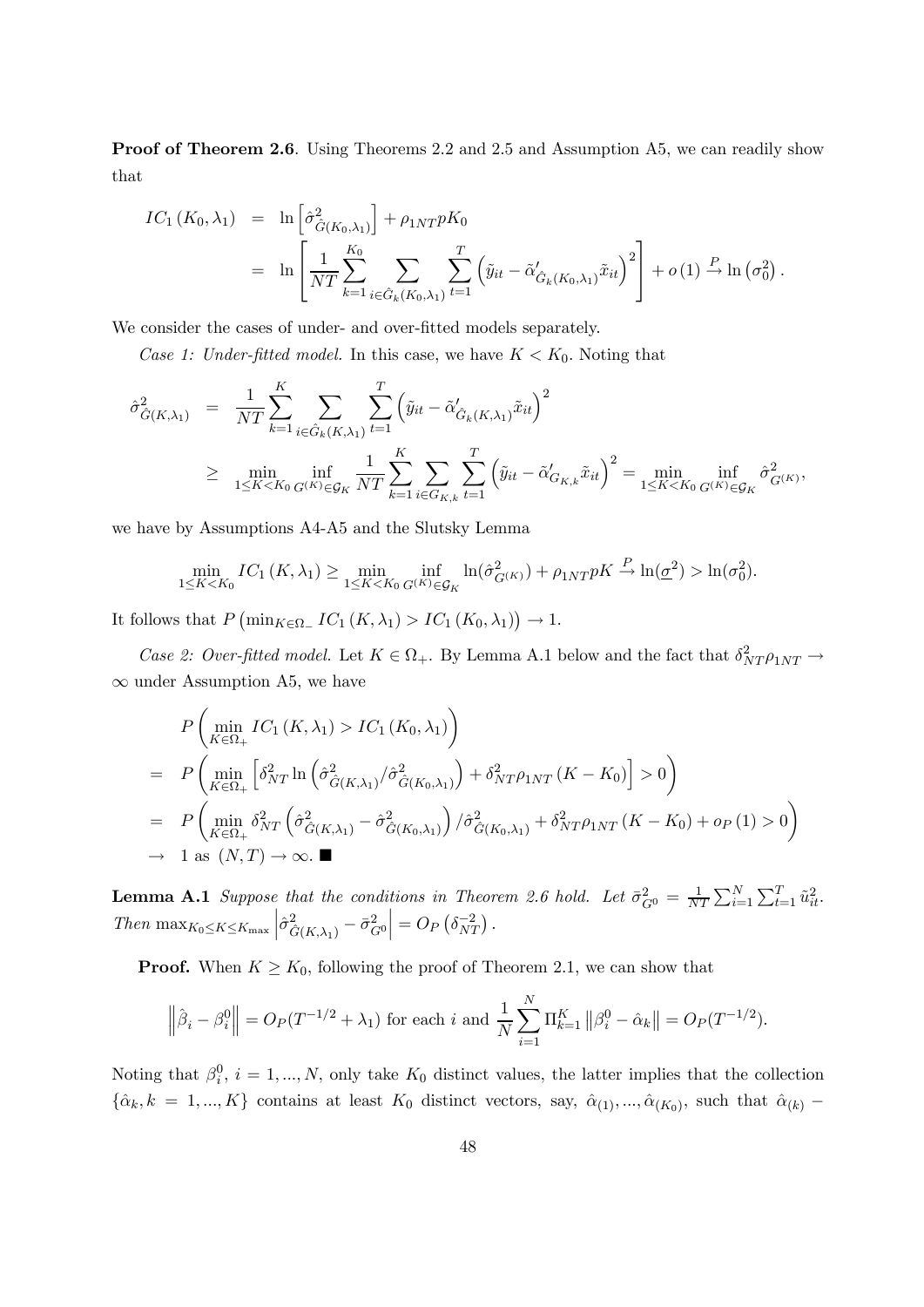**Proof of Theorem 2.6**. Using Theorems 2.2 and 2.5 and Assumption A5, we can readily show that

$$
\begin{aligned}
IC_1(K_0, \lambda_1) &= \ln\left[\hat{\sigma}^2_{\hat{G}(K_0,\lambda_1)}\right] + \rho_{1NT} p K_0 \\
&= \ln\left[\frac{1}{NT}\sum_{k=1}^{K_0}\sum_{i\in\hat{G}_k(K_0,\lambda_1)}\sum_{t=1}^{T}\left(\tilde{y}_{it} - \tilde{\alpha}'_{\hat{G}_k(K_0,\lambda_1)}\tilde{x}_{it}\right)^2\right] + o(1) \xrightarrow{P} \ln\left(\sigma_0^2\right).
\end{aligned}
$$

We consider the cases of under- and over-fitted models separately.

*Case 1: Under-fitted model.* In this case, we have $K < K_0$. Noting that

$$
\begin{aligned}
\hat{\sigma}^2_{\hat{G}(K,\lambda_1)} &= \frac{1}{NT}\sum_{k=1}^{K}\sum_{i\in\hat{G}_k(K,\lambda_1)}\sum_{t=1}^{T}\left(\tilde{y}_{it} - \tilde{\alpha}'_{\hat{G}_k(K,\lambda_1)}\tilde{x}_{it}\right)^2 \\
&\geq \min_{1\leq K<K_0}\inf_{G^{(K)}\in\mathcal{G}_K}\frac{1}{NT}\sum_{k=1}^{K}\sum_{i\in G_{K,k}}\sum_{t=1}^{T}\left(\tilde{y}_{it} - \tilde{\alpha}'_{G_{K,k}}\tilde{x}_{it}\right)^2 = \min_{1\leq K<K_0}\inf_{G^{(K)}\in\mathcal{G}_K}\hat{\sigma}^2_{G^{(K)}},
\end{aligned}
$$

we have by Assumptions A4-A5 and the Slutsky Lemma

$$
\min_{1\leq K<K_0} IC_1(K,\lambda_1) \geq \min_{1\leq K<K_0}\inf_{G^{(K)}\in\mathcal{G}_K}\ln(\hat{\sigma}^2_{G^{(K)}}) + \rho_{1NT}pK \xrightarrow{P} \ln(\underline{\sigma}^2) > \ln(\sigma_0^2).
$$

It follows that $P\left(\min_{K\in\Omega_-} IC_1(K,\lambda_1) > IC_1(K_0,\lambda_1)\right) \to 1$.

*Case 2: Over-fitted model.* Let $K \in \Omega_+$. By Lemma A.1 below and the fact that $\delta^2_{NT}\rho_{1NT} \to \infty$ under Assumption A5, we have

$$
\begin{aligned}
& P\left(\min_{K\in\Omega_+} IC_1(K,\lambda_1) > IC_1(K_0,\lambda_1)\right) \\
= \;& P\left(\min_{K\in\Omega_+}\left[\delta^2_{NT}\ln\left(\hat{\sigma}^2_{\hat{G}(K,\lambda_1)}/\hat{\sigma}^2_{\hat{G}(K_0,\lambda_1)}\right) + \delta^2_{NT}\rho_{1NT}(K-K_0)\right] > 0\right) \\
= \;& P\left(\min_{K\in\Omega_+}\delta^2_{NT}\left(\hat{\sigma}^2_{\hat{G}(K,\lambda_1)} - \hat{\sigma}^2_{\hat{G}(K_0,\lambda_1)}\right)/\hat{\sigma}^2_{\hat{G}(K_0,\lambda_1)} + \delta^2_{NT}\rho_{1NT}(K-K_0) + o_P(1) > 0\right) \\
\to \;& 1 \text{ as } (N,T)\to\infty. \blacksquare
\end{aligned}
$$

**Lemma A.1** *Suppose that the conditions in Theorem 2.6 hold. Let* $\bar{\sigma}^2_{G^0} = \frac{1}{NT}\sum_{i=1}^{N}\sum_{t=1}^{T}\tilde{u}^2_{it}$. *Then* $\max_{K_0\leq K\leq K_{\max}}\left|\hat{\sigma}^2_{\hat{G}(K,\lambda_1)} - \bar{\sigma}^2_{G^0}\right| = O_P\left(\delta^{-2}_{NT}\right)$.

**Proof.** When $K \geq K_0$, following the proof of Theorem 2.1, we can show that

$$
\left\|\hat{\beta}_i - \beta_i^0\right\| = O_P(T^{-1/2} + \lambda_1) \text{ for each } i \text{ and } \frac{1}{N}\sum_{i=1}^{N}\Pi_{k=1}^{K}\left\|\beta_i^0 - \hat{\alpha}_k\right\| = O_P(T^{-1/2}).
$$

Noting that $\beta_i^0$, $i = 1, ..., N$, only take $K_0$ distinct values, the latter implies that the collection $\{\hat{\alpha}_k, k = 1, ..., K\}$ contains at least $K_0$ distinct vectors, say, $\hat{\alpha}_{(1)}, ..., \hat{\alpha}_{(K_0)}$, such that $\hat{\alpha}_{(k)} -$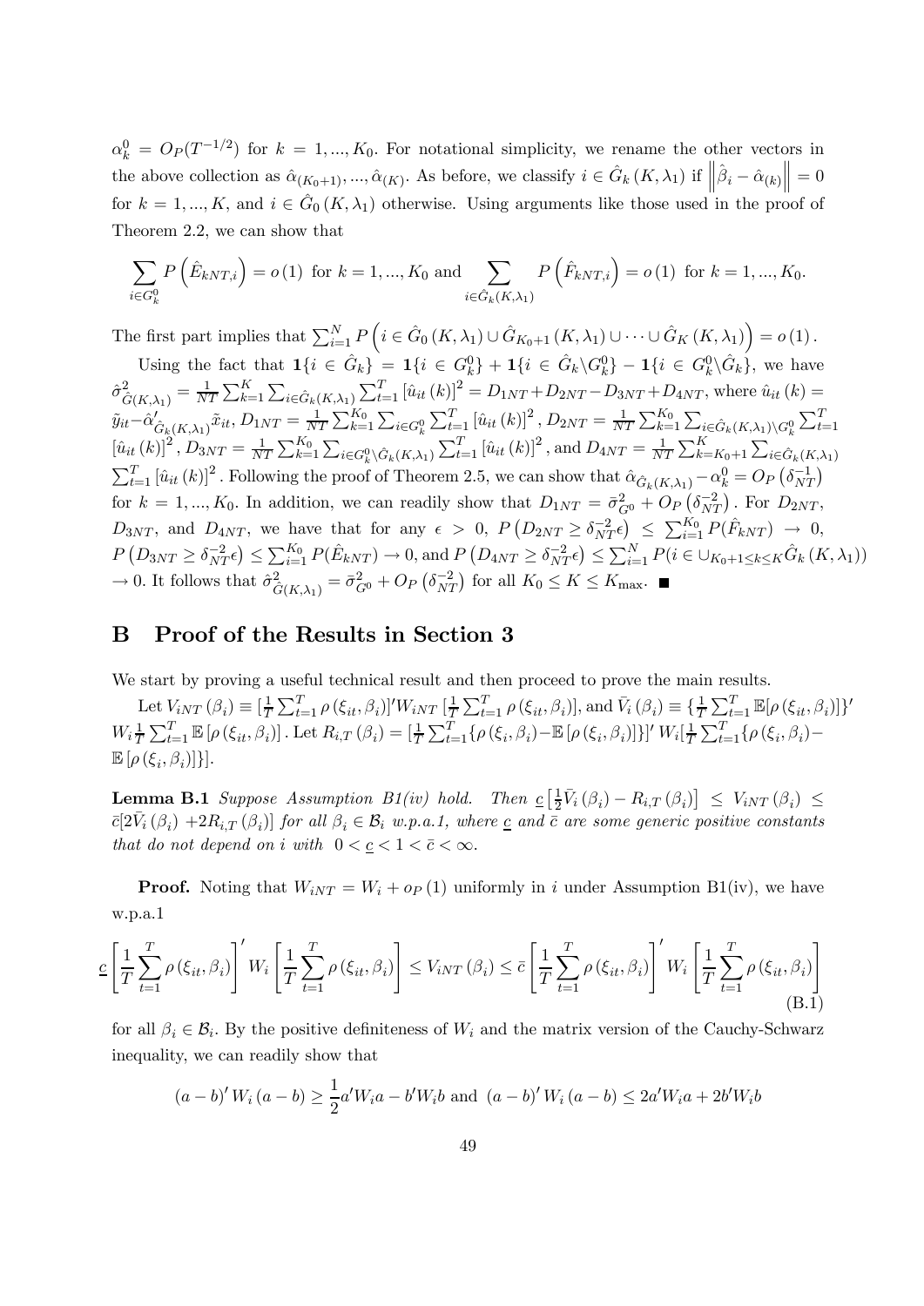$\alpha_k^0 = O_P(T^{-1/2})$ for $k = 1, ..., K_0$. For notational simplicity, we rename the other vectors in the above collection as $\hat{\alpha}_{(K_0+1)}, ..., \hat{\alpha}_{(K)}$. As before, we classify $i \in \hat{G}_k(K, \lambda_1)$ if $\left\|\hat{\beta}_i - \hat{\alpha}_{(k)}\right\| = 0$ for $k = 1, ..., K$, and $i \in \hat{G}_0(K, \lambda_1)$ otherwise. Using arguments like those used in the proof of Theorem 2.2, we can show that

$$\sum_{i \in G_k^0} P\left(\hat{E}_{kNT,i}\right) = o(1) \text{ for } k = 1, ..., K_0 \text{ and } \sum_{i \in \hat{G}_k(K,\lambda_1)} P\left(\hat{F}_{kNT,i}\right) = o(1) \text{ for } k = 1, ..., K_0.$$

The first part implies that $\sum_{i=1}^N P\left(i \in \hat{G}_0(K, \lambda_1) \cup \hat{G}_{K_0+1}(K, \lambda_1) \cup \cdots \cup \hat{G}_K(K, \lambda_1)\right) = o(1)$.

Using the fact that $\mathbf{1}\{i \in \hat{G}_k\} = \mathbf{1}\{i \in G_k^0\} + \mathbf{1}\{i \in \hat{G}_k \backslash G_k^0\} - \mathbf{1}\{i \in G_k^0 \backslash \hat{G}_k\}$, we have $\hat{\sigma}^2_{\hat{G}(K,\lambda_1)} = \frac{1}{NT}\sum_{k=1}^K \sum_{i \in \hat{G}_k(K,\lambda_1)} \sum_{t=1}^T [\hat{u}_{it}(k)]^2 = D_{1NT} + D_{2NT} - D_{3NT} + D_{4NT}$, where $\hat{u}_{it}(k) = \tilde{y}_{it} - \hat{\alpha}'_{\hat{G}_k(K,\lambda_1)}\tilde{x}_{it}$, $D_{1NT} = \frac{1}{NT}\sum_{k=1}^{K_0}\sum_{i \in G_k^0}\sum_{t=1}^T [\hat{u}_{it}(k)]^2$, $D_{2NT} = \frac{1}{NT}\sum_{k=1}^{K_0}\sum_{i \in \hat{G}_k(K,\lambda_1)\backslash G_k^0}\sum_{t=1}^T [\hat{u}_{it}(k)]^2$, $D_{3NT} = \frac{1}{NT}\sum_{k=1}^{K_0}\sum_{i \in G_k^0 \backslash \hat{G}_k(K,\lambda_1)}\sum_{t=1}^T [\hat{u}_{it}(k)]^2$, and $D_{4NT} = \frac{1}{NT}\sum_{k=K_0+1}^{K}\sum_{i \in \hat{G}_k(K,\lambda_1)}\sum_{t=1}^T [\hat{u}_{it}(k)]^2$. Following the proof of Theorem 2.5, we can show that $\hat{\alpha}_{\hat{G}_k(K,\lambda_1)} - \alpha_k^0 = O_P(\delta_{NT}^{-1})$ for $k = 1, ..., K_0$. In addition, we can readily show that $D_{1NT} = \bar{\sigma}^2_{G^0} + O_P(\delta_{NT}^{-2})$. For $D_{2NT}$, $D_{3NT}$, and $D_{4NT}$, we have that for any $\epsilon > 0$, $P(D_{2NT} \geq \delta_{NT}^{-2}\epsilon) \leq \sum_{i=1}^{K_0} P(\hat{F}_{kNT}) \to 0$, $P(D_{3NT} \geq \delta_{NT}^{-2}\epsilon) \leq \sum_{i=1}^{K_0} P(\hat{E}_{kNT}) \to 0$, and $P(D_{4NT} \geq \delta_{NT}^{-2}\epsilon) \leq \sum_{i=1}^N P(i \in \cup_{K_0+1 \leq k \leq K}\hat{G}_k(K, \lambda_1))$ $\to 0$. It follows that $\hat{\sigma}^2_{\hat{G}(K,\lambda_1)} = \bar{\sigma}^2_{G^0} + O_P(\delta_{NT}^{-2})$ for all $K_0 \leq K \leq K_{\max}$. ■

# B Proof of the Results in Section 3

We start by proving a useful technical result and then proceed to prove the main results.

Let $V_{iNT}(\beta_i) \equiv [\frac{1}{T}\sum_{t=1}^T \rho(\xi_{it}, \beta_i)]' W_{iNT} [\frac{1}{T}\sum_{t=1}^T \rho(\xi_{it}, \beta_i)]$, and $\bar{V}_i(\beta_i) \equiv \{\frac{1}{T}\sum_{t=1}^T \mathbb{E}[\rho(\xi_{it}, \beta_i)]\}'$ $W_i \frac{1}{T}\sum_{t=1}^T \mathbb{E}[\rho(\xi_{it}, \beta_i)]$. Let $R_{i,T}(\beta_i) = [\frac{1}{T}\sum_{t=1}^T\{\rho(\xi_i, \beta_i) - \mathbb{E}[\rho(\xi_i, \beta_i)]\}]' W_i [\frac{1}{T}\sum_{t=1}^T\{\rho(\xi_i, \beta_i) - \mathbb{E}[\rho(\xi_i, \beta_i)]\}]$.

**Lemma B.1** *Suppose Assumption B1(iv) hold. Then* $\underline{c}\left[\frac{1}{2}\bar{V}_i(\beta_i) - R_{i,T}(\beta_i)\right] \leq V_{iNT}(\beta_i) \leq \bar{c}[2\bar{V}_i(\beta_i) + 2R_{i,T}(\beta_i)]$ *for all* $\beta_i \in \mathcal{B}_i$ *w.p.a.1, where* $\underline{c}$ *and* $\bar{c}$ *are some generic positive constants that do not depend on* $i$ *with* $0 < \underline{c} < 1 < \bar{c} < \infty$.

**Proof.** Noting that $W_{iNT} = W_i + o_P(1)$ uniformly in $i$ under Assumption B1(iv), we have w.p.a.1

$$\underline{c}\left[\frac{1}{T}\sum_{t=1}^T \rho(\xi_{it}, \beta_i)\right]' W_i \left[\frac{1}{T}\sum_{t=1}^T \rho(\xi_{it}, \beta_i)\right] \leq V_{iNT}(\beta_i) \leq \bar{c}\left[\frac{1}{T}\sum_{t=1}^T \rho(\xi_{it}, \beta_i)\right]' W_i \left[\frac{1}{T}\sum_{t=1}^T \rho(\xi_{it}, \beta_i)\right] \tag{B.1}$$

for all $\beta_i \in \mathcal{B}_i$. By the positive definiteness of $W_i$ and the matrix version of the Cauchy-Schwarz inequality, we can readily show that

$$(a-b)' W_i (a-b) \geq \frac{1}{2}a' W_i a - b' W_i b \text{ and } (a-b)' W_i (a-b) \leq 2a' W_i a + 2b' W_i b$$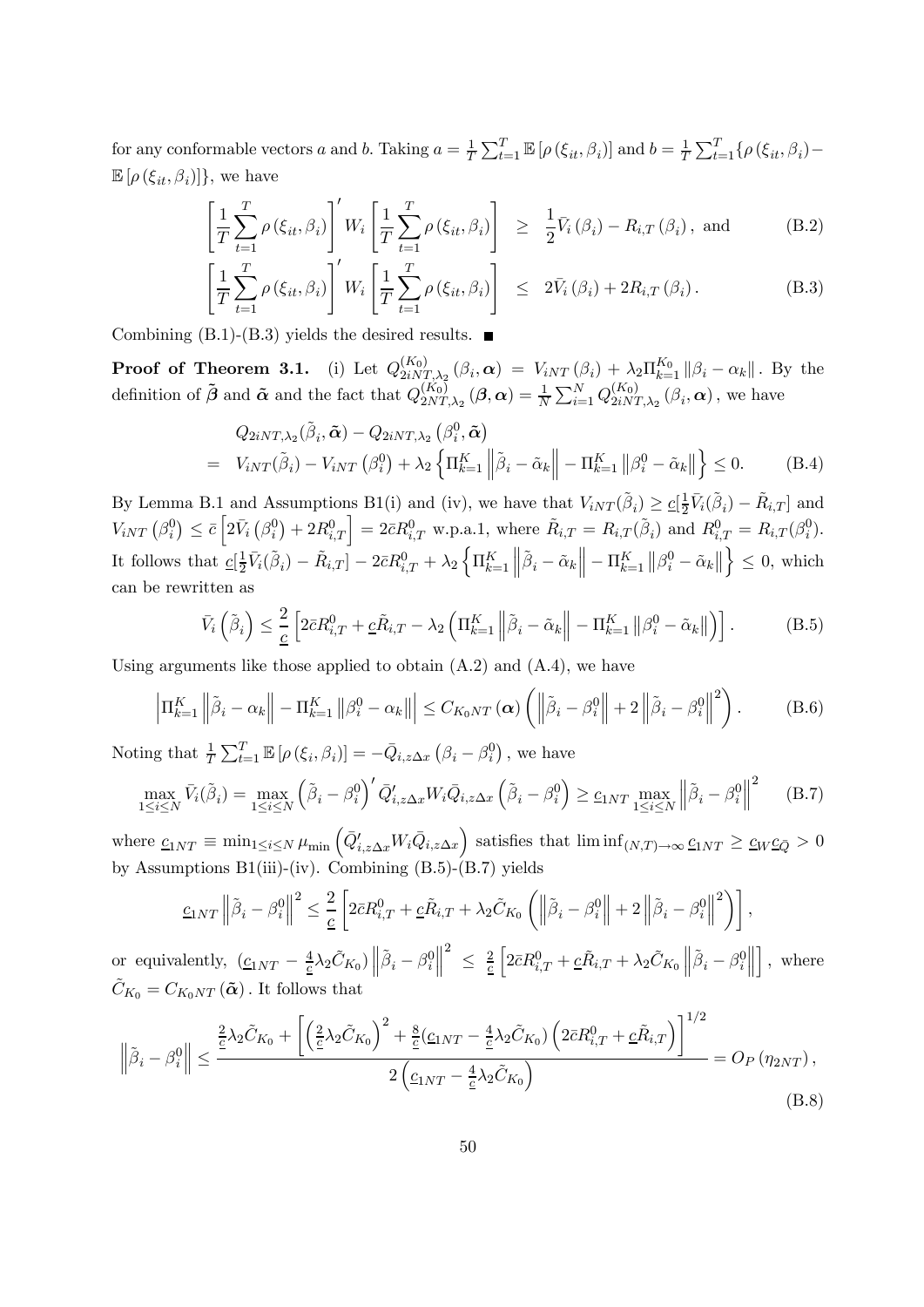for any conformable vectors $a$ and $b$. Taking $a = \frac{1}{T}\sum_{t=1}^{T}\mathbb{E}\left[\rho\left(\xi_{it},\beta_i\right)\right]$ and $b = \frac{1}{T}\sum_{t=1}^{T}\{\rho\left(\xi_{it},\beta_i\right) - \mathbb{E}\left[\rho\left(\xi_{it},\beta_i\right)\right]\}$, we have

$$
\begin{aligned}
\left[\frac{1}{T}\sum_{t=1}^{T}\rho\left(\xi_{it},\beta_i\right)\right]' W_i \left[\frac{1}{T}\sum_{t=1}^{T}\rho\left(\xi_{it},\beta_i\right)\right] &\geq \frac{1}{2}\bar{V}_i\left(\beta_i\right) - R_{i,T}\left(\beta_i\right), \text{ and} \qquad \text{(B.2)}\\
\left[\frac{1}{T}\sum_{t=1}^{T}\rho\left(\xi_{it},\beta_i\right)\right]' W_i \left[\frac{1}{T}\sum_{t=1}^{T}\rho\left(\xi_{it},\beta_i\right)\right] &\leq 2\bar{V}_i\left(\beta_i\right) + 2R_{i,T}\left(\beta_i\right). \qquad \text{(B.3)}
\end{aligned}
$$

Combining (B.1)-(B.3) yields the desired results. ■

**Proof of Theorem 3.1.** (i) Let $Q_{2iNT,\lambda_2}^{(K_0)}\left(\beta_i,\boldsymbol{\alpha}\right) = V_{iNT}\left(\beta_i\right) + \lambda_2 \Pi_{k=1}^{K_0}\left\|\beta_i - \alpha_k\right\|$. By the definition of $\tilde{\boldsymbol{\beta}}$ and $\tilde{\boldsymbol{\alpha}}$ and the fact that $Q_{2NT,\lambda_2}^{(K_0)}\left(\boldsymbol{\beta},\boldsymbol{\alpha}\right) = \frac{1}{N}\sum_{i=1}^{N}Q_{2iNT,\lambda_2}^{(K_0)}\left(\beta_i,\boldsymbol{\alpha}\right)$, we have

$$
\begin{aligned}
& Q_{2iNT,\lambda_2}(\tilde{\beta}_i,\tilde{\boldsymbol{\alpha}}) - Q_{2iNT,\lambda_2}\left(\beta_i^0,\tilde{\boldsymbol{\alpha}}\right)\\
= \; & V_{iNT}(\tilde{\beta}_i) - V_{iNT}\left(\beta_i^0\right) + \lambda_2\left\{\Pi_{k=1}^{K}\left\|\tilde{\beta}_i - \tilde{\alpha}_k\right\| - \Pi_{k=1}^{K}\left\|\beta_i^0 - \tilde{\alpha}_k\right\|\right\} \leq 0. \qquad \text{(B.4)}
\end{aligned}
$$

By Lemma B.1 and Assumptions B1(i) and (iv), we have that $V_{iNT}(\tilde{\beta}_i) \geq \underline{c}[\frac{1}{2}\bar{V}_i(\tilde{\beta}_i) - \tilde{R}_{i,T}]$ and $V_{iNT}\left(\beta_i^0\right) \leq \bar{c}\left[2\bar{V}_i\left(\beta_i^0\right) + 2R_{i,T}^0\right] = 2\bar{c}R_{i,T}^0$ w.p.a.1, where $\tilde{R}_{i,T} = R_{i,T}(\tilde{\beta}_i)$ and $R_{i,T}^0 = R_{i,T}(\beta_i^0)$. It follows that $\underline{c}[\frac{1}{2}\bar{V}_i(\tilde{\beta}_i) - \tilde{R}_{i,T}] - 2\bar{c}R_{i,T}^0 + \lambda_2\left\{\Pi_{k=1}^{K}\left\|\tilde{\beta}_i - \tilde{\alpha}_k\right\| - \Pi_{k=1}^{K}\left\|\beta_i^0 - \tilde{\alpha}_k\right\|\right\} \leq 0$, which can be rewritten as

$$
\bar{V}_i\left(\tilde{\beta}_i\right) \leq \frac{2}{\underline{c}}\left[2\bar{c}R_{i,T}^0 + \underline{c}\tilde{R}_{i,T} - \lambda_2\left(\Pi_{k=1}^{K}\left\|\tilde{\beta}_i - \tilde{\alpha}_k\right\| - \Pi_{k=1}^{K}\left\|\beta_i^0 - \tilde{\alpha}_k\right\|\right)\right]. \qquad \text{(B.5)}
$$

Using arguments like those applied to obtain (A.2) and (A.4), we have

$$
\left|\Pi_{k=1}^{K}\left\|\tilde{\beta}_i - \alpha_k\right\| - \Pi_{k=1}^{K}\left\|\beta_i^0 - \alpha_k\right\|\right| \leq C_{K_0NT}\left(\boldsymbol{\alpha}\right)\left(\left\|\tilde{\beta}_i - \beta_i^0\right\| + 2\left\|\tilde{\beta}_i - \beta_i^0\right\|^2\right). \qquad \text{(B.6)}
$$

Noting that $\frac{1}{T}\sum_{t=1}^{T}\mathbb{E}\left[\rho\left(\xi_i,\beta_i\right)\right] = -\bar{Q}_{i,z\Delta x}\left(\beta_i - \beta_i^0\right)$, we have

$$
\max_{1\leq i\leq N}\bar{V}_i(\tilde{\beta}_i) = \max_{1\leq i\leq N}\left(\tilde{\beta}_i - \beta_i^0\right)'\bar{Q}_{i,z\Delta x}'W_i\bar{Q}_{i,z\Delta x}\left(\tilde{\beta}_i - \beta_i^0\right) \geq \underline{c}_{1NT}\max_{1\leq i\leq N}\left\|\tilde{\beta}_i - \beta_i^0\right\|^2 \qquad \text{(B.7)}
$$

where $\underline{c}_{1NT} \equiv \min_{1\leq i\leq N}\mu_{\min}\left(\bar{Q}_{i,z\Delta x}'W_i\bar{Q}_{i,z\Delta x}\right)$ satisfies that $\liminf_{(N,T)\to\infty}\underline{c}_{1NT} \geq \underline{c}_W\underline{c}_{\bar{Q}} > 0$ by Assumptions B1(iii)-(iv). Combining (B.5)-(B.7) yields

$$
\underline{c}_{1NT}\left\|\tilde{\beta}_i - \beta_i^0\right\|^2 \leq \frac{2}{\underline{c}}\left[2\bar{c}R_{i,T}^0 + \underline{c}\tilde{R}_{i,T} + \lambda_2\tilde{C}_{K_0}\left(\left\|\tilde{\beta}_i - \beta_i^0\right\| + 2\left\|\tilde{\beta}_i - \beta_i^0\right\|^2\right)\right],
$$

or equivalently, $(\underline{c}_{1NT} - \frac{4}{\underline{c}}\lambda_2\tilde{C}_{K_0})\left\|\tilde{\beta}_i - \beta_i^0\right\|^2 \leq \frac{2}{\underline{c}}\left[2\bar{c}R_{i,T}^0 + \underline{c}\tilde{R}_{i,T} + \lambda_2\tilde{C}_{K_0}\left\|\tilde{\beta}_i - \beta_i^0\right\|\right]$, where $\tilde{C}_{K_0} = C_{K_0NT}\left(\tilde{\boldsymbol{\alpha}}\right)$. It follows that

$$
\left\|\tilde{\beta}_i - \beta_i^0\right\| \leq \frac{\frac{2}{\underline{c}}\lambda_2\tilde{C}_{K_0} + \left[\left(\frac{2}{\underline{c}}\lambda_2\tilde{C}_{K_0}\right)^2 + \frac{8}{\underline{c}}(\underline{c}_{1NT} - \frac{4}{\underline{c}}\lambda_2\tilde{C}_{K_0})\left(2\bar{c}R_{i,T}^0 + \underline{c}\tilde{R}_{i,T}\right)\right]^{1/2}}{2\left(\underline{c}_{1NT} - \frac{4}{\underline{c}}\lambda_2\tilde{C}_{K_0}\right)} = O_P\left(\eta_{2NT}\right), \qquad \text{(B.8)}
$$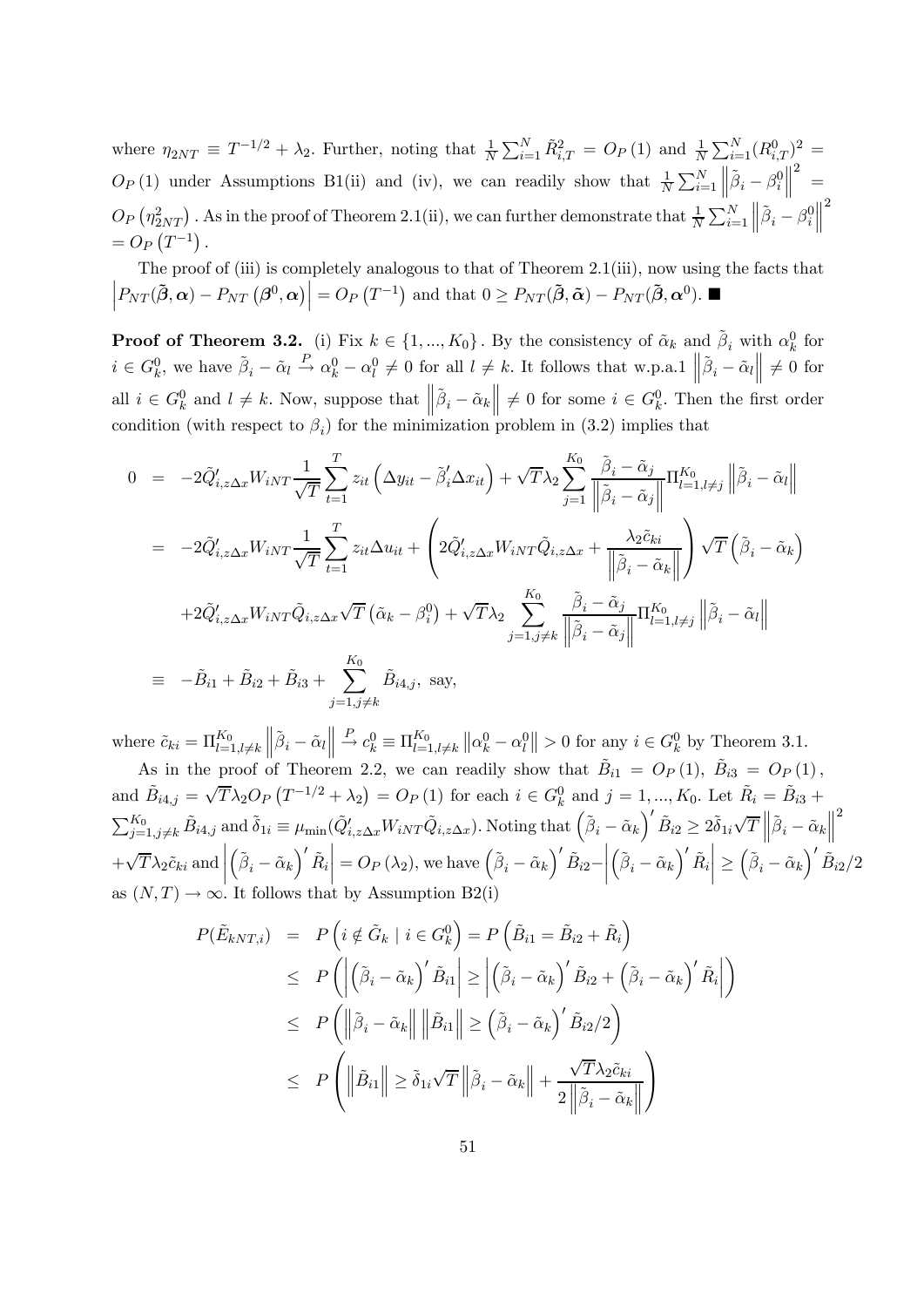where $\eta_{2NT} \equiv T^{-1/2} + \lambda_2$. Further, noting that $\frac{1}{N}\sum_{i=1}^{N}\tilde{R}_{i,T}^2 = O_P(1)$ and $\frac{1}{N}\sum_{i=1}^{N}(R_{i,T}^0)^2 = O_P(1)$ under Assumptions B1(ii) and (iv), we can readily show that $\frac{1}{N}\sum_{i=1}^{N}\left\|\tilde{\beta}_i - \beta_i^0\right\|^2 = O_P\left(\eta_{2NT}^2\right)$. As in the proof of Theorem 2.1(ii), we can further demonstrate that $\frac{1}{N}\sum_{i=1}^{N}\left\|\tilde{\beta}_i - \beta_i^0\right\|^2 = O_P\left(T^{-1}\right)$.

The proof of (iii) is completely analogous to that of Theorem 2.1(iii), now using the facts that $\left|P_{NT}(\tilde{\boldsymbol{\beta}}, \boldsymbol{\alpha}) - P_{NT}\left(\boldsymbol{\beta}^0, \boldsymbol{\alpha}\right)\right| = O_P\left(T^{-1}\right)$ and that $0 \geq P_{NT}(\tilde{\boldsymbol{\beta}}, \tilde{\boldsymbol{\alpha}}) - P_{NT}(\tilde{\boldsymbol{\beta}}, \boldsymbol{\alpha}^0)$. ■

**Proof of Theorem 3.2.** (i) Fix $k \in \{1, ..., K_0\}$. By the consistency of $\tilde{\alpha}_k$ and $\tilde{\beta}_i$ with $\alpha_k^0$ for $i \in G_k^0$, we have $\tilde{\beta}_i - \tilde{\alpha}_l \xrightarrow{P} \alpha_k^0 - \alpha_l^0 \neq 0$ for all $l \neq k$. It follows that w.p.a.1 $\left\|\tilde{\beta}_i - \tilde{\alpha}_l\right\| \neq 0$ for all $i \in G_k^0$ and $l \neq k$. Now, suppose that $\left\|\tilde{\beta}_i - \tilde{\alpha}_k\right\| \neq 0$ for some $i \in G_k^0$. Then the first order condition (with respect to $\beta_i$) for the minimization problem in (3.2) implies that

$$
\begin{aligned}
0 &= -2\tilde{Q}_{i,z\Delta x}' W_{iNT}\frac{1}{\sqrt{T}}\sum_{t=1}^{T} z_{it}\left(\Delta y_{it} - \tilde{\beta}_i'\Delta x_{it}\right) + \sqrt{T}\lambda_2\sum_{j=1}^{K_0}\frac{\tilde{\beta}_i - \tilde{\alpha}_j}{\left\|\tilde{\beta}_i - \tilde{\alpha}_j\right\|}\Pi_{l=1,l\neq j}^{K_0}\left\|\tilde{\beta}_i - \tilde{\alpha}_l\right\| \\
&= -2\tilde{Q}_{i,z\Delta x}' W_{iNT}\frac{1}{\sqrt{T}}\sum_{t=1}^{T} z_{it}\Delta u_{it} + \left(2\tilde{Q}_{i,z\Delta x}' W_{iNT}\tilde{Q}_{i,z\Delta x} + \frac{\lambda_2\tilde{c}_{ki}}{\left\|\tilde{\beta}_i - \tilde{\alpha}_k\right\|}\right)\sqrt{T}\left(\tilde{\beta}_i - \tilde{\alpha}_k\right) \\
&\quad + 2\tilde{Q}_{i,z\Delta x}' W_{iNT}\tilde{Q}_{i,z\Delta x}\sqrt{T}\left(\tilde{\alpha}_k - \beta_i^0\right) + \sqrt{T}\lambda_2\sum_{j=1,j\neq k}^{K_0}\frac{\tilde{\beta}_i - \tilde{\alpha}_j}{\left\|\tilde{\beta}_i - \tilde{\alpha}_j\right\|}\Pi_{l=1,l\neq j}^{K_0}\left\|\tilde{\beta}_i - \tilde{\alpha}_l\right\| \\
&\equiv -\tilde{B}_{i1} + \tilde{B}_{i2} + \tilde{B}_{i3} + \sum_{j=1,j\neq k}^{K_0}\tilde{B}_{i4,j}, \text{ say,}
\end{aligned}
$$

where $\tilde{c}_{ki} = \Pi_{l=1,l\neq k}^{K_0}\left\|\tilde{\beta}_i - \tilde{\alpha}_l\right\| \xrightarrow{P} c_k^0 \equiv \Pi_{l=1,l\neq k}^{K_0}\left\|\alpha_k^0 - \alpha_l^0\right\| > 0$ for any $i \in G_k^0$ by Theorem 3.1.

As in the proof of Theorem 2.2, we can readily show that $\tilde{B}_{i1} = O_P(1)$, $\tilde{B}_{i3} = O_P(1)$, and $\tilde{B}_{i4,j} = \sqrt{T}\lambda_2 O_P\left(T^{-1/2} + \lambda_2\right) = O_P(1)$ for each $i \in G_k^0$ and $j = 1, ..., K_0$. Let $\tilde{R}_i = \tilde{B}_{i3} + \sum_{j=1,j\neq k}^{K_0}\tilde{B}_{i4,j}$ and $\tilde{\delta}_{1i} \equiv \mu_{\min}(\tilde{Q}_{i,z\Delta x}' W_{iNT}\tilde{Q}_{i,z\Delta x})$. Noting that $\left(\tilde{\beta}_i - \tilde{\alpha}_k\right)'\tilde{B}_{i2} \geq 2\tilde{\delta}_{1i}\sqrt{T}\left\|\tilde{\beta}_i - \tilde{\alpha}_k\right\|^2 + \sqrt{T}\lambda_2\tilde{c}_{ki}$ and $\left|\left(\tilde{\beta}_i - \tilde{\alpha}_k\right)'\tilde{R}_i\right| = O_P(\lambda_2)$, we have $\left(\tilde{\beta}_i - \tilde{\alpha}_k\right)'\tilde{B}_{i2} - \left|\left(\tilde{\beta}_i - \tilde{\alpha}_k\right)'\tilde{R}_i\right| \geq \left(\tilde{\beta}_i - \tilde{\alpha}_k\right)'\tilde{B}_{i2}/2$ as $(N,T) \to \infty$. It follows that by Assumption B2(i)

$$
\begin{aligned}
P(\tilde{E}_{kNT,i}) &= P\left(i \notin \tilde{G}_k \mid i \in G_k^0\right) = P\left(\tilde{B}_{i1} = \tilde{B}_{i2} + \tilde{R}_i\right) \\
&\leq P\left(\left|\left(\tilde{\beta}_i - \tilde{\alpha}_k\right)'\tilde{B}_{i1}\right| \geq \left|\left(\tilde{\beta}_i - \tilde{\alpha}_k\right)'\tilde{B}_{i2} + \left(\tilde{\beta}_i - \tilde{\alpha}_k\right)'\tilde{R}_i\right|\right) \\
&\leq P\left(\left\|\tilde{\beta}_i - \tilde{\alpha}_k\right\|\left\|\tilde{B}_{i1}\right\| \geq \left(\tilde{\beta}_i - \tilde{\alpha}_k\right)'\tilde{B}_{i2}/2\right) \\
&\leq P\left(\left\|\tilde{B}_{i1}\right\| \geq \tilde{\delta}_{1i}\sqrt{T}\left\|\tilde{\beta}_i - \tilde{\alpha}_k\right\| + \frac{\sqrt{T}\lambda_2\tilde{c}_{ki}}{2\left\|\tilde{\beta}_i - \tilde{\alpha}_k\right\|}\right)
\end{aligned}
$$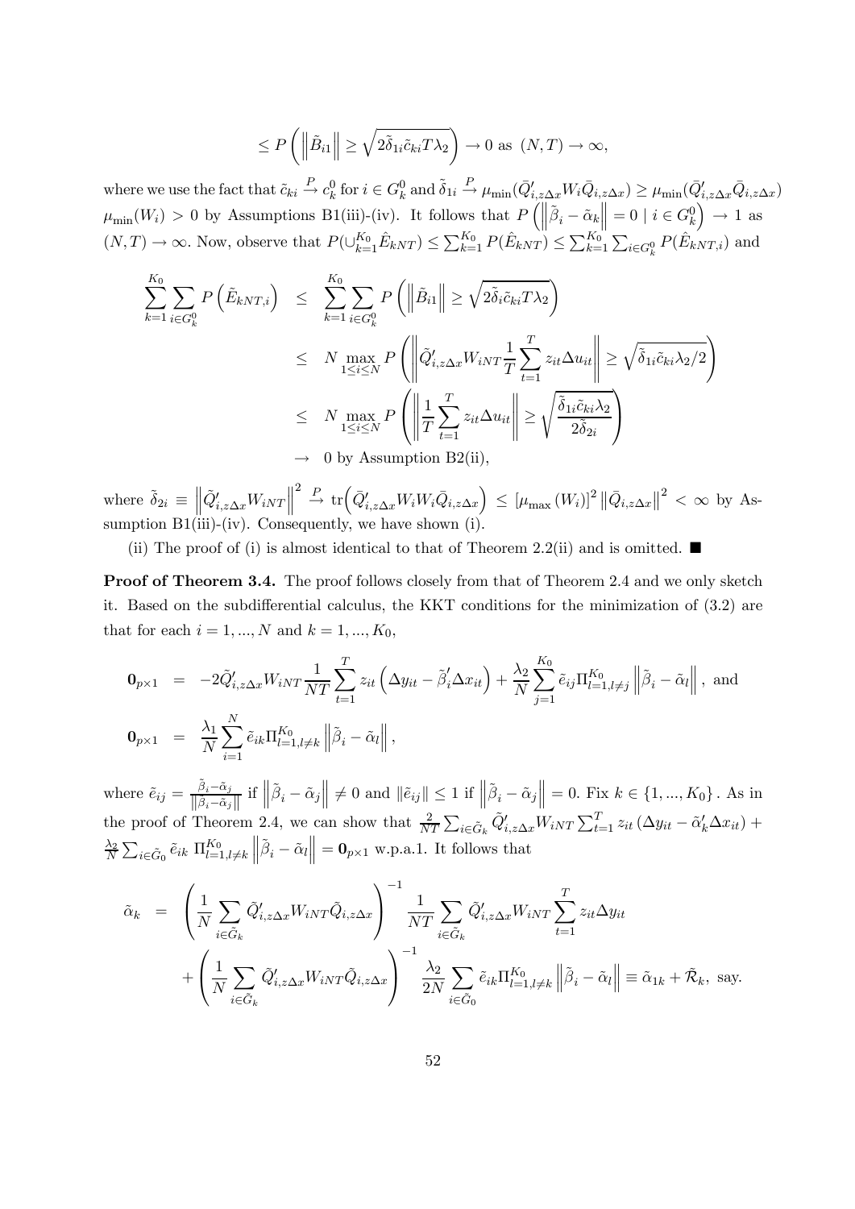$$\leq P\left(\left\|\tilde{B}_{i1}\right\| \geq \sqrt{2\tilde{\delta}_{1i}\tilde{c}_{ki}T\lambda_2}\right) \to 0 \text{ as } (N,T) \to \infty,$$

where we use the fact that $\tilde{c}_{ki} \xrightarrow{P} c_k^0$ for $i \in G_k^0$ and $\tilde{\delta}_{1i} \xrightarrow{P} \mu_{\min}(\bar{Q}'_{i,z\Delta x} W_i \bar{Q}_{i,z\Delta x}) \geq \mu_{\min}(\bar{Q}'_{i,z\Delta x}\bar{Q}_{i,z\Delta x})$ $\mu_{\min}(W_i) > 0$ by Assumptions B1(iii)-(iv). It follows that $P\left(\left\|\tilde{\beta}_i - \tilde{\alpha}_k\right\| = 0 \mid i \in G_k^0\right) \to 1$ as $(N,T) \to \infty$. Now, observe that $P(\cup_{k=1}^{K_0} \hat{E}_{kNT}) \leq \sum_{k=1}^{K_0} P(\hat{E}_{kNT}) \leq \sum_{k=1}^{K_0} \sum_{i \in G_k^0} P(\hat{E}_{kNT,i})$ and

$$\begin{aligned}
\sum_{k=1}^{K_0} \sum_{i \in G_k^0} P\left(\tilde{E}_{kNT,i}\right) &\leq \sum_{k=1}^{K_0} \sum_{i \in G_k^0} P\left(\left\|\tilde{B}_{i1}\right\| \geq \sqrt{2\tilde{\delta}_i \tilde{c}_{ki} T\lambda_2}\right) \\
&\leq N \max_{1 \leq i \leq N} P\left(\left\|\tilde{Q}'_{i,z\Delta x} W_{iNT} \frac{1}{T}\sum_{t=1}^T z_{it}\Delta u_{it}\right\| \geq \sqrt{\tilde{\delta}_{1i}\tilde{c}_{ki}\lambda_2/2}\right) \\
&\leq N \max_{1 \leq i \leq N} P\left(\left\|\frac{1}{T}\sum_{t=1}^T z_{it}\Delta u_{it}\right\| \geq \sqrt{\frac{\tilde{\delta}_{1i}\tilde{c}_{ki}\lambda_2}{2\tilde{\delta}_{2i}}}\right) \\
&\to 0 \text{ by Assumption B2(ii),}
\end{aligned}$$

where $\tilde{\delta}_{2i} \equiv \left\|\tilde{Q}'_{i,z\Delta x} W_{iNT}\right\|^2 \xrightarrow{P} \operatorname{tr}\left(\bar{Q}'_{i,z\Delta x} W_i W_i \bar{Q}_{i,z\Delta x}\right) \leq [\mu_{\max}(W_i)]^2 \left\|\bar{Q}_{i,z\Delta x}\right\|^2 < \infty$ by Assumption B1(iii)-(iv). Consequently, we have shown (i).

(ii) The proof of (i) is almost identical to that of Theorem 2.2(ii) and is omitted. ■

**Proof of Theorem 3.4.** The proof follows closely from that of Theorem 2.4 and we only sketch it. Based on the subdifferential calculus, the KKT conditions for the minimization of (3.2) are that for each $i = 1, ..., N$ and $k = 1, ..., K_0$,

$$\begin{aligned}
\mathbf{0}_{p\times 1} &= -2\tilde{Q}'_{i,z\Delta x} W_{iNT} \frac{1}{NT}\sum_{t=1}^T z_{it}\left(\Delta y_{it} - \tilde{\beta}'_i \Delta x_{it}\right) + \frac{\lambda_2}{N}\sum_{j=1}^{K_0} \tilde{e}_{ij} \Pi_{l=1,l\neq j}^{K_0} \left\|\tilde{\beta}_i - \tilde{\alpha}_l\right\|, \text{ and} \\
\mathbf{0}_{p\times 1} &= \frac{\lambda_1}{N}\sum_{i=1}^N \tilde{e}_{ik} \Pi_{l=1,l\neq k}^{K_0} \left\|\tilde{\beta}_i - \tilde{\alpha}_l\right\|,
\end{aligned}$$

where $\tilde{e}_{ij} = \frac{\tilde{\beta}_i - \tilde{\alpha}_j}{\left\|\tilde{\beta}_i - \tilde{\alpha}_j\right\|}$ if $\left\|\tilde{\beta}_i - \tilde{\alpha}_j\right\| \neq 0$ and $\|\tilde{e}_{ij}\| \leq 1$ if $\left\|\tilde{\beta}_i - \tilde{\alpha}_j\right\| = 0$. Fix $k \in \{1, ..., K_0\}$. As in the proof of Theorem 2.4, we can show that $\frac{2}{NT}\sum_{i\in\tilde{G}_k} \tilde{Q}'_{i,z\Delta x} W_{iNT} \sum_{t=1}^T z_{it}(\Delta y_{it} - \tilde{\alpha}'_k \Delta x_{it}) + \frac{\lambda_2}{N}\sum_{i\in\tilde{G}_0} \tilde{e}_{ik}\, \Pi_{l=1,l\neq k}^{K_0} \left\|\tilde{\beta}_i - \tilde{\alpha}_l\right\| = \mathbf{0}_{p\times 1}$ w.p.a.1. It follows that

$$\begin{aligned}
\tilde{\alpha}_k &= \left(\frac{1}{N}\sum_{i\in\tilde{G}_k} \tilde{Q}'_{i,z\Delta x} W_{iNT} \tilde{Q}_{i,z\Delta x}\right)^{-1} \frac{1}{NT}\sum_{i\in\tilde{G}_k} \tilde{Q}'_{i,z\Delta x} W_{iNT} \sum_{t=1}^T z_{it}\Delta y_{it} \\
&\quad + \left(\frac{1}{N}\sum_{i\in\tilde{G}_k} \tilde{Q}'_{i,z\Delta x} W_{iNT} \tilde{Q}_{i,z\Delta x}\right)^{-1} \frac{\lambda_2}{2N}\sum_{i\in\tilde{G}_0} \tilde{e}_{ik} \Pi_{l=1,l\neq k}^{K_0} \left\|\tilde{\beta}_i - \tilde{\alpha}_l\right\| \equiv \tilde{\alpha}_{1k} + \tilde{\mathcal{R}}_k, \text{ say.}
\end{aligned}$$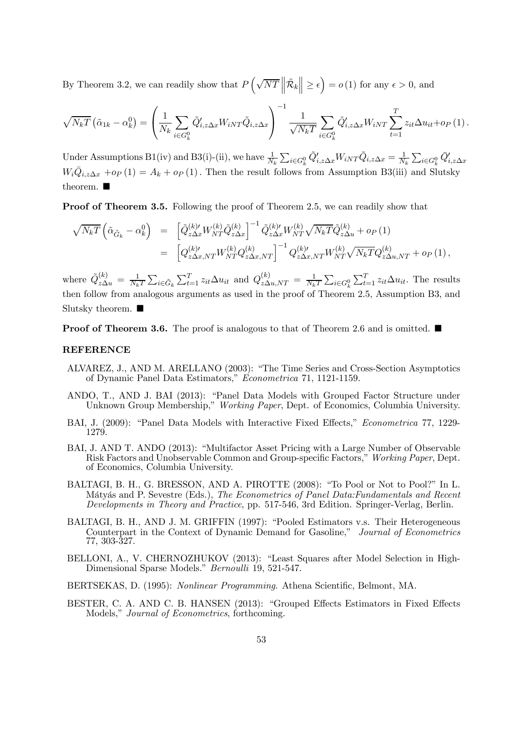By Theorem 3.2, we can readily show that $P\left(\sqrt{NT}\left\|\tilde{\mathcal{R}}_k\right\| \geq \epsilon\right) = o(1)$ for any $\epsilon > 0$, and

$$\sqrt{N_k T}\left(\tilde{\alpha}_{1k} - \alpha_k^0\right) = \left(\frac{1}{N_k}\sum_{i \in G_k^0} \tilde{Q}_{i,z\Delta x}' W_{iNT} \tilde{Q}_{i,z\Delta x}\right)^{-1} \frac{1}{\sqrt{N_k T}} \sum_{i \in G_k^0} \tilde{Q}_{i,z\Delta x}' W_{iNT} \sum_{t=1}^{T} z_{it} \Delta u_{it} + o_P(1).$$

Under Assumptions B1(iv) and B3(i)-(ii), we have $\frac{1}{N_k}\sum_{i \in G_k^0} \tilde{Q}_{i,z\Delta x}' W_{iNT} \tilde{Q}_{i,z\Delta x} = \frac{1}{N_k}\sum_{i \in G_k^0} \bar{Q}_{i,z\Delta x}' W_i \bar{Q}_{i,z\Delta x} + o_P(1) = A_k + o_P(1)$. Then the result follows from Assumption B3(iii) and Slutsky theorem. ■

**Proof of Theorem 3.5.** Following the proof of Theorem 2.5, we can readily show that

$$\begin{aligned}
\sqrt{N_k T}\left(\tilde{\alpha}_{\tilde{G}_k} - \alpha_k^0\right) &= \left[\tilde{Q}_{z\Delta x}^{(k)\prime} W_{NT}^{(k)} \tilde{Q}_{z\Delta x}^{(k)}\right]^{-1} \tilde{Q}_{z\Delta x}^{(k)\prime} W_{NT}^{(k)} \sqrt{N_k T} \tilde{Q}_{z\Delta u}^{(k)} + o_P(1) \\
&= \left[Q_{z\Delta x,NT}^{(k)\prime} W_{NT}^{(k)} Q_{z\Delta x,NT}^{(k)}\right]^{-1} Q_{z\Delta x,NT}^{(k)\prime} W_{NT}^{(k)} \sqrt{N_k T} Q_{z\Delta u,NT}^{(k)} + o_P(1),
\end{aligned}$$

where $\tilde{Q}_{z\Delta u}^{(k)} = \frac{1}{N_k T}\sum_{i \in \tilde{G}_k} \sum_{t=1}^{T} z_{it} \Delta u_{it}$ and $Q_{z\Delta u,NT}^{(k)} = \frac{1}{N_k T}\sum_{i \in G_k^0} \sum_{t=1}^{T} z_{it} \Delta u_{it}$. The results then follow from analogous arguments as used in the proof of Theorem 2.5, Assumption B3, and Slutsky theorem. ■

**Proof of Theorem 3.6.** The proof is analogous to that of Theorem 2.6 and is omitted. ■

## REFERENCE

- ALVAREZ, J., AND M. ARELLANO (2003): "The Time Series and Cross-Section Asymptotics of Dynamic Panel Data Estimators," *Econometrica* 71, 1121-1159.
- ANDO, T., AND J. BAI (2013): "Panel Data Models with Grouped Factor Structure under Unknown Group Membership," *Working Paper*, Dept. of Economics, Columbia University.
- BAI, J. (2009): "Panel Data Models with Interactive Fixed Effects," *Econometrica* 77, 1229-1279.
- BAI, J. AND T. ANDO (2013): "Multifactor Asset Pricing with a Large Number of Observable Risk Factors and Unobservable Common and Group-specific Factors," *Working Paper*, Dept. of Economics, Columbia University.
- BALTAGI, B. H., G. BRESSON, AND A. PIROTTE (2008): "To Pool or Not to Pool?" In L. Mátyás and P. Sevestre (Eds.), *The Econometrics of Panel Data:Fundamentals and Recent Developments in Theory and Practice*, pp. 517-546, 3rd Edition. Springer-Verlag, Berlin.
- BALTAGI, B. H., AND J. M. GRIFFIN (1997): "Pooled Estimators v.s. Their Heterogeneous Counterpart in the Context of Dynamic Demand for Gasoline," *Journal of Econometrics* 77, 303-327.
- BELLONI, A., V. CHERNOZHUKOV (2013): "Least Squares after Model Selection in High-Dimensional Sparse Models." *Bernoulli* 19, 521-547.
- BERTSEKAS, D. (1995): *Nonlinear Programming*. Athena Scientific, Belmont, MA.
- BESTER, C. A. AND C. B. HANSEN (2013): "Grouped Effects Estimators in Fixed Effects Models," *Journal of Econometrics*, forthcoming.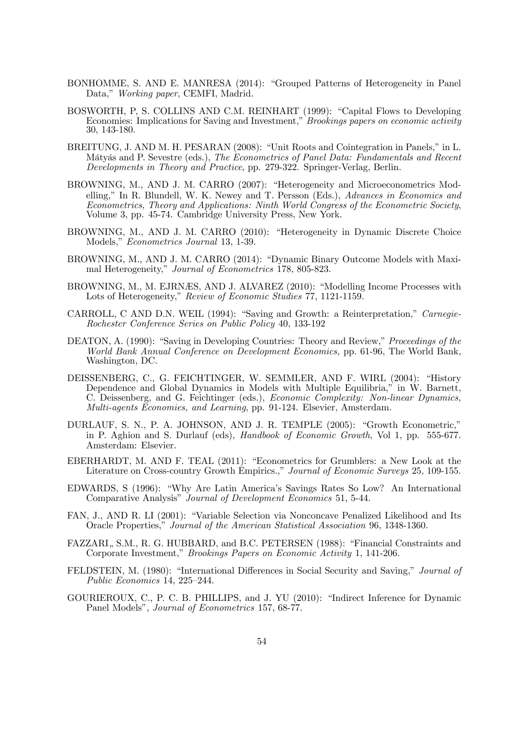BONHOMME, S. AND E. MANRESA (2014): "Grouped Patterns of Heterogeneity in Panel Data," *Working paper*, CEMFI, Madrid.

BOSWORTH, P, S. COLLINS AND C.M. REINHART (1999): "Capital Flows to Developing Economies: Implications for Saving and Investment," *Brookings papers on economic activity* 30, 143-180.

BREITUNG, J. AND M. H. PESARAN (2008): "Unit Roots and Cointegration in Panels," in L. Mátyás and P. Sevestre (eds.), *The Econometrics of Panel Data: Fundamentals and Recent Developments in Theory and Practice*, pp. 279-322. Springer-Verlag, Berlin.

BROWNING, M., AND J. M. CARRO (2007): "Heterogeneity and Microeconometrics Modelling," In R. Blundell, W. K. Newey and T. Persson (Eds.), *Advances in Economics and Econometrics, Theory and Applications: Ninth World Congress of the Econometric Society*, Volume 3, pp. 45-74. Cambridge University Press, New York.

BROWNING, M., AND J. M. CARRO (2010): "Heterogeneity in Dynamic Discrete Choice Models," *Econometrics Journal* 13, 1-39.

BROWNING, M., AND J. M. CARRO (2014): "Dynamic Binary Outcome Models with Maximal Heterogeneity," *Journal of Econometrics* 178, 805-823.

BROWNING, M., M. EJRNÆS, AND J. ALVAREZ (2010): "Modelling Income Processes with Lots of Heterogeneity," *Review of Economic Studies* 77, 1121-1159.

CARROLL, C AND D.N. WEIL (1994): "Saving and Growth: a Reinterpretation," *Carnegie-Rochester Conference Series on Public Policy* 40, 133-192

DEATON, A. (1990): "Saving in Developing Countries: Theory and Review," *Proceedings of the World Bank Annual Conference on Development Economics,* pp. 61-96, The World Bank, Washington, DC.

DEISSENBERG, C., G. FEICHTINGER, W. SEMMLER, AND F. WIRL (2004): "History Dependence and Global Dynamics in Models with Multiple Equilibria," in W. Barnett, C. Deissenberg, and G. Feichtinger (eds.), *Economic Complexity: Non-linear Dynamics, Multi-agents Economies, and Learning*, pp. 91-124. Elsevier, Amsterdam.

DURLAUF, S. N., P. A. JOHNSON, AND J. R. TEMPLE (2005): "Growth Econometric," in P. Aghion and S. Durlauf (eds), *Handbook of Economic Growth*, Vol 1, pp. 555-677. Amsterdam: Elsevier.

EBERHARDT, M. AND F. TEAL (2011): "Econometrics for Grumblers: a New Look at the Literature on Cross-country Growth Empirics.," *Journal of Economic Surveys* 25, 109-155.

EDWARDS, S (1996): "Why Are Latin America's Savings Rates So Low? An International Comparative Analysis" *Journal of Development Economics* 51, 5-44.

FAN, J., AND R. LI (2001): "Variable Selection via Nonconcave Penalized Likelihood and Its Oracle Properties," *Journal of the American Statistical Association* 96, 1348-1360.

FAZZARI,, S.M., R. G. HUBBARD, and B.C. PETERSEN (1988): "Financial Constraints and Corporate Investment," *Brookings Papers on Economic Activity* 1, 141-206.

FELDSTEIN, M. (1980): "International Differences in Social Security and Saving," *Journal of Public Economics* 14, 225–244.

GOURIEROUX, C., P. C. B. PHILLIPS, and J. YU (2010): "Indirect Inference for Dynamic Panel Models", *Journal of Econometrics* 157, 68-77.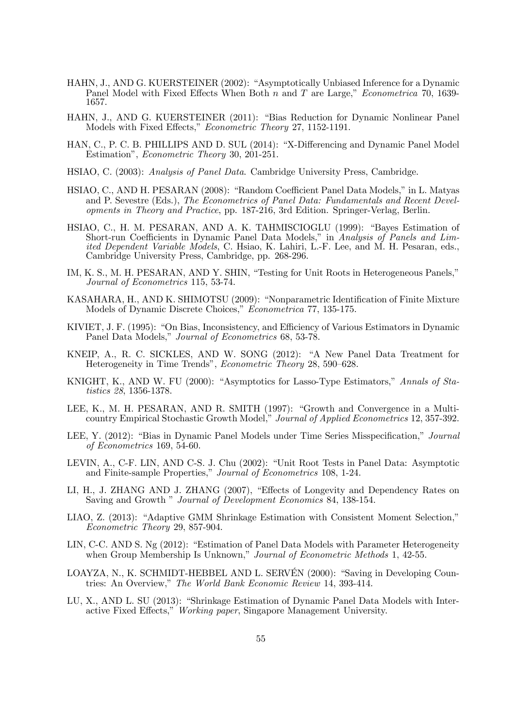HAHN, J., AND G. KUERSTEINER (2002): "Asymptotically Unbiased Inference for a Dynamic Panel Model with Fixed Effects When Both $n$ and $T$ are Large," *Econometrica* 70, 1639-1657.

HAHN, J., AND G. KUERSTEINER (2011): "Bias Reduction for Dynamic Nonlinear Panel Models with Fixed Effects," *Econometric Theory* 27, 1152-1191.

HAN, C., P. C. B. PHILLIPS AND D. SUL (2014): "X-Differencing and Dynamic Panel Model Estimation", *Econometric Theory* 30, 201-251.

HSIAO, C. (2003): *Analysis of Panel Data*. Cambridge University Press, Cambridge.

HSIAO, C., AND H. PESARAN (2008): "Random Coefficient Panel Data Models," in L. Matyas and P. Sevestre (Eds.), *The Econometrics of Panel Data: Fundamentals and Recent Developments in Theory and Practice*, pp. 187-216, 3rd Edition. Springer-Verlag, Berlin.

HSIAO, C., H. M. PESARAN, AND A. K. TAHMISCIOGLU (1999): "Bayes Estimation of Short-run Coefficients in Dynamic Panel Data Models," in *Analysis of Panels and Limited Dependent Variable Models*, C. Hsiao, K. Lahiri, L.-F. Lee, and M. H. Pesaran, eds., Cambridge University Press, Cambridge, pp. 268-296.

IM, K. S., M. H. PESARAN, AND Y. SHIN, "Testing for Unit Roots in Heterogeneous Panels," *Journal of Econometrics* 115, 53-74.

KASAHARA, H., AND K. SHIMOTSU (2009): "Nonparametric Identification of Finite Mixture Models of Dynamic Discrete Choices," *Econometrica* 77, 135-175.

KIVIET, J. F. (1995): "On Bias, Inconsistency, and Efficiency of Various Estimators in Dynamic Panel Data Models," *Journal of Econometrics* 68, 53-78.

KNEIP, A., R. C. SICKLES, AND W. SONG (2012): "A New Panel Data Treatment for Heterogeneity in Time Trends", *Econometric Theory* 28, 590–628.

KNIGHT, K., AND W. FU (2000): "Asymptotics for Lasso-Type Estimators," *Annals of Statistics 28*, 1356-1378.

LEE, K., M. H. PESARAN, AND R. SMITH (1997): "Growth and Convergence in a Multi-country Empirical Stochastic Growth Model," *Journal of Applied Econometrics* 12, 357-392.

LEE, Y. (2012): "Bias in Dynamic Panel Models under Time Series Misspecification," *Journal of Econometrics* 169, 54-60.

LEVIN, A., C-F. LIN, AND C-S. J. Chu (2002): "Unit Root Tests in Panel Data: Asymptotic and Finite-sample Properties," *Journal of Econometrics* 108, 1-24.

LI, H., J. ZHANG AND J. ZHANG (2007), "Effects of Longevity and Dependency Rates on Saving and Growth " *Journal of Development Economics* 84, 138-154.

LIAO, Z. (2013): "Adaptive GMM Shrinkage Estimation with Consistent Moment Selection," *Econometric Theory* 29, 857-904.

LIN, C-C. AND S. Ng (2012): "Estimation of Panel Data Models with Parameter Heterogeneity when Group Membership Is Unknown," *Journal of Econometric Methods* 1, 42-55.

LOAYZA, N., K. SCHMIDT-HEBBEL AND L. SERVÉN (2000): "Saving in Developing Countries: An Overview," *The World Bank Economic Review* 14, 393-414.

LU, X., AND L. SU (2013): "Shrinkage Estimation of Dynamic Panel Data Models with Interactive Fixed Effects," *Working paper*, Singapore Management University.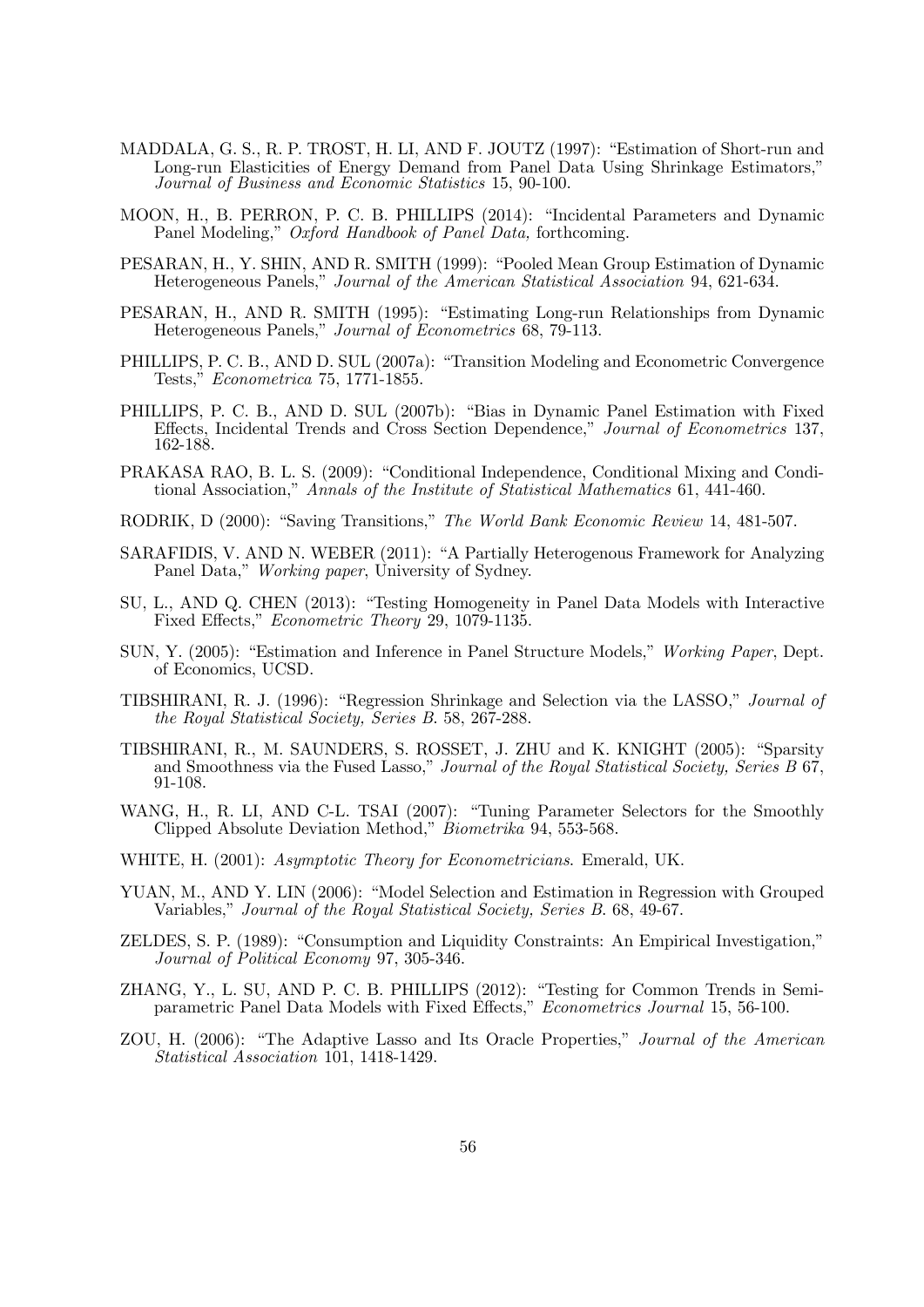MADDALA, G. S., R. P. TROST, H. LI, AND F. JOUTZ (1997): "Estimation of Short-run and Long-run Elasticities of Energy Demand from Panel Data Using Shrinkage Estimators," *Journal of Business and Economic Statistics* 15, 90-100.

MOON, H., B. PERRON, P. C. B. PHILLIPS (2014): "Incidental Parameters and Dynamic Panel Modeling," *Oxford Handbook of Panel Data,* forthcoming.

PESARAN, H., Y. SHIN, AND R. SMITH (1999): "Pooled Mean Group Estimation of Dynamic Heterogeneous Panels," *Journal of the American Statistical Association* 94, 621-634.

PESARAN, H., AND R. SMITH (1995): "Estimating Long-run Relationships from Dynamic Heterogeneous Panels," *Journal of Econometrics* 68, 79-113.

PHILLIPS, P. C. B., AND D. SUL (2007a): "Transition Modeling and Econometric Convergence Tests," *Econometrica* 75, 1771-1855.

PHILLIPS, P. C. B., AND D. SUL (2007b): "Bias in Dynamic Panel Estimation with Fixed Effects, Incidental Trends and Cross Section Dependence," *Journal of Econometrics* 137, 162-188.

PRAKASA RAO, B. L. S. (2009): "Conditional Independence, Conditional Mixing and Conditional Association," *Annals of the Institute of Statistical Mathematics* 61, 441-460.

RODRIK, D (2000): "Saving Transitions," *The World Bank Economic Review* 14, 481-507.

SARAFIDIS, V. AND N. WEBER (2011): "A Partially Heterogenous Framework for Analyzing Panel Data," *Working paper*, University of Sydney.

SU, L., AND Q. CHEN (2013): "Testing Homogeneity in Panel Data Models with Interactive Fixed Effects," *Econometric Theory* 29, 1079-1135.

SUN, Y. (2005): "Estimation and Inference in Panel Structure Models," *Working Paper*, Dept. of Economics, UCSD.

TIBSHIRANI, R. J. (1996): "Regression Shrinkage and Selection via the LASSO," *Journal of the Royal Statistical Society, Series B.* 58, 267-288.

TIBSHIRANI, R., M. SAUNDERS, S. ROSSET, J. ZHU and K. KNIGHT (2005): "Sparsity and Smoothness via the Fused Lasso," *Journal of the Royal Statistical Society, Series B* 67, 91-108.

WANG, H., R. LI, AND C-L. TSAI (2007): "Tuning Parameter Selectors for the Smoothly Clipped Absolute Deviation Method," *Biometrika* 94, 553-568.

WHITE, H. (2001): *Asymptotic Theory for Econometricians*. Emerald, UK.

YUAN, M., AND Y. LIN (2006): "Model Selection and Estimation in Regression with Grouped Variables," *Journal of the Royal Statistical Society, Series B.* 68, 49-67.

ZELDES, S. P. (1989): "Consumption and Liquidity Constraints: An Empirical Investigation," *Journal of Political Economy* 97, 305-346.

ZHANG, Y., L. SU, AND P. C. B. PHILLIPS (2012): "Testing for Common Trends in Semiparametric Panel Data Models with Fixed Effects," *Econometrics Journal* 15, 56-100.

ZOU, H. (2006): "The Adaptive Lasso and Its Oracle Properties," *Journal of the American Statistical Association* 101, 1418-1429.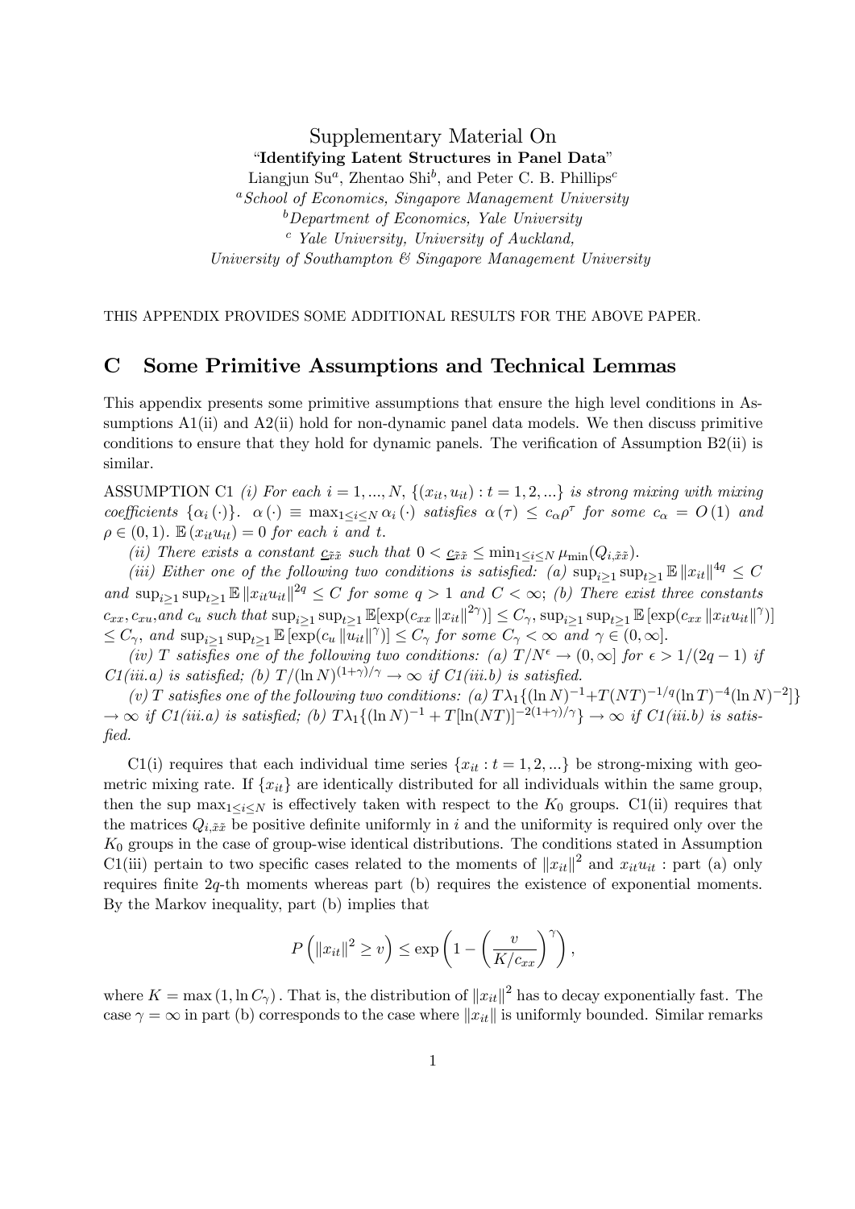# Supplementary Material On

**"Identifying Latent Structures in Panel Data"**

Liangjun Su[a], Zhentao Shi[b], and Peter C. B. Phillips[c]

[a] *School of Economics, Singapore Management University*

[b] *Department of Economics, Yale University*

[c] *Yale University, University of Auckland, University of Southampton & Singapore Management University*

THIS APPENDIX PROVIDES SOME ADDITIONAL RESULTS FOR THE ABOVE PAPER.

## C Some Primitive Assumptions and Technical Lemmas

This appendix presents some primitive assumptions that ensure the high level conditions in Assumptions A1(ii) and A2(ii) hold for non-dynamic panel data models. We then discuss primitive conditions to ensure that they hold for dynamic panels. The verification of Assumption B2(ii) is similar.

ASSUMPTION C1 *(i) For each $i = 1, ..., N$, $\{(x_{it}, u_{it}) : t = 1, 2, ...\}$ is strong mixing with mixing coefficients $\{\alpha_i(\cdot)\}$. $\alpha(\cdot) \equiv \max_{1 \le i \le N} \alpha_i(\cdot)$ satisfies $\alpha(\tau) \le c_\alpha \rho^\tau$ for some $c_\alpha = O(1)$ and $\rho \in (0, 1)$. $\mathbb{E}(x_{it} u_{it}) = 0$ for each $i$ and $t$.*

*(ii) There exists a constant $\underline{c}_{\tilde{x}\tilde{x}}$ such that $0 < \underline{c}_{\tilde{x}\tilde{x}} \le \min_{1 \le i \le N} \mu_{\min}(Q_{i,\tilde{x}\tilde{x}})$.*

*(iii) Either one of the following two conditions is satisfied: (a) $\sup_{i \ge 1} \sup_{t \ge 1} \mathbb{E} \|x_{it}\|^{4q} \le C$ and $\sup_{i \ge 1} \sup_{t \ge 1} \mathbb{E} \|x_{it} u_{it}\|^{2q} \le C$ for some $q > 1$ and $C < \infty$; (b) There exist three constants $c_{xx}, c_{xu}$, and $c_u$ such that $\sup_{i \ge 1} \sup_{t \ge 1} \mathbb{E}[\exp(c_{xx} \|x_{it}\|^{2\gamma})] \le C_\gamma$, $\sup_{i \ge 1} \sup_{t \ge 1} \mathbb{E}[\exp(c_{xx} \|x_{it} u_{it}\|^{\gamma})]$ $\le C_\gamma$, and $\sup_{i \ge 1} \sup_{t \ge 1} \mathbb{E}[\exp(c_u \|u_{it}\|^{\gamma})] \le C_\gamma$ for some $C_\gamma < \infty$ and $\gamma \in (0, \infty]$.*

*(iv) $T$ satisfies one of the following two conditions: (a) $T/N^\epsilon \to (0, \infty]$ for $\epsilon > 1/(2q-1)$ if C1(iii.a) is satisfied; (b) $T/(\ln N)^{(1+\gamma)/\gamma} \to \infty$ if C1(iii.b) is satisfied.*

*(v) $T$ satisfies one of the following two conditions: (a) $T\lambda_1\{(\ln N)^{-1} + T(NT)^{-1/q}(\ln T)^{-4}(\ln N)^{-2}]\}$ $\to \infty$ if C1(iii.a) is satisfied; (b) $T\lambda_1\{(\ln N)^{-1} + T[\ln(NT)]^{-2(1+\gamma)/\gamma}\} \to \infty$ if C1(iii.b) is satisfied.*

C1(i) requires that each individual time series $\{x_{it} : t = 1, 2, ...\}$ be strong-mixing with geometric mixing rate. If $\{x_{it}\}$ are identically distributed for all individuals within the same group, then the sup $\max_{1 \le i \le N}$ is effectively taken with respect to the $K_0$ groups. C1(ii) requires that the matrices $Q_{i,\tilde{x}\tilde{x}}$ be positive definite uniformly in $i$ and the uniformity is required only over the $K_0$ groups in the case of group-wise identical distributions. The conditions stated in Assumption C1(iii) pertain to two specific cases related to the moments of $\|x_{it}\|^2$ and $x_{it} u_{it}$ : part (a) only requires finite $2q$-th moments whereas part (b) requires the existence of exponential moments. By the Markov inequality, part (b) implies that

$$P\left(\|x_{it}\|^2 \ge v\right) \le \exp\left(1 - \left(\frac{v}{K/c_{xx}}\right)^\gamma\right),$$

where $K = \max(1, \ln C_\gamma)$. That is, the distribution of $\|x_{it}\|^2$ has to decay exponentially fast. The case $\gamma = \infty$ in part (b) corresponds to the case where $\|x_{it}\|$ is uniformly bounded. Similar remarks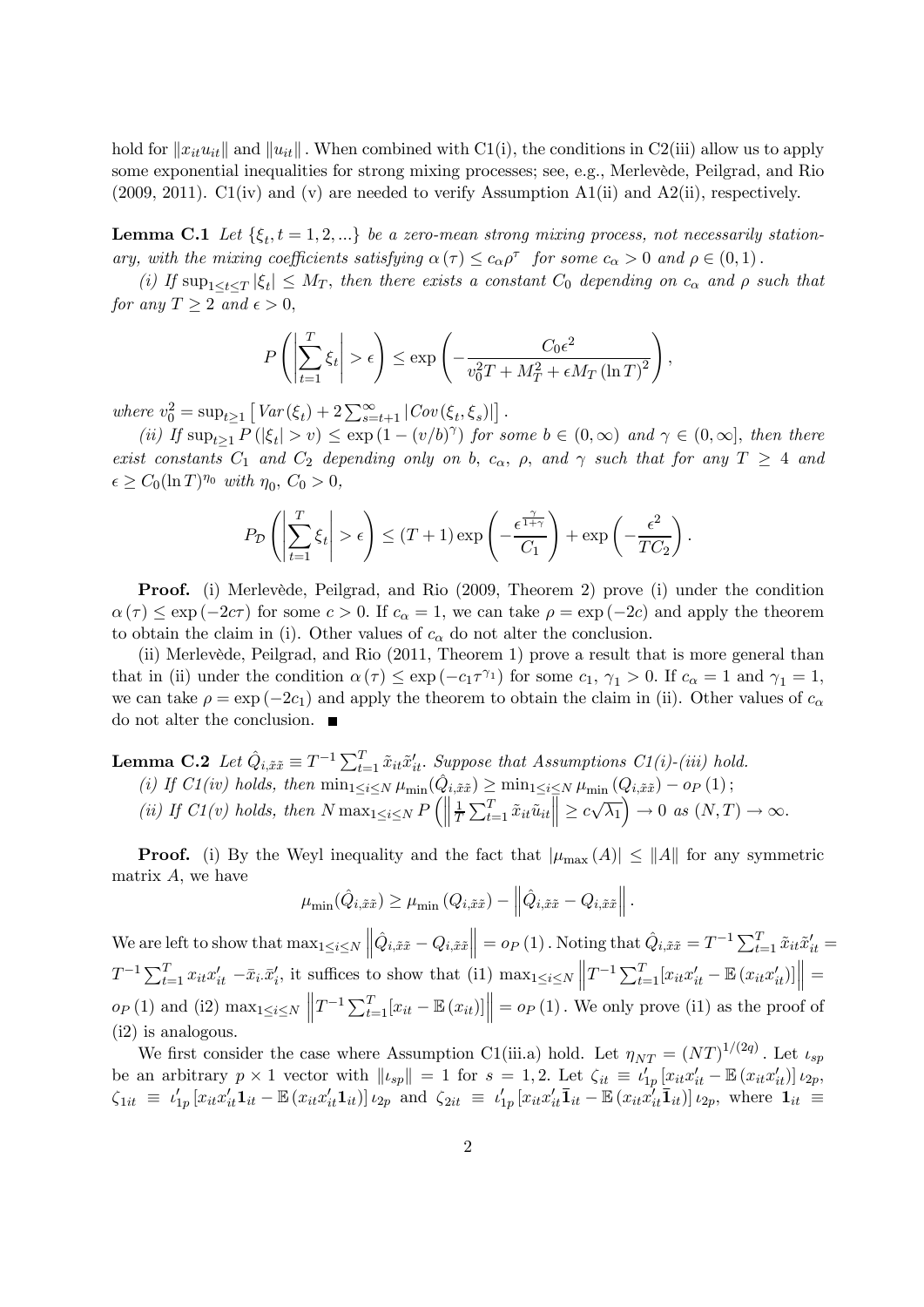hold for $\|x_{it}u_{it}\|$ and $\|u_{it}\|$. When combined with C1(i), the conditions in C2(iii) allow us to apply some exponential inequalities for strong mixing processes; see, e.g., Merlevède, Peilgrad, and Rio (2009, 2011). C1(iv) and (v) are needed to verify Assumption A1(ii) and A2(ii), respectively.

**Lemma C.1** *Let $\{\xi_t, t = 1, 2, ...\}$ be a zero-mean strong mixing process, not necessarily stationary, with the mixing coefficients satisfying $\alpha(\tau) \leq c_\alpha \rho^\tau$ for some $c_\alpha > 0$ and $\rho \in (0, 1)$.*

*(i) If $\sup_{1 \leq t \leq T} |\xi_t| \leq M_T$, then there exists a constant $C_0$ depending on $c_\alpha$ and $\rho$ such that for any $T \geq 2$ and $\epsilon > 0$,*

$$P\left(\left|\sum_{t=1}^{T} \xi_t\right| > \epsilon\right) \leq \exp\left(-\frac{C_0 \epsilon^2}{v_0^2 T + M_T^2 + \epsilon M_T (\ln T)^2}\right),$$

*where $v_0^2 = \sup_{t \geq 1}\left[Var(\xi_t) + 2\sum_{s=t+1}^{\infty} |Cov(\xi_t, \xi_s)|\right]$.*

*(ii) If $\sup_{t \geq 1} P(|\xi_t| > v) \leq \exp(1 - (v/b)^\gamma)$ for some $b \in (0, \infty)$ and $\gamma \in (0, \infty]$, then there exist constants $C_1$ and $C_2$ depending only on $b$, $c_\alpha$, $\rho$, and $\gamma$ such that for any $T \geq 4$ and $\epsilon \geq C_0 (\ln T)^{\eta_0}$ with $\eta_0$, $C_0 > 0$,*

$$P_{\mathcal{D}}\left(\left|\sum_{t=1}^{T} \xi_t\right| > \epsilon\right) \leq (T+1)\exp\left(-\frac{\epsilon^{\frac{\gamma}{1+\gamma}}}{C_1}\right) + \exp\left(-\frac{\epsilon^2}{TC_2}\right).$$

**Proof.** (i) Merlevède, Peilgrad, and Rio (2009, Theorem 2) prove (i) under the condition $\alpha(\tau) \leq \exp(-2c\tau)$ for some $c > 0$. If $c_\alpha = 1$, we can take $\rho = \exp(-2c)$ and apply the theorem to obtain the claim in (i). Other values of $c_\alpha$ do not alter the conclusion.

(ii) Merlevède, Peilgrad, and Rio (2011, Theorem 1) prove a result that is more general than that in (ii) under the condition $\alpha(\tau) \leq \exp(-c_1 \tau^{\gamma_1})$ for some $c_1$, $\gamma_1 > 0$. If $c_\alpha = 1$ and $\gamma_1 = 1$, we can take $\rho = \exp(-2c_1)$ and apply the theorem to obtain the claim in (ii). Other values of $c_\alpha$ do not alter the conclusion. ■

**Lemma C.2** *Let $\hat{Q}_{i,\tilde{x}\tilde{x}} \equiv T^{-1}\sum_{t=1}^{T} \tilde{x}_{it}\tilde{x}_{it}'$. Suppose that Assumptions C1(i)-(iii) hold.*

*(i) If C1(iv) holds, then $\min_{1 \leq i \leq N} \mu_{\min}(\hat{Q}_{i,\tilde{x}\tilde{x}}) \geq \min_{1 \leq i \leq N} \mu_{\min}(Q_{i,\tilde{x}\tilde{x}}) - o_P(1)$;*

*(ii) If C1(v) holds, then $N \max_{1 \leq i \leq N} P\left(\left\|\frac{1}{T}\sum_{t=1}^{T} \tilde{x}_{it}\tilde{u}_{it}\right\| \geq c\sqrt{\lambda_1}\right) \to 0$ as $(N, T) \to \infty$.*

**Proof.** (i) By the Weyl inequality and the fact that $|\mu_{\max}(A)| \leq \|A\|$ for any symmetric matrix $A$, we have

$$\mu_{\min}(\hat{Q}_{i,\tilde{x}\tilde{x}}) \geq \mu_{\min}(Q_{i,\tilde{x}\tilde{x}}) - \left\|\hat{Q}_{i,\tilde{x}\tilde{x}} - Q_{i,\tilde{x}\tilde{x}}\right\|.$$

We are left to show that $\max_{1 \leq i \leq N}\left\|\hat{Q}_{i,\tilde{x}\tilde{x}} - Q_{i,\tilde{x}\tilde{x}}\right\| = o_P(1)$. Noting that $\hat{Q}_{i,\tilde{x}\tilde{x}} = T^{-1}\sum_{t=1}^{T} \tilde{x}_{it}\tilde{x}_{it}' = T^{-1}\sum_{t=1}^{T} x_{it}x_{it}' - \bar{x}_{i.}\bar{x}_{i}'$, it suffices to show that (i1) $\max_{1 \leq i \leq N}\left\|T^{-1}\sum_{t=1}^{T}[x_{it}x_{it}' - \mathbb{E}(x_{it}x_{it}')]\right\| = o_P(1)$ and (i2) $\max_{1 \leq i \leq N}\left\|T^{-1}\sum_{t=1}^{T}[x_{it} - \mathbb{E}(x_{it})]\right\| = o_P(1)$. We only prove (i1) as the proof of (i2) is analogous.

We first consider the case where Assumption C1(iii.a) hold. Let $\eta_{NT} = (NT)^{1/(2q)}$. Let $\iota_{sp}$ be an arbitrary $p \times 1$ vector with $\|\iota_{sp}\| = 1$ for $s = 1, 2$. Let $\zeta_{it} \equiv \iota_{1p}'[x_{it}x_{it}' - \mathbb{E}(x_{it}x_{it}')]\iota_{2p}$, $\zeta_{1it} \equiv \iota_{1p}'[x_{it}x_{it}'\mathbf{1}_{it} - \mathbb{E}(x_{it}x_{it}'\mathbf{1}_{it})]\iota_{2p}$ and $\zeta_{2it} \equiv \iota_{1p}'[x_{it}x_{it}'\bar{\mathbf{1}}_{it} - \mathbb{E}(x_{it}x_{it}'\bar{\mathbf{1}}_{it})]\iota_{2p}$, where $\mathbf{1}_{it} \equiv$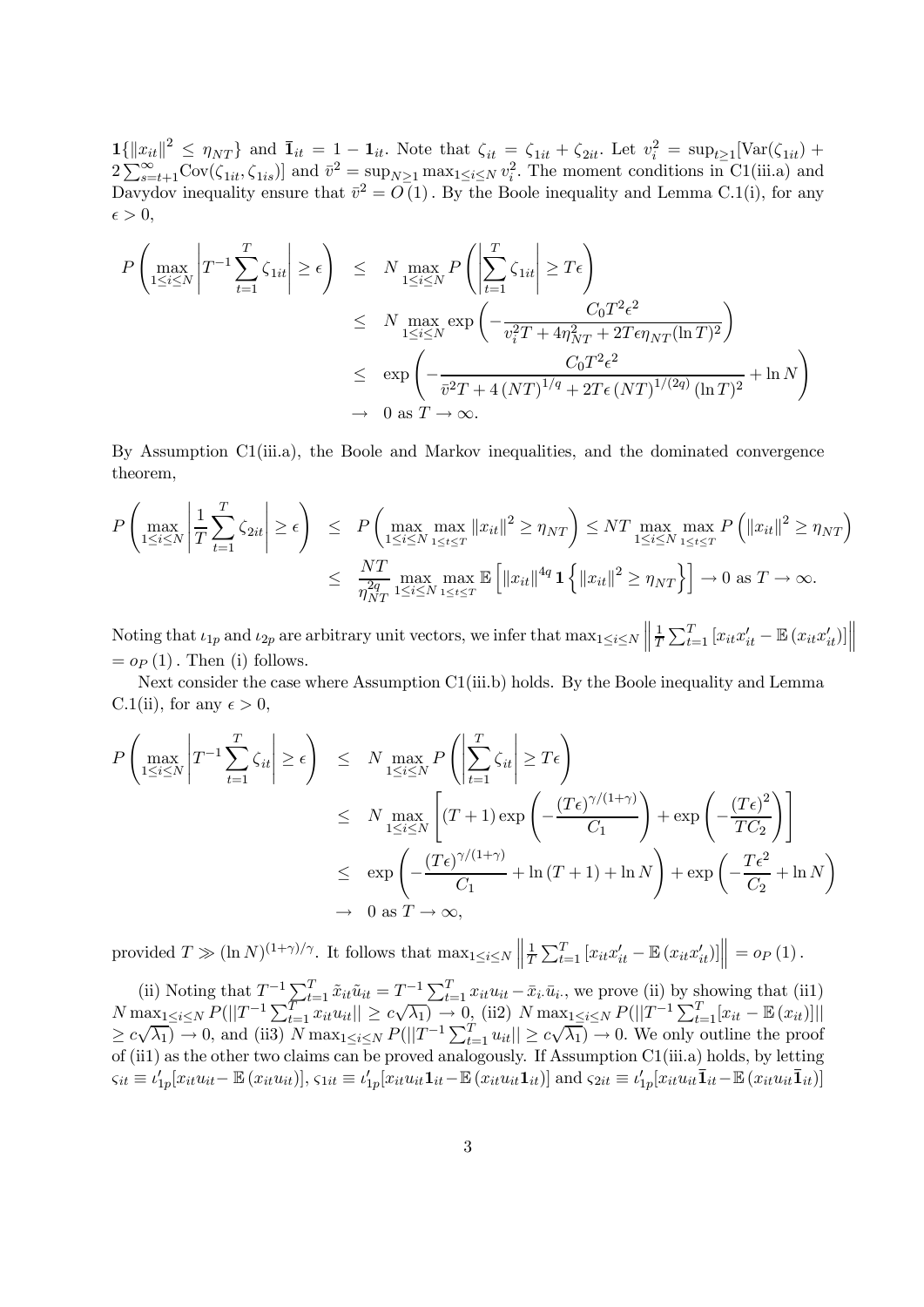$\mathbf{1}\{\|x_{it}\|^2 \leq \eta_{NT}\}$ and $\bar{\mathbf{1}}_{it} = 1 - \mathbf{1}_{it}$. Note that $\zeta_{it} = \zeta_{1it} + \zeta_{2it}$. Let $v_i^2 = \sup_{t\geq 1}[\text{Var}(\zeta_{1it}) + 2\sum_{s=t+1}^{\infty}\text{Cov}(\zeta_{1it}, \zeta_{1is})]$ and $\bar{v}^2 = \sup_{N\geq 1}\max_{1\leq i\leq N} v_i^2$. The moment conditions in C1(iii.a) and Davydov inequality ensure that $\bar{v}^2 = O(1)$. By the Boole inequality and Lemma C.1(i), for any $\epsilon > 0$,

$$
\begin{aligned}
P\left(\max_{1\leq i\leq N}\left|T^{-1}\sum_{t=1}^{T}\zeta_{1it}\right| \geq \epsilon\right) &\leq N\max_{1\leq i\leq N} P\left(\left|\sum_{t=1}^{T}\zeta_{1it}\right| \geq T\epsilon\right) \\
&\leq N\max_{1\leq i\leq N}\exp\left(-\frac{C_0 T^2\epsilon^2}{v_i^2 T + 4\eta_{NT}^2 + 2T\epsilon\eta_{NT}(\ln T)^2}\right) \\
&\leq \exp\left(-\frac{C_0 T^2\epsilon^2}{\bar{v}^2 T + 4(NT)^{1/q} + 2T\epsilon(NT)^{1/(2q)}(\ln T)^2} + \ln N\right) \\
&\to 0 \text{ as } T\to\infty.
\end{aligned}
$$

By Assumption C1(iii.a), the Boole and Markov inequalities, and the dominated convergence theorem,

$$
\begin{aligned}
P\left(\max_{1\leq i\leq N}\left|\frac{1}{T}\sum_{t=1}^{T}\zeta_{2it}\right| \geq \epsilon\right) &\leq P\left(\max_{1\leq i\leq N}\max_{1\leq t\leq T}\|x_{it}\|^2 \geq \eta_{NT}\right) \leq NT\max_{1\leq i\leq N}\max_{1\leq t\leq T} P\left(\|x_{it}\|^2 \geq \eta_{NT}\right) \\
&\leq \frac{NT}{\eta_{NT}^{2q}}\max_{1\leq i\leq N}\max_{1\leq t\leq T}\mathbb{E}\left[\|x_{it}\|^{4q}\mathbf{1}\left\{\|x_{it}\|^2 \geq \eta_{NT}\right\}\right] \to 0 \text{ as } T\to\infty.
\end{aligned}
$$

Noting that $\iota_{1p}$ and $\iota_{2p}$ are arbitrary unit vectors, we infer that $\max_{1\leq i\leq N}\left\|\frac{1}{T}\sum_{t=1}^{T}\left[x_{it}x_{it}' - \mathbb{E}\left(x_{it}x_{it}'\right)\right]\right\|$ $= o_P(1)$. Then (i) follows.

Next consider the case where Assumption C1(iii.b) holds. By the Boole inequality and Lemma C.1(ii), for any $\epsilon > 0$,

$$
\begin{aligned}
P\left(\max_{1\leq i\leq N}\left|T^{-1}\sum_{t=1}^{T}\zeta_{it}\right| \geq \epsilon\right) &\leq N\max_{1\leq i\leq N} P\left(\left|\sum_{t=1}^{T}\zeta_{it}\right| \geq T\epsilon\right) \\
&\leq N\max_{1\leq i\leq N}\left[(T+1)\exp\left(-\frac{(T\epsilon)^{\gamma/(1+\gamma)}}{C_1}\right) + \exp\left(-\frac{(T\epsilon)^2}{TC_2}\right)\right] \\
&\leq \exp\left(-\frac{(T\epsilon)^{\gamma/(1+\gamma)}}{C_1} + \ln(T+1) + \ln N\right) + \exp\left(-\frac{T\epsilon^2}{C_2} + \ln N\right) \\
&\to 0 \text{ as } T\to\infty,
\end{aligned}
$$

provided $T \gg (\ln N)^{(1+\gamma)/\gamma}$. It follows that $\max_{1\leq i\leq N}\left\|\frac{1}{T}\sum_{t=1}^{T}\left[x_{it}x_{it}' - \mathbb{E}\left(x_{it}x_{it}'\right)\right]\right\| = o_P(1)$.

(ii) Noting that $T^{-1}\sum_{t=1}^{T}\tilde{x}_{it}\tilde{u}_{it} = T^{-1}\sum_{t=1}^{T}x_{it}u_{it} - \bar{x}_{i\cdot}\bar{u}_{i\cdot}$, we prove (ii) by showing that (ii1) $N\max_{1\leq i\leq N}P(\|T^{-1}\sum_{t=1}^{T}x_{it}u_{it}\| \geq c\sqrt{\lambda_1}) \to 0$, (ii2) $N\max_{1\leq i\leq N}P(\|T^{-1}\sum_{t=1}^{T}[x_{it} - \mathbb{E}(x_{it})]\|$ $\geq c\sqrt{\lambda_1}) \to 0$, and (ii3) $N\max_{1\leq i\leq N}P(\|T^{-1}\sum_{t=1}^{T}u_{it}\| \geq c\sqrt{\lambda_1}) \to 0$. We only outline the proof of (ii1) as the other two claims can be proved analogously. If Assumption C1(iii.a) holds, by letting $\varsigma_{it} \equiv \iota_{1p}'[x_{it}u_{it} - \mathbb{E}(x_{it}u_{it})]$, $\varsigma_{1it} \equiv \iota_{1p}'[x_{it}u_{it}\mathbf{1}_{it} - \mathbb{E}(x_{it}u_{it}\mathbf{1}_{it})]$ and $\varsigma_{2it} \equiv \iota_{1p}'[x_{it}u_{it}\bar{\mathbf{1}}_{it} - \mathbb{E}(x_{it}u_{it}\bar{\mathbf{1}}_{it})]$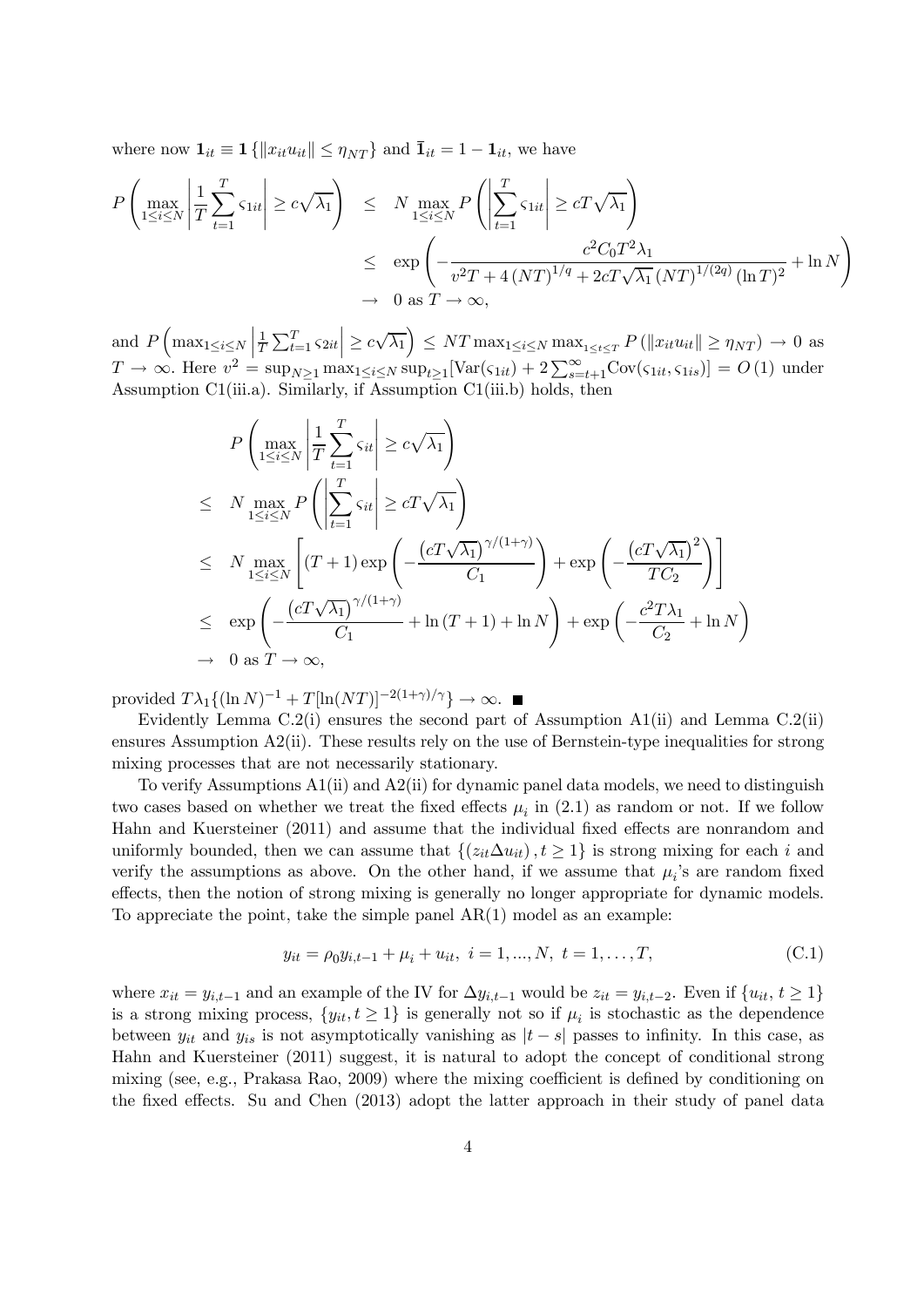where now $\mathbf{1}_{it} \equiv \mathbf{1}\{\|x_{it}u_{it}\| \leq \eta_{NT}\}$ and $\bar{\mathbf{1}}_{it} = 1 - \mathbf{1}_{it}$, we have

$$
\begin{aligned}
P\left(\max_{1\leq i\leq N}\left|\frac{1}{T}\sum_{t=1}^{T}\varsigma_{1it}\right| \geq c\sqrt{\lambda_1}\right) &\leq N\max_{1\leq i\leq N}P\left(\left|\sum_{t=1}^{T}\varsigma_{1it}\right| \geq cT\sqrt{\lambda_1}\right) \\
&\leq \exp\left(-\frac{c^2 C_0 T^2 \lambda_1}{v^2 T + 4(NT)^{1/q} + 2cT\sqrt{\lambda_1}(NT)^{1/(2q)}(\ln T)^2} + \ln N\right) \\
&\to 0 \text{ as } T \to \infty,
\end{aligned}
$$

and $P\left(\max_{1\leq i\leq N}\left|\frac{1}{T}\sum_{t=1}^{T}\varsigma_{2it}\right| \geq c\sqrt{\lambda_1}\right) \leq NT\max_{1\leq i\leq N}\max_{1\leq t\leq T}P\left(\|x_{it}u_{it}\| \geq \eta_{NT}\right) \to 0$ as $T \to \infty$. Here $v^2 = \sup_{N\geq 1}\max_{1\leq i\leq N}\sup_{t\geq 1}[\text{Var}(\varsigma_{1it}) + 2\sum_{s=t+1}^{\infty}\text{Cov}(\varsigma_{1it}, \varsigma_{1is})] = O(1)$ under Assumption C1(iii.a). Similarly, if Assumption C1(iii.b) holds, then

$$
\begin{aligned}
& P\left(\max_{1\leq i\leq N}\left|\frac{1}{T}\sum_{t=1}^{T}\varsigma_{it}\right| \geq c\sqrt{\lambda_1}\right) \\
\leq\ & N\max_{1\leq i\leq N}P\left(\left|\sum_{t=1}^{T}\varsigma_{it}\right| \geq cT\sqrt{\lambda_1}\right) \\
\leq\ & N\max_{1\leq i\leq N}\left[(T+1)\exp\left(-\frac{\left(cT\sqrt{\lambda_1}\right)^{\gamma/(1+\gamma)}}{C_1}\right) + \exp\left(-\frac{\left(cT\sqrt{\lambda_1}\right)^2}{TC_2}\right)\right] \\
\leq\ & \exp\left(-\frac{\left(cT\sqrt{\lambda_1}\right)^{\gamma/(1+\gamma)}}{C_1} + \ln(T+1) + \ln N\right) + \exp\left(-\frac{c^2 T\lambda_1}{C_2} + \ln N\right) \\
\to\ & 0 \text{ as } T \to \infty,
\end{aligned}
$$

provided $T\lambda_1\{(\ln N)^{-1} + T[\ln(NT)]^{-2(1+\gamma)/\gamma}\} \to \infty$. ■

Evidently Lemma C.2(i) ensures the second part of Assumption A1(ii) and Lemma C.2(ii) ensures Assumption A2(ii). These results rely on the use of Bernstein-type inequalities for strong mixing processes that are not necessarily stationary.

To verify Assumptions A1(ii) and A2(ii) for dynamic panel data models, we need to distinguish two cases based on whether we treat the fixed effects $\mu_i$ in (2.1) as random or not. If we follow Hahn and Kuersteiner (2011) and assume that the individual fixed effects are nonrandom and uniformly bounded, then we can assume that $\{(z_{it}\Delta u_{it}), t \geq 1\}$ is strong mixing for each $i$ and verify the assumptions as above. On the other hand, if we assume that $\mu_i$'s are random fixed effects, then the notion of strong mixing is generally no longer appropriate for dynamic models. To appreciate the point, take the simple panel AR(1) model as an example:

$$
y_{it} = \rho_0 y_{i,t-1} + \mu_i + u_{it},\ i = 1, ..., N,\ t = 1, \ldots, T, \tag{C.1}
$$

where $x_{it} = y_{i,t-1}$ and an example of the IV for $\Delta y_{i,t-1}$ would be $z_{it} = y_{i,t-2}$. Even if $\{u_{it}, t \geq 1\}$ is a strong mixing process, $\{y_{it}, t \geq 1\}$ is generally not so if $\mu_i$ is stochastic as the dependence between $y_{it}$ and $y_{is}$ is not asymptotically vanishing as $|t - s|$ passes to infinity. In this case, as Hahn and Kuersteiner (2011) suggest, it is natural to adopt the concept of conditional strong mixing (see, e.g., Prakasa Rao, 2009) where the mixing coefficient is defined by conditioning on the fixed effects. Su and Chen (2013) adopt the latter approach in their study of panel data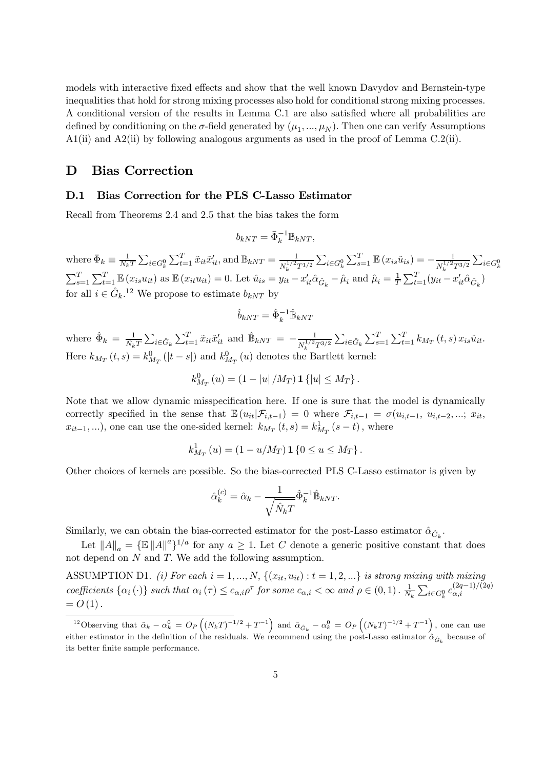models with interactive fixed effects and show that the well known Davydov and Bernstein-type inequalities that hold for strong mixing processes also hold for conditional strong mixing processes. A conditional version of the results in Lemma C.1 are also satisfied where all probabilities are defined by conditioning on the $\sigma$-field generated by $(\mu_1, ..., \mu_N)$. Then one can verify Assumptions A1(ii) and A2(ii) by following analogous arguments as used in the proof of Lemma C.2(ii).

# D Bias Correction

## D.1 Bias Correction for the PLS C-Lasso Estimator

Recall from Theorems 2.4 and 2.5 that the bias takes the form

$$b_{kNT} = \bar{\Phi}_k^{-1} \mathbb{B}_{kNT},$$

where $\bar{\Phi}_k \equiv \frac{1}{N_k T} \sum_{i \in G_k^0} \sum_{t=1}^T \tilde{x}_{it} \tilde{x}_{it}'$, and $\mathbb{B}_{kNT} = \frac{1}{N_k^{1/2} T^{1/2}} \sum_{i \in G_k^0} \sum_{s=1}^T \mathbb{E}(x_{is} \tilde{u}_{is}) = -\frac{1}{N_k^{1/2} T^{3/2}} \sum_{i \in G_k^0} \sum_{s=1}^T \sum_{t=1}^T \mathbb{E}(x_{is} u_{it})$ as $\mathbb{E}(x_{it} u_{it}) = 0$. Let $\hat{u}_{is} = y_{it} - x_{it}' \hat{\alpha}_{\hat{G}_k} - \hat{\mu}_i$ and $\hat{\mu}_i = \frac{1}{T} \sum_{t=1}^T (y_{it} - x_{it}' \hat{\alpha}_{\hat{G}_k})$ for all $i \in \hat{G}_k$.[12] We propose to estimate $b_{kNT}$ by

$$\hat{b}_{kNT} = \hat{\Phi}_k^{-1} \hat{\mathbb{B}}_{kNT}$$

where $\hat{\Phi}_k = \frac{1}{N_k T} \sum_{i \in \hat{G}_k} \sum_{t=1}^T \tilde{x}_{it} \tilde{x}_{it}'$ and $\hat{\mathbb{B}}_{kNT} = -\frac{1}{N_k^{1/2} T^{3/2}} \sum_{i \in \hat{G}_k} \sum_{s=1}^T \sum_{t=1}^T k_{M_T}(t,s) x_{is} \hat{u}_{it}$. Here $k_{M_T}(t,s) = k_{M_T}^0(|t-s|)$ and $k_{M_T}^0(u)$ denotes the Bartlett kernel:

$$k_{M_T}^0(u) = (1 - |u|/M_T) \mathbf{1}\{|u| \leq M_T\}.$$

Note that we allow dynamic misspecification here. If one is sure that the model is dynamically correctly specified in the sense that $\mathbb{E}(u_{it}|\mathcal{F}_{i,t-1}) = 0$ where $\mathcal{F}_{i,t-1} = \sigma(u_{i,t-1}, u_{i,t-2}, ...; x_{it}, x_{it-1}, ...)$, one can use the one-sided kernel: $k_{M_T}(t,s) = k_{M_T}^1(s-t)$, where

$$k_{M_T}^1(u) = (1 - u/M_T) \mathbf{1}\{0 \leq u \leq M_T\}.$$

Other choices of kernels are possible. So the bias-corrected PLS C-Lasso estimator is given by

$$\hat{\alpha}_k^{(c)} = \hat{\alpha}_k - \frac{1}{\sqrt{\hat{N}_k T}} \hat{\Phi}_k^{-1} \hat{\mathbb{B}}_{kNT}.$$

Similarly, we can obtain the bias-corrected estimator for the post-Lasso estimator $\hat{\alpha}_{\hat{G}_k}$.

Let $\|A\|_a = \{\mathbb{E}\|A\|^a\}^{1/a}$ for any $a \geq 1$. Let $C$ denote a generic positive constant that does not depend on $N$ and $T$. We add the following assumption.

ASSUMPTION D1. *(i) For each $i = 1, ..., N$, $\{(x_{it}, u_{it}) : t = 1, 2, ...\}$ is strong mixing with mixing coefficients $\{\alpha_i(\cdot)\}$ such that $\alpha_i(\tau) \leq c_{\alpha,i} \rho^\tau$ for some $c_{\alpha,i} < \infty$ and $\rho \in (0,1)$.* $\frac{1}{N_k} \sum_{i \in G_k^0} c_{\alpha,i}^{(2q-1)/(2q)} = O(1)$.

[12] Observing that $\hat{\alpha}_k - \alpha_k^0 = O_P\left((N_k T)^{-1/2} + T^{-1}\right)$ and $\hat{\alpha}_{\hat{G}_k} - \alpha_k^0 = O_P\left((N_k T)^{-1/2} + T^{-1}\right)$, one can use either estimator in the definition of the residuals. We recommend using the post-Lasso estimator $\hat{\alpha}_{\hat{G}_k}$ because of its better finite sample performance.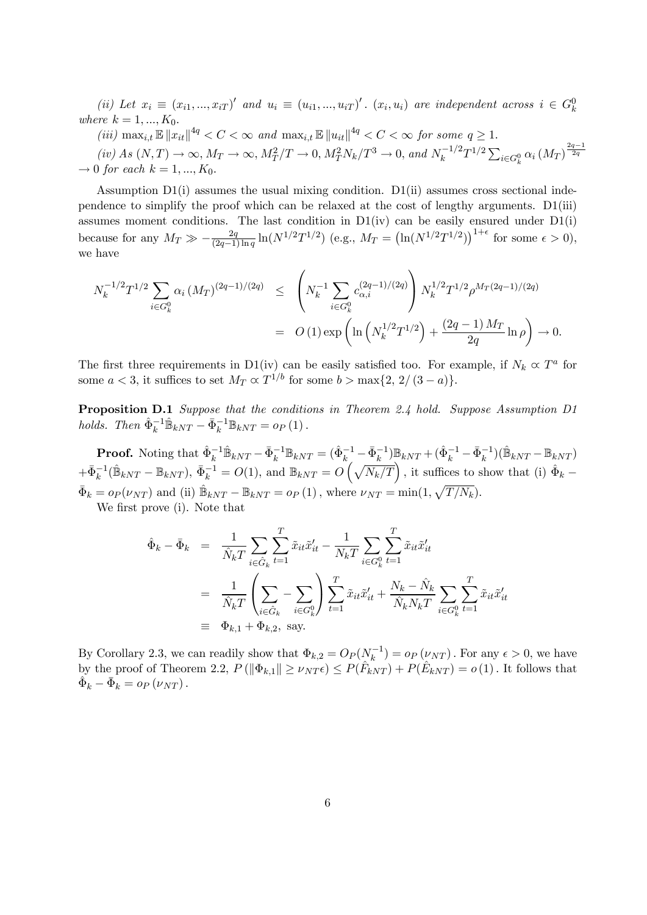*(ii) Let $x_i \equiv (x_{i1}, ..., x_{iT})'$ and $u_i \equiv (u_{i1}, ..., u_{iT})'$. $(x_i, u_i)$ are independent across $i \in G_k^0$ where $k = 1, ..., K_0$.*

*(iii) $\max_{i,t} \mathbb{E} \|x_{it}\|^{4q} < C < \infty$ and $\max_{i,t} \mathbb{E} \|u_{it}\|^{4q} < C < \infty$ for some $q \geq 1$.*

*(iv) As $(N, T) \to \infty$, $M_T \to \infty$, $M_T^2/T \to 0$, $M_T^2 N_k / T^3 \to 0$, and $N_k^{-1/2} T^{1/2} \sum_{i \in G_k^0} \alpha_i (M_T)^{\frac{2q-1}{2q}} \to 0$ for each $k = 1, ..., K_0$.*

Assumption D1(i) assumes the usual mixing condition. D1(ii) assumes cross sectional independence to simplify the proof which can be relaxed at the cost of lengthy arguments. D1(iii) assumes moment conditions. The last condition in D1(iv) can be easily ensured under D1(i) because for any $M_T \gg -\frac{2q}{(2q-1)\ln q} \ln(N^{1/2}T^{1/2})$ (e.g., $M_T = \left(\ln(N^{1/2}T^{1/2})\right)^{1+\epsilon}$ for some $\epsilon > 0$), we have

$$
\begin{aligned}
N_k^{-1/2} T^{1/2} \sum_{i \in G_k^0} \alpha_i (M_T)^{(2q-1)/(2q)} &\leq \left( N_k^{-1} \sum_{i \in G_k^0} c_{\alpha,i}^{(2q-1)/(2q)} \right) N_k^{1/2} T^{1/2} \rho^{M_T (2q-1)/(2q)} \\
&= O(1) \exp \left( \ln \left( N_k^{1/2} T^{1/2} \right) + \frac{(2q-1) M_T}{2q} \ln \rho \right) \to 0.
\end{aligned}
$$

The first three requirements in D1(iv) can be easily satisfied too. For example, if $N_k \propto T^a$ for some $a < 3$, it suffices to set $M_T \propto T^{1/b}$ for some $b > \max\{2, 2/(3-a)\}$.

**Proposition D.1** *Suppose that the conditions in Theorem 2.4 hold. Suppose Assumption D1 holds. Then $\hat{\Phi}_k^{-1} \hat{\mathbb{B}}_{kNT} - \bar{\Phi}_k^{-1} \mathbb{B}_{kNT} = o_P(1)$.*

**Proof.** Noting that $\hat{\Phi}_k^{-1} \hat{\mathbb{B}}_{kNT} - \bar{\Phi}_k^{-1} \mathbb{B}_{kNT} = (\hat{\Phi}_k^{-1} - \bar{\Phi}_k^{-1}) \mathbb{B}_{kNT} + (\hat{\Phi}_k^{-1} - \bar{\Phi}_k^{-1})(\hat{\mathbb{B}}_{kNT} - \mathbb{B}_{kNT}) + \bar{\Phi}_k^{-1}(\hat{\mathbb{B}}_{kNT} - \mathbb{B}_{kNT})$, $\bar{\Phi}_k^{-1} = O(1)$, and $\mathbb{B}_{kNT} = O\left(\sqrt{N_k/T}\right)$, it suffices to show that (i) $\hat{\Phi}_k - \bar{\Phi}_k = o_P(\nu_{NT})$ and (ii) $\hat{\mathbb{B}}_{kNT} - \mathbb{B}_{kNT} = o_P(1)$, where $\nu_{NT} = \min(1, \sqrt{T/N_k})$.

We first prove (i). Note that

$$
\begin{aligned}
\hat{\Phi}_k - \bar{\Phi}_k &= \frac{1}{\hat{N}_k T} \sum_{i \in \hat{G}_k} \sum_{t=1}^{T} \tilde{x}_{it} \tilde{x}_{it}' - \frac{1}{N_k T} \sum_{i \in G_k^0} \sum_{t=1}^{T} \tilde{x}_{it} \tilde{x}_{it}' \\
&= \frac{1}{\hat{N}_k T} \left( \sum_{i \in \hat{G}_k} - \sum_{i \in G_k^0} \right) \sum_{t=1}^{T} \tilde{x}_{it} \tilde{x}_{it}' + \frac{N_k - \hat{N}_k}{\hat{N}_k N_k T} \sum_{i \in G_k^0} \sum_{t=1}^{T} \tilde{x}_{it} \tilde{x}_{it}' \\
&\equiv \Phi_{k,1} + \Phi_{k,2}, \text{ say.}
\end{aligned}
$$

By Corollary 2.3, we can readily show that $\Phi_{k,2} = O_P(N_k^{-1}) = o_P(\nu_{NT})$. For any $\epsilon > 0$, we have by the proof of Theorem 2.2, $P(\|\Phi_{k,1}\| \geq \nu_{NT} \epsilon) \leq P(\hat{F}_{kNT}) + P(\hat{E}_{kNT}) = o(1)$. It follows that $\hat{\Phi}_k - \bar{\Phi}_k = o_P(\nu_{NT})$.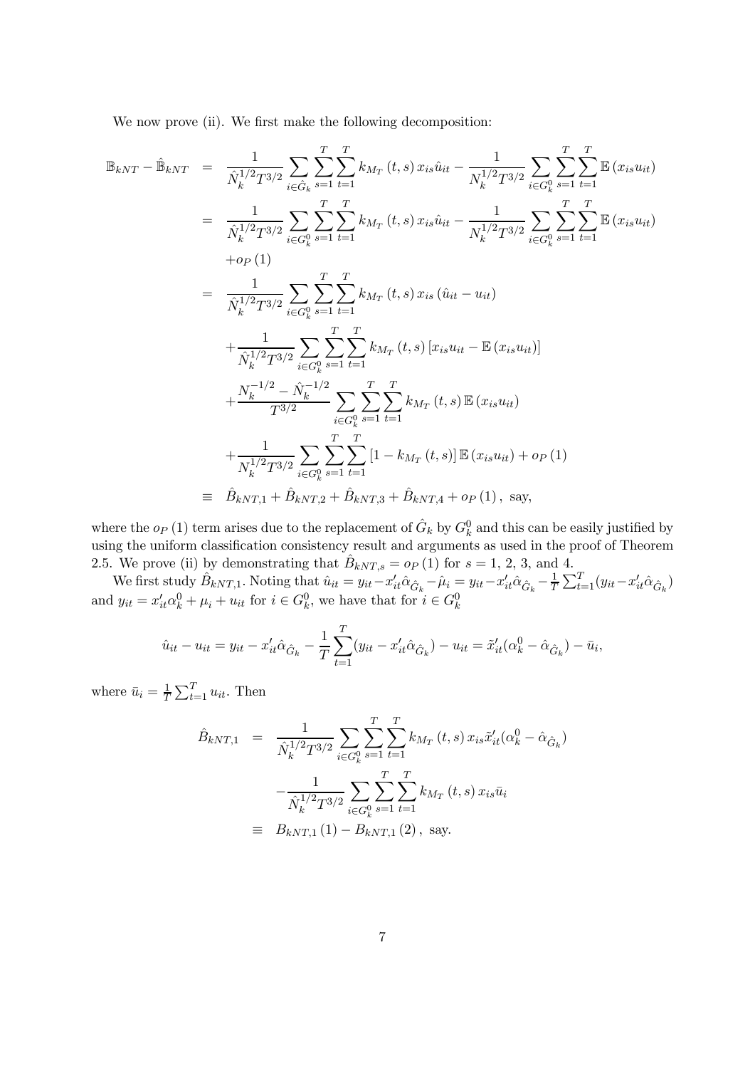We now prove (ii). We first make the following decomposition:

$$
\begin{aligned}
\mathbb{B}_{kNT} - \hat{\mathbb{B}}_{kNT} &= \frac{1}{\hat{N}_k^{1/2} T^{3/2}} \sum_{i \in \hat{G}_k} \sum_{s=1}^{T} \sum_{t=1}^{T} k_{M_T}(t,s)\, x_{is} \hat{u}_{it} - \frac{1}{N_k^{1/2} T^{3/2}} \sum_{i \in G_k^0} \sum_{s=1}^{T} \sum_{t=1}^{T} \mathbb{E}(x_{is} u_{it}) \\
&= \frac{1}{\hat{N}_k^{1/2} T^{3/2}} \sum_{i \in G_k^0} \sum_{s=1}^{T} \sum_{t=1}^{T} k_{M_T}(t,s)\, x_{is} \hat{u}_{it} - \frac{1}{N_k^{1/2} T^{3/2}} \sum_{i \in G_k^0} \sum_{s=1}^{T} \sum_{t=1}^{T} \mathbb{E}(x_{is} u_{it}) \\
&\quad + o_P(1) \\
&= \frac{1}{\hat{N}_k^{1/2} T^{3/2}} \sum_{i \in G_k^0} \sum_{s=1}^{T} \sum_{t=1}^{T} k_{M_T}(t,s)\, x_{is} (\hat{u}_{it} - u_{it}) \\
&\quad + \frac{1}{\hat{N}_k^{1/2} T^{3/2}} \sum_{i \in G_k^0} \sum_{s=1}^{T} \sum_{t=1}^{T} k_{M_T}(t,s) \left[ x_{is} u_{it} - \mathbb{E}(x_{is} u_{it}) \right] \\
&\quad + \frac{N_k^{-1/2} - \hat{N}_k^{-1/2}}{T^{3/2}} \sum_{i \in G_k^0} \sum_{s=1}^{T} \sum_{t=1}^{T} k_{M_T}(t,s)\, \mathbb{E}(x_{is} u_{it}) \\
&\quad + \frac{1}{N_k^{1/2} T^{3/2}} \sum_{i \in G_k^0} \sum_{s=1}^{T} \sum_{t=1}^{T} \left[ 1 - k_{M_T}(t,s) \right] \mathbb{E}(x_{is} u_{it}) + o_P(1) \\
&\equiv \hat{B}_{kNT,1} + \hat{B}_{kNT,2} + \hat{B}_{kNT,3} + \hat{B}_{kNT,4} + o_P(1), \text{ say,}
\end{aligned}
$$

where the $o_P(1)$ term arises due to the replacement of $\hat{G}_k$ by $G_k^0$ and this can be easily justified by using the uniform classification consistency result and arguments as used in the proof of Theorem 2.5. We prove (ii) by demonstrating that $\hat{B}_{kNT,s} = o_P(1)$ for $s = 1, 2, 3,$ and $4$.

We first study $\hat{B}_{kNT,1}$. Noting that $\hat{u}_{it} = y_{it} - x_{it}' \hat{\alpha}_{\hat{G}_k} - \hat{\mu}_i = y_{it} - x_{it}' \hat{\alpha}_{\hat{G}_k} - \frac{1}{T} \sum_{t=1}^{T} (y_{it} - x_{it}' \hat{\alpha}_{\hat{G}_k})$ and $y_{it} = x_{it}' \alpha_k^0 + \mu_i + u_{it}$ for $i \in G_k^0$, we have that for $i \in G_k^0$

$$
\hat{u}_{it} - u_{it} = y_{it} - x_{it}' \hat{\alpha}_{\hat{G}_k} - \frac{1}{T} \sum_{t=1}^{T} (y_{it} - x_{it}' \hat{\alpha}_{\hat{G}_k}) - u_{it} = \tilde{x}_{it}' (\alpha_k^0 - \hat{\alpha}_{\hat{G}_k}) - \bar{u}_i,
$$

where $\bar{u}_i = \frac{1}{T} \sum_{t=1}^{T} u_{it}$. Then

$$
\begin{aligned}
\hat{B}_{kNT,1} &= \frac{1}{\hat{N}_k^{1/2} T^{3/2}} \sum_{i \in G_k^0} \sum_{s=1}^{T} \sum_{t=1}^{T} k_{M_T}(t,s)\, x_{is} \tilde{x}_{it}' (\alpha_k^0 - \hat{\alpha}_{\hat{G}_k}) \\
&\quad - \frac{1}{\hat{N}_k^{1/2} T^{3/2}} \sum_{i \in G_k^0} \sum_{s=1}^{T} \sum_{t=1}^{T} k_{M_T}(t,s)\, x_{is} \bar{u}_i \\
&\equiv B_{kNT,1}(1) - B_{kNT,1}(2), \text{ say.}
\end{aligned}
$$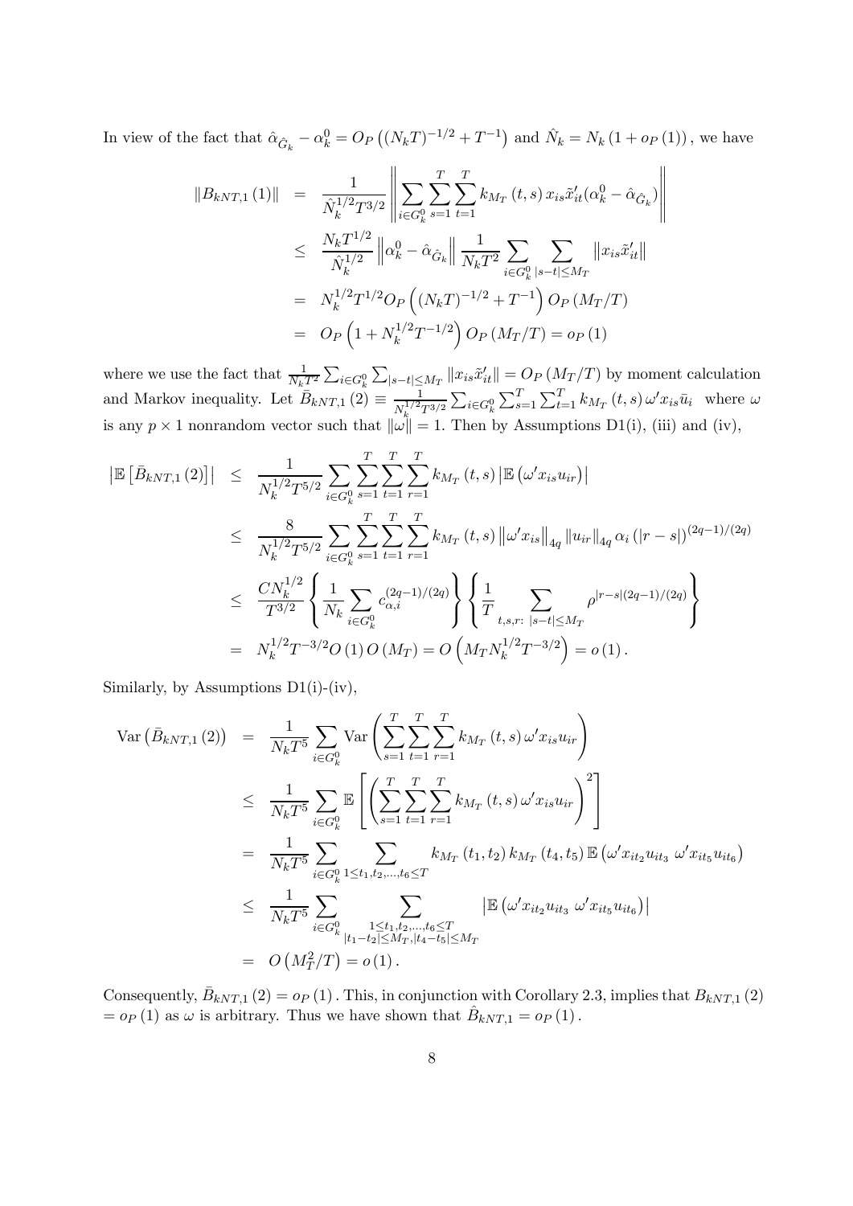In view of the fact that $\hat{\alpha}_{\hat{G}_k} - \alpha_k^0 = O_P\left((N_kT)^{-1/2} + T^{-1}\right)$ and $\hat{N}_k = N_k\left(1 + o_P(1)\right)$, we have

$$
\begin{aligned}
\|B_{kNT,1}(1)\| &= \frac{1}{\hat{N}_k^{1/2}T^{3/2}}\left\|\sum_{i\in G_k^0}\sum_{s=1}^{T}\sum_{t=1}^{T}k_{M_T}(t,s)\,x_{is}\tilde{x}_{it}'(\alpha_k^0 - \hat{\alpha}_{\hat{G}_k})\right\| \\
&\leq \frac{N_kT^{1/2}}{\hat{N}_k^{1/2}}\left\|\alpha_k^0 - \hat{\alpha}_{\hat{G}_k}\right\|\frac{1}{N_kT^2}\sum_{i\in G_k^0}\sum_{|s-t|\leq M_T}\|x_{is}\tilde{x}_{it}'\| \\
&= N_k^{1/2}T^{1/2}O_P\left((N_kT)^{-1/2} + T^{-1}\right)O_P\left(M_T/T\right) \\
&= O_P\left(1 + N_k^{1/2}T^{-1/2}\right)O_P\left(M_T/T\right) = o_P(1)
\end{aligned}
$$

where we use the fact that $\frac{1}{N_kT^2}\sum_{i\in G_k^0}\sum_{|s-t|\leq M_T}\|x_{is}\tilde{x}_{it}'\| = O_P\left(M_T/T\right)$ by moment calculation and Markov inequality. Let $\bar{B}_{kNT,1}(2) \equiv \frac{1}{N_k^{1/2}T^{3/2}}\sum_{i\in G_k^0}\sum_{s=1}^{T}\sum_{t=1}^{T}k_{M_T}(t,s)\,\omega' x_{is}\bar{u}_i$ where $\omega$ is any $p\times 1$ nonrandom vector such that $\|\omega\| = 1$. Then by Assumptions D1(i), (iii) and (iv),

$$
\begin{aligned}
\left|\mathbb{E}\left[\bar{B}_{kNT,1}(2)\right]\right| &\leq \frac{1}{N_k^{1/2}T^{5/2}}\sum_{i\in G_k^0}\sum_{s=1}^{T}\sum_{t=1}^{T}\sum_{r=1}^{T}k_{M_T}(t,s)\left|\mathbb{E}\left(\omega' x_{is}u_{ir}\right)\right| \\
&\leq \frac{8}{N_k^{1/2}T^{5/2}}\sum_{i\in G_k^0}\sum_{s=1}^{T}\sum_{t=1}^{T}\sum_{r=1}^{T}k_{M_T}(t,s)\left\|\omega' x_{is}\right\|_{4q}\left\|u_{ir}\right\|_{4q}\alpha_i\left(|r-s|\right)^{(2q-1)/(2q)} \\
&\leq \frac{CN_k^{1/2}}{T^{3/2}}\left\{\frac{1}{N_k}\sum_{i\in G_k^0}c_{\alpha,i}^{(2q-1)/(2q)}\right\}\left\{\frac{1}{T}\sum_{t,s,r:\ |s-t|\leq M_T}\rho^{|r-s|(2q-1)/(2q)}\right\} \\
&= N_k^{1/2}T^{-3/2}O(1)\,O\left(M_T\right) = O\left(M_TN_k^{1/2}T^{-3/2}\right) = o(1).
\end{aligned}
$$

Similarly, by Assumptions D1(i)-(iv),

$$
\begin{aligned}
\operatorname{Var}\left(\bar{B}_{kNT,1}(2)\right) &= \frac{1}{N_kT^5}\sum_{i\in G_k^0}\operatorname{Var}\left(\sum_{s=1}^{T}\sum_{t=1}^{T}\sum_{r=1}^{T}k_{M_T}(t,s)\,\omega' x_{is}u_{ir}\right) \\
&\leq \frac{1}{N_kT^5}\sum_{i\in G_k^0}\mathbb{E}\left[\left(\sum_{s=1}^{T}\sum_{t=1}^{T}\sum_{r=1}^{T}k_{M_T}(t,s)\,\omega' x_{is}u_{ir}\right)^2\right] \\
&= \frac{1}{N_kT^5}\sum_{i\in G_k^0}\sum_{1\leq t_1,t_2,\ldots,t_6\leq T}k_{M_T}(t_1,t_2)\,k_{M_T}(t_4,t_5)\,\mathbb{E}\left(\omega' x_{it_2}u_{it_3}\ \omega' x_{it_5}u_{it_6}\right) \\
&\leq \frac{1}{N_kT^5}\sum_{i\in G_k^0}\sum_{\substack{1\leq t_1,t_2,\ldots,t_6\leq T \\ |t_1-t_2|\leq M_T,|t_4-t_5|\leq M_T}}\left|\mathbb{E}\left(\omega' x_{it_2}u_{it_3}\ \omega' x_{it_5}u_{it_6}\right)\right| \\
&= O\left(M_T^2/T\right) = o(1).
\end{aligned}
$$

Consequently, $\bar{B}_{kNT,1}(2) = o_P(1)$. This, in conjunction with Corollary 2.3, implies that $B_{kNT,1}(2) = o_P(1)$ as $\omega$ is arbitrary. Thus we have shown that $\hat{B}_{kNT,1} = o_P(1)$.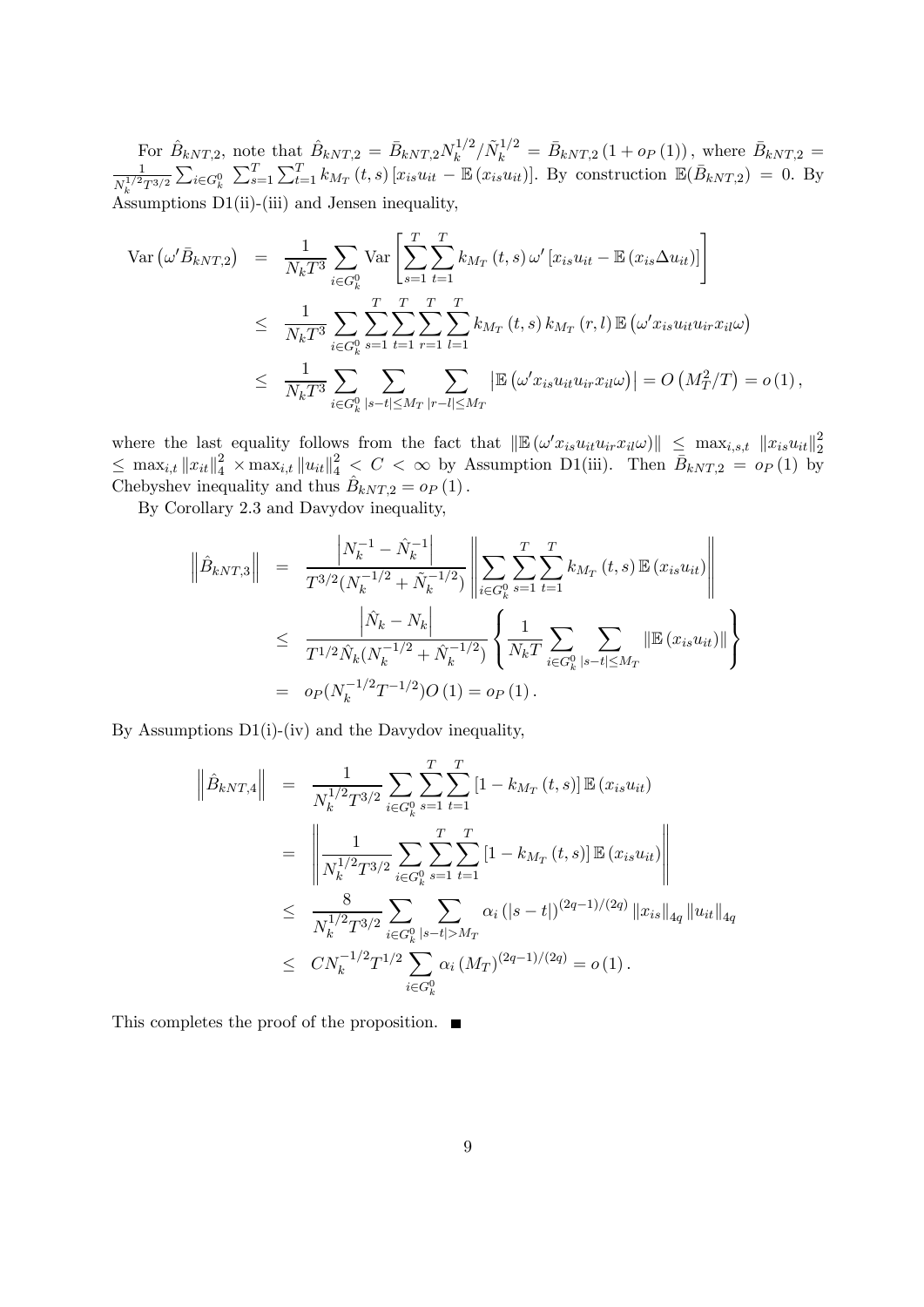For $\hat{B}_{kNT,2}$, note that $\hat{B}_{kNT,2} = \bar{B}_{kNT,2} N_k^{1/2} / \tilde{N}_k^{1/2} = \bar{B}_{kNT,2} (1 + o_P(1))$, where $\bar{B}_{kNT,2} = \frac{1}{N_k^{1/2} T^{3/2}} \sum_{i \in G_k^0} \sum_{s=1}^T \sum_{t=1}^T k_{M_T}(t,s) [x_{is} u_{it} - \mathbb{E}(x_{is} u_{it})]$. By construction $\mathbb{E}(\bar{B}_{kNT,2}) = 0$. By Assumptions D1(ii)-(iii) and Jensen inequality,

$$
\begin{aligned}
\operatorname{Var}\left(\omega' \bar{B}_{kNT,2}\right) &= \frac{1}{N_k T^3} \sum_{i \in G_k^0} \operatorname{Var}\left[\sum_{s=1}^T \sum_{t=1}^T k_{M_T}(t,s)\, \omega' \left[x_{is} u_{it} - \mathbb{E}(x_{is} \Delta u_{it})\right]\right] \\
&\leq \frac{1}{N_k T^3} \sum_{i \in G_k^0} \sum_{s=1}^T \sum_{t=1}^T \sum_{r=1}^T \sum_{l=1}^T k_{M_T}(t,s)\, k_{M_T}(r,l)\, \mathbb{E}\left(\omega' x_{is} u_{it} u_{ir} x_{il} \omega\right) \\
&\leq \frac{1}{N_k T^3} \sum_{i \in G_k^0} \sum_{|s-t| \leq M_T} \sum_{|r-l| \leq M_T} \left|\mathbb{E}\left(\omega' x_{is} u_{it} u_{ir} x_{il} \omega\right)\right| = O\left(M_T^2 / T\right) = o(1),
\end{aligned}
$$

where the last equality follows from the fact that $\|\mathbb{E}(\omega' x_{is} u_{it} u_{ir} x_{il} \omega)\| \leq \max_{i,s,t} \|x_{is} u_{it}\|_2^2 \leq \max_{i,t} \|x_{it}\|_4^2 \times \max_{i,t} \|u_{it}\|_4^2 < C < \infty$ by Assumption D1(iii). Then $\bar{B}_{kNT,2} = o_P(1)$ by Chebyshev inequality and thus $\hat{B}_{kNT,2} = o_P(1)$.

By Corollary 2.3 and Davydov inequality,

$$
\begin{aligned}
\left\|\hat{B}_{kNT,3}\right\| &= \frac{\left|N_k^{-1} - \hat{N}_k^{-1}\right|}{T^{3/2}(N_k^{-1/2} + \tilde{N}_k^{-1/2})} \left\| \sum_{i \in G_k^0} \sum_{s=1}^T \sum_{t=1}^T k_{M_T}(t,s)\, \mathbb{E}(x_{is} u_{it}) \right\| \\
&\leq \frac{\left|\hat{N}_k - N_k\right|}{T^{1/2} \hat{N}_k (N_k^{-1/2} + \hat{N}_k^{-1/2})} \left\{ \frac{1}{N_k T} \sum_{i \in G_k^0} \sum_{|s-t| \leq M_T} \|\mathbb{E}(x_{is} u_{it})\| \right\} \\
&= o_P(N_k^{-1/2} T^{-1/2}) O(1) = o_P(1).
\end{aligned}
$$

By Assumptions D1(i)-(iv) and the Davydov inequality,

$$
\begin{aligned}
\left\|\hat{B}_{kNT,4}\right\| &= \frac{1}{N_k^{1/2} T^{3/2}} \sum_{i \in G_k^0} \sum_{s=1}^T \sum_{t=1}^T \left[1 - k_{M_T}(t,s)\right] \mathbb{E}(x_{is} u_{it}) \\
&= \left\| \frac{1}{N_k^{1/2} T^{3/2}} \sum_{i \in G_k^0} \sum_{s=1}^T \sum_{t=1}^T \left[1 - k_{M_T}(t,s)\right] \mathbb{E}(x_{is} u_{it}) \right\| \\
&\leq \frac{8}{N_k^{1/2} T^{3/2}} \sum_{i \in G_k^0} \sum_{|s-t| > M_T} \alpha_i(|s-t|)^{(2q-1)/(2q)} \|x_{is}\|_{4q} \|u_{it}\|_{4q} \\
&\leq C N_k^{-1/2} T^{1/2} \sum_{i \in G_k^0} \alpha_i(M_T)^{(2q-1)/(2q)} = o(1).
\end{aligned}
$$

This completes the proof of the proposition. ■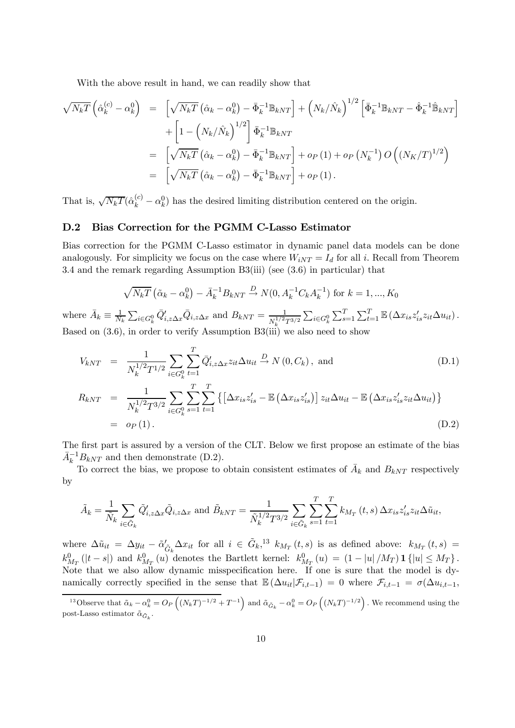With the above result in hand, we can readily show that

$$
\begin{aligned}
\sqrt{N_k T}\left(\hat{\alpha}_k^{(c)}-\alpha_k^0\right) &= \left[\sqrt{N_k T}\left(\hat{\alpha}_k-\alpha_k^0\right)-\bar{\Phi}_k^{-1}\mathbb{B}_{kNT}\right]+\left(N_k/\hat{N}_k\right)^{1/2}\left[\bar{\Phi}_k^{-1}\mathbb{B}_{kNT}-\hat{\Phi}_k^{-1}\hat{\mathbb{B}}_{kNT}\right] \\
&\quad +\left[1-\left(N_k/\hat{N}_k\right)^{1/2}\right]\bar{\Phi}_k^{-1}\mathbb{B}_{kNT} \\
&= \left[\sqrt{N_k T}\left(\hat{\alpha}_k-\alpha_k^0\right)-\bar{\Phi}_k^{-1}\mathbb{B}_{kNT}\right]+o_P(1)+o_P\left(N_k^{-1}\right)O\left((N_K/T)^{1/2}\right) \\
&= \left[\sqrt{N_k T}\left(\hat{\alpha}_k-\alpha_k^0\right)-\bar{\Phi}_k^{-1}\mathbb{B}_{kNT}\right]+o_P(1).
\end{aligned}
$$

That is, $\sqrt{N_k T}(\hat{\alpha}_k^{(c)}-\alpha_k^0)$ has the desired limiting distribution centered on the origin.

## D.2 Bias Correction for the PGMM C-Lasso Estimator

Bias correction for the PGMM C-Lasso estimator in dynamic panel data models can be done analogously. For simplicity we focus on the case where $W_{iNT}=I_d$ for all $i$. Recall from Theorem 3.4 and the remark regarding Assumption B3(iii) (see (3.6) in particular) that

$$
\sqrt{N_k T}\left(\tilde{\alpha}_k-\alpha_k^0\right)-\bar{A}_k^{-1}B_{kNT}\xrightarrow{D}N(0,A_k^{-1}C_kA_k^{-1})\text{ for }k=1,...,K_0
$$

where $\bar{A}_k\equiv\frac{1}{N_k}\sum_{i\in G_k^0}\bar{Q}_{i,z\Delta x}'\bar{Q}_{i,z\Delta x}$ and $B_{kNT}=\frac{1}{N_k^{1/2}T^{3/2}}\sum_{i\in G_k^0}\sum_{s=1}^T\sum_{t=1}^T\mathbb{E}\left(\Delta x_{is}z_{is}'z_{it}\Delta u_{it}\right).$ Based on (3.6), in order to verify Assumption B3(iii) we also need to show

$$
V_{kNT} = \frac{1}{N_k^{1/2}T^{1/2}}\sum_{i\in G_k^0}\sum_{t=1}^T\bar{Q}_{i,z\Delta x}'z_{it}\Delta u_{it}\xrightarrow{D}N\left(0,C_k\right),\text{ and} \tag{D.1}
$$

$$
\begin{aligned}
R_{kNT} &= \frac{1}{N_k^{1/2}T^{3/2}}\sum_{i\in G_k^0}\sum_{s=1}^T\sum_{t=1}^T\left\{\left[\Delta x_{is}z_{is}'-\mathbb{E}\left(\Delta x_{is}z_{is}'\right)\right]z_{it}\Delta u_{it}-\mathbb{E}\left(\Delta x_{is}z_{is}'z_{it}\Delta u_{it}\right)\right\} \\
&= o_P(1).
\end{aligned} \tag{D.2}
$$

The first part is assured by a version of the CLT. Below we first propose an estimate of the bias $\bar{A}_k^{-1}B_{kNT}$ and then demonstrate (D.2).

To correct the bias, we propose to obtain consistent estimates of $\bar{A}_k$ and $B_{kNT}$ respectively by

$$
\tilde{A}_k=\frac{1}{\tilde{N}_k}\sum_{i\in\tilde{G}_k}\tilde{Q}_{i,z\Delta x}'\tilde{Q}_{i,z\Delta x}\text{ and }\tilde{B}_{kNT}=\frac{1}{\tilde{N}_k^{1/2}T^{3/2}}\sum_{i\in\tilde{G}_k}\sum_{s=1}^T\sum_{t=1}^T k_{M_T}(t,s)\,\Delta x_{is}z_{is}'z_{it}\Delta\tilde{u}_{it},
$$

where $\Delta\tilde{u}_{it}=\Delta y_{it}-\tilde{\alpha}_{\tilde{G}_k}'\Delta x_{it}$ for all $i\in\tilde{G}_k$,[13] $k_{M_T}(t,s)$ is as defined above: $k_{M_T}(t,s)=k_{M_T}^0(|t-s|)$ and $k_{M_T}^0(u)$ denotes the Bartlett kernel: $k_{M_T}^0(u)=(1-|u|/M_T)\mathbf{1}\{|u|\le M_T\}.$ Note that we also allow dynamic misspecification here. If one is sure that the model is dynamically correctly specified in the sense that $\mathbb{E}(\Delta u_{it}|\mathcal{F}_{i,t-1})=0$ where $\mathcal{F}_{i,t-1}=\sigma(\Delta u_{i,t-1},$

[13] Observe that $\tilde{\alpha}_k-\alpha_k^0=O_P\left((N_kT)^{-1/2}+T^{-1}\right)$ and $\tilde{\alpha}_{\tilde{G}_k}-\alpha_k^0=O_P\left((N_kT)^{-1/2}\right)$. We recommend using the post-Lasso estimator $\tilde{\alpha}_{\tilde{G}_k}$.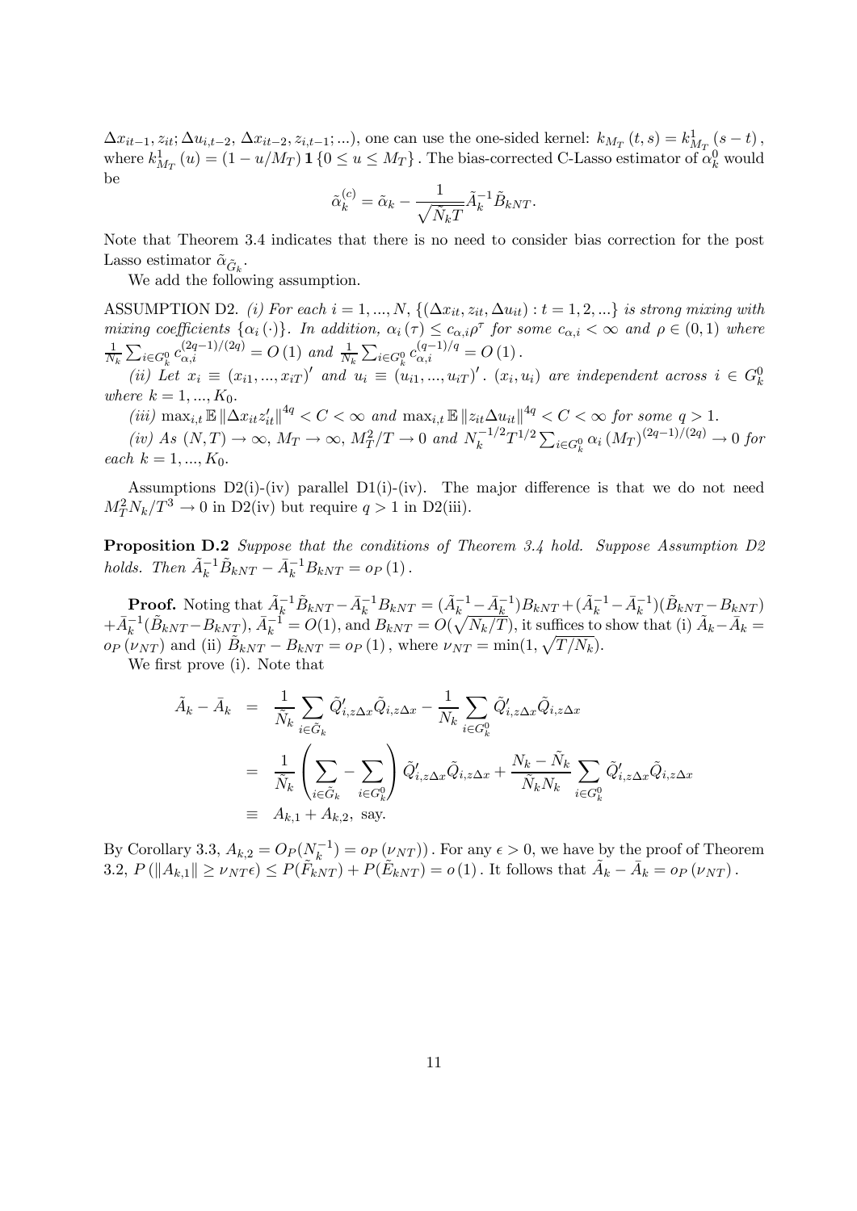$\Delta x_{it-1}, z_{it}; \Delta u_{i,t-2}, \Delta x_{it-2}, z_{i,t-1}; ...)$, one can use the one-sided kernel: $k_{M_T}(t,s) = k^1_{M_T}(s-t)$, where $k^1_{M_T}(u) = (1 - u/M_T)\mathbf{1}\{0 \leq u \leq M_T\}$. The bias-corrected C-Lasso estimator of $\alpha^0_k$ would be

$$\tilde{\alpha}^{(c)}_k = \tilde{\alpha}_k - \frac{1}{\sqrt{\tilde{N}_k T}} \tilde{A}^{-1}_k \tilde{B}_{kNT}.$$

Note that Theorem 3.4 indicates that there is no need to consider bias correction for the post Lasso estimator $\tilde{\alpha}_{\tilde{G}_k}$.

We add the following assumption.

ASSUMPTION D2. *(i) For each $i = 1, ..., N$, $\{(\Delta x_{it}, z_{it}, \Delta u_{it}) : t = 1, 2, ...\}$ is strong mixing with mixing coefficients $\{\alpha_i(\cdot)\}$. In addition, $\alpha_i(\tau) \leq c_{\alpha,i}\rho^\tau$ for some $c_{\alpha,i} < \infty$ and $\rho \in (0,1)$ where $\frac{1}{N_k}\sum_{i \in G^0_k} c^{(2q-1)/(2q)}_{\alpha,i} = O(1)$ and $\frac{1}{N_k}\sum_{i \in G^0_k} c^{(q-1)/q}_{\alpha,i} = O(1)$.*

*(ii) Let $x_i \equiv (x_{i1}, ..., x_{iT})'$ and $u_i \equiv (u_{i1}, ..., u_{iT})'$. $(x_i, u_i)$ are independent across $i \in G^0_k$ where $k = 1, ..., K_0$.*

*(iii) $\max_{i,t} \mathbb{E}\|\Delta x_{it} z'_{it}\|^{4q} < C < \infty$ and $\max_{i,t} \mathbb{E}\|z_{it}\Delta u_{it}\|^{4q} < C < \infty$ for some $q > 1$.*

*(iv) As $(N,T) \to \infty$, $M_T \to \infty$, $M^2_T/T \to 0$ and $N^{-1/2}_k T^{1/2} \sum_{i \in G^0_k} \alpha_i(M_T)^{(2q-1)/(2q)} \to 0$ for each $k = 1, ..., K_0$.*

Assumptions D2(i)-(iv) parallel D1(i)-(iv). The major difference is that we do not need $M^2_T N_k/T^3 \to 0$ in D2(iv) but require $q > 1$ in D2(iii).

**Proposition D.2** *Suppose that the conditions of Theorem 3.4 hold. Suppose Assumption D2 holds. Then $\tilde{A}^{-1}_k \tilde{B}_{kNT} - \bar{A}^{-1}_k B_{kNT} = o_P(1)$.*

**Proof.** Noting that $\tilde{A}^{-1}_k \tilde{B}_{kNT} - \bar{A}^{-1}_k B_{kNT} = (\tilde{A}^{-1}_k - \bar{A}^{-1}_k)B_{kNT} + (\tilde{A}^{-1}_k - \bar{A}^{-1}_k)(\tilde{B}_{kNT} - B_{kNT}) + \bar{A}^{-1}_k(\tilde{B}_{kNT} - B_{kNT})$, $\bar{A}^{-1}_k = O(1)$, and $B_{kNT} = O(\sqrt{N_k/T})$, it suffices to show that (i) $\tilde{A}_k - \bar{A}_k = o_P(\nu_{NT})$ and (ii) $\tilde{B}_{kNT} - B_{kNT} = o_P(1)$, where $\nu_{NT} = \min(1, \sqrt{T/N_k})$.

We first prove (i). Note that

$$\begin{aligned}
\tilde{A}_k - \bar{A}_k &= \frac{1}{\tilde{N}_k}\sum_{i \in \tilde{G}_k} \tilde{Q}'_{i,z\Delta x}\tilde{Q}_{i,z\Delta x} - \frac{1}{N_k}\sum_{i \in G^0_k} \tilde{Q}'_{i,z\Delta x}\tilde{Q}_{i,z\Delta x} \\
&= \frac{1}{\tilde{N}_k}\left(\sum_{i \in \tilde{G}_k} - \sum_{i \in G^0_k}\right)\tilde{Q}'_{i,z\Delta x}\tilde{Q}_{i,z\Delta x} + \frac{N_k - \tilde{N}_k}{\tilde{N}_k N_k}\sum_{i \in G^0_k}\tilde{Q}'_{i,z\Delta x}\tilde{Q}_{i,z\Delta x} \\
&\equiv A_{k,1} + A_{k,2}, \text{ say.}
\end{aligned}$$

By Corollary 3.3, $A_{k,2} = O_P(N^{-1}_k) = o_P(\nu_{NT})$. For any $\epsilon > 0$, we have by the proof of Theorem 3.2, $P(\|A_{k,1}\| \geq \nu_{NT}\epsilon) \leq P(\tilde{F}_{kNT}) + P(\tilde{E}_{kNT}) = o(1)$. It follows that $\tilde{A}_k - \bar{A}_k = o_P(\nu_{NT})$.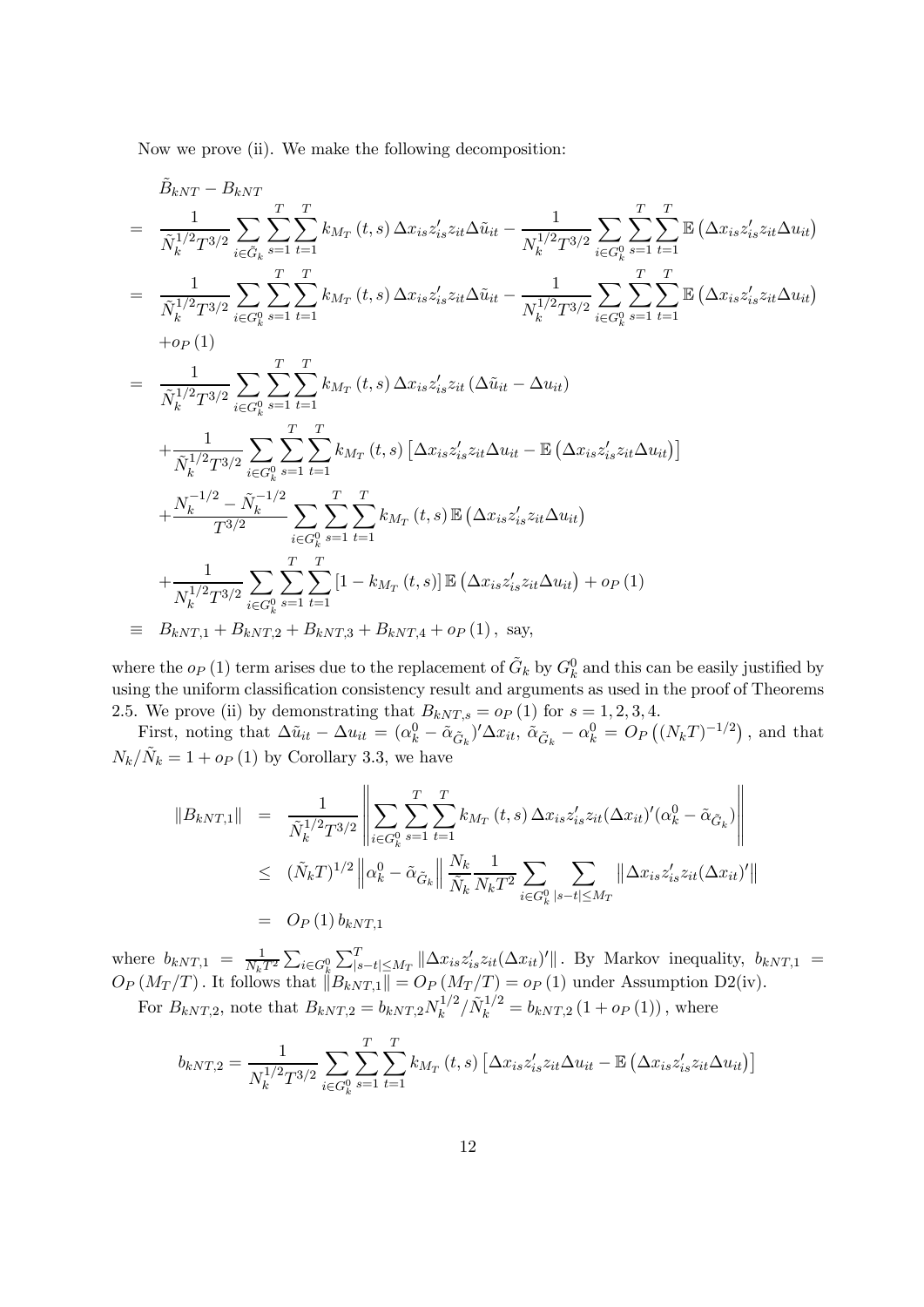Now we prove (ii). We make the following decomposition:

$$
\begin{aligned}
& \tilde{B}_{kNT} - B_{kNT} \\
= \;& \frac{1}{\tilde{N}_k^{1/2} T^{3/2}} \sum_{i \in \tilde{G}_k} \sum_{s=1}^{T} \sum_{t=1}^{T} k_{M_T}(t,s) \Delta x_{is} z_{is}' z_{it} \Delta \tilde{u}_{it} - \frac{1}{N_k^{1/2} T^{3/2}} \sum_{i \in G_k^0} \sum_{s=1}^{T} \sum_{t=1}^{T} \mathbb{E}\left(\Delta x_{is} z_{is}' z_{it} \Delta u_{it}\right) \\
= \;& \frac{1}{\tilde{N}_k^{1/2} T^{3/2}} \sum_{i \in G_k^0} \sum_{s=1}^{T} \sum_{t=1}^{T} k_{M_T}(t,s) \Delta x_{is} z_{is}' z_{it} \Delta \tilde{u}_{it} - \frac{1}{N_k^{1/2} T^{3/2}} \sum_{i \in G_k^0} \sum_{s=1}^{T} \sum_{t=1}^{T} \mathbb{E}\left(\Delta x_{is} z_{is}' z_{it} \Delta u_{it}\right) \\
& + o_P(1) \\
= \;& \frac{1}{\tilde{N}_k^{1/2} T^{3/2}} \sum_{i \in G_k^0} \sum_{s=1}^{T} \sum_{t=1}^{T} k_{M_T}(t,s) \Delta x_{is} z_{is}' z_{it} \left(\Delta \tilde{u}_{it} - \Delta u_{it}\right) \\
& + \frac{1}{\tilde{N}_k^{1/2} T^{3/2}} \sum_{i \in G_k^0} \sum_{s=1}^{T} \sum_{t=1}^{T} k_{M_T}(t,s) \left[\Delta x_{is} z_{is}' z_{it} \Delta u_{it} - \mathbb{E}\left(\Delta x_{is} z_{is}' z_{it} \Delta u_{it}\right)\right] \\
& + \frac{N_k^{-1/2} - \tilde{N}_k^{-1/2}}{T^{3/2}} \sum_{i \in G_k^0} \sum_{s=1}^{T} \sum_{t=1}^{T} k_{M_T}(t,s) \mathbb{E}\left(\Delta x_{is} z_{is}' z_{it} \Delta u_{it}\right) \\
& + \frac{1}{N_k^{1/2} T^{3/2}} \sum_{i \in G_k^0} \sum_{s=1}^{T} \sum_{t=1}^{T} \left[1 - k_{M_T}(t,s)\right] \mathbb{E}\left(\Delta x_{is} z_{is}' z_{it} \Delta u_{it}\right) + o_P(1) \\
\equiv \;& B_{kNT,1} + B_{kNT,2} + B_{kNT,3} + B_{kNT,4} + o_P(1), \text{ say,}
\end{aligned}
$$

where the $o_P(1)$ term arises due to the replacement of $\tilde{G}_k$ by $G_k^0$ and this can be easily justified by using the uniform classification consistency result and arguments as used in the proof of Theorems 2.5. We prove (ii) by demonstrating that $B_{kNT,s} = o_P(1)$ for $s = 1, 2, 3, 4$.

First, noting that $\Delta \tilde{u}_{it} - \Delta u_{it} = (\alpha_k^0 - \tilde{\alpha}_{\tilde{G}_k})' \Delta x_{it}$, $\tilde{\alpha}_{\tilde{G}_k} - \alpha_k^0 = O_P\left((N_k T)^{-1/2}\right)$, and that $N_k / \tilde{N}_k = 1 + o_P(1)$ by Corollary 3.3, we have

$$
\begin{aligned}
\left\| B_{kNT,1} \right\| &= \frac{1}{\tilde{N}_k^{1/2} T^{3/2}} \left\| \sum_{i \in G_k^0} \sum_{s=1}^{T} \sum_{t=1}^{T} k_{M_T}(t,s) \Delta x_{is} z_{is}' z_{it} (\Delta x_{it})' (\alpha_k^0 - \tilde{\alpha}_{\tilde{G}_k}) \right\| \\
&\leq (\tilde{N}_k T)^{1/2} \left\| \alpha_k^0 - \tilde{\alpha}_{\tilde{G}_k} \right\| \frac{N_k}{\tilde{N}_k} \frac{1}{N_k T^2} \sum_{i \in G_k^0} \sum_{|s-t| \leq M_T} \left\| \Delta x_{is} z_{is}' z_{it} (\Delta x_{it})' \right\| \\
&= O_P(1)\, b_{kNT,1}
\end{aligned}
$$

where $b_{kNT,1} = \frac{1}{N_k T^2} \sum_{i \in G_k^0} \sum_{|s-t| \leq M_T}^{T} \left\| \Delta x_{is} z_{is}' z_{it} (\Delta x_{it})' \right\|$. By Markov inequality, $b_{kNT,1} = O_P(M_T / T)$. It follows that $\left\| B_{kNT,1} \right\| = O_P(M_T / T) = o_P(1)$ under Assumption D2(iv).

For $B_{kNT,2}$, note that $B_{kNT,2} = b_{kNT,2} N_k^{1/2} / \tilde{N}_k^{1/2} = b_{kNT,2}(1 + o_P(1))$, where

$$
b_{kNT,2} = \frac{1}{N_k^{1/2} T^{3/2}} \sum_{i \in G_k^0} \sum_{s=1}^{T} \sum_{t=1}^{T} k_{M_T}(t,s) \left[\Delta x_{is} z_{is}' z_{it} \Delta u_{it} - \mathbb{E}\left(\Delta x_{is} z_{is}' z_{it} \Delta u_{it}\right)\right]
$$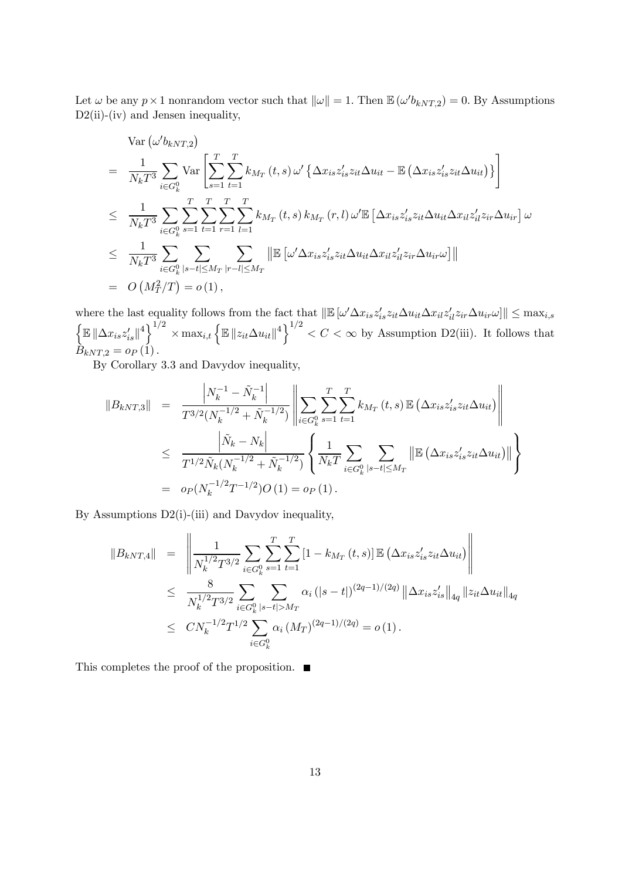Let $\omega$ be any $p \times 1$ nonrandom vector such that $\|\omega\| = 1$. Then $\mathbb{E}(\omega' b_{kNT,2}) = 0$. By Assumptions D2(ii)-(iv) and Jensen inequality,

$$
\begin{aligned}
& \operatorname{Var}\left(\omega' b_{kNT,2}\right) \\
= \;& \frac{1}{N_k T^3} \sum_{i \in G_k^0} \operatorname{Var}\left[\sum_{s=1}^{T} \sum_{t=1}^{T} k_{M_T}(t,s)\, \omega' \left\{\Delta x_{is} z_{is}' z_{it} \Delta u_{it} - \mathbb{E}\left(\Delta x_{is} z_{is}' z_{it} \Delta u_{it}\right)\right\}\right] \\
\leq \;& \frac{1}{N_k T^3} \sum_{i \in G_k^0} \sum_{s=1}^{T} \sum_{t=1}^{T} \sum_{r=1}^{T} \sum_{l=1}^{T} k_{M_T}(t,s)\, k_{M_T}(r,l)\, \omega' \mathbb{E}\left[\Delta x_{is} z_{is}' z_{it} \Delta u_{it} \Delta x_{il} z_{il}' z_{ir} \Delta u_{ir}\right] \omega \\
\leq \;& \frac{1}{N_k T^3} \sum_{i \in G_k^0} \sum_{|s-t| \leq M_T} \sum_{|r-l| \leq M_T} \left\|\mathbb{E}\left[\omega' \Delta x_{is} z_{is}' z_{it} \Delta u_{it} \Delta x_{il} z_{il}' z_{ir} \Delta u_{ir} \omega\right]\right\| \\
= \;& O\left(M_T^2 / T\right) = o(1),
\end{aligned}
$$

where the last equality follows from the fact that $\|\mathbb{E}[\omega' \Delta x_{is} z_{is}' z_{it} \Delta u_{it} \Delta x_{il} z_{il}' z_{ir} \Delta u_{ir} \omega]\| \leq \max_{i,s} \left\{\mathbb{E}\|\Delta x_{is} z_{is}'\|^4\right\}^{1/2} \times \max_{i,t}\left\{\mathbb{E}\|z_{it} \Delta u_{it}\|^4\right\}^{1/2} < C < \infty$ by Assumption D2(iii). It follows that $B_{kNT,2} = o_P(1)$.

By Corollary 3.3 and Davydov inequality,

$$
\begin{aligned}
\|B_{kNT,3}\| &= \frac{\left|N_k^{-1} - \tilde{N}_k^{-1}\right|}{T^{3/2}(N_k^{-1/2} + \tilde{N}_k^{-1/2})} \left\|\sum_{i \in G_k^0} \sum_{s=1}^{T} \sum_{t=1}^{T} k_{M_T}(t,s)\, \mathbb{E}\left(\Delta x_{is} z_{is}' z_{it} \Delta u_{it}\right)\right\| \\
&\leq \frac{\left|\tilde{N}_k - N_k\right|}{T^{1/2} \tilde{N}_k (N_k^{-1/2} + \tilde{N}_k^{-1/2})} \left\{\frac{1}{N_k T} \sum_{i \in G_k^0} \sum_{|s-t| \leq M_T} \left\|\mathbb{E}\left(\Delta x_{is} z_{is}' z_{it} \Delta u_{it}\right)\right\|\right\} \\
&= o_P(N_k^{-1/2} T^{-1/2}) O(1) = o_P(1).
\end{aligned}
$$

By Assumptions D2(i)-(iii) and Davydov inequality,

$$
\begin{aligned}
\|B_{kNT,4}\| &= \left\|\frac{1}{N_k^{1/2} T^{3/2}} \sum_{i \in G_k^0} \sum_{s=1}^{T} \sum_{t=1}^{T} \left[1 - k_{M_T}(t,s)\right] \mathbb{E}\left(\Delta x_{is} z_{is}' z_{it} \Delta u_{it}\right)\right\| \\
&\leq \frac{8}{N_k^{1/2} T^{3/2}} \sum_{i \in G_k^0} \sum_{|s-t| > M_T} \alpha_i\left(|s-t|\right)^{(2q-1)/(2q)} \left\|\Delta x_{is} z_{is}'\right\|_{4q} \left\|z_{it} \Delta u_{it}\right\|_{4q} \\
&\leq C N_k^{-1/2} T^{1/2} \sum_{i \in G_k^0} \alpha_i\left(M_T\right)^{(2q-1)/(2q)} = o(1).
\end{aligned}
$$

This completes the proof of the proposition. ■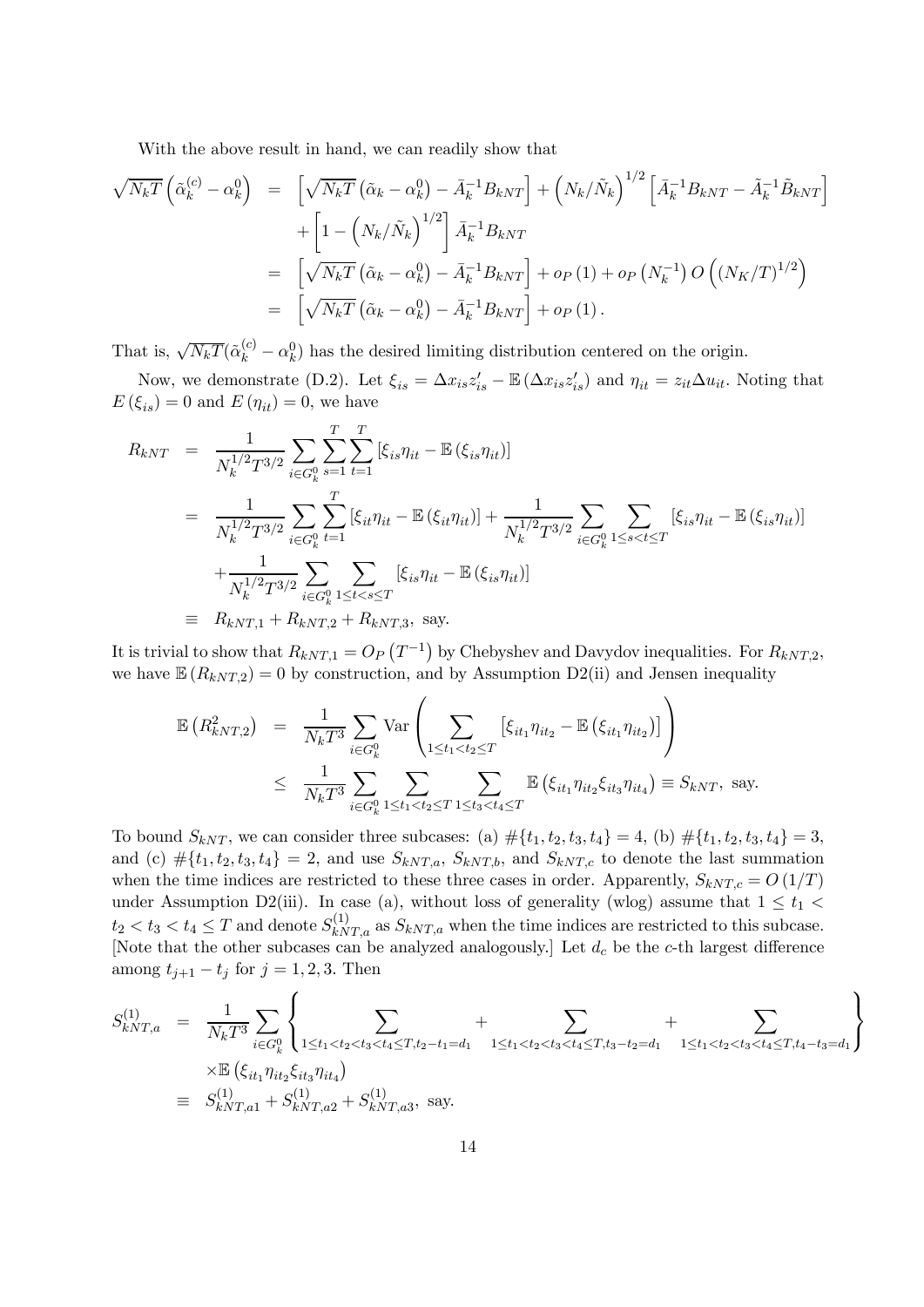With the above result in hand, we can readily show that

$$
\begin{aligned}
\sqrt{N_k T}\left(\tilde{\alpha}_k^{(c)}-\alpha_k^0\right) &= \left[\sqrt{N_k T}\left(\tilde{\alpha}_k-\alpha_k^0\right)-\bar{A}_k^{-1}B_{kNT}\right]+\left(N_k/\tilde{N}_k\right)^{1/2}\left[\bar{A}_k^{-1}B_{kNT}-\tilde{A}_k^{-1}\tilde{B}_{kNT}\right] \\
&\quad +\left[1-\left(N_k/\tilde{N}_k\right)^{1/2}\right]\bar{A}_k^{-1}B_{kNT} \\
&= \left[\sqrt{N_k T}\left(\tilde{\alpha}_k-\alpha_k^0\right)-\bar{A}_k^{-1}B_{kNT}\right]+o_P(1)+o_P\left(N_k^{-1}\right)O\left(\left(N_K/T\right)^{1/2}\right) \\
&= \left[\sqrt{N_k T}\left(\tilde{\alpha}_k-\alpha_k^0\right)-\bar{A}_k^{-1}B_{kNT}\right]+o_P(1).
\end{aligned}
$$

That is, $\sqrt{N_k T}(\tilde{\alpha}_k^{(c)}-\alpha_k^0)$ has the desired limiting distribution centered on the origin.

Now, we demonstrate (D.2). Let $\xi_{is}=\Delta x_{is}z_{is}'-\mathbb{E}\left(\Delta x_{is}z_{is}'\right)$ and $\eta_{it}=z_{it}\Delta u_{it}$. Noting that $E\left(\xi_{is}\right)=0$ and $E\left(\eta_{it}\right)=0$, we have

$$
\begin{aligned}
R_{kNT} &= \frac{1}{N_k^{1/2}T^{3/2}}\sum_{i\in G_k^0}\sum_{s=1}^{T}\sum_{t=1}^{T}\left[\xi_{is}\eta_{it}-\mathbb{E}\left(\xi_{is}\eta_{it}\right)\right] \\
&= \frac{1}{N_k^{1/2}T^{3/2}}\sum_{i\in G_k^0}\sum_{t=1}^{T}\left[\xi_{it}\eta_{it}-\mathbb{E}\left(\xi_{it}\eta_{it}\right)\right]+\frac{1}{N_k^{1/2}T^{3/2}}\sum_{i\in G_k^0}\sum_{1\le s<t\le T}\left[\xi_{is}\eta_{it}-\mathbb{E}\left(\xi_{is}\eta_{it}\right)\right] \\
&\quad +\frac{1}{N_k^{1/2}T^{3/2}}\sum_{i\in G_k^0}\sum_{1\le t<s\le T}\left[\xi_{is}\eta_{it}-\mathbb{E}\left(\xi_{is}\eta_{it}\right)\right] \\
&\equiv R_{kNT,1}+R_{kNT,2}+R_{kNT,3},\text{ say.}
\end{aligned}
$$

It is trivial to show that $R_{kNT,1}=O_P\left(T^{-1}\right)$ by Chebyshev and Davydov inequalities. For $R_{kNT,2}$, we have $\mathbb{E}\left(R_{kNT,2}\right)=0$ by construction, and by Assumption D2(ii) and Jensen inequality

$$
\begin{aligned}
\mathbb{E}\left(R_{kNT,2}^2\right) &= \frac{1}{N_k T^3}\sum_{i\in G_k^0}\operatorname{Var}\left(\sum_{1\le t_1<t_2\le T}\left[\xi_{it_1}\eta_{it_2}-\mathbb{E}\left(\xi_{it_1}\eta_{it_2}\right)\right]\right) \\
&\le \frac{1}{N_k T^3}\sum_{i\in G_k^0}\sum_{1\le t_1<t_2\le T}\sum_{1\le t_3<t_4\le T}\mathbb{E}\left(\xi_{it_1}\eta_{it_2}\xi_{it_3}\eta_{it_4}\right)\equiv S_{kNT},\text{ say.}
\end{aligned}
$$

To bound $S_{kNT}$, we can consider three subcases: (a) $\#\{t_1,t_2,t_3,t_4\}=4$, (b) $\#\{t_1,t_2,t_3,t_4\}=3$, and (c) $\#\{t_1,t_2,t_3,t_4\}=2$, and use $S_{kNT,a}$, $S_{kNT,b}$, and $S_{kNT,c}$ to denote the last summation when the time indices are restricted to these three cases in order. Apparently, $S_{kNT,c}=O\left(1/T\right)$ under Assumption D2(iii). In case (a), without loss of generality (wlog) assume that $1\le t_1<t_2<t_3<t_4\le T$ and denote $S_{kNT,a}^{(1)}$ as $S_{kNT,a}$ when the time indices are restricted to this subcase. [Note that the other subcases can be analyzed analogously.] Let $d_c$ be the $c$-th largest difference among $t_{j+1}-t_j$ for $j=1,2,3$. Then

$$
\begin{aligned}
S_{kNT,a}^{(1)} &= \frac{1}{N_k T^3}\sum_{i\in G_k^0}\left\{\sum_{1\le t_1<t_2<t_3<t_4\le T,t_2-t_1=d_1}+\sum_{1\le t_1<t_2<t_3<t_4\le T,t_3-t_2=d_1}+\sum_{1\le t_1<t_2<t_3<t_4\le T,t_4-t_3=d_1}\right\} \\
&\quad \times\mathbb{E}\left(\xi_{it_1}\eta_{it_2}\xi_{it_3}\eta_{it_4}\right) \\
&\equiv S_{kNT,a1}^{(1)}+S_{kNT,a2}^{(1)}+S_{kNT,a3}^{(1)},\text{ say.}
\end{aligned}
$$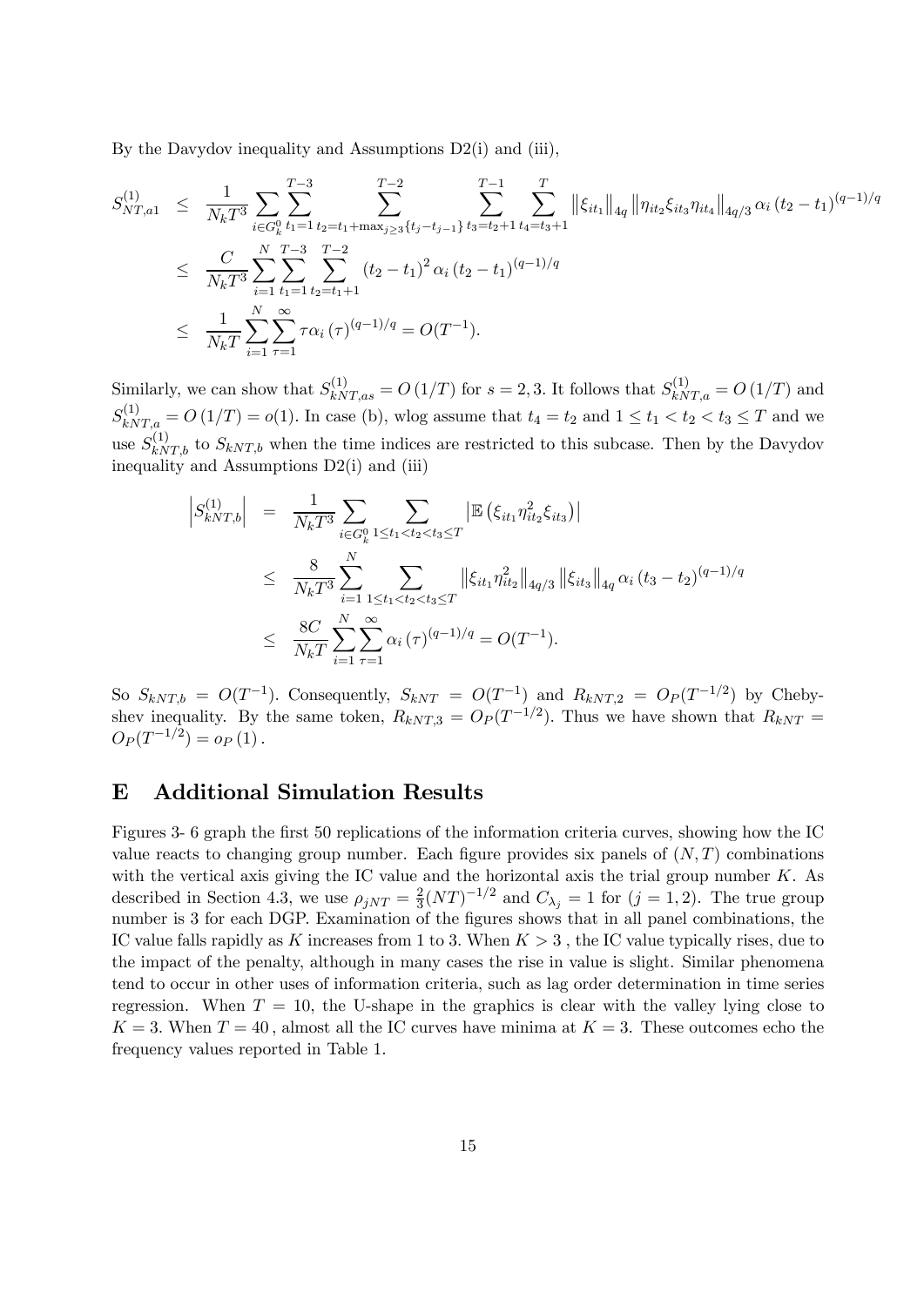By the Davydov inequality and Assumptions D2(i) and (iii),

$$
\begin{aligned}
S_{NT,a1}^{(1)} &\leq \frac{1}{N_k T^3} \sum_{i \in G_k^0} \sum_{t_1=1}^{T-3} \sum_{t_2=t_1+\max_{j\geq 3}\{t_j-t_{j-1}\}}^{T-2} \sum_{t_3=t_2+1}^{T-1} \sum_{t_4=t_3+1}^{T} \left\| \xi_{it_1} \right\|_{4q} \left\| \eta_{it_2} \xi_{it_3} \eta_{it_4} \right\|_{4q/3} \alpha_i \left(t_2 - t_1\right)^{(q-1)/q} \\
&\leq \frac{C}{N_k T^3} \sum_{i=1}^{N} \sum_{t_1=1}^{T-3} \sum_{t_2=t_1+1}^{T-2} \left(t_2 - t_1\right)^2 \alpha_i \left(t_2 - t_1\right)^{(q-1)/q} \\
&\leq \frac{1}{N_k T} \sum_{i=1}^{N} \sum_{\tau=1}^{\infty} \tau \alpha_i \left(\tau\right)^{(q-1)/q} = O(T^{-1}).
\end{aligned}
$$

Similarly, we can show that $S_{kNT,as}^{(1)} = O\left(1/T\right)$ for $s = 2, 3$. It follows that $S_{kNT,a}^{(1)} = O\left(1/T\right)$ and $S_{kNT,a}^{(1)} = O\left(1/T\right) = o(1)$. In case (b), wlog assume that $t_4 = t_2$ and $1 \leq t_1 < t_2 < t_3 \leq T$ and we use $S_{kNT,b}^{(1)}$ to $S_{kNT,b}$ when the time indices are restricted to this subcase. Then by the Davydov inequality and Assumptions D2(i) and (iii)

$$
\begin{aligned}
\left| S_{kNT,b}^{(1)} \right| &= \frac{1}{N_k T^3} \sum_{i \in G_k^0} \sum_{1 \leq t_1 < t_2 < t_3 \leq T} \left| \mathbb{E}\left( \xi_{it_1} \eta_{it_2}^2 \xi_{it_3} \right) \right| \\
&\leq \frac{8}{N_k T^3} \sum_{i=1}^{N} \sum_{1 \leq t_1 < t_2 < t_3 \leq T} \left\| \xi_{it_1} \eta_{it_2}^2 \right\|_{4q/3} \left\| \xi_{it_3} \right\|_{4q} \alpha_i \left(t_3 - t_2\right)^{(q-1)/q} \\
&\leq \frac{8C}{N_k T} \sum_{i=1}^{N} \sum_{\tau=1}^{\infty} \alpha_i \left(\tau\right)^{(q-1)/q} = O(T^{-1}).
\end{aligned}
$$

So $S_{kNT,b} = O(T^{-1})$. Consequently, $S_{kNT} = O(T^{-1})$ and $R_{kNT,2} = O_P(T^{-1/2})$ by Chebyshev inequality. By the same token, $R_{kNT,3} = O_P(T^{-1/2})$. Thus we have shown that $R_{kNT} = O_P(T^{-1/2}) = o_P\left(1\right)$.

# E Additional Simulation Results

Figures 3- 6 graph the first 50 replications of the information criteria curves, showing how the IC value reacts to changing group number. Each figure provides six panels of $(N, T)$ combinations with the vertical axis giving the IC value and the horizontal axis the trial group number $K$. As described in Section 4.3, we use $\rho_{jNT} = \frac{2}{3}(NT)^{-1/2}$ and $C_{\lambda_j} = 1$ for $(j = 1, 2)$. The true group number is 3 for each DGP. Examination of the figures shows that in all panel combinations, the IC value falls rapidly as $K$ increases from 1 to 3. When $K > 3$ , the IC value typically rises, due to the impact of the penalty, although in many cases the rise in value is slight. Similar phenomena tend to occur in other uses of information criteria, such as lag order determination in time series regression. When $T = 10$, the U-shape in the graphics is clear with the valley lying close to $K = 3$. When $T = 40$ , almost all the IC curves have minima at $K = 3$. These outcomes echo the frequency values reported in Table 1.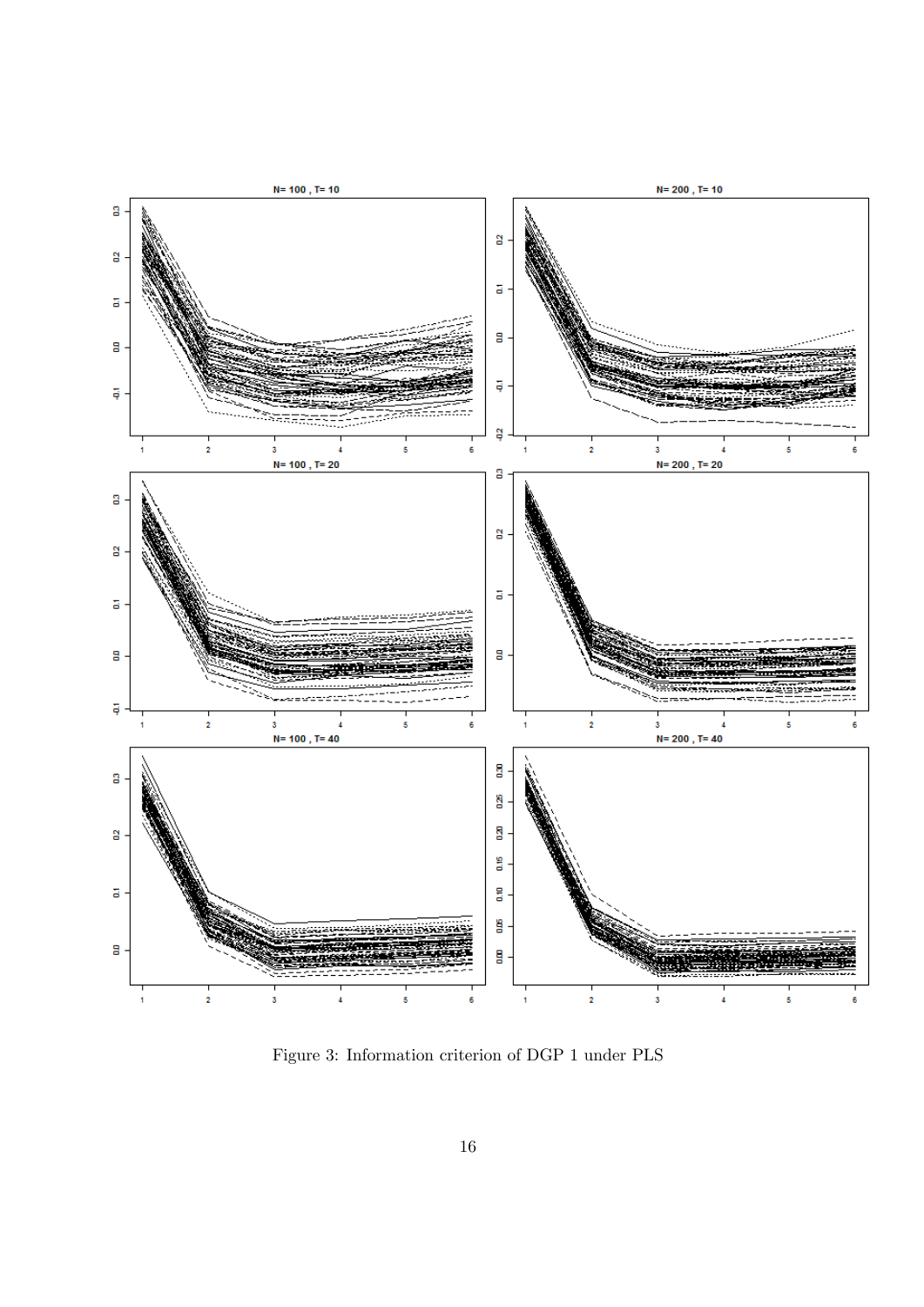Figure 3: Information criterion of DGP 1 under PLS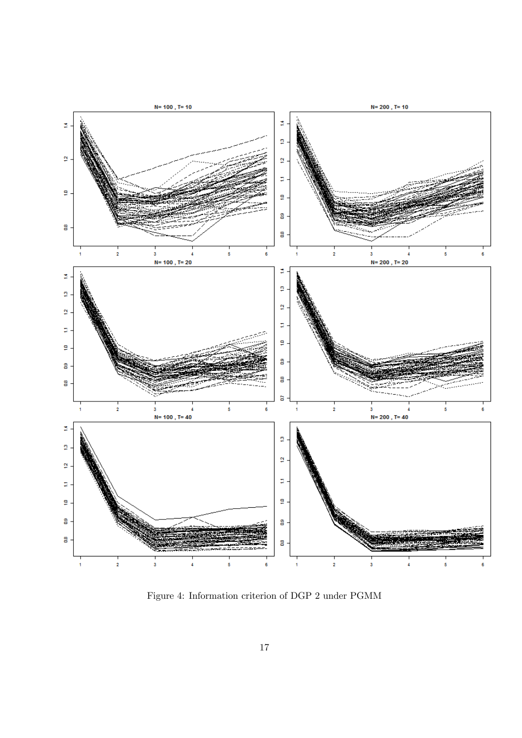Figure 4: Information criterion of DGP 2 under PGMM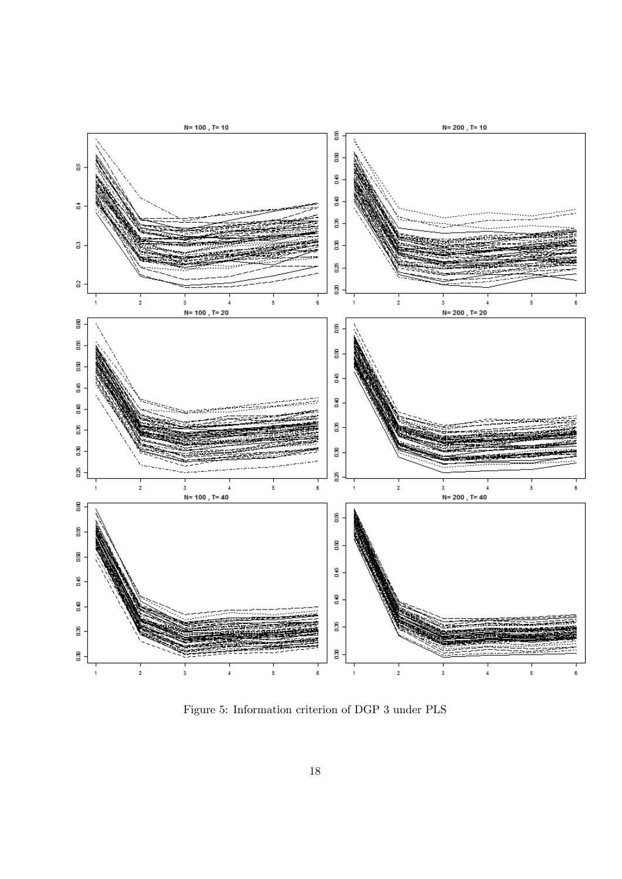Figure 5: Information criterion of DGP 3 under PLS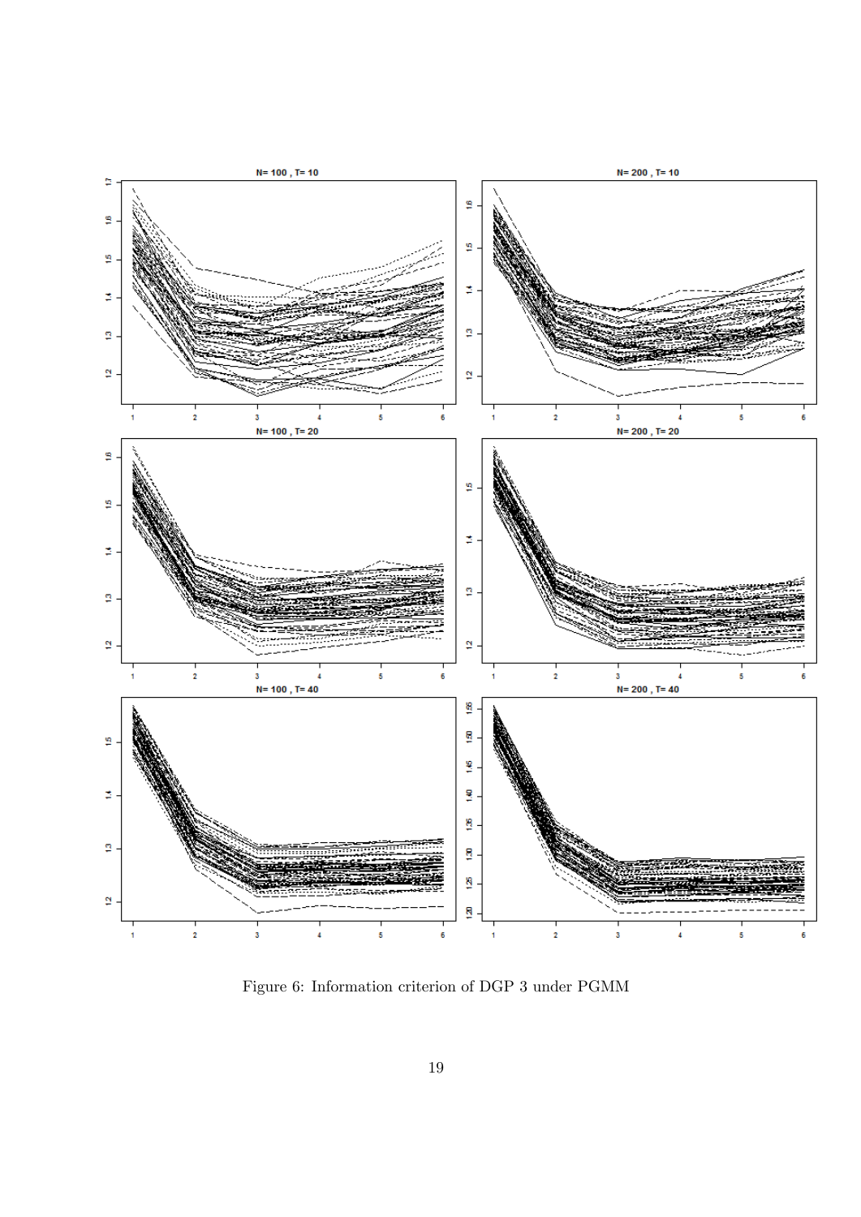Figure 6: Information criterion of DGP 3 under PGMM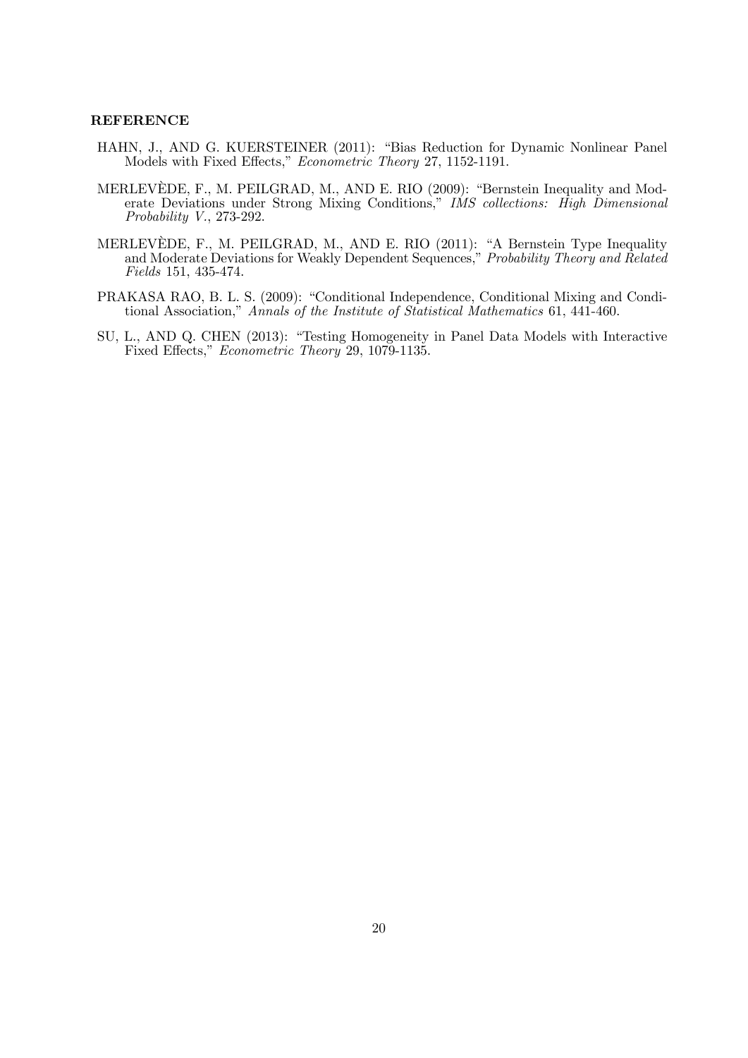**REFERENCE**

HAHN, J., AND G. KUERSTEINER (2011): "Bias Reduction for Dynamic Nonlinear Panel Models with Fixed Effects," *Econometric Theory* 27, 1152-1191.

MERLEVÈDE, F., M. PEILGRAD, M., AND E. RIO (2009): "Bernstein Inequality and Moderate Deviations under Strong Mixing Conditions," *IMS collections: High Dimensional Probability V.*, 273-292.

MERLEVÈDE, F., M. PEILGRAD, M., AND E. RIO (2011): "A Bernstein Type Inequality and Moderate Deviations for Weakly Dependent Sequences," *Probability Theory and Related Fields* 151, 435-474.

PRAKASA RAO, B. L. S. (2009): "Conditional Independence, Conditional Mixing and Conditional Association," *Annals of the Institute of Statistical Mathematics* 61, 441-460.

SU, L., AND Q. CHEN (2013): "Testing Homogeneity in Panel Data Models with Interactive Fixed Effects," *Econometric Theory* 29, 1079-1135.